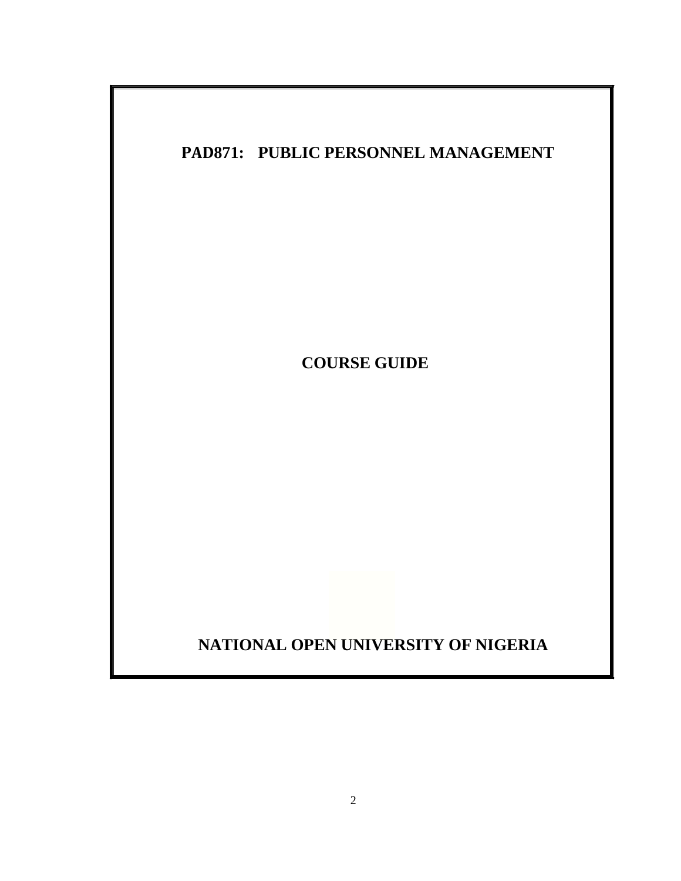# PAD871: PUBLIC PERSONNEL MANAGEMENT

## COURSE GUIDE

**NATIONAL OPEN UNIVERSITY OF NIGERIA**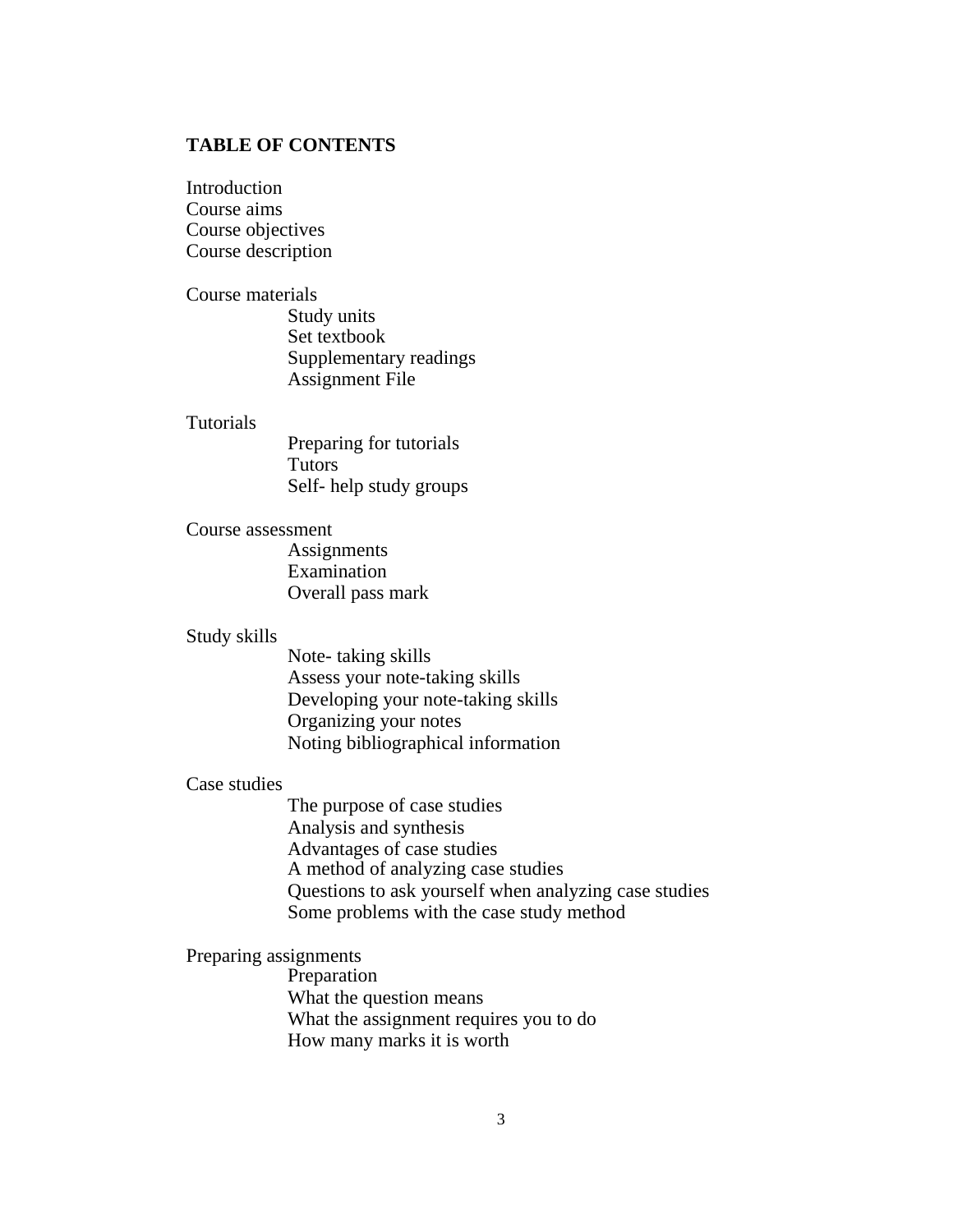## TABLE OF CONTENTS

Introduction
Course aims
Course objectives
Course description

Course materials
- Study units
- Set textbook
- Supplementary readings
- Assignment File

Tutorials
- Preparing for tutorials
- Tutors
- Self- help study groups

Course assessment
- Assignments
- Examination
- Overall pass mark

Study skills
- Note- taking skills
- Assess your note-taking skills
- Developing your note-taking skills
- Organizing your notes
- Noting bibliographical information

Case studies
- The purpose of case studies
- Analysis and synthesis
- Advantages of case studies
- A method of analyzing case studies
- Questions to ask yourself when analyzing case studies
- Some problems with the case study method

Preparing assignments
- Preparation
- What the question means
- What the assignment requires you to do
- How many marks it is worth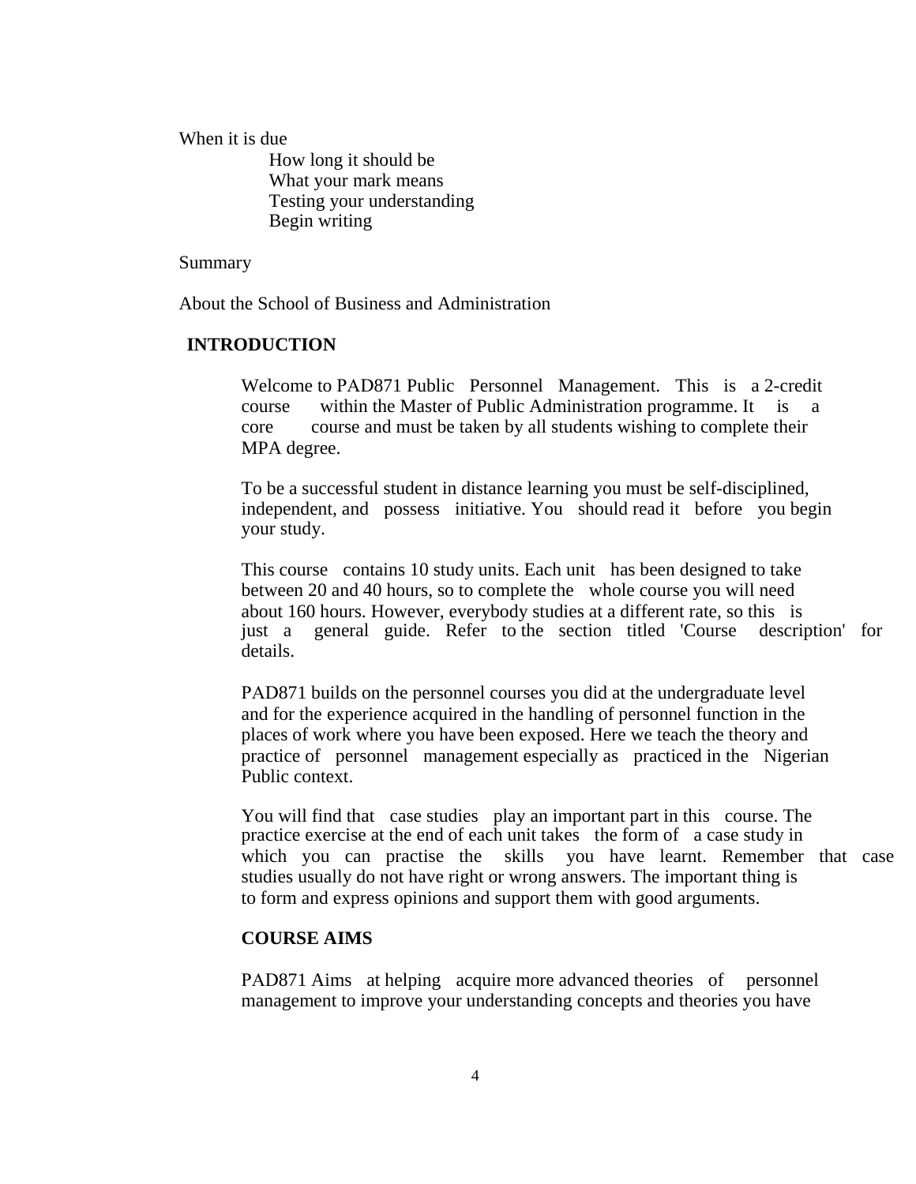When it is due

How long it should be

What your mark means

Testing your understanding

Begin writing

Summary

About the School of Business and Administration

## INTRODUCTION

Welcome to PAD871 Public Personnel Management. This is a 2-credit course within the Master of Public Administration programme. It is a core course and must be taken by all students wishing to complete their MPA degree.

To be a successful student in distance learning you must be self-disciplined, independent, and possess initiative. You should read it before you begin your study.

This course contains 10 study units. Each unit has been designed to take between 20 and 40 hours, so to complete the whole course you will need about 160 hours. However, everybody studies at a different rate, so this is just a general guide. Refer to the section titled 'Course description' for details.

PAD871 builds on the personnel courses you did at the undergraduate level and for the experience acquired in the handling of personnel function in the places of work where you have been exposed. Here we teach the theory and practice of personnel management especially as practiced in the Nigerian Public context.

You will find that case studies play an important part in this course. The practice exercise at the end of each unit takes the form of a case study in which you can practise the skills you have learnt. Remember that case studies usually do not have right or wrong answers. The important thing is to form and express opinions and support them with good arguments.

## COURSE AIMS

PAD871 Aims at helping acquire more advanced theories of personnel management to improve your understanding concepts and theories you have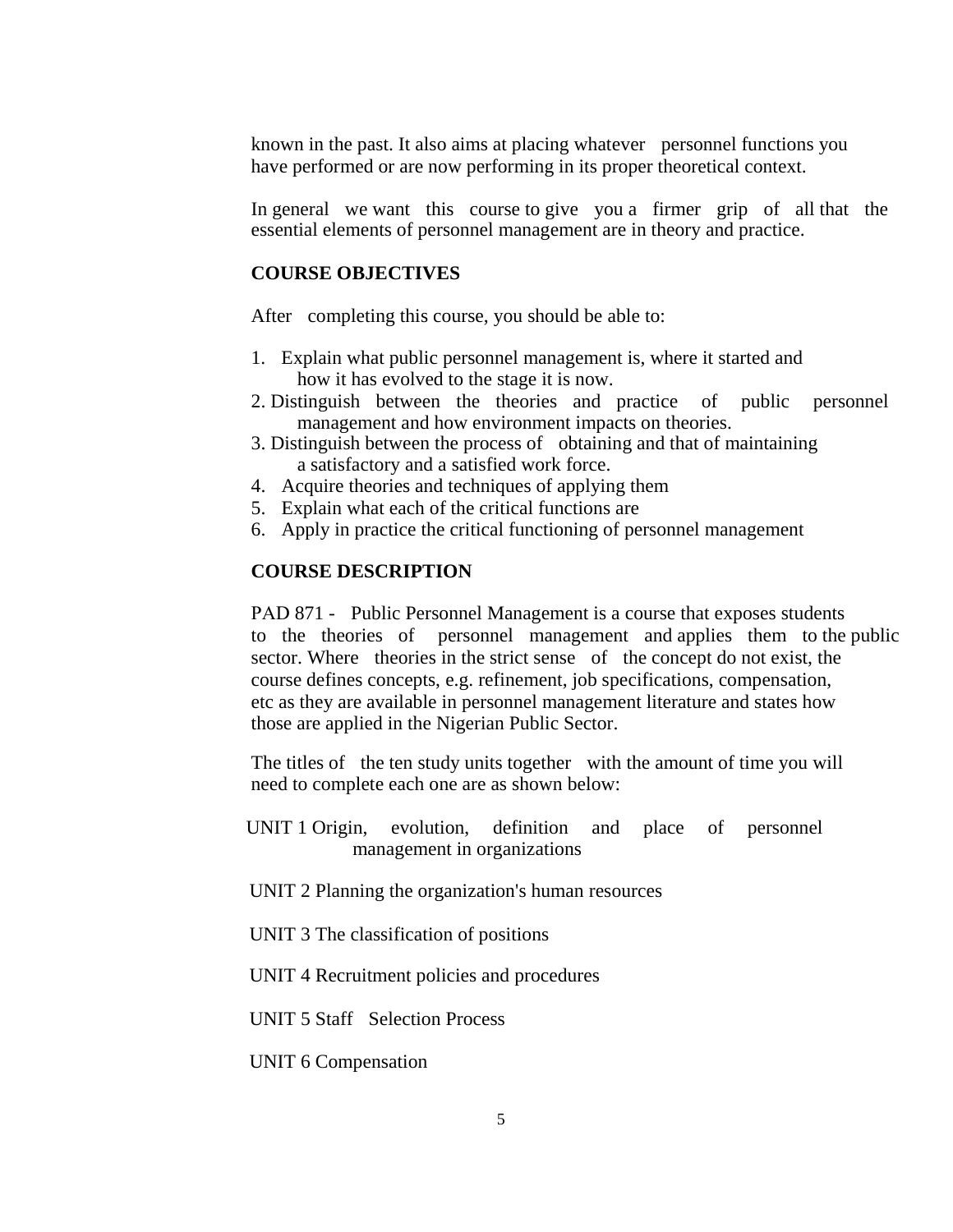known in the past. It also aims at placing whatever personnel functions you have performed or are now performing in its proper theoretical context.

In general we want this course to give you a firmer grip of all that the essential elements of personnel management are in theory and practice.

## COURSE OBJECTIVES

After completing this course, you should be able to:

1. Explain what public personnel management is, where it started and how it has evolved to the stage it is now.
2. Distinguish between the theories and practice of public personnel management and how environment impacts on theories.
3. Distinguish between the process of obtaining and that of maintaining a satisfactory and a satisfied work force.
4. Acquire theories and techniques of applying them
5. Explain what each of the critical functions are
6. Apply in practice the critical functioning of personnel management

## COURSE DESCRIPTION

PAD 871 - Public Personnel Management is a course that exposes students to the theories of personnel management and applies them to the public sector. Where theories in the strict sense of the concept do not exist, the course defines concepts, e.g. refinement, job specifications, compensation, etc as they are available in personnel management literature and states how those are applied in the Nigerian Public Sector.

The titles of the ten study units together with the amount of time you will need to complete each one are as shown below:

UNIT 1 Origin, evolution, definition and place of personnel management in organizations

UNIT 2 Planning the organization's human resources

UNIT 3 The classification of positions

UNIT 4 Recruitment policies and procedures

UNIT 5 Staff Selection Process

UNIT 6 Compensation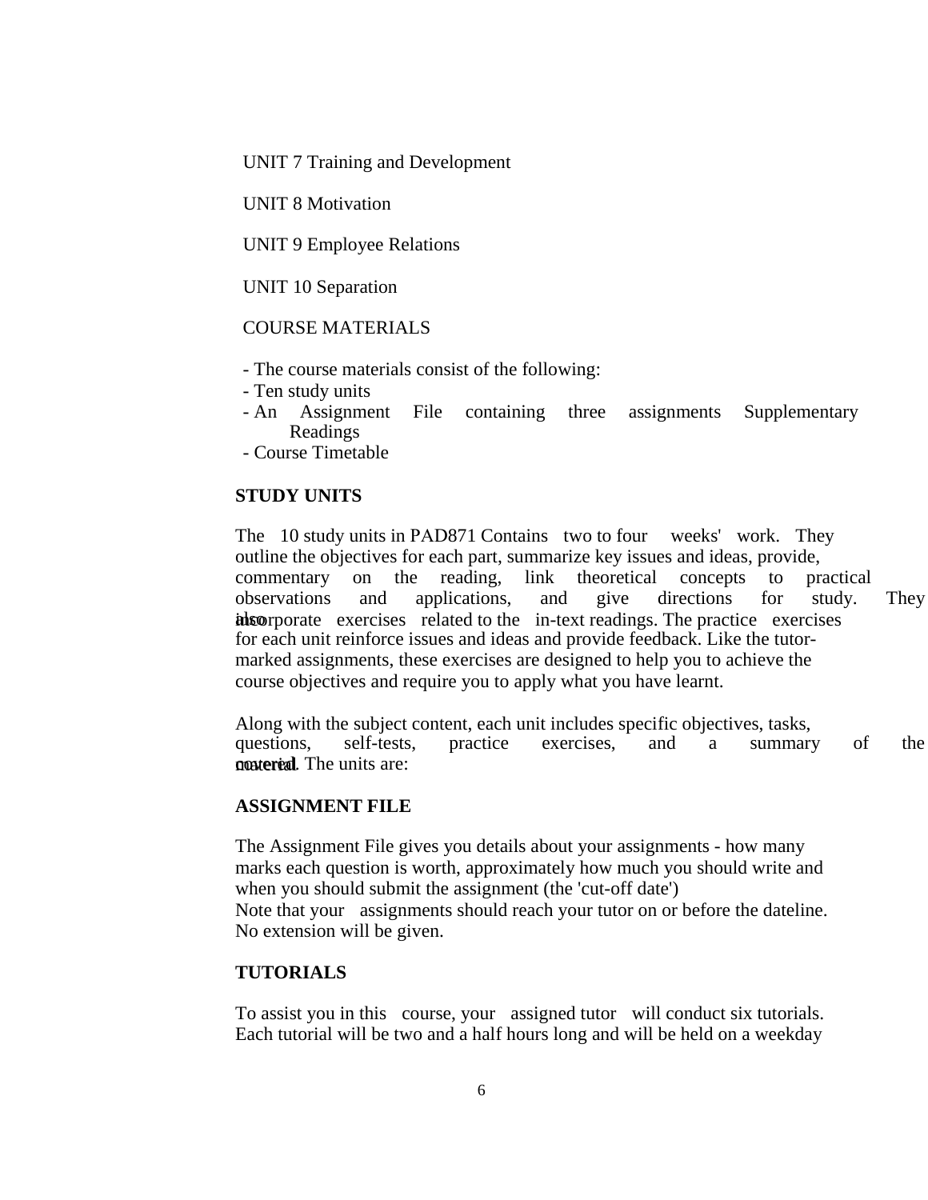UNIT 7 Training and Development

UNIT 8 Motivation

UNIT 9 Employee Relations

UNIT 10 Separation

COURSE MATERIALS

- The course materials consist of the following:
- Ten study units
- An Assignment File containing three assignments Supplementary Readings
- Course Timetable

**STUDY UNITS**

The 10 study units in PAD871 Contains two to four weeks' work. They outline the objectives for each part, summarize key issues and ideas, provide, commentary on the reading, link theoretical concepts to practical observations and applications, and give directions for study. They also incorporate exercises related to the in-text readings. The practice exercises for each unit reinforce issues and ideas and provide feedback. Like the tutor-marked assignments, these exercises are designed to help you to achieve the course objectives and require you to apply what you have learnt.

Along with the subject content, each unit includes specific objectives, tasks, questions, self-tests, practice exercises, and a summary of the material covered. The units are:

**ASSIGNMENT FILE**

The Assignment File gives you details about your assignments - how many marks each question is worth, approximately how much you should write and when you should submit the assignment (the 'cut-off date')
Note that your assignments should reach your tutor on or before the dateline. No extension will be given.

**TUTORIALS**

To assist you in this course, your assigned tutor will conduct six tutorials. Each tutorial will be two and a half hours long and will be held on a weekday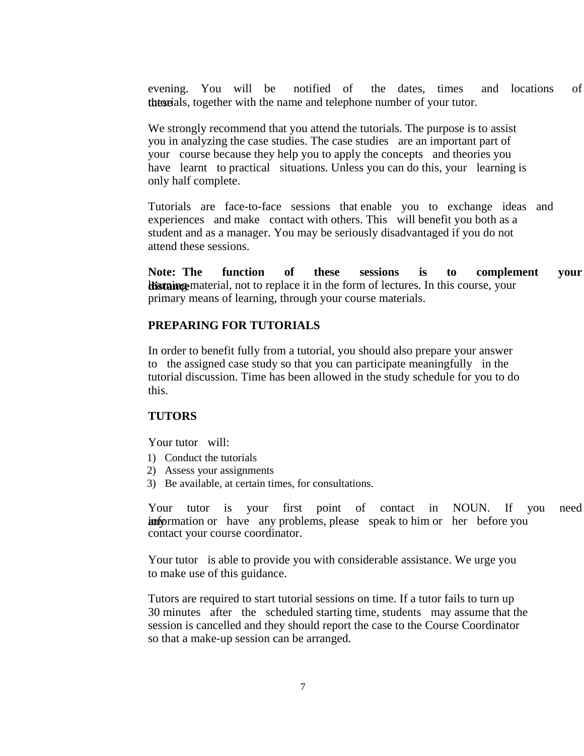evening. You will be notified of the dates, times and locations of these tutorials, together with the name and telephone number of your tutor.

We strongly recommend that you attend the tutorials. The purpose is to assist you in analyzing the case studies. The case studies are an important part of your course because they help you to apply the concepts and theories you have learnt to practical situations. Unless you can do this, your learning is only half complete.

Tutorials are face-to-face sessions that enable you to exchange ideas and experiences and make contact with others. This will benefit you both as a student and as a manager. You may be seriously disadvantaged if you do not attend these sessions.

**Note: The function of these sessions is to complement your distance** learning material, not to replace it in the form of lectures. In this course, your primary means of learning, through your course materials.

**PREPARING FOR TUTORIALS**

In order to benefit fully from a tutorial, you should also prepare your answer to the assigned case study so that you can participate meaningfully in the tutorial discussion. Time has been allowed in the study schedule for you to do this.

**TUTORS**

Your tutor will:

1) Conduct the tutorials
2) Assess your assignments
3) Be available, at certain times, for consultations.

Your tutor is your first point of contact in NOUN. If you need any information or have any problems, please speak to him or her before you contact your course coordinator.

Your tutor is able to provide you with considerable assistance. We urge you to make use of this guidance.

Tutors are required to start tutorial sessions on time. If a tutor fails to turn up 30 minutes after the scheduled starting time, students may assume that the session is cancelled and they should report the case to the Course Coordinator so that a make-up session can be arranged.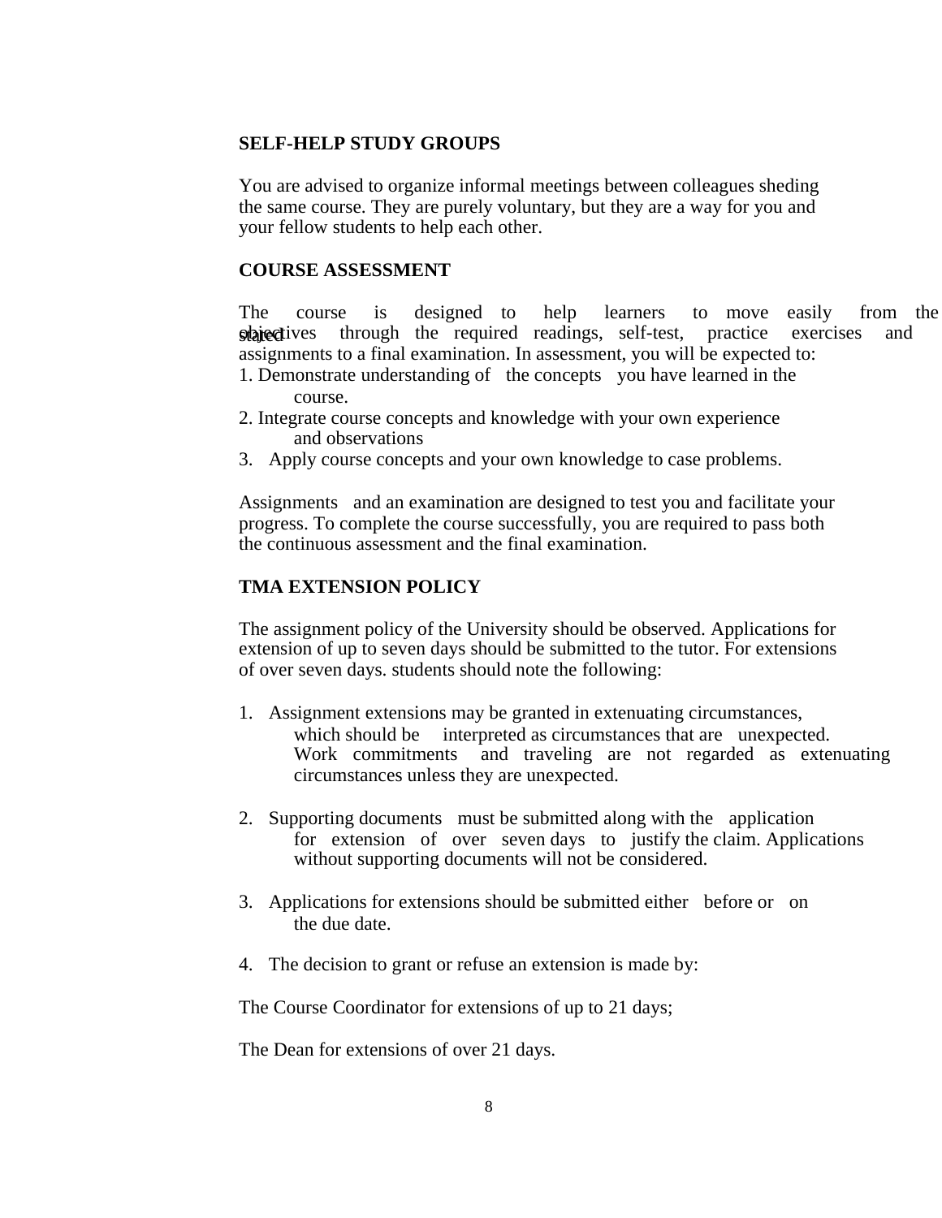## SELF-HELP STUDY GROUPS

You are advised to organize informal meetings between colleagues sheding the same course. They are purely voluntary, but they are a way for you and your fellow students to help each other.

## COURSE ASSESSMENT

The course is designed to help learners to move easily from the stated objectives through the required readings, self-test, practice exercises and assignments to a final examination. In assessment, you will be expected to:

1. Demonstrate understanding of the concepts you have learned in the course.
2. Integrate course concepts and knowledge with your own experience and observations
3. Apply course concepts and your own knowledge to case problems.

Assignments and an examination are designed to test you and facilitate your progress. To complete the course successfully, you are required to pass both the continuous assessment and the final examination.

## TMA EXTENSION POLICY

The assignment policy of the University should be observed. Applications for extension of up to seven days should be submitted to the tutor. For extensions of over seven days. students should note the following:

1. Assignment extensions may be granted in extenuating circumstances, which should be interpreted as circumstances that are unexpected. Work commitments and traveling are not regarded as extenuating circumstances unless they are unexpected.

2. Supporting documents must be submitted along with the application for extension of over seven days to justify the claim. Applications without supporting documents will not be considered.

3. Applications for extensions should be submitted either before or on the due date.

4. The decision to grant or refuse an extension is made by:

The Course Coordinator for extensions of up to 21 days;

The Dean for extensions of over 21 days.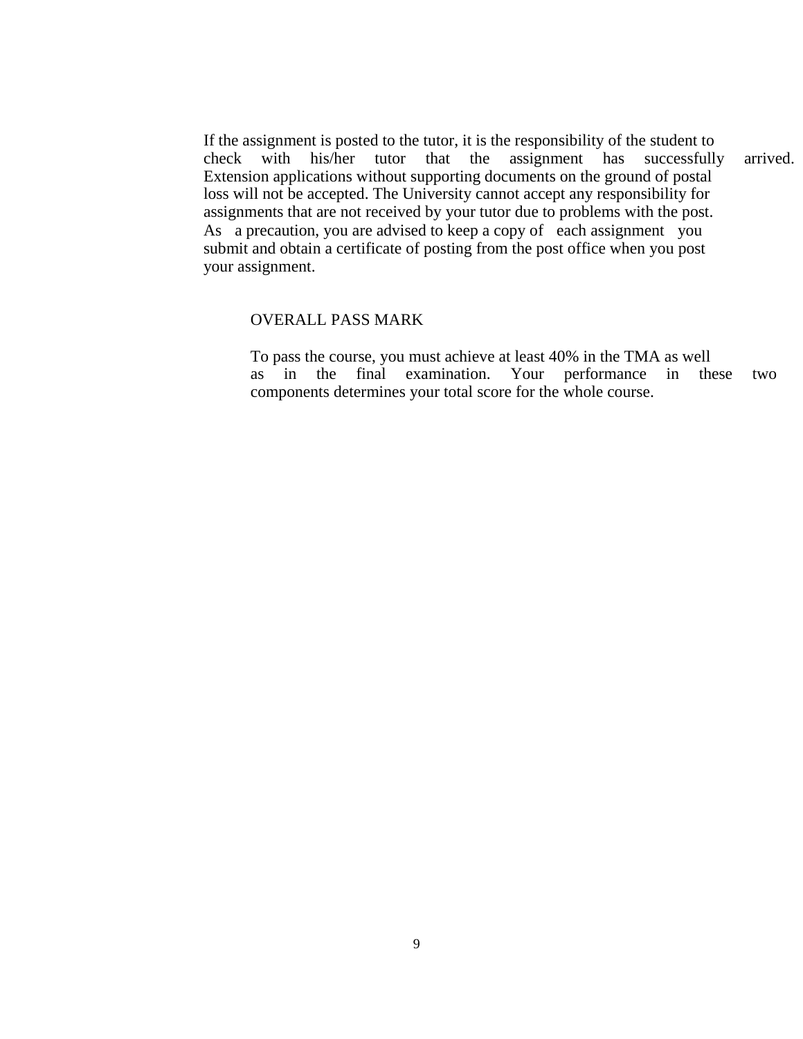If the assignment is posted to the tutor, it is the responsibility of the student to check with his/her tutor that the assignment has successfully arrived. Extension applications without supporting documents on the ground of postal loss will not be accepted. The University cannot accept any responsibility for assignments that are not received by your tutor due to problems with the post. As a precaution, you are advised to keep a copy of each assignment you submit and obtain a certificate of posting from the post office when you post your assignment.

## OVERALL PASS MARK

To pass the course, you must achieve at least 40% in the TMA as well as in the final examination. Your performance in these two components determines your total score for the whole course.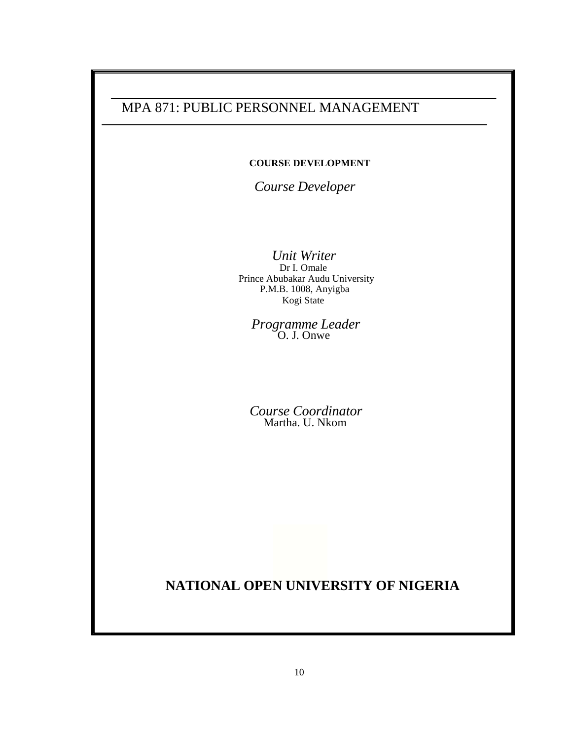# MPA 871: PUBLIC PERSONNEL MANAGEMENT

**COURSE DEVELOPMENT**

*Course Developer*

*Unit Writer*
Dr I. Omale
Prince Abubakar Audu University
P.M.B. 1008, Anyigba
Kogi State

*Programme Leader*
O. J. Onwe

*Course Coordinator*
Martha. U. Nkom

**NATIONAL OPEN UNIVERSITY OF NIGERIA**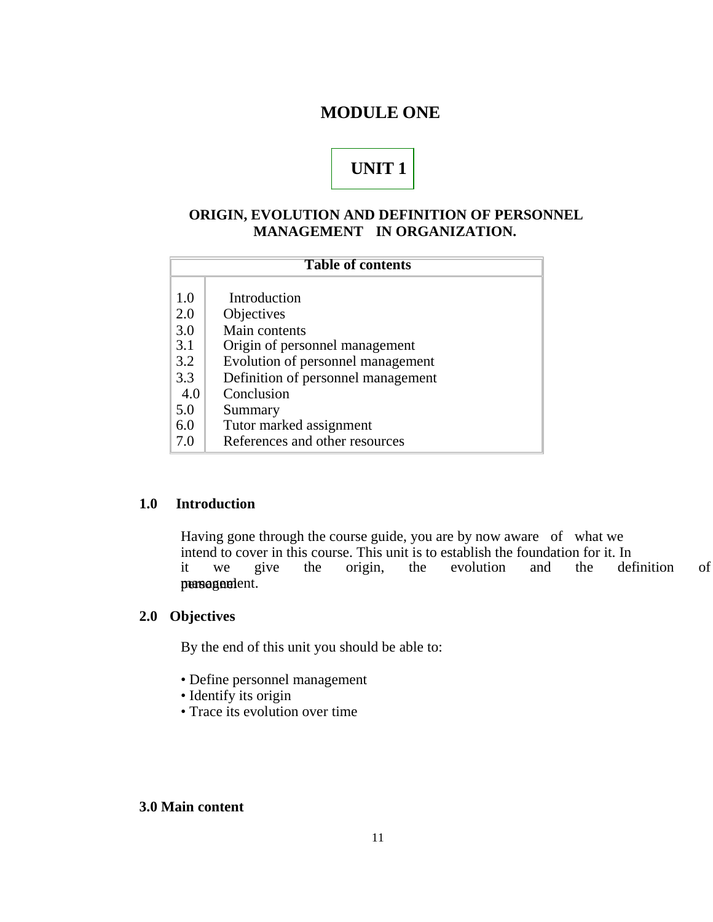# MODULE ONE

## UNIT 1

### ORIGIN, EVOLUTION AND DEFINITION OF PERSONNEL MANAGEMENT IN ORGANIZATION.

| Table of contents | |
|---|---|
| 1.0 | Introduction |
| 2.0 | Objectives |
| 3.0 | Main contents |
| 3.1 | Origin of personnel management |
| 3.2 | Evolution of personnel management |
| 3.3 | Definition of personnel management |
| 4.0 | Conclusion |
| 5.0 | Summary |
| 6.0 | Tutor marked assignment |
| 7.0 | References and other resources |

### 1.0 Introduction

Having gone through the course guide, you are by now aware of what we intend to cover in this course. This unit is to establish the foundation for it. In it we give the origin, the evolution and the definition of personnel management.

### 2.0 Objectives

By the end of this unit you should be able to:

- Define personnel management
- Identify its origin
- Trace its evolution over time

### 3.0 Main content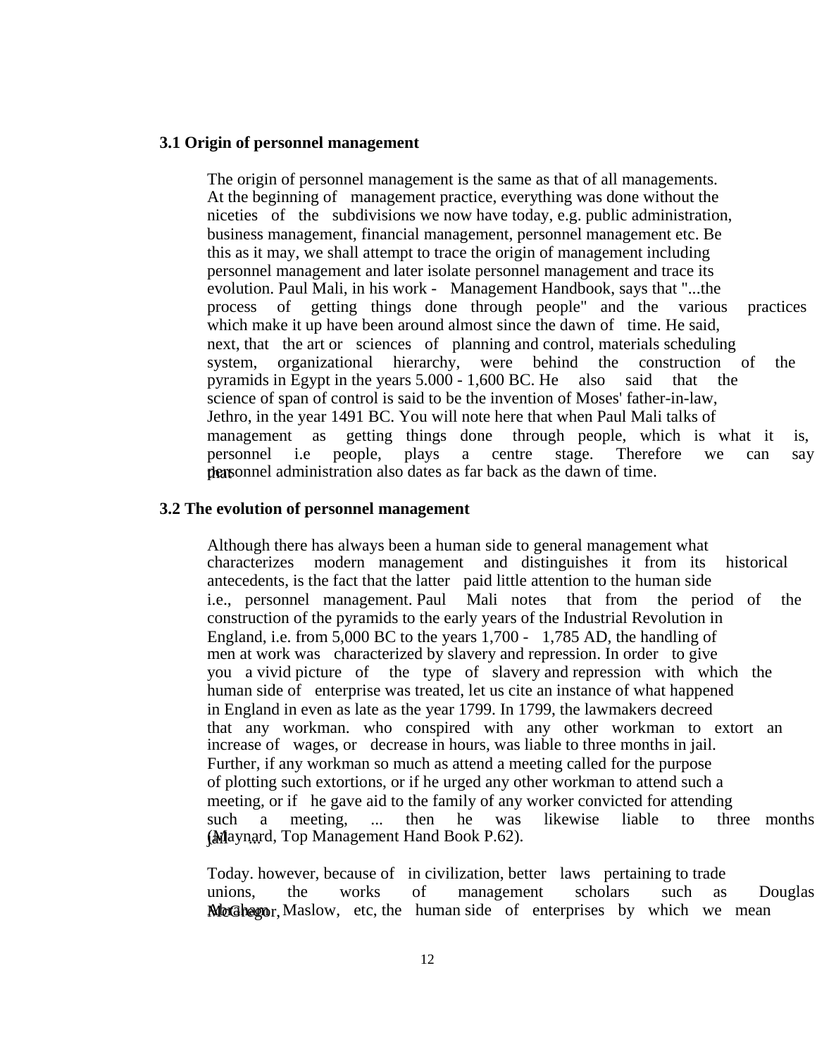### 3.1 Origin of personnel management

The origin of personnel management is the same as that of all managements. At the beginning of management practice, everything was done without the niceties of the subdivisions we now have today, e.g. public administration, business management, financial management, personnel management etc. Be this as it may, we shall attempt to trace the origin of management including personnel management and later isolate personnel management and trace its evolution. Paul Mali, in his work - Management Handbook, says that "...the process of getting things done through people" and the various practices which make it up have been around almost since the dawn of time. He said, next, that the art or sciences of planning and control, materials scheduling system, organizational hierarchy, were behind the construction of the pyramids in Egypt in the years 5.000 - 1,600 BC. He also said that the science of span of control is said to be the invention of Moses' father-in-law, Jethro, in the year 1491 BC. You will note here that when Paul Mali talks of management as getting things done through people, which is what it is, personnel i.e people, plays a centre stage. Therefore we can say that personnel administration also dates as far back as the dawn of time.

### 3.2 The evolution of personnel management

Although there has always been a human side to general management what characterizes modern management and distinguishes it from its historical antecedents, is the fact that the latter paid little attention to the human side i.e., personnel management. Paul Mali notes that from the period of the construction of the pyramids to the early years of the Industrial Revolution in England, i.e. from 5,000 BC to the years 1,700 - 1,785 AD, the handling of men at work was characterized by slavery and repression. In order to give you a vivid picture of the type of slavery and repression with which the human side of enterprise was treated, let us cite an instance of what happened in England in even as late as the year 1799. In 1799, the lawmakers decreed that any workman. who conspired with any other workman to extort an increase of wages, or decrease in hours, was liable to three months in jail. Further, if any workman so much as attend a meeting called for the purpose of plotting such extortions, or if he urged any other workman to attend such a meeting, or if he gave aid to the family of any worker convicted for attending such a meeting, ... then he was likewise liable to three months jail ... (Maynard, Top Management Hand Book P.62).

Today. however, because of in civilization, better laws pertaining to trade unions, the works of management scholars such as Douglas McGregor, Abraham Maslow, etc, the human side of enterprises by which we mean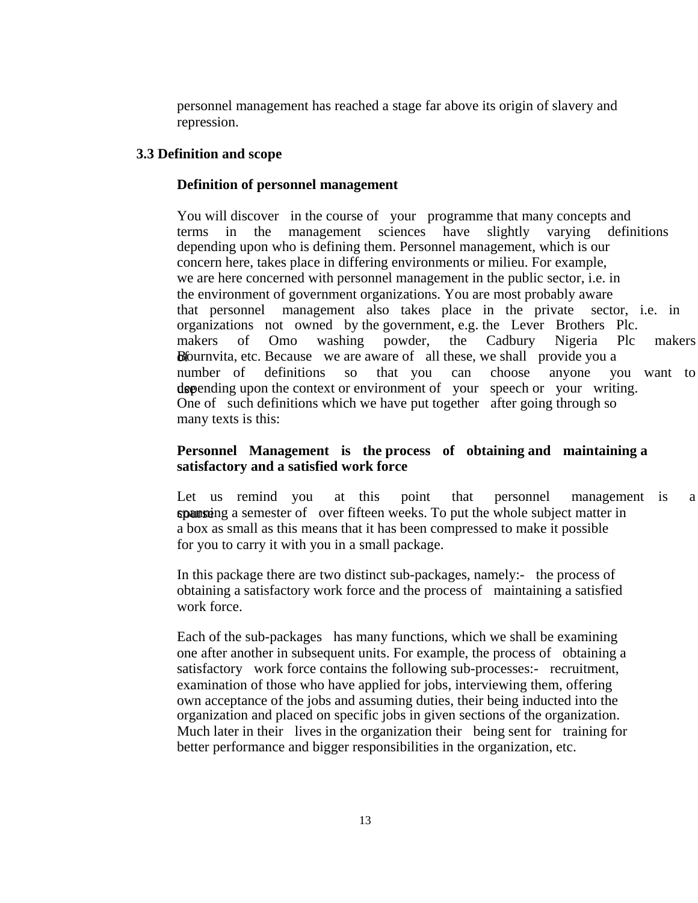personnel management has reached a stage far above its origin of slavery and repression.

## 3.3 Definition and scope

**Definition of personnel management**

You will discover in the course of your programme that many concepts and terms in the management sciences have slightly varying definitions depending upon who is defining them. Personnel management, which is our concern here, takes place in differing environments or milieu. For example, we are here concerned with personnel management in the public sector, i.e. in the environment of government organizations. You are most probably aware that personnel management also takes place in the private sector, i.e. in organizations not owned by the government, e.g. the Lever Brothers Plc. makers of Omo washing powder, the Cadbury Nigeria Plc makers of Bournvita, etc. Because we are aware of all these, we shall provide you a number of definitions so that you can choose anyone you want to use depending upon the context or environment of your speech or your writing. One of such definitions which we have put together after going through so many texts is this:

**Personnel Management is the process of obtaining and maintaining a satisfactory and a satisfied work force**

Let us remind you at this point that personnel management is a course spanning a semester of over fifteen weeks. To put the whole subject matter in a box as small as this means that it has been compressed to make it possible for you to carry it with you in a small package.

In this package there are two distinct sub-packages, namely:- the process of obtaining a satisfactory work force and the process of maintaining a satisfied work force.

Each of the sub-packages has many functions, which we shall be examining one after another in subsequent units. For example, the process of obtaining a satisfactory work force contains the following sub-processes:- recruitment, examination of those who have applied for jobs, interviewing them, offering own acceptance of the jobs and assuming duties, their being inducted into the organization and placed on specific jobs in given sections of the organization. Much later in their lives in the organization their being sent for training for better performance and bigger responsibilities in the organization, etc.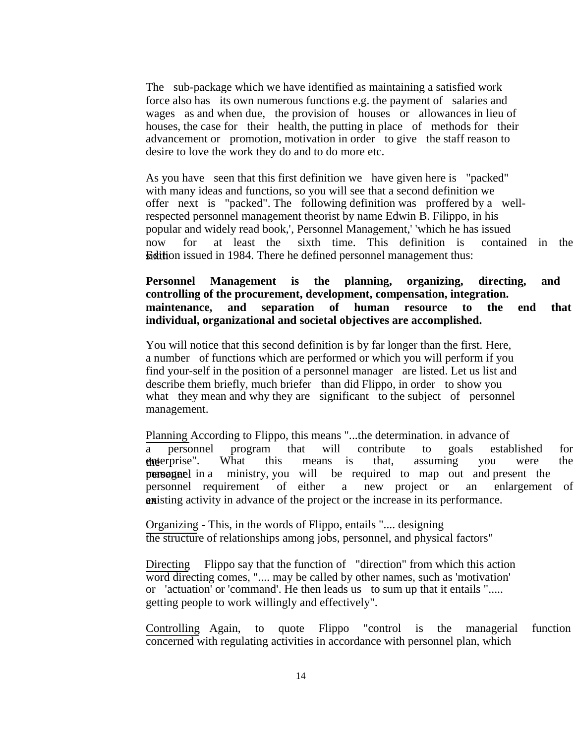The sub-package which we have identified as maintaining a satisfied work force also has its own numerous functions e.g. the payment of salaries and wages as and when due, the provision of houses or allowances in lieu of houses, the case for their health, the putting in place of methods for their advancement or promotion, motivation in order to give the staff reason to desire to love the work they do and to do more etc.

As you have seen that this first definition we have given here is "packed" with many ideas and functions, so you will see that a second definition we offer next is "packed". The following definition was proffered by a well-respected personnel management theorist by name Edwin B. Filippo, in his popular and widely read book,', Personnel Management,' 'which he has issued now for at least the sixth time. This definition is contained in the sixth Edition issued in 1984. There he defined personnel management thus:

**Personnel Management is the planning, organizing, directing, and controlling of the procurement, development, compensation, integration. maintenance, and separation of human resource to the end that individual, organizational and societal objectives are accomplished.**

You will notice that this second definition is by far longer than the first. Here, a number of functions which are performed or which you will perform if you find your-self in the position of a personnel manager are listed. Let us list and describe them briefly, much briefer than did Flippo, in order to show you what they mean and why they are significant to the subject of personnel management.

Planning According to Flippo, this means "...the determination. in advance of a personnel program that will contribute to goals established for the enterprise". What this means is that, assuming you were the personnel manager in a ministry, you will be required to map out and present the personnel requirement of either a new project or an enlargement of an existing activity in advance of the project or the increase in its performance.

Organizing - This, in the words of Flippo, entails ".... designing the structure of relationships among jobs, personnel, and physical factors"

Directing Flippo say that the function of "direction" from which this action word directing comes, ".... may be called by other names, such as 'motivation' or 'actuation' or 'command'. He then leads us to sum up that it entails "..... getting people to work willingly and effectively".

Controlling Again, to quote Flippo "control is the managerial function concerned with regulating activities in accordance with personnel plan, which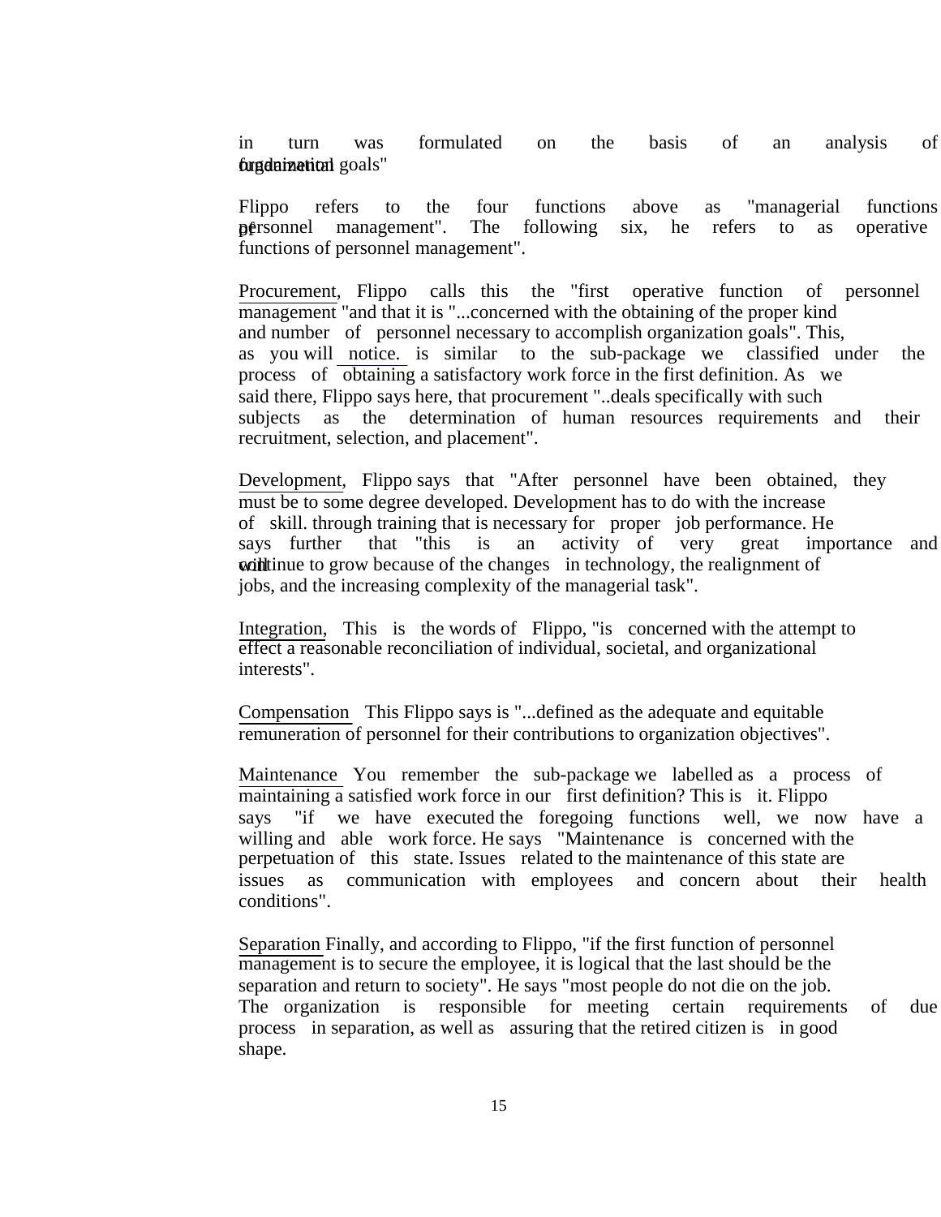in turn was formulated on the basis of an analysis of fundamental organizational goals"

Flippo refers to the four functions above as "managerial functions of personnel management". The following six, he refers to as operative functions of personnel management".

Procurement, Flippo calls this the "first operative function of personnel management "and that it is "...concerned with the obtaining of the proper kind and number of personnel necessary to accomplish organization goals". This, as you will notice. is similar to the sub-package we classified under the process of obtaining a satisfactory work force in the first definition. As we said there, Flippo says here, that procurement "..deals specifically with such subjects as the determination of human resources requirements and their recruitment, selection, and placement".

Development, Flippo says that "After personnel have been obtained, they must be to some degree developed. Development has to do with the increase of skill. through training that is necessary for proper job performance. He says further that "this is an activity of very great importance and will continue to grow because of the changes in technology, the realignment of jobs, and the increasing complexity of the managerial task".

Integration, This is the words of Flippo, "is concerned with the attempt to effect a reasonable reconciliation of individual, societal, and organizational interests".

Compensation This Flippo says is "...defined as the adequate and equitable remuneration of personnel for their contributions to organization objectives".

Maintenance You remember the sub-package we labelled as a process of maintaining a satisfied work force in our first definition? This is it. Flippo says "if we have executed the foregoing functions well, we now have a willing and able work force. He says "Maintenance is concerned with the perpetuation of this state. Issues related to the maintenance of this state are issues as communication with employees and concern about their health conditions".

Separation Finally, and according to Flippo, "if the first function of personnel management is to secure the employee, it is logical that the last should be the separation and return to society". He says "most people do not die on the job. The organization is responsible for meeting certain requirements of due process in separation, as well as assuring that the retired citizen is in good shape.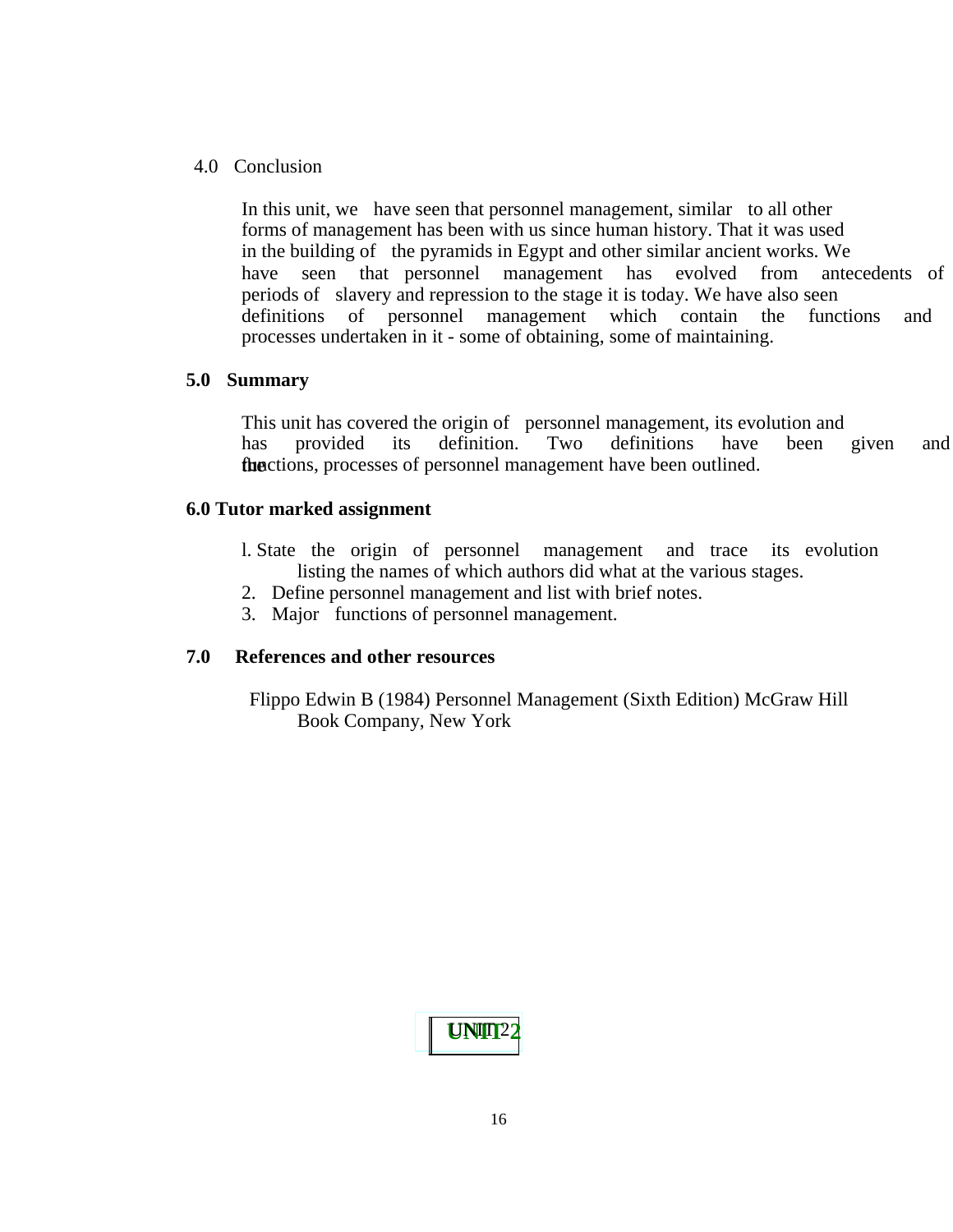## 4.0 Conclusion

In this unit, we have seen that personnel management, similar to all other forms of management has been with us since human history. That it was used in the building of the pyramids in Egypt and other similar ancient works. We have seen that personnel management has evolved from antecedents of periods of slavery and repression to the stage it is today. We have also seen definitions of personnel management which contain the functions and processes undertaken in it - some of obtaining, some of maintaining.

## 5.0 Summary

This unit has covered the origin of personnel management, its evolution and has provided its definition. Two definitions have been given and the functions, processes of personnel management have been outlined.

## 6.0 Tutor marked assignment

1. State the origin of personnel management and trace its evolution listing the names of which authors did what at the various stages.
2. Define personnel management and list with brief notes.
3. Major functions of personnel management.

## 7.0 References and other resources

Flippo Edwin B (1984) Personnel Management (Sixth Edition) McGraw Hill Book Company, New York

UNIT 2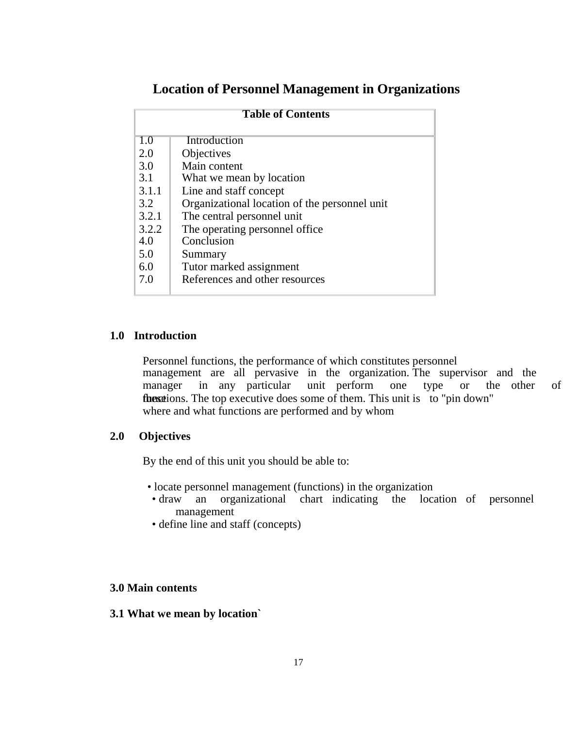# Location of Personnel Management in Organizations

| Table of Contents | |
|---|---|
| 1.0 | Introduction |
| 2.0 | Objectives |
| 3.0 | Main content |
| 3.1 | What we mean by location |
| 3.1.1 | Line and staff concept |
| 3.2 | Organizational location of the personnel unit |
| 3.2.1 | The central personnel unit |
| 3.2.2 | The operating personnel office |
| 4.0 | Conclusion |
| 5.0 | Summary |
| 6.0 | Tutor marked assignment |
| 7.0 | References and other resources |

## 1.0 Introduction

Personnel functions, the performance of which constitutes personnel management are all pervasive in the organization. The supervisor and the manager in any particular unit perform one type or the other of these functions. The top executive does some of them. This unit is to "pin down" where and what functions are performed and by whom

## 2.0 Objectives

By the end of this unit you should be able to:

- locate personnel management (functions) in the organization
- draw an organizational chart indicating the location of personnel management
- define line and staff (concepts)

## 3.0 Main contents

### 3.1 What we mean by location`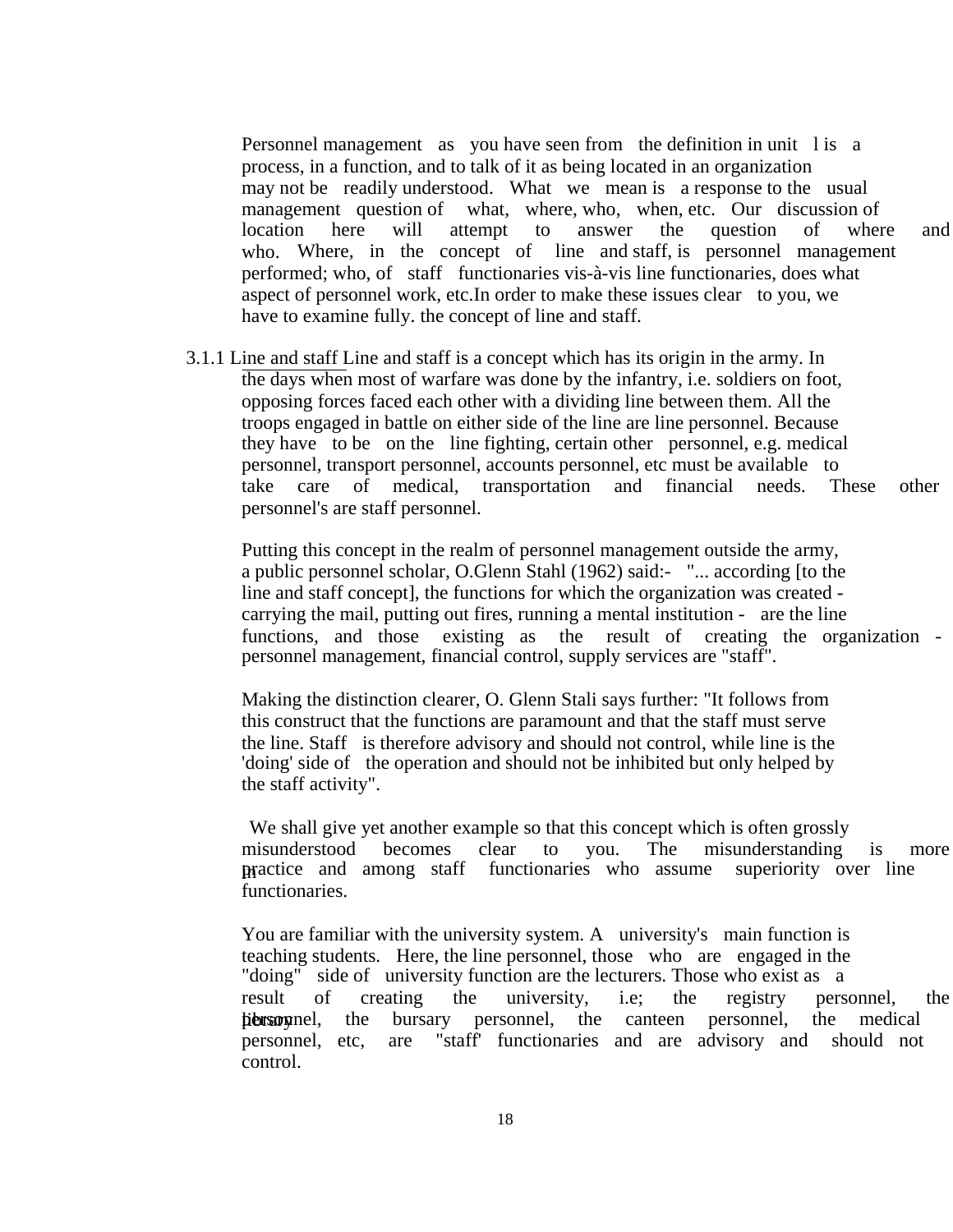Personnel management as you have seen from the definition in unit l is a process, in a function, and to talk of it as being located in an organization may not be readily understood. What we mean is a response to the usual management question of what, where, who, when, etc. Our discussion of location here will attempt to answer the question of where and who. Where, in the concept of line and staff, is personnel management performed; who, of staff functionaries vis-à-vis line functionaries, does what aspect of personnel work, etc.In order to make these issues clear to you, we have to examine fully. the concept of line and staff.

### 3.1.1 Line and staff

Line and staff is a concept which has its origin in the army. In the days when most of warfare was done by the infantry, i.e. soldiers on foot, opposing forces faced each other with a dividing line between them. All the troops engaged in battle on either side of the line are line personnel. Because they have to be on the line fighting, certain other personnel, e.g. medical personnel, transport personnel, accounts personnel, etc must be available to take care of medical, transportation and financial needs. These other personnel's are staff personnel.

Putting this concept in the realm of personnel management outside the army, a public personnel scholar, O.Glenn Stahl (1962) said:- "... according [to the line and staff concept], the functions for which the organization was created - carrying the mail, putting out fires, running a mental institution - are the line functions, and those existing as the result of creating the organization - personnel management, financial control, supply services are "staff".

Making the distinction clearer, O. Glenn Stali says further: "It follows from this construct that the functions are paramount and that the staff must serve the line. Staff is therefore advisory and should not control, while line is the 'doing' side of the operation and should not be inhibited but only helped by the staff activity".

We shall give yet another example so that this concept which is often grossly misunderstood becomes clear to you. The misunderstanding is more in practice and among staff functionaries who assume superiority over line functionaries.

You are familiar with the university system. A university's main function is teaching students. Here, the line personnel, those who are engaged in the "doing" side of university function are the lecturers. Those who exist as a result of creating the university, i.e; the registry personnel, the library personnel, the bursary personnel, the canteen personnel, the medical personnel, etc, are "staff' functionaries and are advisory and should not control.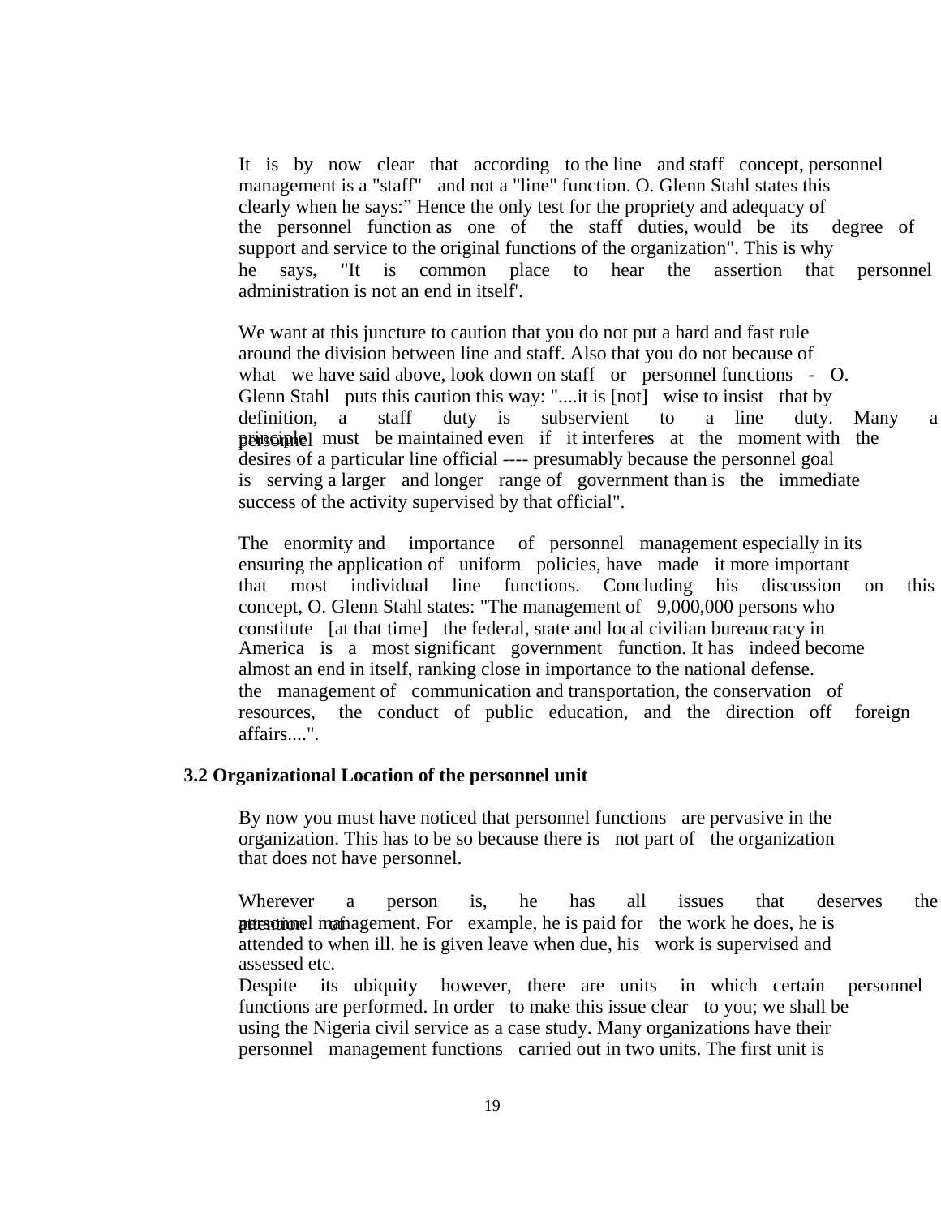It is by now clear that according to the line and staff concept, personnel management is a "staff" and not a "line" function. O. Glenn Stahl states this clearly when he says:" Hence the only test for the propriety and adequacy of the personnel function as one of the staff duties, would be its degree of support and service to the original functions of the organization". This is why he says, "It is common place to hear the assertion that personnel administration is not an end in itself'.

We want at this juncture to caution that you do not put a hard and fast rule around the division between line and staff. Also that you do not because of what we have said above, look down on staff or personnel functions - O. Glenn Stahl puts this caution this way: "....it is [not] wise to insist that by definition, a staff duty is subservient to a line duty. Many a personnel principle must be maintained even if it interferes at the moment with the desires of a particular line official ---- presumably because the personnel goal is serving a larger and longer range of government than is the immediate success of the activity supervised by that official".

The enormity and importance of personnel management especially in its ensuring the application of uniform policies, have made it more important that most individual line functions. Concluding his discussion on this concept, O. Glenn Stahl states: "The management of 9,000,000 persons who constitute [at that time] the federal, state and local civilian bureaucracy in America is a most significant government function. It has indeed become almost an end in itself, ranking close in importance to the national defense. the management of communication and transportation, the conservation of resources, the conduct of public education, and the direction off foreign affairs....".

## 3.2 Organizational Location of the personnel unit

By now you must have noticed that personnel functions are pervasive in the organization. This has to be so because there is not part of the organization that does not have personnel.

Wherever a person is, he has all issues that deserves the attention of personnel management. For example, he is paid for the work he does, he is attended to when ill. he is given leave when due, his work is supervised and assessed etc.

Despite its ubiquity however, there are units in which certain personnel functions are performed. In order to make this issue clear to you; we shall be using the Nigeria civil service as a case study. Many organizations have their personnel management functions carried out in two units. The first unit is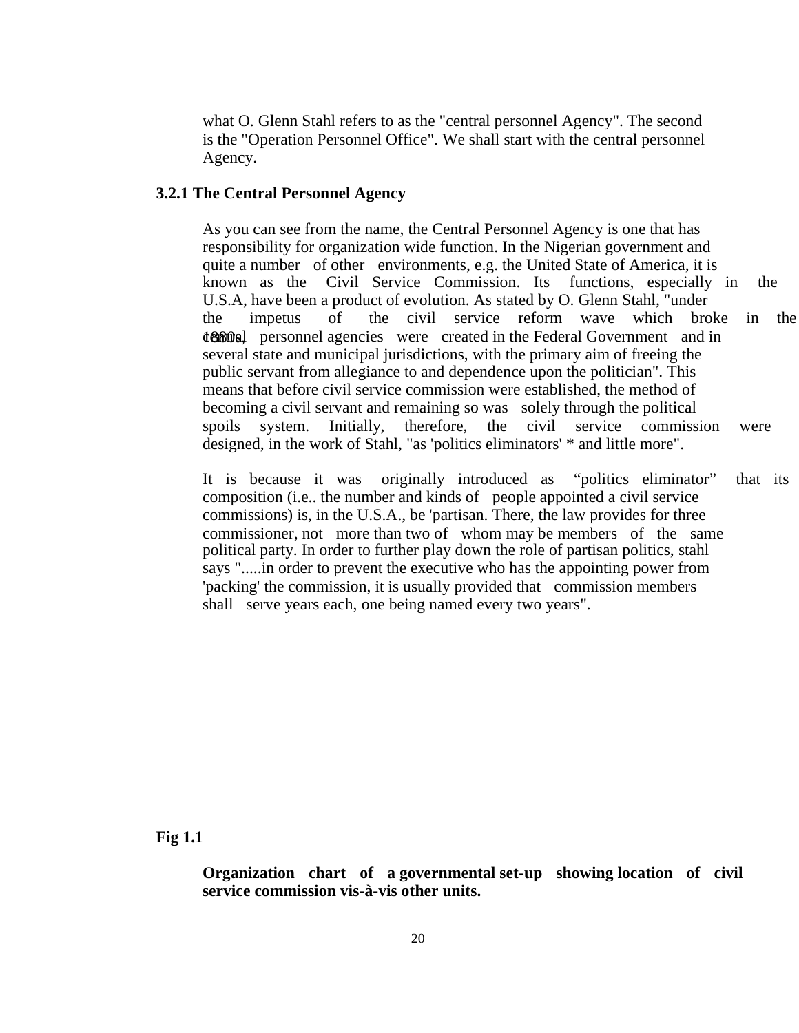what O. Glenn Stahl refers to as the "central personnel Agency". The second is the "Operation Personnel Office". We shall start with the central personnel Agency.

### 3.2.1 The Central Personnel Agency

As you can see from the name, the Central Personnel Agency is one that has responsibility for organization wide function. In the Nigerian government and quite a number of other environments, e.g. the United State of America, it is known as the Civil Service Commission. Its functions, especially in the U.S.A, have been a product of evolution. As stated by O. Glenn Stahl, "under the impetus of the civil service reform wave which broke in the 1880s, central personnel agencies were created in the Federal Government and in several state and municipal jurisdictions, with the primary aim of freeing the public servant from allegiance to and dependence upon the politician". This means that before civil service commission were established, the method of becoming a civil servant and remaining so was solely through the political spoils system. Initially, therefore, the civil service commission were designed, in the work of Stahl, "as 'politics eliminators' * and little more".

It is because it was originally introduced as "politics eliminator" that its composition (i.e.. the number and kinds of people appointed a civil service commissions) is, in the U.S.A., be 'partisan. There, the law provides for three commissioner, not more than two of whom may be members of the same political party. In order to further play down the role of partisan politics, stahl says ".....in order to prevent the executive who has the appointing power from 'packing' the commission, it is usually provided that commission members shall serve years each, one being named every two years".

**Fig 1.1**

**Organization chart of a governmental set-up showing location of civil service commission vis-à-vis other units.**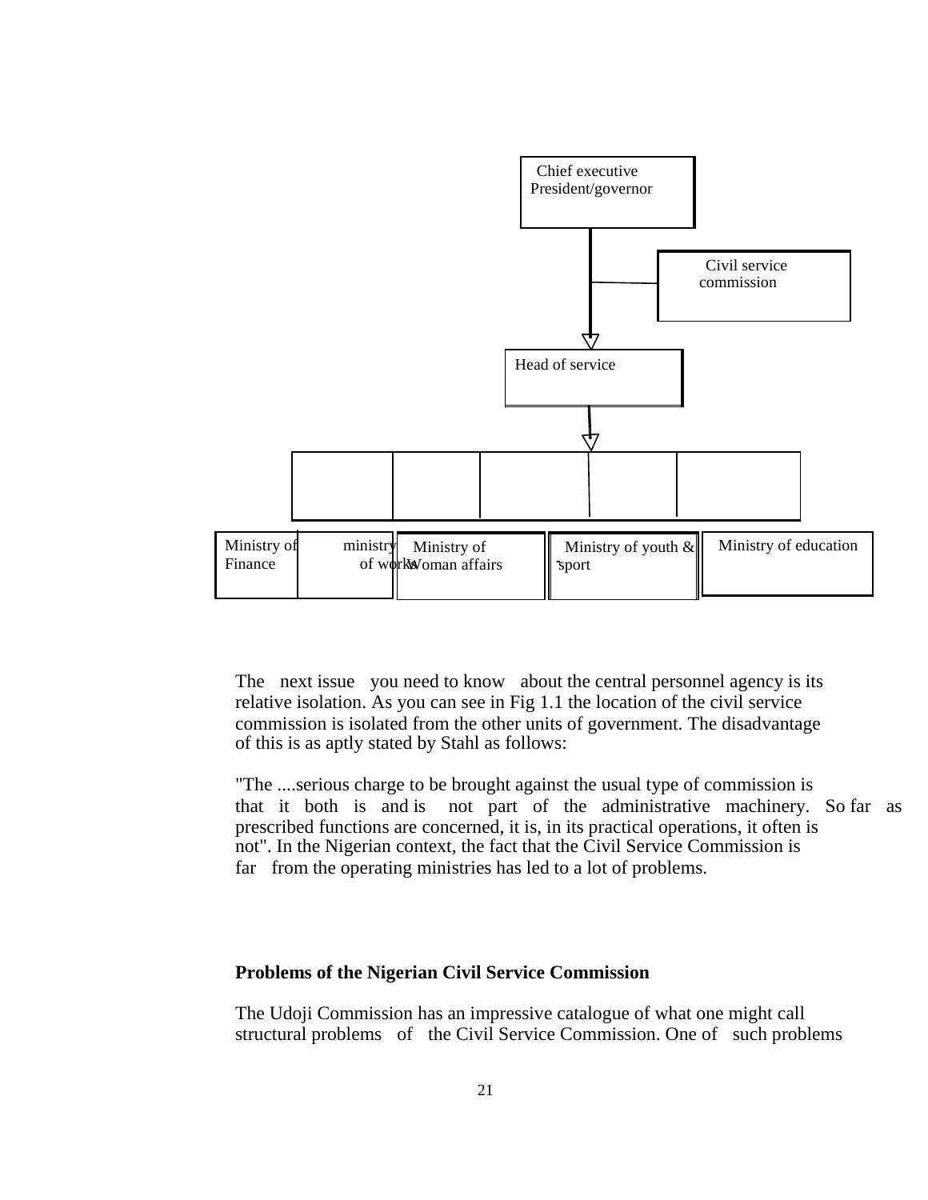Chief executive President/governor

Civil service commission

Head of service

Ministry of Finance | ministry of works | Ministry of Woman affairs | Ministry of youth & sport | Ministry of education

The next issue you need to know about the central personnel agency is its relative isolation. As you can see in Fig 1.1 the location of the civil service commission is isolated from the other units of government. The disadvantage of this is as aptly stated by Stahl as follows:

"The ....serious charge to be brought against the usual type of commission is that it both is and is not part of the administrative machinery. So far as prescribed functions are concerned, it is, in its practical operations, it often is not". In the Nigerian context, the fact that the Civil Service Commission is far from the operating ministries has led to a lot of problems.

**Problems of the Nigerian Civil Service Commission**

The Udoji Commission has an impressive catalogue of what one might call structural problems of the Civil Service Commission. One of such problems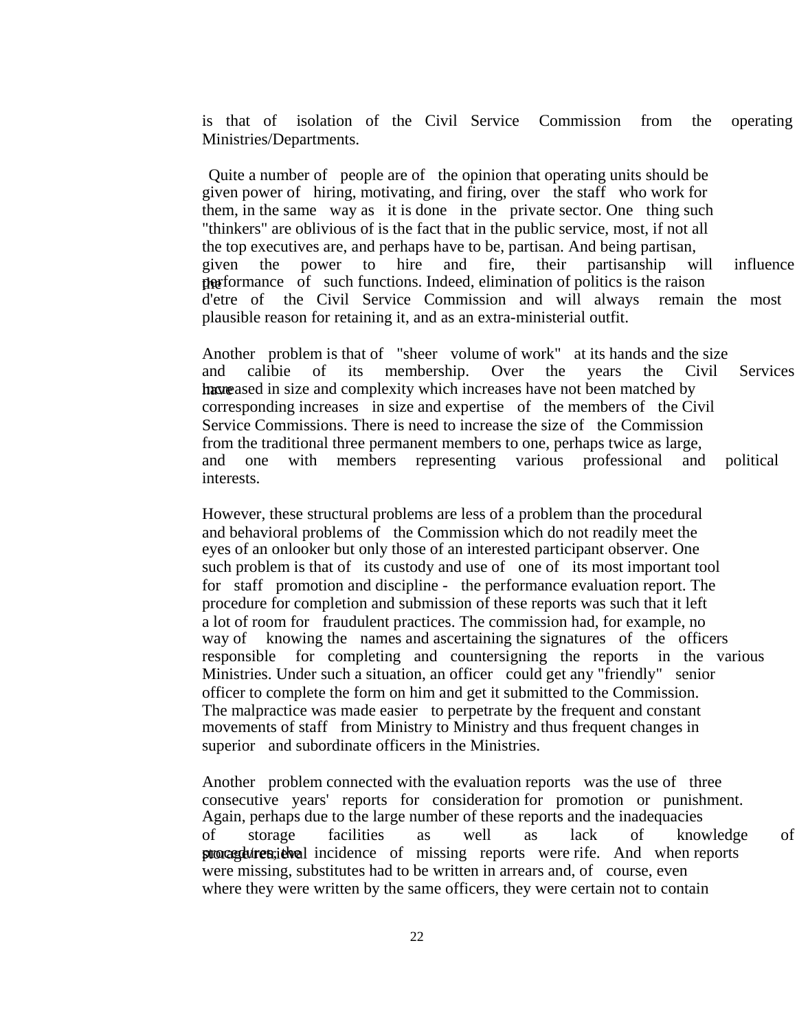is that of isolation of the Civil Service Commission from the operating Ministries/Departments.

Quite a number of people are of the opinion that operating units should be given power of hiring, motivating, and firing, over the staff who work for them, in the same way as it is done in the private sector. One thing such "thinkers" are oblivious of is the fact that in the public service, most, if not all the top executives are, and perhaps have to be, partisan. And being partisan, given the power to hire and fire, their partisanship will influence the performance of such functions. Indeed, elimination of politics is the raison d'etre of the Civil Service Commission and will always remain the most plausible reason for retaining it, and as an extra-ministerial outfit.

Another problem is that of "sheer volume of work" at its hands and the size and calibie of its membership. Over the years the Civil Services have increased in size and complexity which increases have not been matched by corresponding increases in size and expertise of the members of the Civil Service Commissions. There is need to increase the size of the Commission from the traditional three permanent members to one, perhaps twice as large, and one with members representing various professional and political interests.

However, these structural problems are less of a problem than the procedural and behavioral problems of the Commission which do not readily meet the eyes of an onlooker but only those of an interested participant observer. One such problem is that of its custody and use of one of its most important tool for staff promotion and discipline - the performance evaluation report. The procedure for completion and submission of these reports was such that it left a lot of room for fraudulent practices. The commission had, for example, no way of knowing the names and ascertaining the signatures of the officers responsible for completing and countersigning the reports in the various Ministries. Under such a situation, an officer could get any "friendly" senior officer to complete the form on him and get it submitted to the Commission. The malpractice was made easier to perpetrate by the frequent and constant movements of staff from Ministry to Ministry and thus frequent changes in superior and subordinate officers in the Ministries.

Another problem connected with the evaluation reports was the use of three consecutive years' reports for consideration for promotion or punishment. Again, perhaps due to the large number of these reports and the inadequacies of storage facilities as well as lack of knowledge of storage/retrieval procedures, the incidence of missing reports were rife. And when reports were missing, substitutes had to be written in arrears and, of course, even where they were written by the same officers, they were certain not to contain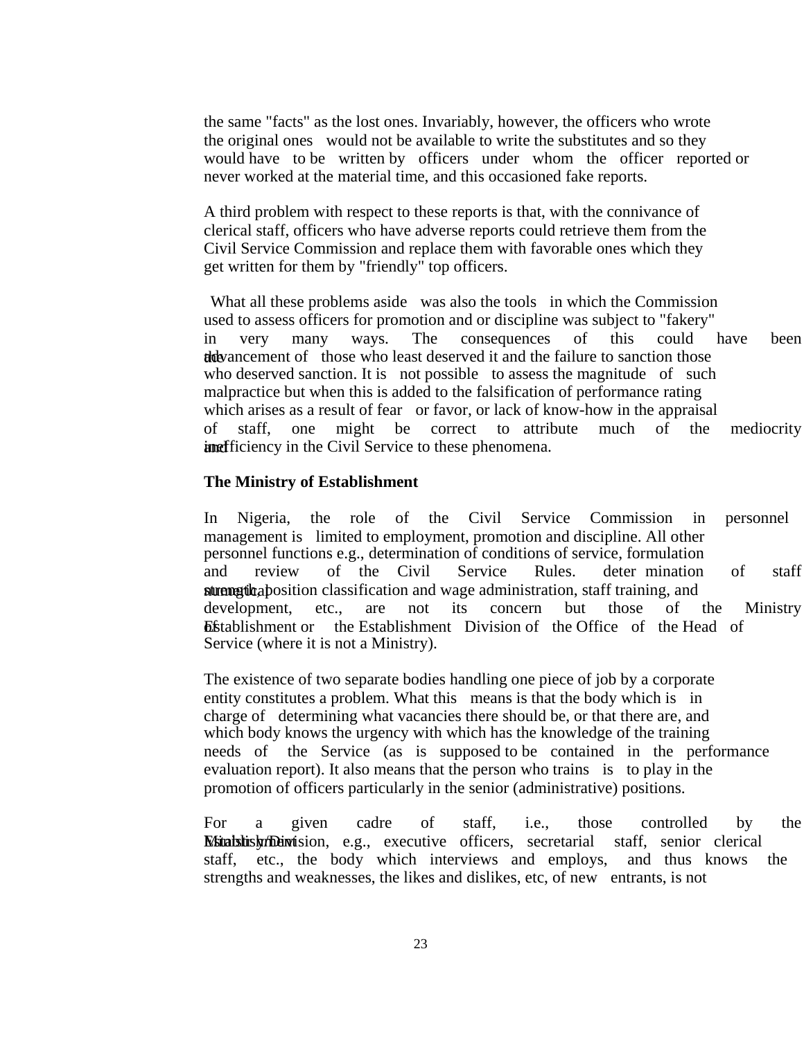the same "facts" as the lost ones. Invariably, however, the officers who wrote the original ones would not be available to write the substitutes and so they would have to be written by officers under whom the officer reported or never worked at the material time, and this occasioned fake reports.

A third problem with respect to these reports is that, with the connivance of clerical staff, officers who have adverse reports could retrieve them from the Civil Service Commission and replace them with favorable ones which they get written for them by "friendly" top officers.

What all these problems aside was also the tools in which the Commission used to assess officers for promotion and or discipline was subject to "fakery" in very many ways. The consequences of this could have been the advancement of those who least deserved it and the failure to sanction those who deserved sanction. It is not possible to assess the magnitude of such malpractice but when this is added to the falsification of performance rating which arises as a result of fear or favor, or lack of know-how in the appraisal of staff, one might be correct to attribute much of the mediocrity and inefficiency in the Civil Service to these phenomena.

**The Ministry of Establishment**

In Nigeria, the role of the Civil Service Commission in personnel management is limited to employment, promotion and discipline. All other personnel functions e.g., determination of conditions of service, formulation and review of the Civil Service Rules. determination of staff strength, position classification and wage administration, staff training, and development, etc., are not its concern but those of the Ministry of Establishment or the Establishment Division of the Office of the Head of Service (where it is not a Ministry).

The existence of two separate bodies handling one piece of job by a corporate entity constitutes a problem. What this means is that the body which is in charge of determining what vacancies there should be, or that there are, and which body knows the urgency with which has the knowledge of the training needs of the Service (as is supposed to be contained in the performance evaluation report). It also means that the person who trains is to play in the promotion of officers particularly in the senior (administrative) positions.

For a given cadre of staff, i.e., those controlled by the Establishment Ministry/Division, e.g., executive officers, secretarial staff, senior clerical staff, etc., the body which interviews and employs, and thus knows the strengths and weaknesses, the likes and dislikes, etc, of new entrants, is not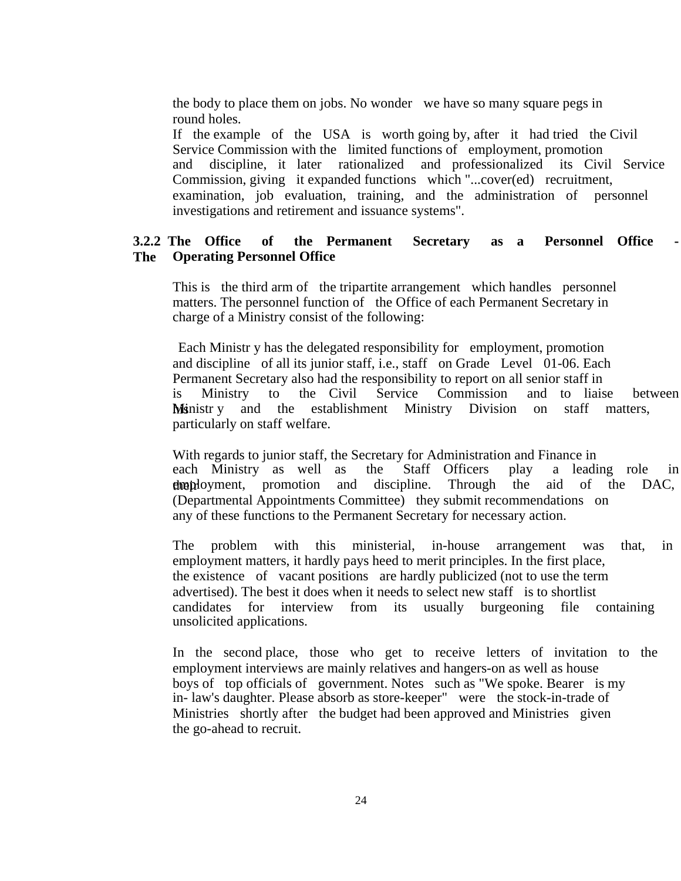the body to place them on jobs. No wonder we have so many square pegs in round holes.

If the example of the USA is worth going by, after it had tried the Civil Service Commission with the limited functions of employment, promotion and discipline, it later rationalized and professionalized its Civil Service Commission, giving it expanded functions which "...cover(ed) recruitment, examination, job evaluation, training, and the administration of personnel investigations and retirement and issuance systems".

### 3.2.2 The Office of the Permanent Secretary as a Personnel Office - The Operating Personnel Office

This is the third arm of the tripartite arrangement which handles personnel matters. The personnel function of the Office of each Permanent Secretary in charge of a Ministry consist of the following:

Each Ministr y has the delegated responsibility for employment, promotion and discipline of all its junior staff, i.e., staff on Grade Level 01-06. Each Permanent Secretary also had the responsibility to report on all senior staff in is Ministry to the Civil Service Commission and to liaise between his Ministr y and the establishment Ministry Division on staff matters, particularly on staff welfare.

With regards to junior staff, the Secretary for Administration and Finance in each Ministry as well as the Staff Officers play a leading role in their employment, promotion and discipline. Through the aid of the DAC, (Departmental Appointments Committee) they submit recommendations on any of these functions to the Permanent Secretary for necessary action.

The problem with this ministerial, in-house arrangement was that, in employment matters, it hardly pays heed to merit principles. In the first place, the existence of vacant positions are hardly publicized (not to use the term advertised). The best it does when it needs to select new staff is to shortlist candidates for interview from its usually burgeoning file containing unsolicited applications.

In the second place, those who get to receive letters of invitation to the employment interviews are mainly relatives and hangers-on as well as house boys of top officials of government. Notes such as "We spoke. Bearer is my in- law's daughter. Please absorb as store-keeper" were the stock-in-trade of Ministries shortly after the budget had been approved and Ministries given the go-ahead to recruit.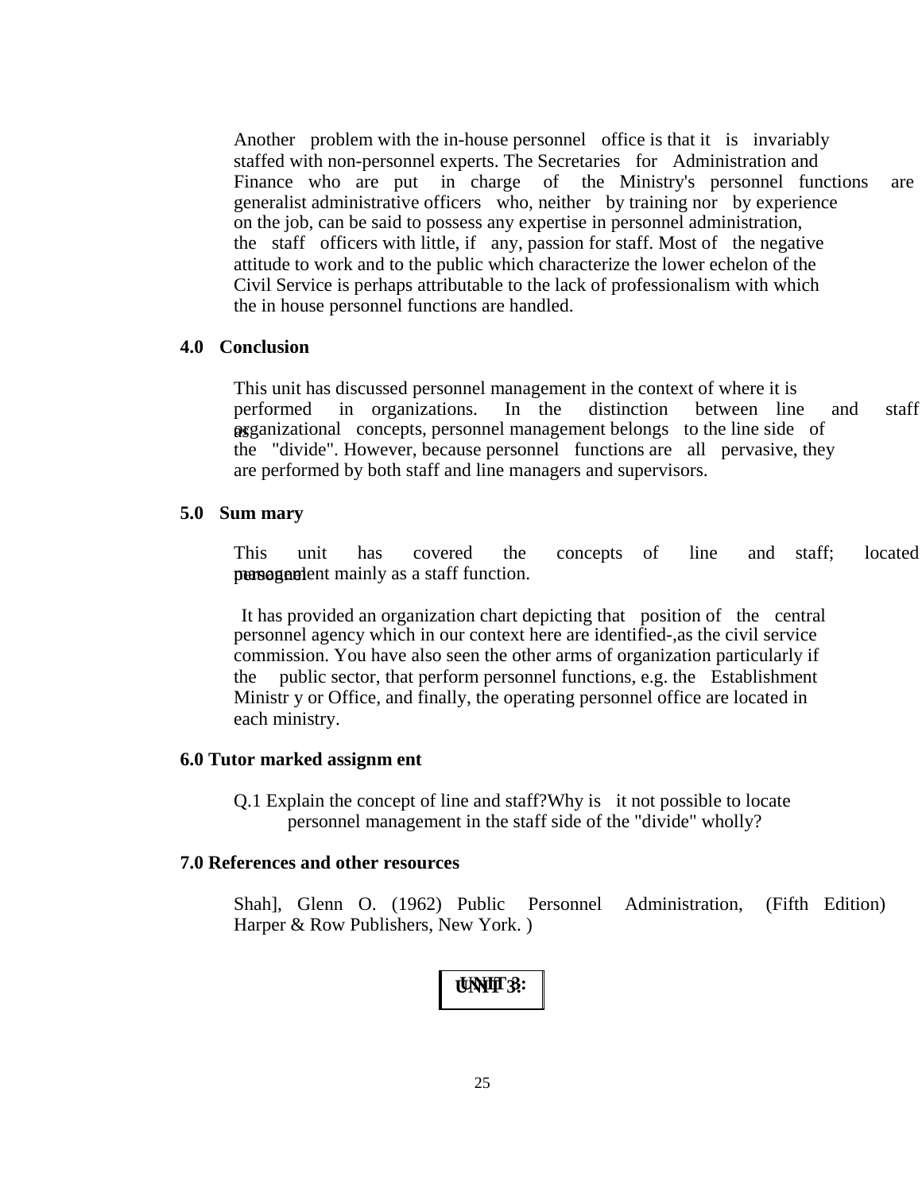Another problem with the in-house personnel office is that it is invariably staffed with non-personnel experts. The Secretaries for Administration and Finance who are put in charge of the Ministry's personnel functions are generalist administrative officers who, neither by training nor by experience on the job, can be said to possess any expertise in personnel administration, the staff officers with little, if any, passion for staff. Most of the negative attitude to work and to the public which characterize the lower echelon of the Civil Service is perhaps attributable to the lack of professionalism with which the in house personnel functions are handled.

## 4.0 Conclusion

This unit has discussed personnel management in the context of where it is performed in organizations. In the distinction between line and staff as organizational concepts, personnel management belongs to the line side of the "divide". However, because personnel functions are all pervasive, they are performed by both staff and line managers and supervisors.

## 5.0 Sum mary

This unit has covered the concepts of line and staff; located personnel management mainly as a staff function.

It has provided an organization chart depicting that position of the central personnel agency which in our context here are identified-,as the civil service commission. You have also seen the other arms of organization particularly if the public sector, that perform personnel functions, e.g. the Establishment Ministr y or Office, and finally, the operating personnel office are located in each ministry.

## 6.0 Tutor marked assignm ent

Q.1 Explain the concept of line and staff?Why is it not possible to locate personnel management in the staff side of the "divide" wholly?

## 7.0 References and other resources

Shah], Glenn O. (1962) Public Personnel Administration, (Fifth Edition) Harper & Row Publishers, New York. )

**UNIT 3:**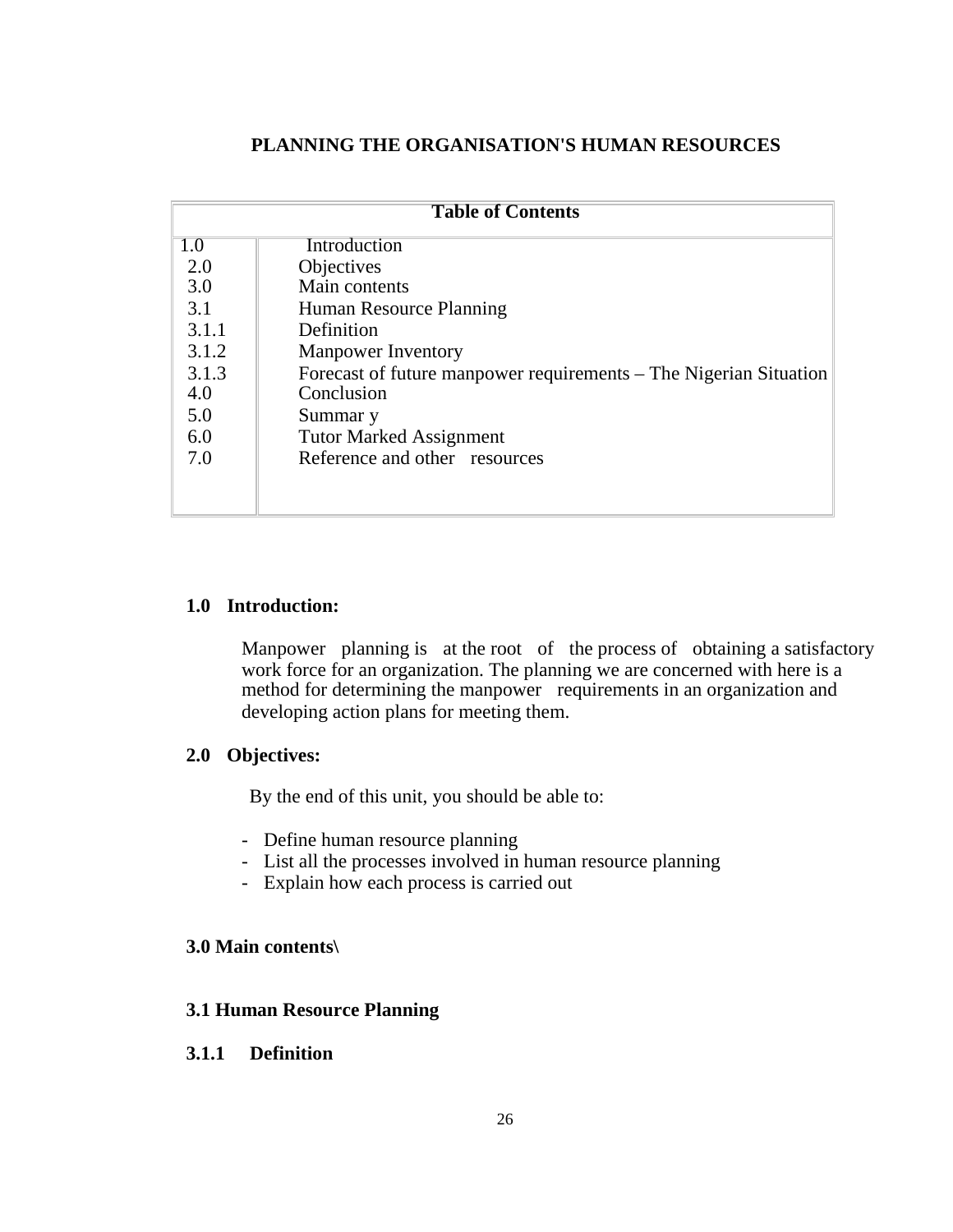# PLANNING THE ORGANISATION'S HUMAN RESOURCES

| Table of Contents | |
|---|---|
| 1.0 | Introduction |
| 2.0 | Objectives |
| 3.0 | Main contents |
| 3.1 | Human Resource Planning |
| 3.1.1 | Definition |
| 3.1.2 | Manpower Inventory |
| 3.1.3 | Forecast of future manpower requirements – The Nigerian Situation |
| 4.0 | Conclusion |
| 5.0 | Summar y |
| 6.0 | Tutor Marked Assignment |
| 7.0 | Reference and other resources |

## 1.0 Introduction:

Manpower planning is at the root of the process of obtaining a satisfactory work force for an organization. The planning we are concerned with here is a method for determining the manpower requirements in an organization and developing action plans for meeting them.

## 2.0 Objectives:

By the end of this unit, you should be able to:

- Define human resource planning
- List all the processes involved in human resource planning
- Explain how each process is carried out

## 3.0 Main contents\

### 3.1 Human Resource Planning

#### 3.1.1 Definition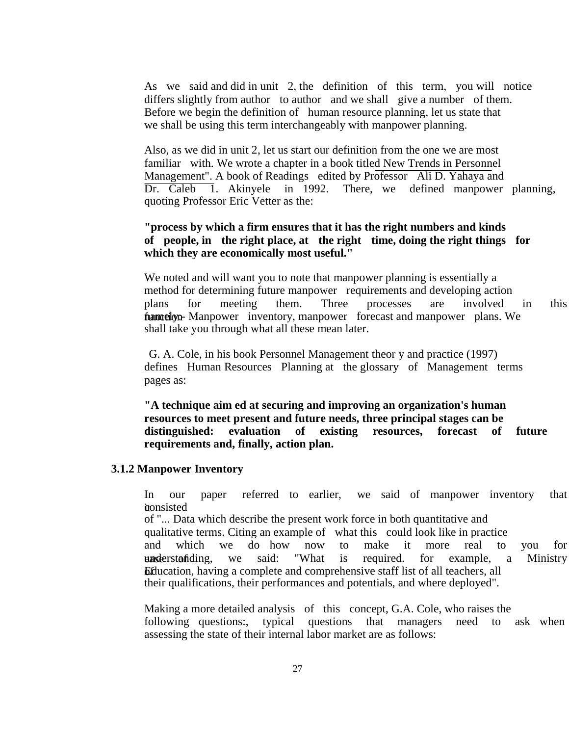As we said and did in unit 2, the definition of this term, you will notice differs slightly from author to author and we shall give a number of them. Before we begin the definition of human resource planning, let us state that we shall be using this term interchangeably with manpower planning.

Also, as we did in unit 2, let us start our definition from the one we are most familiar with. We wrote a chapter in a book titled New Trends in Personnel Management". A book of Readings edited by Professor Ali D. Yahaya and Dr. Caleb 1. Akinyele in 1992. There, we defined manpower planning, quoting Professor Eric Vetter as the:

**"process by which a firm ensures that it has the right numbers and kinds of people, in the right place, at the right time, doing the right things for which they are economically most useful."**

We noted and will want you to note that manpower planning is essentially a method for determining future manpower requirements and developing action plans for meeting them. Three processes are involved in this function namely:- Manpower inventory, manpower forecast and manpower plans. We shall take you through what all these mean later.

G. A. Cole, in his book Personnel Management theor y and practice (1997) defines Human Resources Planning at the glossary of Management terms pages as:

**"A technique aim ed at securing and improving an organization's human resources to meet present and future needs, three principal stages can be distinguished: evaluation of existing resources, forecast of future requirements and, finally, action plan.**

### 3.1.2 Manpower Inventory

In our paper referred to earlier, we said of manpower inventory that it consisted of "... Data which describe the present work force in both quantitative and qualitative terms. Citing an example of what this could look like in practice and which we do how now to make it more real to you for ease of understanding, we said: "What is required. for example, a Ministry of Education, having a complete and comprehensive staff list of all teachers, all their qualifications, their performances and potentials, and where deployed".

Making a more detailed analysis of this concept, G.A. Cole, who raises the following questions:, typical questions that managers need to ask when assessing the state of their internal labor market are as follows: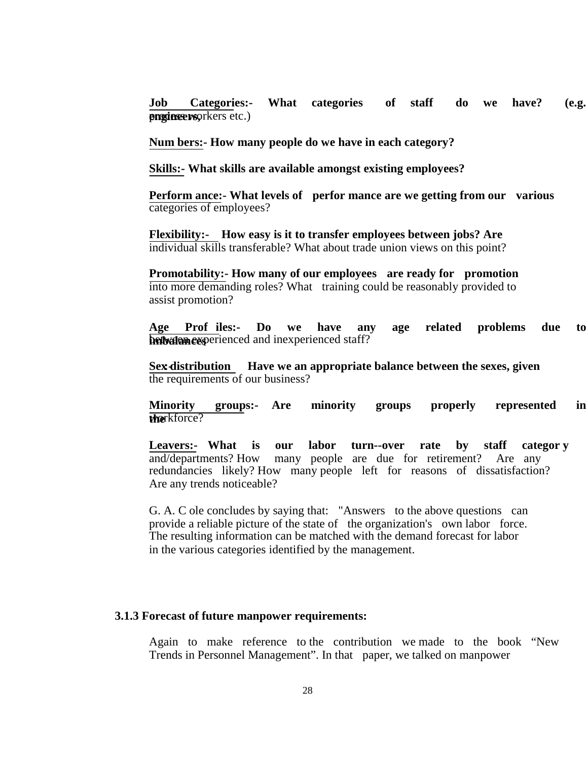**Job Categories:-** **What categories of staff do we have? (e.g. engineers,** process workers etc.)

**Numbers:- How many people do we have in each category?**

**Skills:- What skills are available amongst existing employees?**

**Performance:- What levels of performance are we getting from our various** categories of employees?

**Flexibility:- How easy is it to transfer employees between jobs? Are** individual skills transferable? What about trade union views on this point?

**Promotability:- How many of our employees are ready for promotion** into more demanding roles? What training could be reasonably provided to assist promotion?

**Age Profiles:- Do we have any age related problems due to imbalances** between experienced and inexperienced staff?

**Sex distribution Have we an appropriate balance between the sexes, given** the requirements of our business?

**Minority groups:- Are minority groups properly represented in the** workforce?

**Leavers:- What is our labor turn--over rate by staff category** and/departments? How many people are due for retirement? Are any redundancies likely? How many people left for reasons of dissatisfaction? Are any trends noticeable?

G. A. Cole concludes by saying that: "Answers to the above questions can provide a reliable picture of the state of the organization's own labor force. The resulting information can be matched with the demand forecast for labor in the various categories identified by the management.

### 3.1.3 Forecast of future manpower requirements:

Again to make reference to the contribution we made to the book "New Trends in Personnel Management". In that paper, we talked on manpower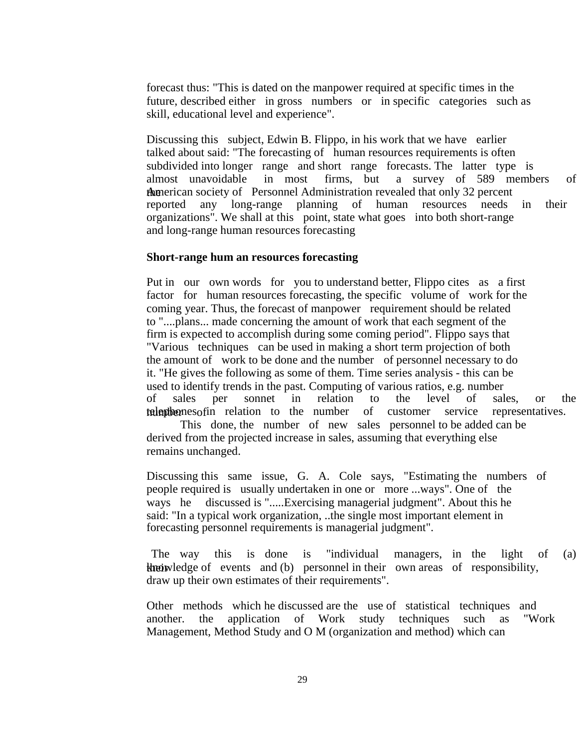forecast thus: "This is dated on the manpower required at specific times in the future, described either in gross numbers or in specific categories such as skill, educational level and experience".

Discussing this subject, Edwin B. Flippo, in his work that we have earlier talked about said: "The forecasting of human resources requirements is often subdivided into longer range and short range forecasts. The latter type is almost unavoidable in most firms, but a survey of 589 members of the American society of Personnel Administration revealed that only 32 percent reported any long-range planning of human resources needs in their organizations". We shall at this point, state what goes into both short-range and long-range human resources forecasting

**Short-range hum an resources forecasting**

Put in our own words for you to understand better, Flippo cites as a first factor for human resources forecasting, the specific volume of work for the coming year. Thus, the forecast of manpower requirement should be related to "....plans... made concerning the amount of work that each segment of the firm is expected to accomplish during some coming period". Flippo says that "Various techniques can be used in making a short term projection of both the amount of work to be done and the number of personnel necessary to do it. "He gives the following as some of them. Time series analysis - this can be used to identify trends in the past. Computing of various ratios, e.g. number of sales per sonnet in relation to the level of sales, or the number of telephones in relation to the number of customer service representatives. This done, the number of new sales personnel to be added can be derived from the projected increase in sales, assuming that everything else remains unchanged.

Discussing this same issue, G. A. Cole says, "Estimating the numbers of people required is usually undertaken in one or more ...ways". One of the ways he discussed is ".....Exercising managerial judgment". About this he said: "In a typical work organization, ..the single most important element in forecasting personnel requirements is managerial judgment".

The way this is done is "individual managers, in the light of (a) their knowledge of events and (b) personnel in their own areas of responsibility, draw up their own estimates of their requirements".

Other methods which he discussed are the use of statistical techniques and another. the application of Work study techniques such as "Work Management, Method Study and O M (organization and method) which can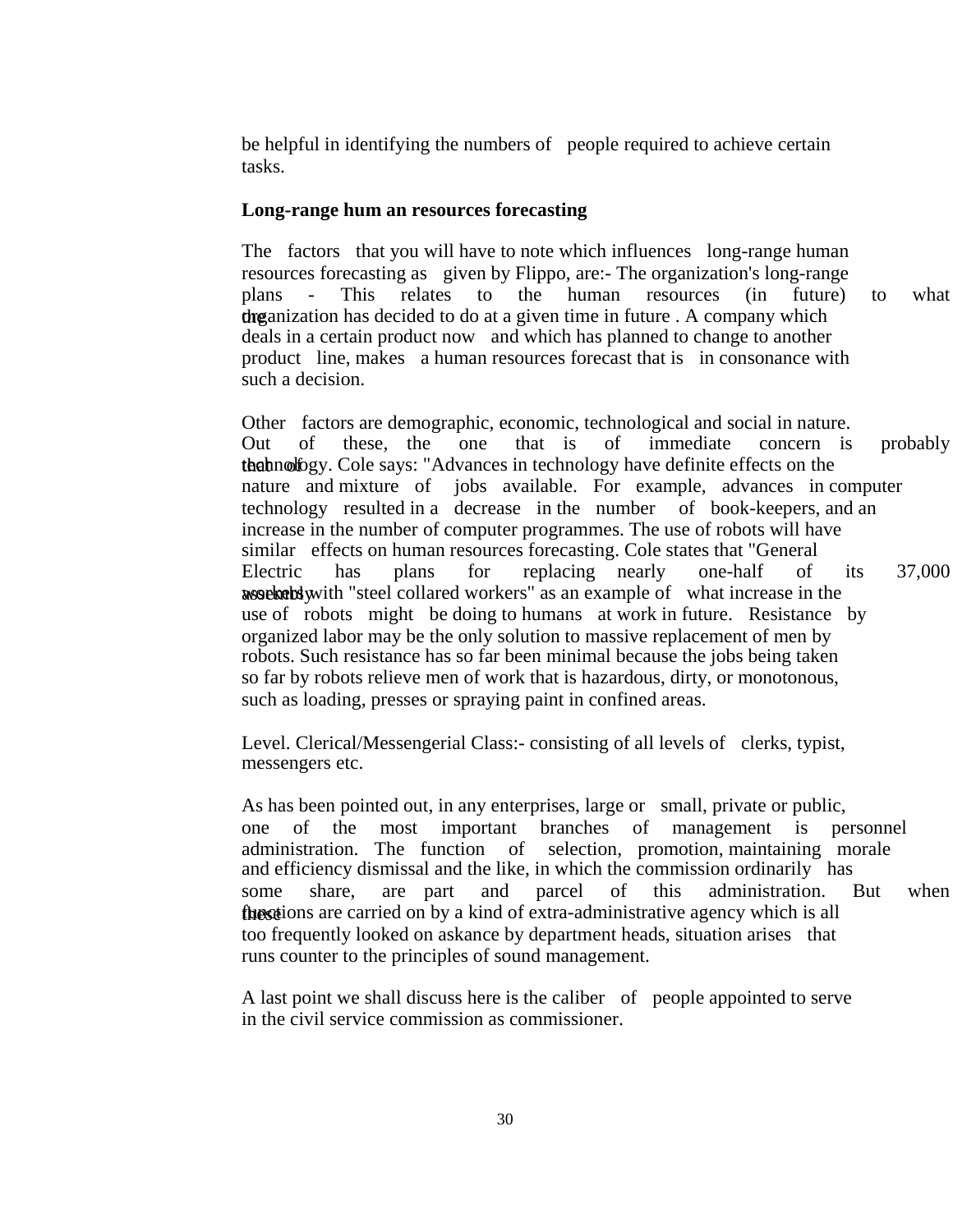be helpful in identifying the numbers of people required to achieve certain tasks.

**Long-range hum an resources forecasting**

The factors that you will have to note which influences long-range human resources forecasting as given by Flippo, are:- The organization's long-range plans - This relates to the human resources (in future) to what the organization has decided to do at a given time in future . A company which deals in a certain product now and which has planned to change to another product line, makes a human resources forecast that is in consonance with such a decision.

Other factors are demographic, economic, technological and social in nature. Out of these, the one that is of immediate concern is probably that of technology. Cole says: "Advances in technology have definite effects on the nature and mixture of jobs available. For example, advances in computer technology resulted in a decrease in the number of book-keepers, and an increase in the number of computer programmes. The use of robots will have similar effects on human resources forecasting. Cole states that "General Electric has plans for replacing nearly one-half of its 37,000 assembly workers with "steel collared workers" as an example of what increase in the use of robots might be doing to humans at work in future. Resistance by organized labor may be the only solution to massive replacement of men by robots. Such resistance has so far been minimal because the jobs being taken so far by robots relieve men of work that is hazardous, dirty, or monotonous, such as loading, presses or spraying paint in confined areas.

Level. Clerical/Messengerial Class:- consisting of all levels of clerks, typist, messengers etc.

As has been pointed out, in any enterprises, large or small, private or public, one of the most important branches of management is personnel administration. The function of selection, promotion, maintaining morale and efficiency dismissal and the like, in which the commission ordinarily has some share, are part and parcel of this administration. But when these functions are carried on by a kind of extra-administrative agency which is all too frequently looked on askance by department heads, situation arises that runs counter to the principles of sound management.

A last point we shall discuss here is the caliber of people appointed to serve in the civil service commission as commissioner.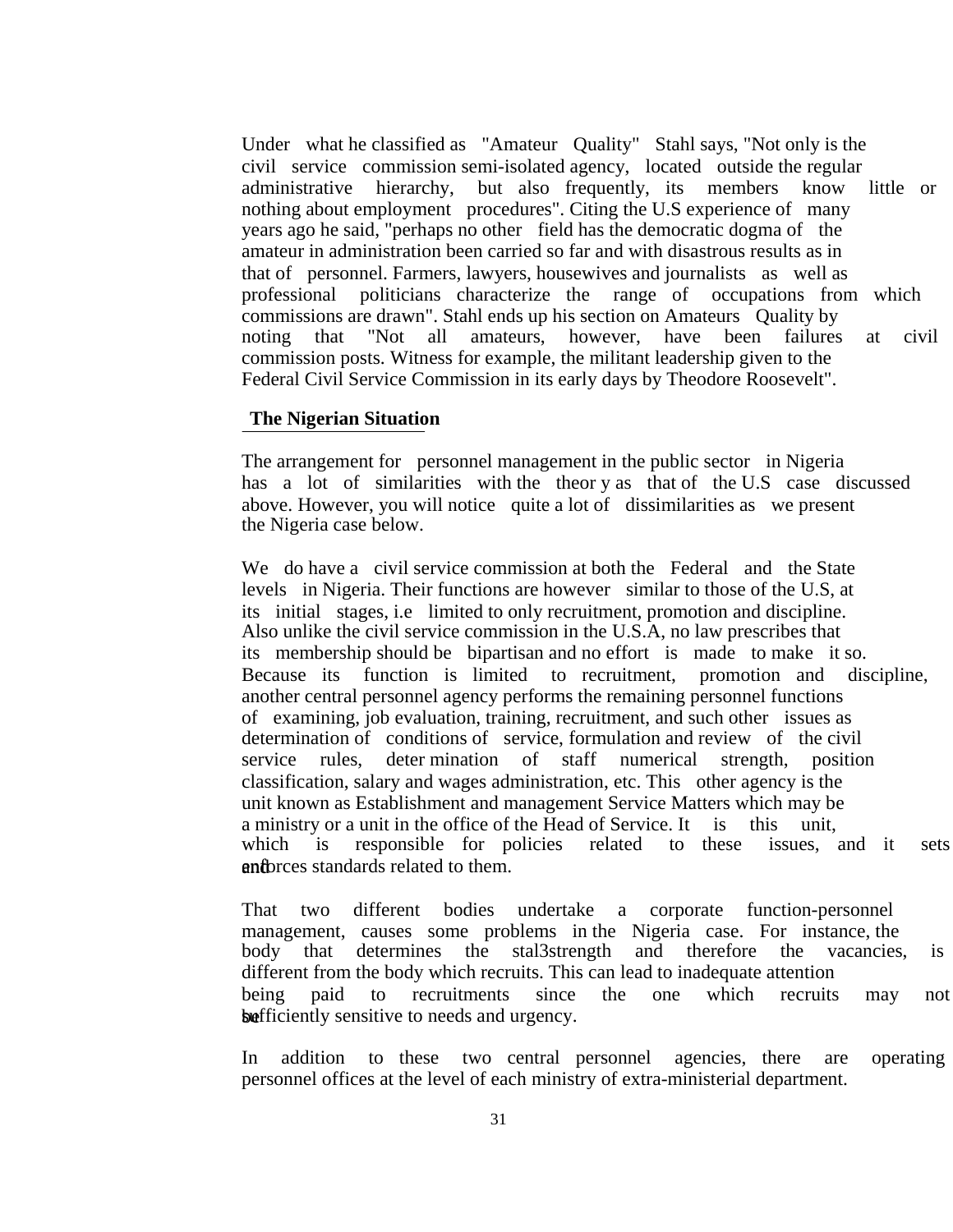Under what he classified as "Amateur Quality" Stahl says, "Not only is the civil service commission semi-isolated agency, located outside the regular administrative hierarchy, but also frequently, its members know little or nothing about employment procedures". Citing the U.S experience of many years ago he said, "perhaps no other field has the democratic dogma of the amateur in administration been carried so far and with disastrous results as in that of personnel. Farmers, lawyers, housewives and journalists as well as professional politicians characterize the range of occupations from which commissions are drawn". Stahl ends up his section on Amateurs Quality by noting that "Not all amateurs, however, have been failures at civil commission posts. Witness for example, the militant leadership given to the Federal Civil Service Commission in its early days by Theodore Roosevelt".

## The Nigerian Situation

The arrangement for personnel management in the public sector in Nigeria has a lot of similarities with the theor y as that of the U.S case discussed above. However, you will notice quite a lot of dissimilarities as we present the Nigeria case below.

We do have a civil service commission at both the Federal and the State levels in Nigeria. Their functions are however similar to those of the U.S, at its initial stages, i.e limited to only recruitment, promotion and discipline. Also unlike the civil service commission in the U.S.A, no law prescribes that its membership should be bipartisan and no effort is made to make it so. Because its function is limited to recruitment, promotion and discipline, another central personnel agency performs the remaining personnel functions of examining, job evaluation, training, recruitment, and such other issues as determination of conditions of service, formulation and review of the civil service rules, deter mination of staff numerical strength, position classification, salary and wages administration, etc. This other agency is the unit known as Establishment and management Service Matters which may be a ministry or a unit in the office of the Head of Service. It is this unit, which is responsible for policies related to these issues, and it sets and enforces standards related to them.

That two different bodies undertake a corporate function-personnel management, causes some problems in the Nigeria case. For instance, the body that determines the stal3strength and therefore the vacancies, is different from the body which recruits. This can lead to inadequate attention being paid to recruitments since the one which recruits may not be sufficiently sensitive to needs and urgency.

In addition to these two central personnel agencies, there are operating personnel offices at the level of each ministry of extra-ministerial department.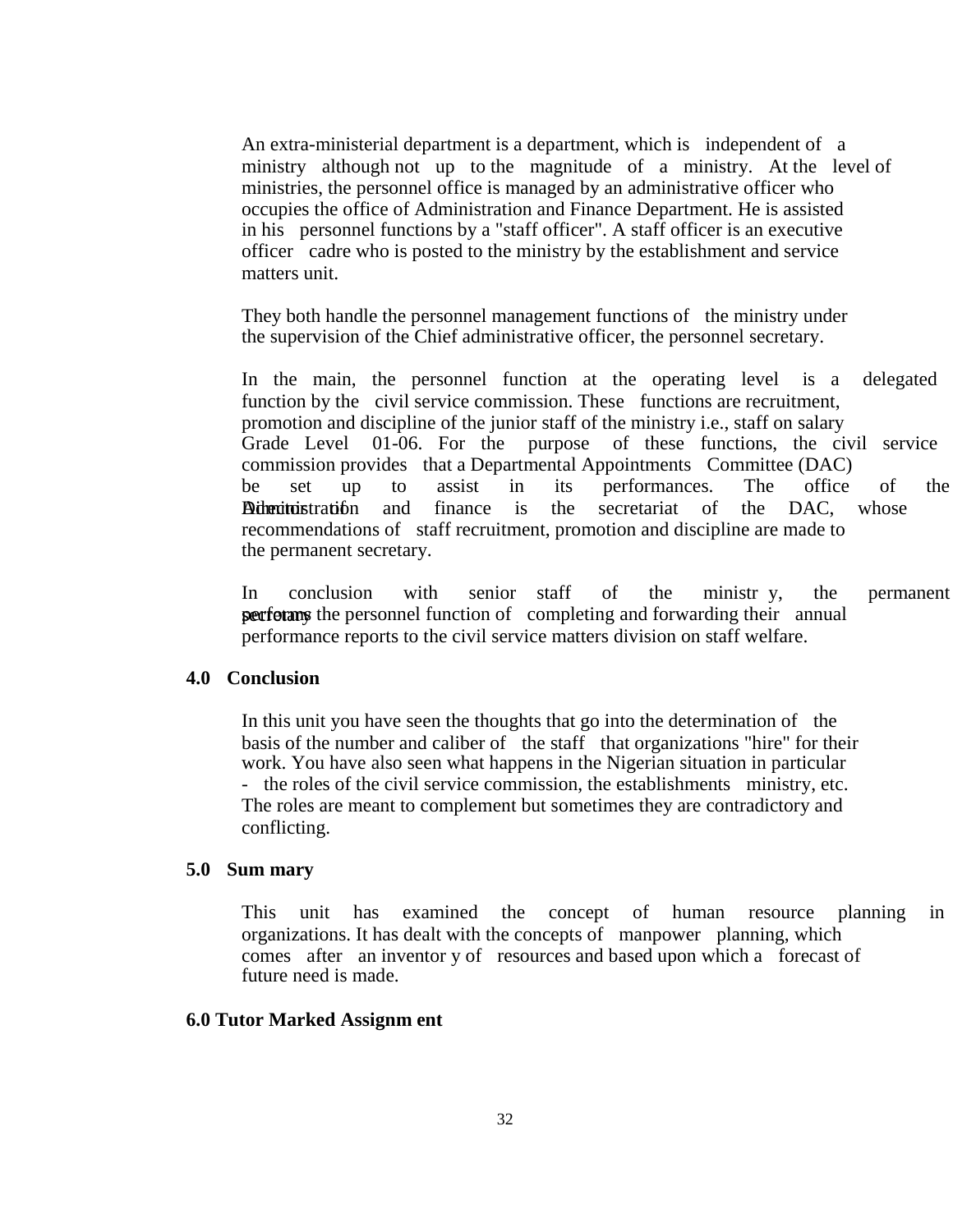An extra-ministerial department is a department, which is independent of a ministry although not up to the magnitude of a ministry. At the level of ministries, the personnel office is managed by an administrative officer who occupies the office of Administration and Finance Department. He is assisted in his personnel functions by a "staff officer". A staff officer is an executive officer cadre who is posted to the ministry by the establishment and service matters unit.

They both handle the personnel management functions of the ministry under the supervision of the Chief administrative officer, the personnel secretary.

In the main, the personnel function at the operating level is a delegated function by the civil service commission. These functions are recruitment, promotion and discipline of the junior staff of the ministry i.e., staff on salary Grade Level 01-06. For the purpose of these functions, the civil service commission provides that a Departmental Appointments Committee (DAC) be set up to assist in its performances. The office of the Director of Administration and finance is the secretariat of the DAC, whose recommendations of staff recruitment, promotion and discipline are made to the permanent secretary.

In conclusion with senior staff of the ministry, the permanent secretary performs the personnel function of completing and forwarding their annual performance reports to the civil service matters division on staff welfare.

## 4.0 Conclusion

In this unit you have seen the thoughts that go into the determination of the basis of the number and caliber of the staff that organizations "hire" for their work. You have also seen what happens in the Nigerian situation in particular - the roles of the civil service commission, the establishments ministry, etc. The roles are meant to complement but sometimes they are contradictory and conflicting.

## 5.0 Summary

This unit has examined the concept of human resource planning in organizations. It has dealt with the concepts of manpower planning, which comes after an inventory of resources and based upon which a forecast of future need is made.

## 6.0 Tutor Marked Assignment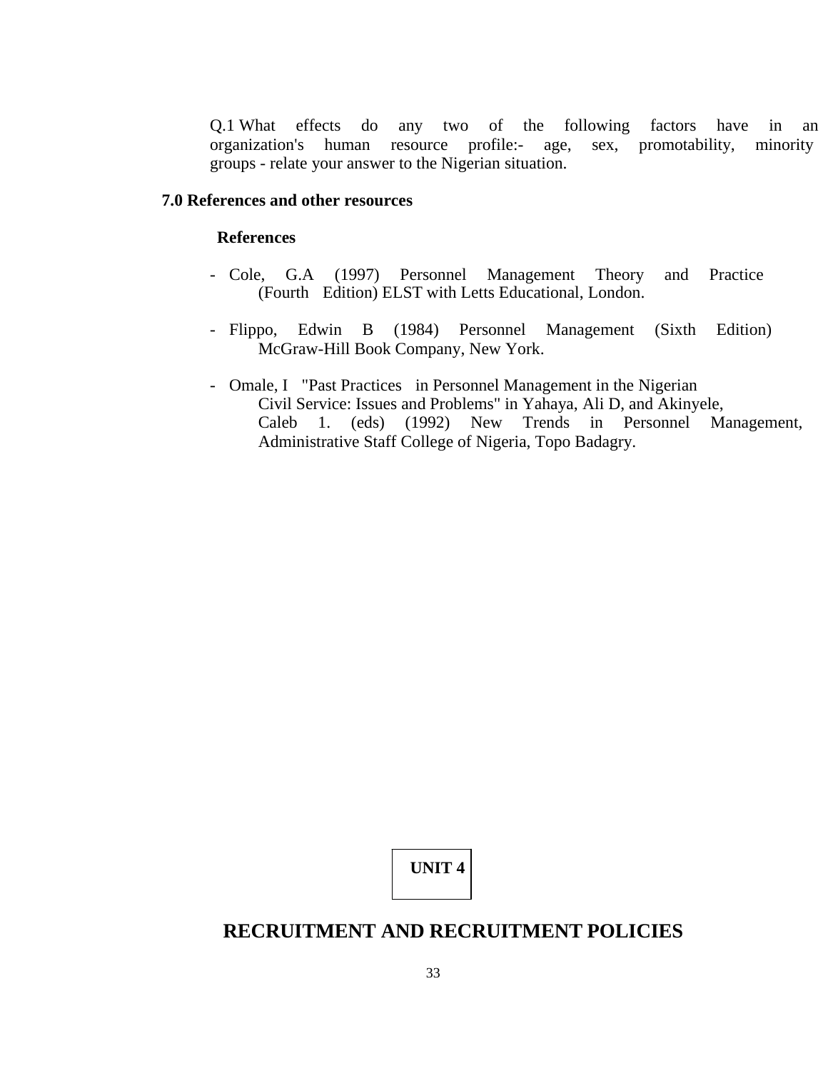Q.1 What effects do any two of the following factors have in an organization's human resource profile:- age, sex, promotability, minority groups - relate your answer to the Nigerian situation.

## 7.0 References and other resources

### References

- Cole, G.A (1997) Personnel Management Theory and Practice (Fourth Edition) ELST with Letts Educational, London.

- Flippo, Edwin B (1984) Personnel Management (Sixth Edition) McGraw-Hill Book Company, New York.

- Omale, I "Past Practices in Personnel Management in the Nigerian Civil Service: Issues and Problems" in Yahaya, Ali D, and Akinyele, Caleb 1. (eds) (1992) New Trends in Personnel Management, Administrative Staff College of Nigeria, Topo Badagry.

**UNIT 4**

# RECRUITMENT AND RECRUITMENT POLICIES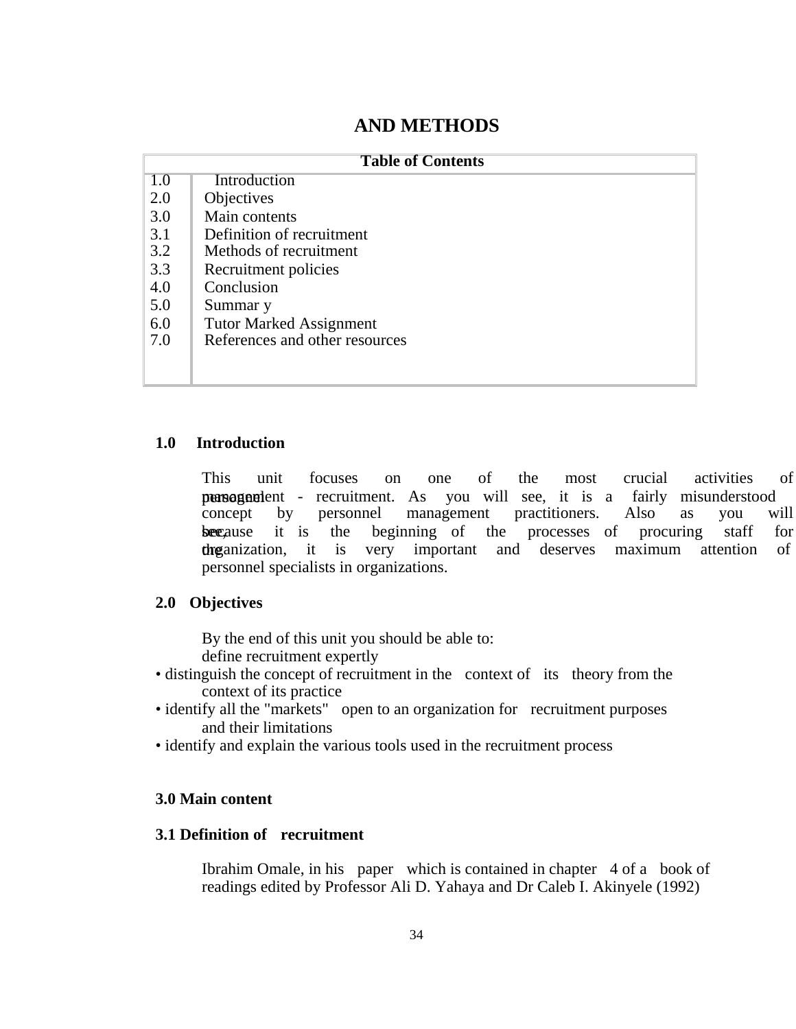## AND METHODS

| Table of Contents | |
|---|---|
| 1.0 | Introduction |
| 2.0 | Objectives |
| 3.0 | Main contents |
| 3.1 | Definition of recruitment |
| 3.2 | Methods of recruitment |
| 3.3 | Recruitment policies |
| 4.0 | Conclusion |
| 5.0 | Summar y |
| 6.0 | Tutor Marked Assignment |
| 7.0 | References and other resources |

## 1.0 Introduction

This unit focuses on one of the most crucial activities of personnel management - recruitment. As you will see, it is a fairly misunderstood concept by personnel management practitioners. Also as you will see, because it is the beginning of the processes of procuring staff for the organization, it is very important and deserves maximum attention of personnel specialists in organizations.

## 2.0 Objectives

By the end of this unit you should be able to:

- define recruitment expertly
- distinguish the concept of recruitment in the context of its theory from the context of its practice
- identify all the "markets" open to an organization for recruitment purposes and their limitations
- identify and explain the various tools used in the recruitment process

## 3.0 Main content

### 3.1 Definition of recruitment

Ibrahim Omale, in his paper which is contained in chapter 4 of a book of readings edited by Professor Ali D. Yahaya and Dr Caleb I. Akinyele (1992)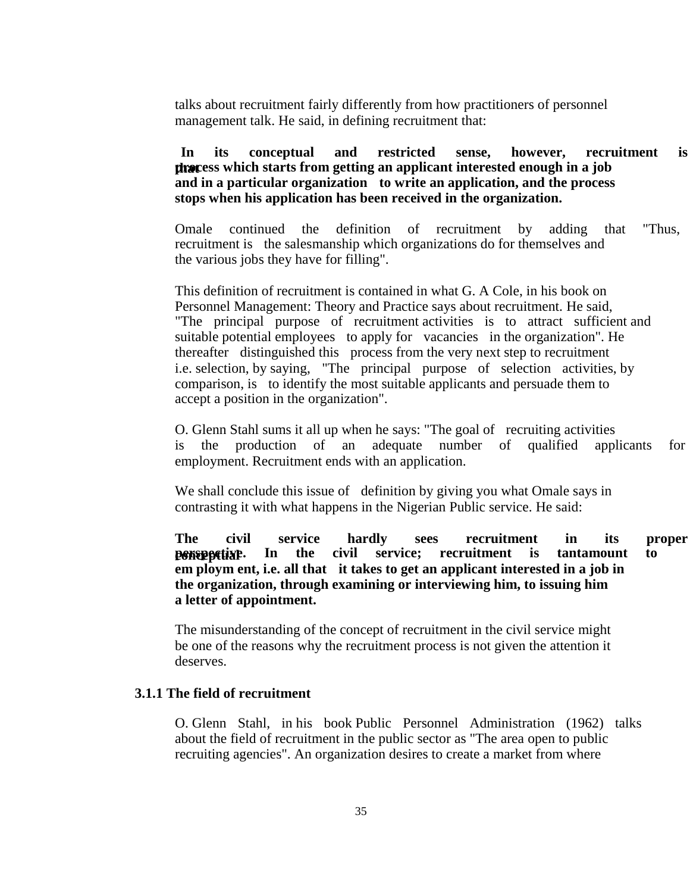talks about recruitment fairly differently from how practitioners of personnel management talk. He said, in defining recruitment that:

> **In its conceptual and restricted sense, however, recruitment is that process which starts from getting an applicant interested enough in a job and in a particular organization to write an application, and the process stops when his application has been received in the organization.**

Omale continued the definition of recruitment by adding that "Thus, recruitment is the salesmanship which organizations do for themselves and the various jobs they have for filling".

This definition of recruitment is contained in what G. A Cole, in his book on Personnel Management: Theory and Practice says about recruitment. He said, "The principal purpose of recruitment activities is to attract sufficient and suitable potential employees to apply for vacancies in the organization". He thereafter distinguished this process from the very next step to recruitment i.e. selection, by saying, "The principal purpose of selection activities, by comparison, is to identify the most suitable applicants and persuade them to accept a position in the organization".

O. Glenn Stahl sums it all up when he says: "The goal of recruiting activities is the production of an adequate number of qualified applicants for employment. Recruitment ends with an application.

We shall conclude this issue of definition by giving you what Omale says in contrasting it with what happens in the Nigerian Public service. He said:

> **The civil service hardly sees recruitment in its proper conceptual perspective. In the civil service; recruitment is tantamount to em ploym ent, i.e. all that it takes to get an applicant interested in a job in the organization, through examining or interviewing him, to issuing him a letter of appointment.**

The misunderstanding of the concept of recruitment in the civil service might be one of the reasons why the recruitment process is not given the attention it deserves.

### 3.1.1 The field of recruitment

O. Glenn Stahl, in his book Public Personnel Administration (1962) talks about the field of recruitment in the public sector as "The area open to public recruiting agencies". An organization desires to create a market from where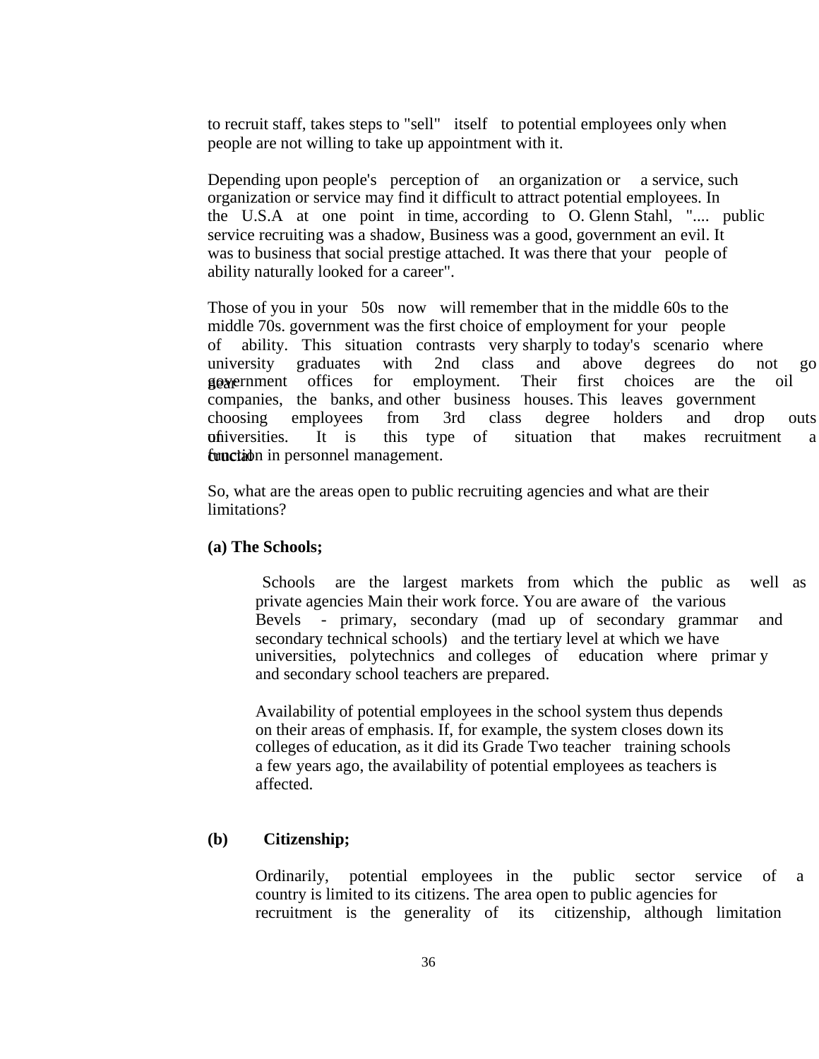to recruit staff, takes steps to "sell" itself to potential employees only when people are not willing to take up appointment with it.

Depending upon people's perception of an organization or a service, such organization or service may find it difficult to attract potential employees. In the U.S.A at one point in time, according to O. Glenn Stahl, ".... public service recruiting was a shadow, Business was a good, government an evil. It was to business that social prestige attached. It was there that your people of ability naturally looked for a career".

Those of you in your 50s now will remember that in the middle 60s to the middle 70s. government was the first choice of employment for your people of ability. This situation contrasts very sharply to today's scenario where university graduates with 2nd class and above degrees do not go near government offices for employment. Their first choices are the oil companies, the banks, and other business houses. This leaves government choosing employees from 3rd class degree holders and drop outs of universities. It is this type of situation that makes recruitment a crucial function in personnel management.

So, what are the areas open to public recruiting agencies and what are their limitations?

**(a) The Schools;**

Schools are the largest markets from which the public as well as private agencies Main their work force. You are aware of the various Bevels - primary, secondary (mad up of secondary grammar and secondary technical schools) and the tertiary level at which we have universities, polytechnics and colleges of education where primar y and secondary school teachers are prepared.

Availability of potential employees in the school system thus depends on their areas of emphasis. If, for example, the system closes down its colleges of education, as it did its Grade Two teacher training schools a few years ago, the availability of potential employees as teachers is affected.

**(b) Citizenship;**

Ordinarily, potential employees in the public sector service of a country is limited to its citizens. The area open to public agencies for recruitment is the generality of its citizenship, although limitation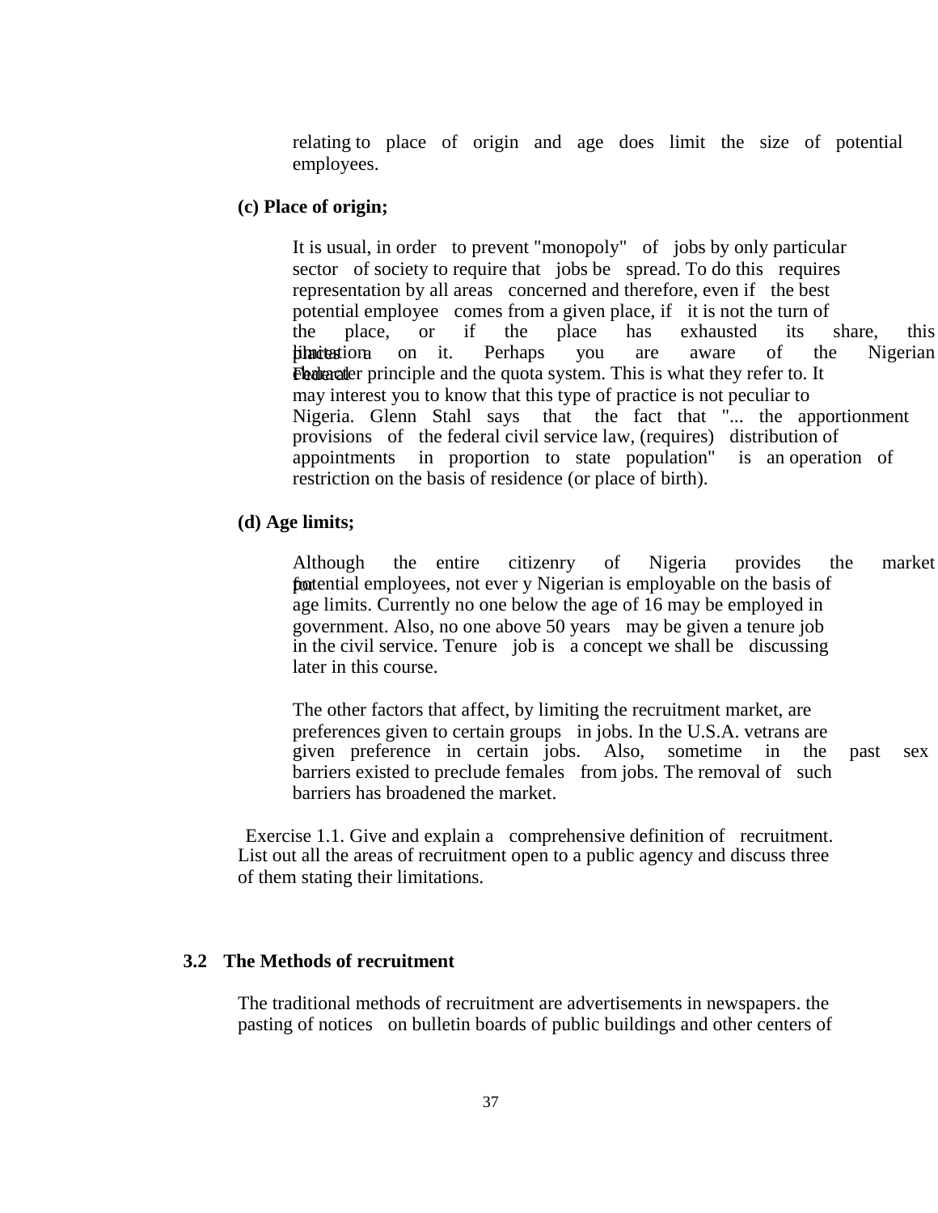relating to place of origin and age does limit the size of potential employees.

**(c) Place of origin;**

It is usual, in order to prevent "monopoly" of jobs by only particular sector of society to require that jobs be spread. To do this requires representation by all areas concerned and therefore, even if the best potential employee comes from a given place, if it is not the turn of the place, or if the place has exhausted its share, this places a limitation on it. Perhaps you are aware of the Nigerian Federal character principle and the quota system. This is what they refer to. It may interest you to know that this type of practice is not peculiar to Nigeria. Glenn Stahl says that the fact that "... the apportionment provisions of the federal civil service law, (requires) distribution of appointments in proportion to state population" is an operation of restriction on the basis of residence (or place of birth).

**(d) Age limits;**

Although the entire citizenry of Nigeria provides the market for potential employees, not ever y Nigerian is employable on the basis of age limits. Currently no one below the age of 16 may be employed in government. Also, no one above 50 years may be given a tenure job in the civil service. Tenure job is a concept we shall be discussing later in this course.

The other factors that affect, by limiting the recruitment market, are preferences given to certain groups in jobs. In the U.S.A. vetrans are given preference in certain jobs. Also, sometime in the past sex barriers existed to preclude females from jobs. The removal of such barriers has broadened the market.

Exercise 1.1. Give and explain a comprehensive definition of recruitment. List out all the areas of recruitment open to a public agency and discuss three of them stating their limitations.

## 3.2 The Methods of recruitment

The traditional methods of recruitment are advertisements in newspapers. the pasting of notices on bulletin boards of public buildings and other centers of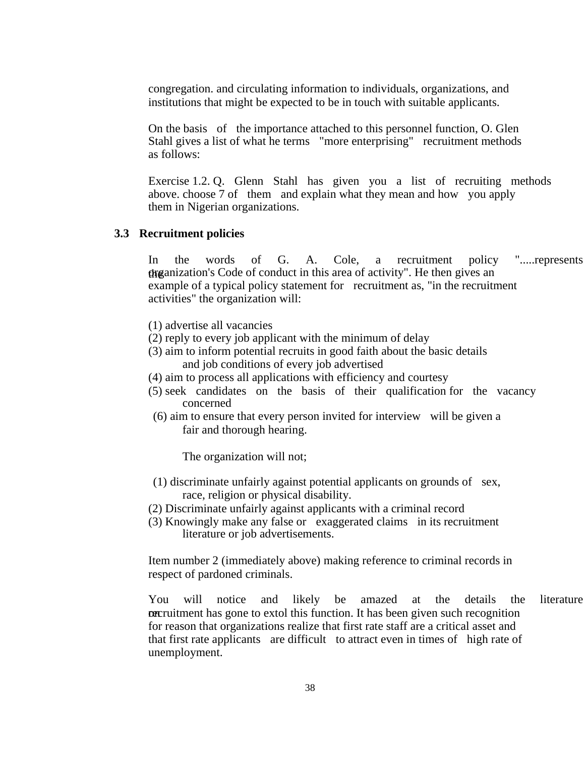congregation. and circulating information to individuals, organizations, and institutions that might be expected to be in touch with suitable applicants.

On the basis of the importance attached to this personnel function, O. Glen Stahl gives a list of what he terms "more enterprising" recruitment methods as follows:

Exercise 1.2. Q. Glenn Stahl has given you a list of recruiting methods above. choose 7 of them and explain what they mean and how you apply them in Nigerian organizations.

### 3.3 Recruitment policies

In the words of G. A. Cole, a recruitment policy ".....represents the organization's Code of conduct in this area of activity". He then gives an example of a typical policy statement for recruitment as, "in the recruitment activities" the organization will:

(1) advertise all vacancies
(2) reply to every job applicant with the minimum of delay
(3) aim to inform potential recruits in good faith about the basic details and job conditions of every job advertised
(4) aim to process all applications with efficiency and courtesy
(5) seek candidates on the basis of their qualification for the vacancy concerned
(6) aim to ensure that every person invited for interview will be given a fair and thorough hearing.

The organization will not;

(1) discriminate unfairly against potential applicants on grounds of sex, race, religion or physical disability.
(2) Discriminate unfairly against applicants with a criminal record
(3) Knowingly make any false or exaggerated claims in its recruitment literature or job advertisements.

Item number 2 (immediately above) making reference to criminal records in respect of pardoned criminals.

You will notice and likely be amazed at the details the literature on recruitment has gone to extol this function. It has been given such recognition for reason that organizations realize that first rate staff are a critical asset and that first rate applicants are difficult to attract even in times of high rate of unemployment.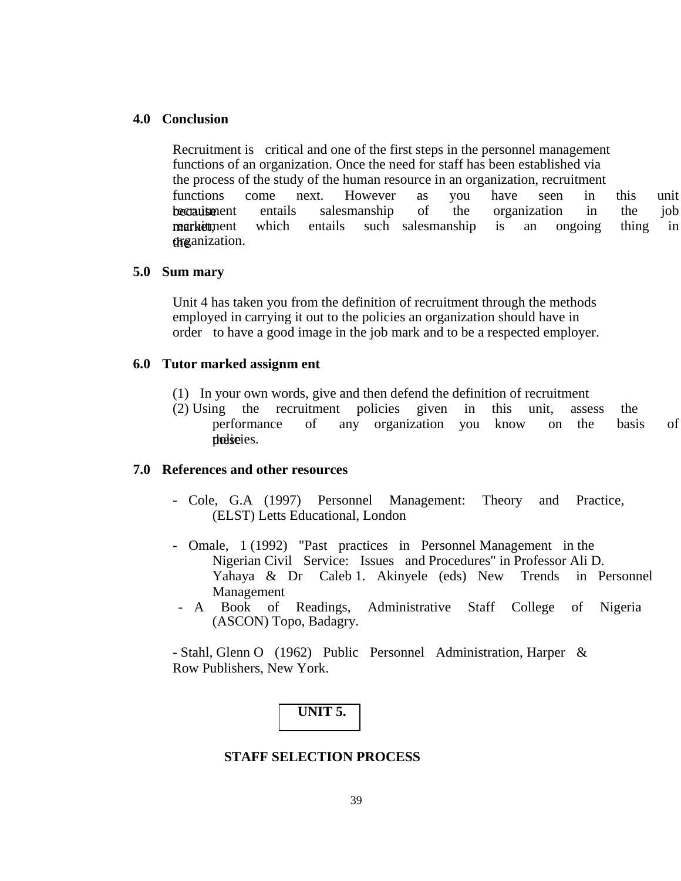## 4.0 Conclusion

Recruitment is critical and one of the first steps in the personnel management functions of an organization. Once the need for staff has been established via the process of the study of the human resource in an organization, recruitment functions come next. However as you have seen in this unit because recruitment entails salesmanship of the organization in the job market, recruitment which entails such salesmanship is an ongoing thing in the organization.

## 5.0 Sum mary

Unit 4 has taken you from the definition of recruitment through the methods employed in carrying it out to the policies an organization should have in order to have a good image in the job mark and to be a respected employer.

## 6.0 Tutor marked assignm ent

(1) In your own words, give and then defend the definition of recruitment

(2) Using the recruitment policies given in this unit, assess the performance of any organization you know on the basis of these policies.

## 7.0 References and other resources

- Cole, G.A (1997) Personnel Management: Theory and Practice, (ELST) Letts Educational, London

- Omale, 1 (1992) "Past practices in Personnel Management in the Nigerian Civil Service: Issues and Procedures" in Professor Ali D. Yahaya & Dr Caleb 1. Akinyele (eds) New Trends in Personnel Management
- A Book of Readings, Administrative Staff College of Nigeria (ASCON) Topo, Badagry.

- Stahl, Glenn O (1962) Public Personnel Administration, Harper & Row Publishers, New York.

**UNIT 5.**

**STAFF SELECTION PROCESS**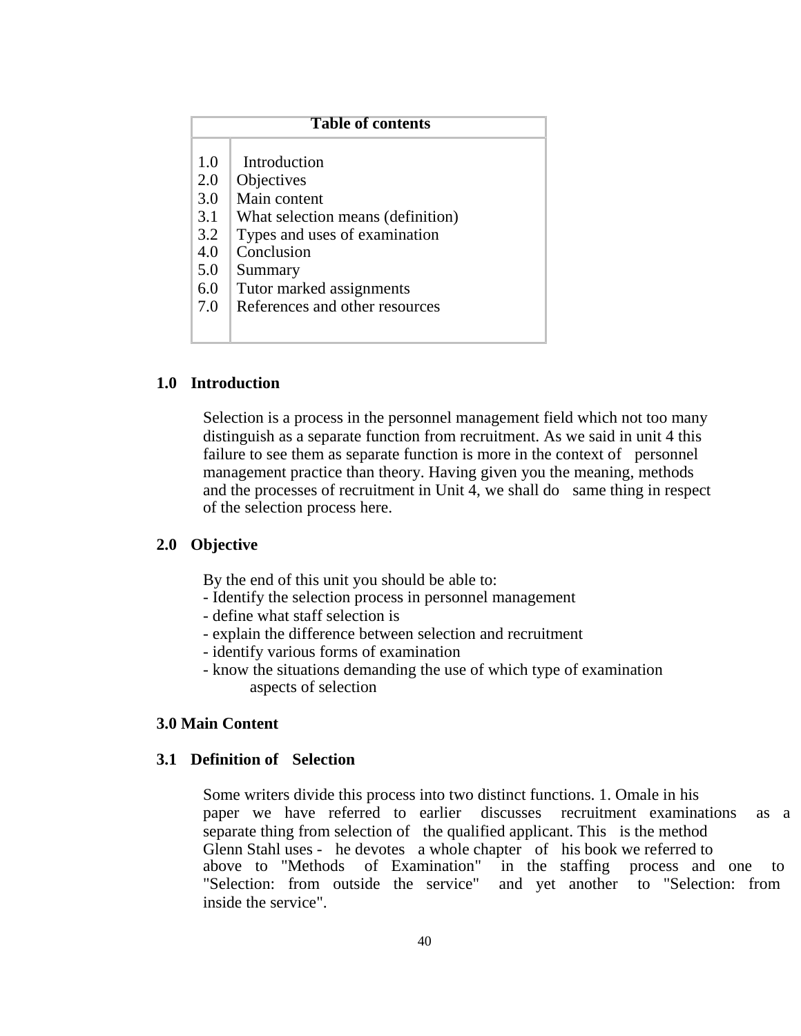| Table of contents | |
|---|---|
| 1.0 | Introduction |
| 2.0 | Objectives |
| 3.0 | Main content |
| 3.1 | What selection means (definition) |
| 3.2 | Types and uses of examination |
| 4.0 | Conclusion |
| 5.0 | Summary |
| 6.0 | Tutor marked assignments |
| 7.0 | References and other resources |

## 1.0 Introduction

Selection is a process in the personnel management field which not too many distinguish as a separate function from recruitment. As we said in unit 4 this failure to see them as separate function is more in the context of personnel management practice than theory. Having given you the meaning, methods and the processes of recruitment in Unit 4, we shall do same thing in respect of the selection process here.

## 2.0 Objective

By the end of this unit you should be able to:

- Identify the selection process in personnel management
- define what staff selection is
- explain the difference between selection and recruitment
- identify various forms of examination
- know the situations demanding the use of which type of examination aspects of selection

## 3.0 Main Content

### 3.1 Definition of Selection

Some writers divide this process into two distinct functions. 1. Omale in his paper we have referred to earlier discusses recruitment examinations as a separate thing from selection of the qualified applicant. This is the method Glenn Stahl uses - he devotes a whole chapter of his book we referred to above to "Methods of Examination" in the staffing process and one to "Selection: from outside the service" and yet another to "Selection: from inside the service".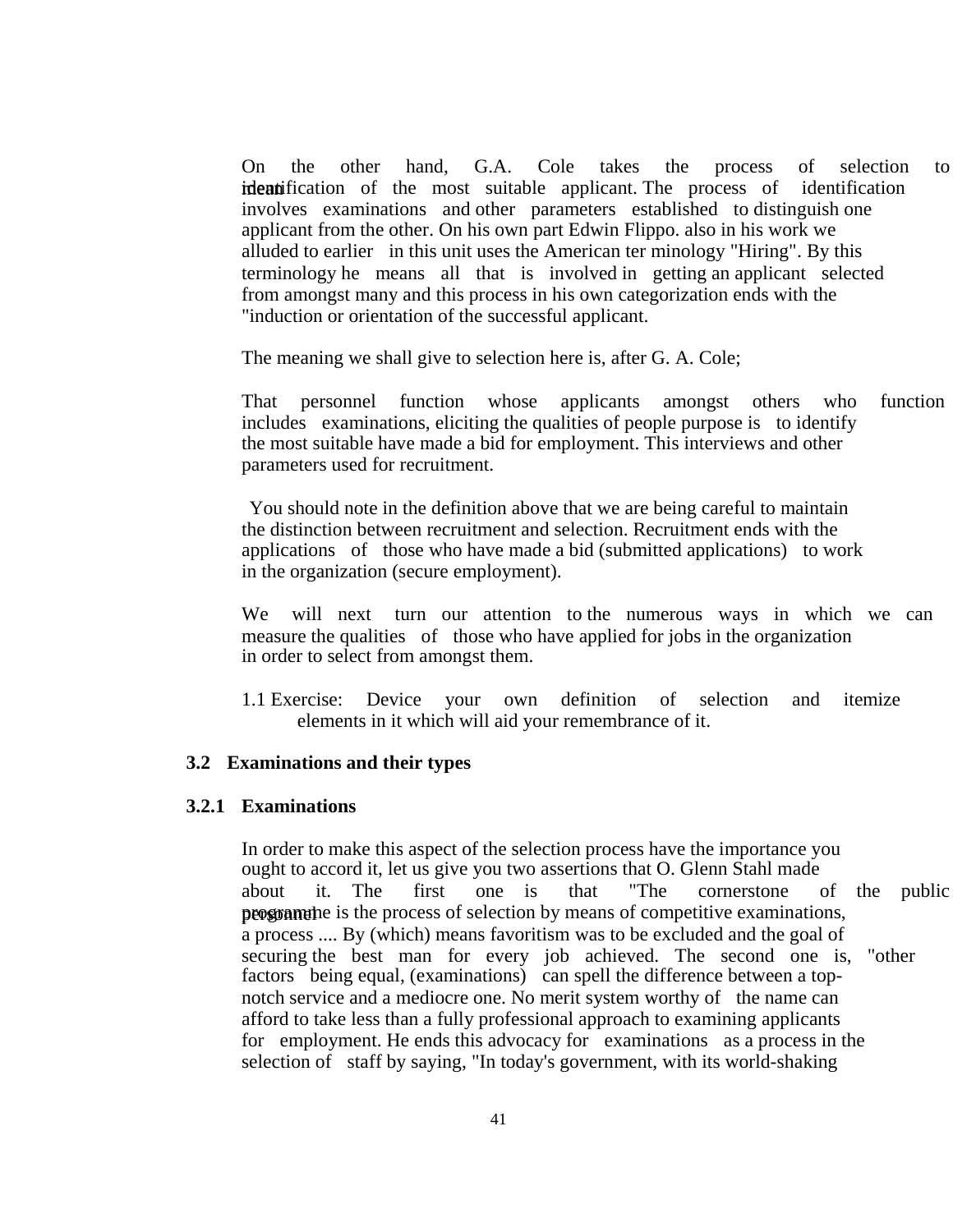On the other hand, G.A. Cole takes the process of selection to mean identification of the most suitable applicant. The process of identification involves examinations and other parameters established to distinguish one applicant from the other. On his own part Edwin Flippo. also in his work we alluded to earlier in this unit uses the American ter minology "Hiring". By this terminology he means all that is involved in getting an applicant selected from amongst many and this process in his own categorization ends with the "induction or orientation of the successful applicant.

The meaning we shall give to selection here is, after G. A. Cole;

That personnel function whose applicants amongst others who function includes examinations, eliciting the qualities of people purpose is to identify the most suitable have made a bid for employment. This interviews and other parameters used for recruitment.

You should note in the definition above that we are being careful to maintain the distinction between recruitment and selection. Recruitment ends with the applications of those who have made a bid (submitted applications) to work in the organization (secure employment).

We will next turn our attention to the numerous ways in which we can measure the qualities of those who have applied for jobs in the organization in order to select from amongst them.

1.1 Exercise: Device your own definition of selection and itemize elements in it which will aid your remembrance of it.

## 3.2 Examinations and their types

### 3.2.1 Examinations

In order to make this aspect of the selection process have the importance you ought to accord it, let us give you two assertions that O. Glenn Stahl made about it. The first one is that "The cornerstone of the public personnel programme is the process of selection by means of competitive examinations, a process .... By (which) means favoritism was to be excluded and the goal of securing the best man for every job achieved. The second one is, "other factors being equal, (examinations) can spell the difference between a top-notch service and a mediocre one. No merit system worthy of the name can afford to take less than a fully professional approach to examining applicants for employment. He ends this advocacy for examinations as a process in the selection of staff by saying, "In today's government, with its world-shaking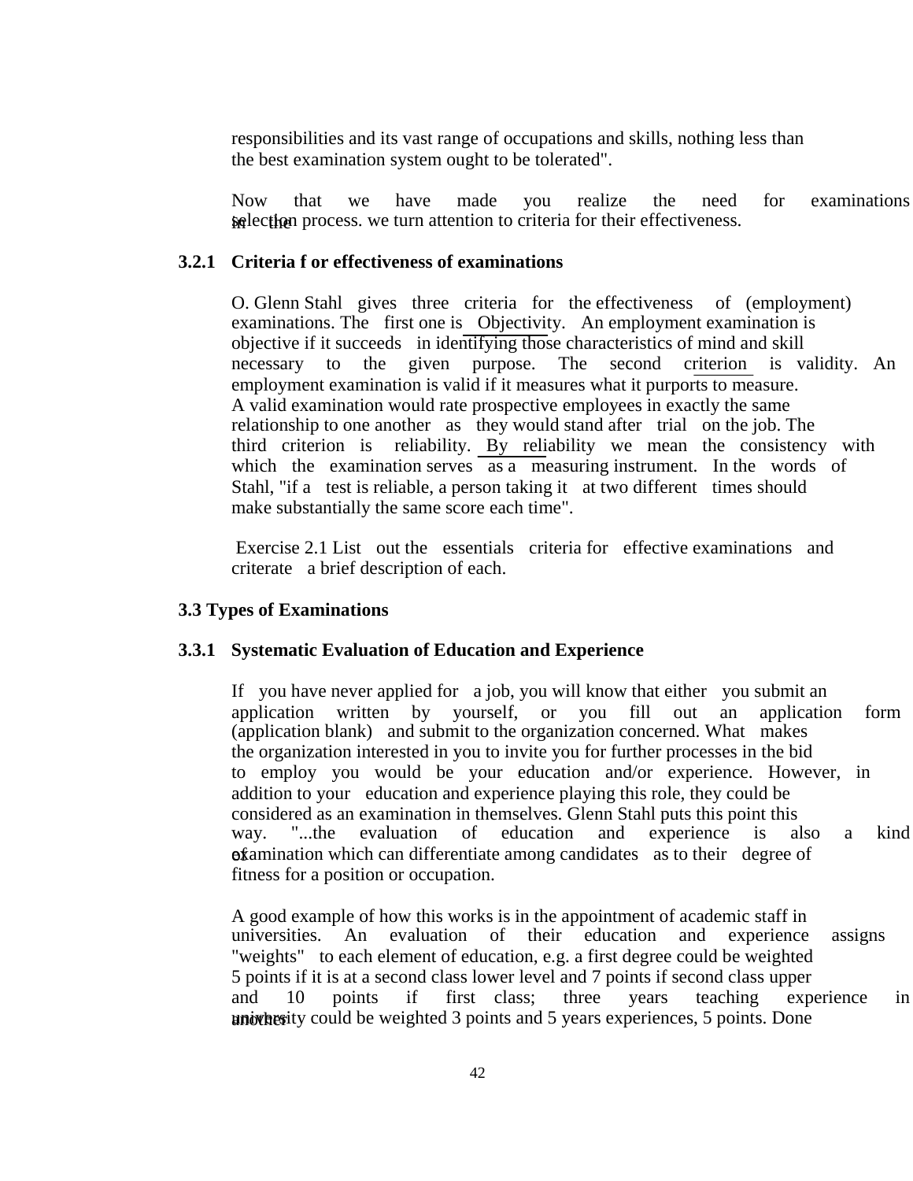responsibilities and its vast range of occupations and skills, nothing less than the best examination system ought to be tolerated".

Now that we have made you realize the need for examinations in the selection process. we turn attention to criteria for their effectiveness.

### 3.2.1 Criteria f or effectiveness of examinations

O. Glenn Stahl gives three criteria for the effectiveness of (employment) examinations. The first one is Objectivity. An employment examination is objective if it succeeds in identifying those characteristics of mind and skill necessary to the given purpose. The second criterion is validity. An employment examination is valid if it measures what it purports to measure. A valid examination would rate prospective employees in exactly the same relationship to one another as they would stand after trial on the job. The third criterion is reliability. By reliability we mean the consistency with which the examination serves as a measuring instrument. In the words of Stahl, "if a test is reliable, a person taking it at two different times should make substantially the same score each time".

Exercise 2.1 List out the essentials criteria for effective examinations and criterate a brief description of each.

## 3.3 Types of Examinations

### 3.3.1 Systematic Evaluation of Education and Experience

If you have never applied for a job, you will know that either you submit an application written by yourself, or you fill out an application form (application blank) and submit to the organization concerned. What makes the organization interested in you to invite you for further processes in the bid to employ you would be your education and/or experience. However, in addition to your education and experience playing this role, they could be considered as an examination in themselves. Glenn Stahl puts this point this way. "...the evaluation of education and experience is also a kind of examination which can differentiate among candidates as to their degree of fitness for a position or occupation.

A good example of how this works is in the appointment of academic staff in universities. An evaluation of their education and experience assigns "weights" to each element of education, e.g. a first degree could be weighted 5 points if it is at a second class lower level and 7 points if second class upper and 10 points if first class; three years teaching experience in another university could be weighted 3 points and 5 years experiences, 5 points. Done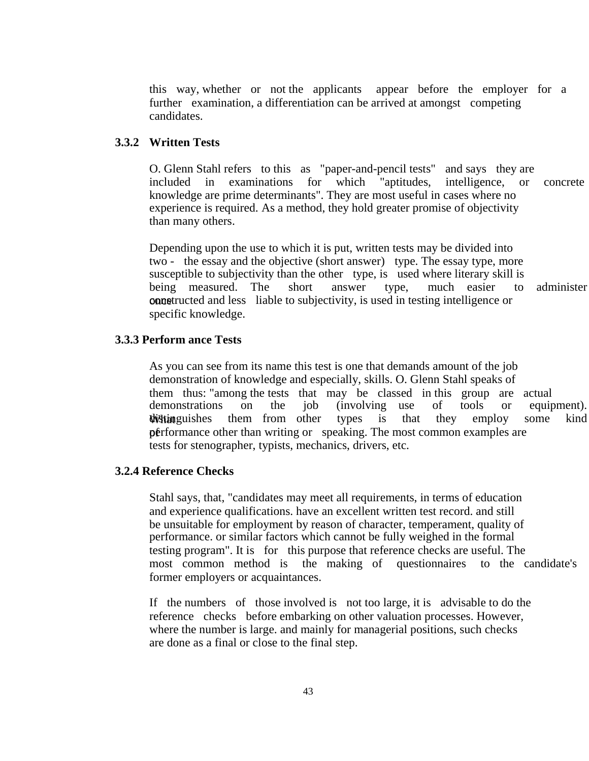this way, whether or not the applicants appear before the employer for a further examination, a differentiation can be arrived at amongst competing candidates.

### 3.3.2 Written Tests

O. Glenn Stahl refers to this as "paper-and-pencil tests" and says they are included in examinations for which "aptitudes, intelligence, or concrete knowledge are prime determinants". They are most useful in cases where no experience is required. As a method, they hold greater promise of objectivity than many others.

Depending upon the use to which it is put, written tests may be divided into two - the essay and the objective (short answer) type. The essay type, more susceptible to subjectivity than the other type, is used where literary skill is being measured. The short answer type, much easier to administer once constructed and less liable to subjectivity, is used in testing intelligence or specific knowledge.

### 3.3.3 Perform ance Tests

As you can see from its name this test is one that demands amount of the job demonstration of knowledge and especially, skills. O. Glenn Stahl speaks of them thus: "among the tests that may be classed in this group are actual demonstrations on the job (involving use of tools or equipment). What distinguishes them from other types is that they employ some kind of performance other than writing or speaking. The most common examples are tests for stenographer, typists, mechanics, drivers, etc.

### 3.2.4 Reference Checks

Stahl says, that, "candidates may meet all requirements, in terms of education and experience qualifications. have an excellent written test record. and still be unsuitable for employment by reason of character, temperament, quality of performance. or similar factors which cannot be fully weighed in the formal testing program". It is for this purpose that reference checks are useful. The most common method is the making of questionnaires to the candidate's former employers or acquaintances.

If the numbers of those involved is not too large, it is advisable to do the reference checks before embarking on other valuation processes. However, where the number is large. and mainly for managerial positions, such checks are done as a final or close to the final step.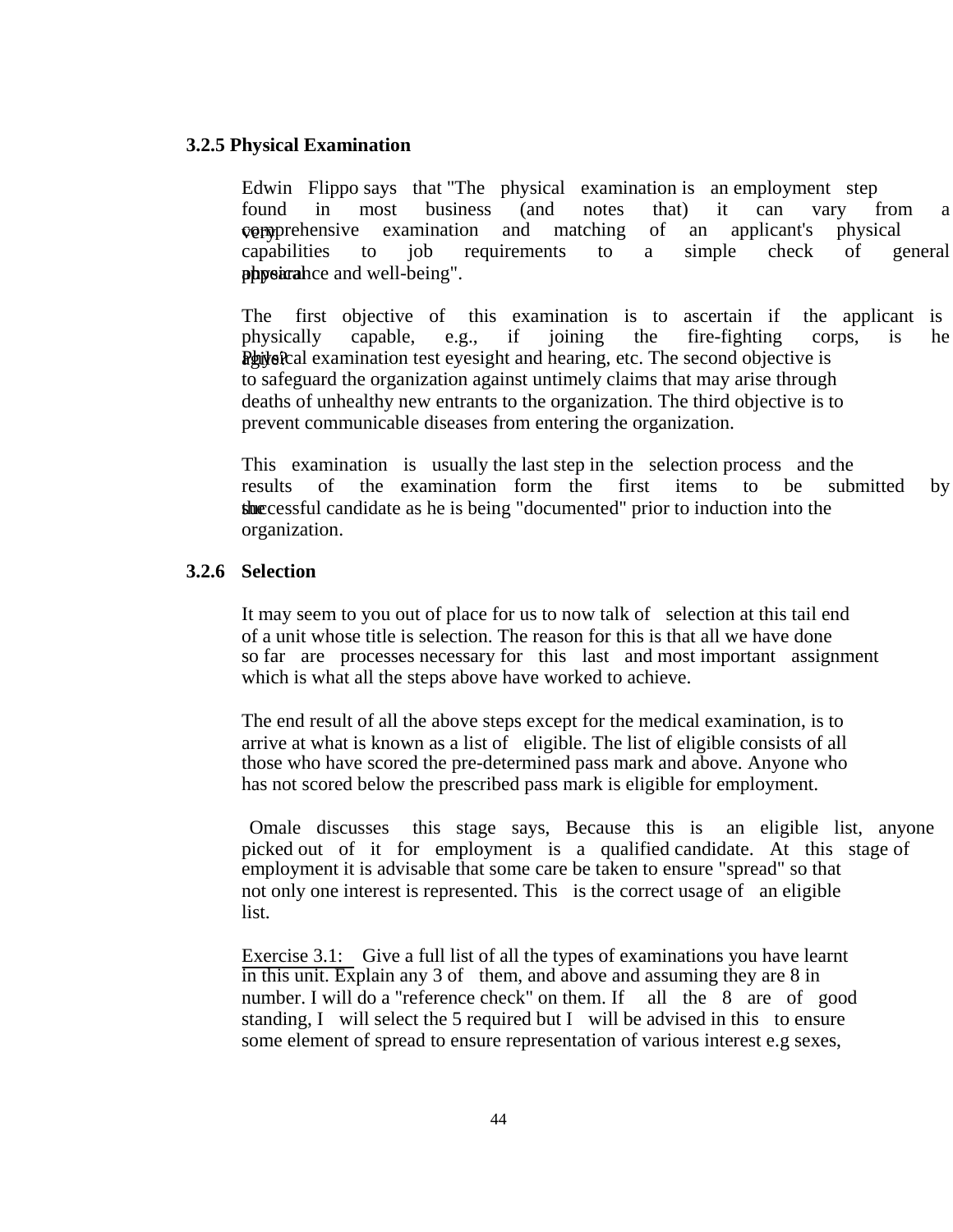### 3.2.5 Physical Examination

Edwin Flippo says that "The physical examination is an employment step found in most business (and notes that) it can vary from a very comprehensive examination and matching of an applicant's physical capabilities to job requirements to a simple check of general physical appearance and well-being".

The first objective of this examination is to ascertain if the applicant is physically capable, e.g., if joining the fire-fighting corps, is he agile? Physical examination test eyesight and hearing, etc. The second objective is to safeguard the organization against untimely claims that may arise through deaths of unhealthy new entrants to the organization. The third objective is to prevent communicable diseases from entering the organization.

This examination is usually the last step in the selection process and the results of the examination form the first items to be submitted by the successful candidate as he is being "documented" prior to induction into the organization.

### 3.2.6 Selection

It may seem to you out of place for us to now talk of selection at this tail end of a unit whose title is selection. The reason for this is that all we have done so far are processes necessary for this last and most important assignment which is what all the steps above have worked to achieve.

The end result of all the above steps except for the medical examination, is to arrive at what is known as a list of eligible. The list of eligible consists of all those who have scored the pre-determined pass mark and above. Anyone who has not scored below the prescribed pass mark is eligible for employment.

Omale discusses this stage says, Because this is an eligible list, anyone picked out of it for employment is a qualified candidate. At this stage of employment it is advisable that some care be taken to ensure "spread" so that not only one interest is represented. This is the correct usage of an eligible list.

<u>Exercise 3.1:</u> Give a full list of all the types of examinations you have learnt in this unit. Explain any 3 of them, and above and assuming they are 8 in number. I will do a "reference check" on them. If all the 8 are of good standing, I will select the 5 required but I will be advised in this to ensure some element of spread to ensure representation of various interest e.g sexes,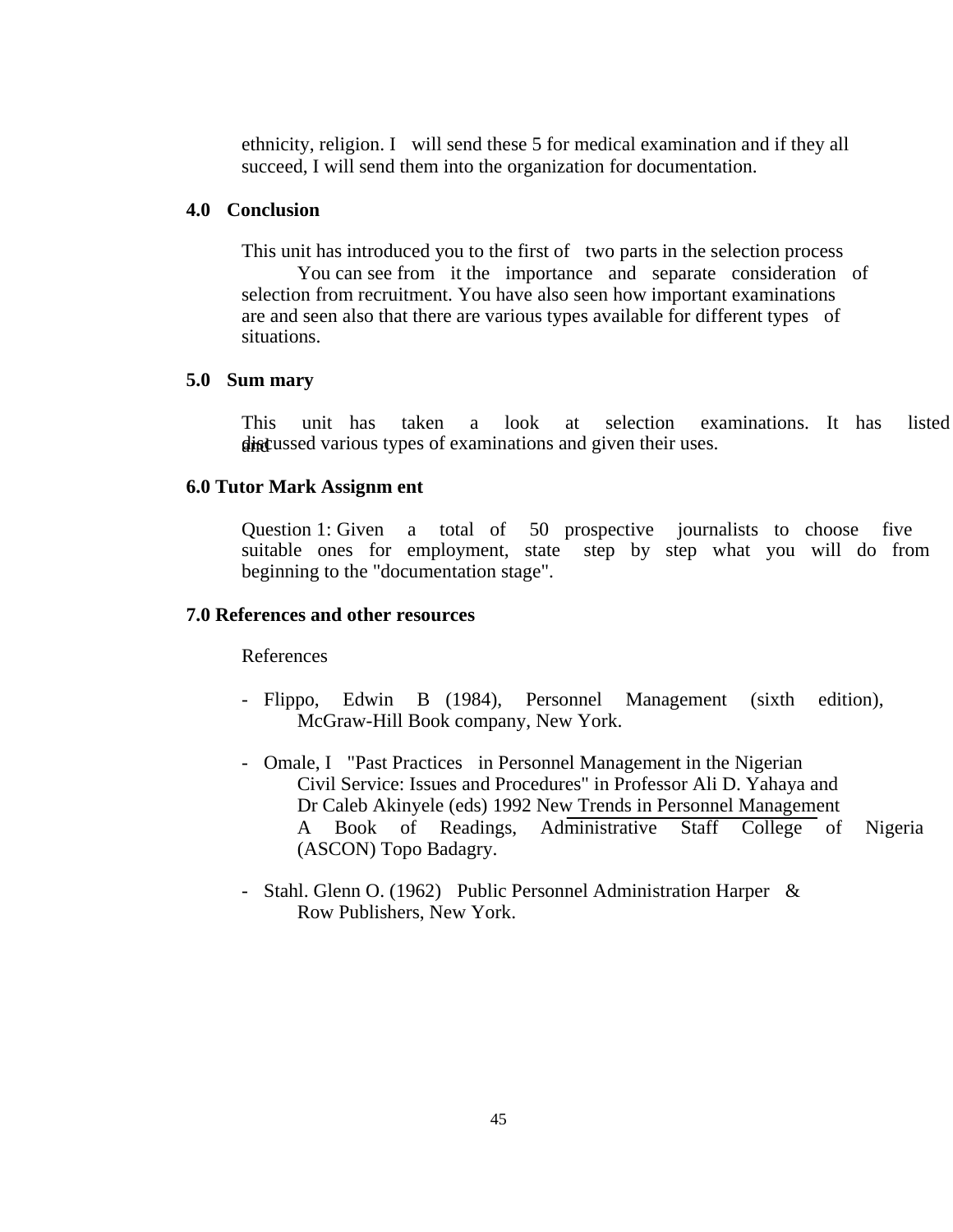ethnicity, religion. I will send these 5 for medical examination and if they all succeed, I will send them into the organization for documentation.

## 4.0 Conclusion

This unit has introduced you to the first of two parts in the selection process You can see from it the importance and separate consideration of selection from recruitment. You have also seen how important examinations are and seen also that there are various types available for different types of situations.

## 5.0 Summary

This unit has taken a look at selection examinations. It has listed and discussed various types of examinations and given their uses.

## 6.0 Tutor Mark Assignment

Question 1: Given a total of 50 prospective journalists to choose five suitable ones for employment, state step by step what you will do from beginning to the "documentation stage".

## 7.0 References and other resources

References

- Flippo, Edwin B (1984), Personnel Management (sixth edition), McGraw-Hill Book company, New York.

- Omale, I "Past Practices in Personnel Management in the Nigerian Civil Service: Issues and Procedures" in Professor Ali D. Yahaya and Dr Caleb Akinyele (eds) 1992 New Trends in Personnel Management A Book of Readings, Administrative Staff College of Nigeria (ASCON) Topo Badagry.

- Stahl. Glenn O. (1962) Public Personnel Administration Harper & Row Publishers, New York.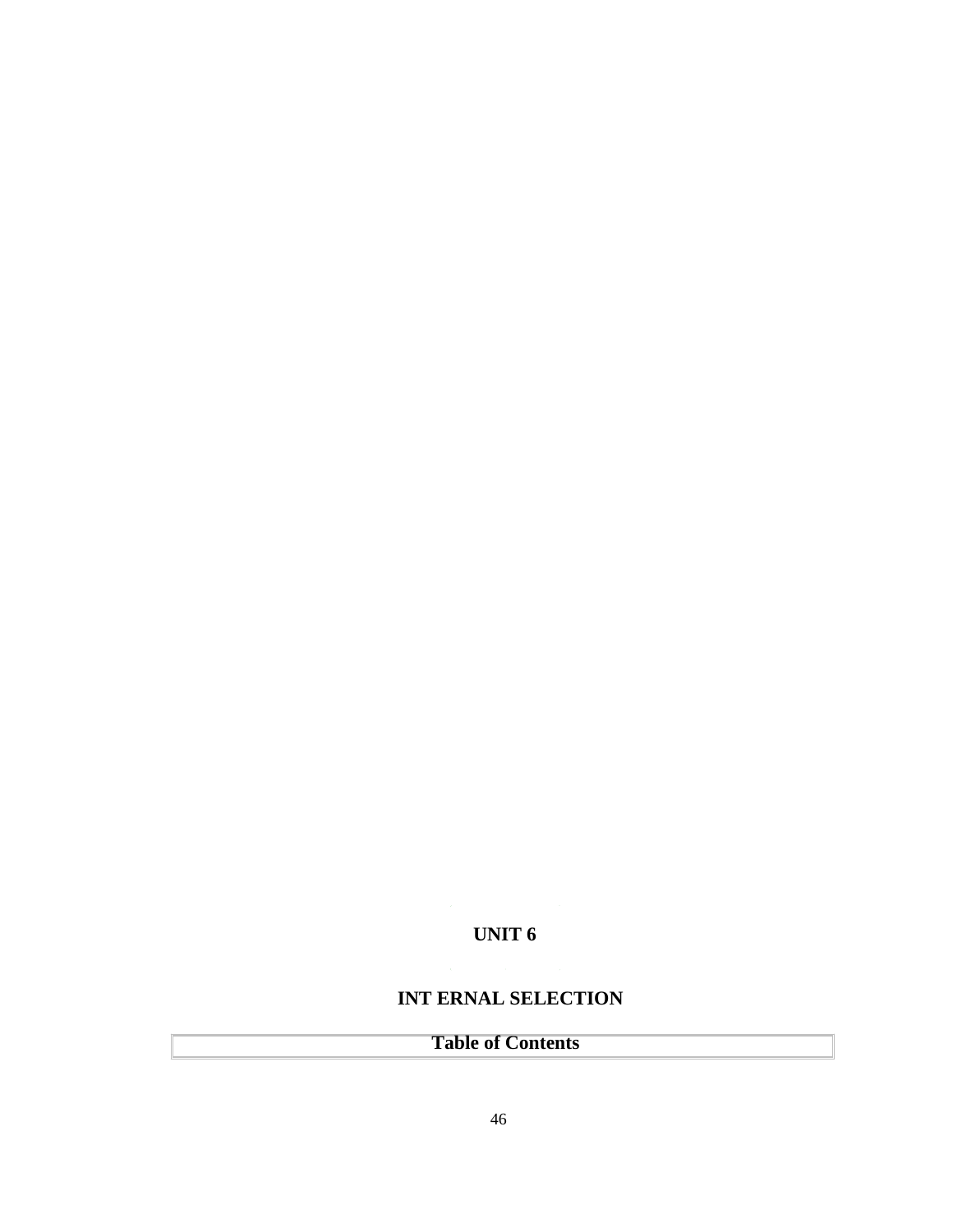# UNIT 6

## INT ERNAL SELECTION

| Table of Contents |
| --- |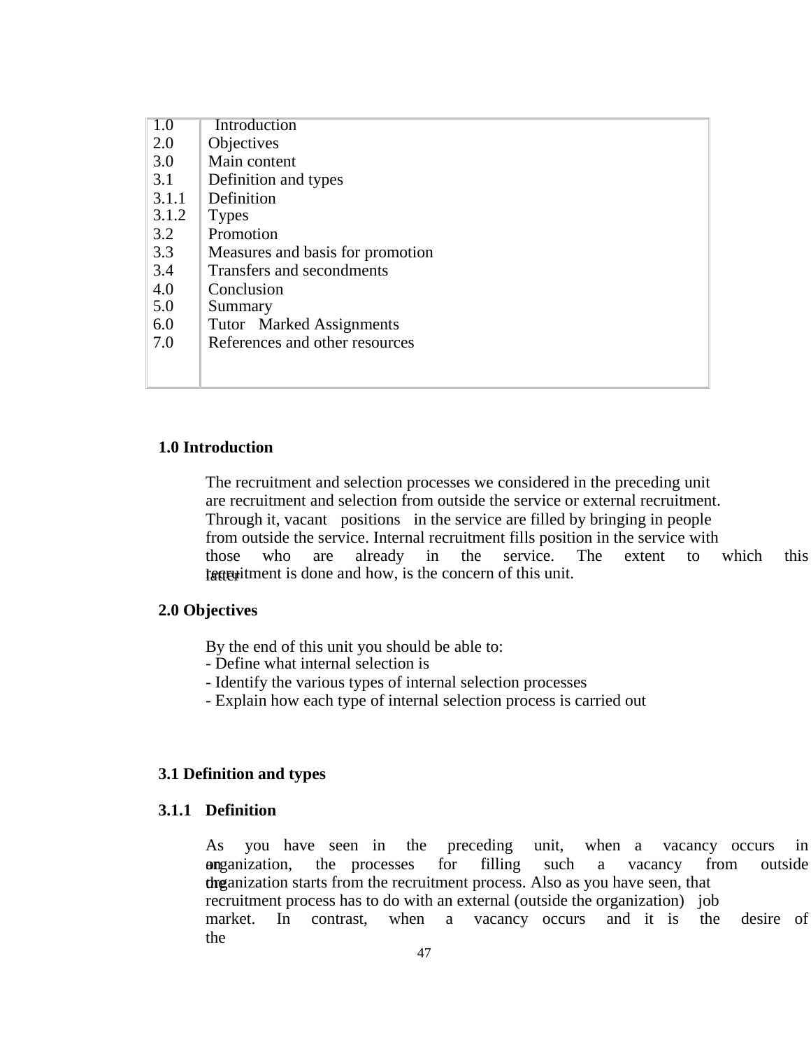| | |
|---|---|
| 1.0 | Introduction |
| 2.0 | Objectives |
| 3.0 | Main content |
| 3.1 | Definition and types |
| 3.1.1 | Definition |
| 3.1.2 | Types |
| 3.2 | Promotion |
| 3.3 | Measures and basis for promotion |
| 3.4 | Transfers and secondments |
| 4.0 | Conclusion |
| 5.0 | Summary |
| 6.0 | Tutor Marked Assignments |
| 7.0 | References and other resources |

## 1.0 Introduction

The recruitment and selection processes we considered in the preceding unit are recruitment and selection from outside the service or external recruitment. Through it, vacant positions in the service are filled by bringing in people from outside the service. Internal recruitment fills position in the service with those who are already in the service. The extent to which this latter recruitment is done and how, is the concern of this unit.

## 2.0 Objectives

By the end of this unit you should be able to:
- Define what internal selection is
- Identify the various types of internal selection processes
- Explain how each type of internal selection process is carried out

## 3.1 Definition and types

### 3.1.1 Definition

As you have seen in the preceding unit, when a vacancy occurs in an organization, the processes for filling such a vacancy from outside the organization starts from the recruitment process. Also as you have seen, that recruitment process has to do with an external (outside the organization) job market. In contrast, when a vacancy occurs and it is the desire of the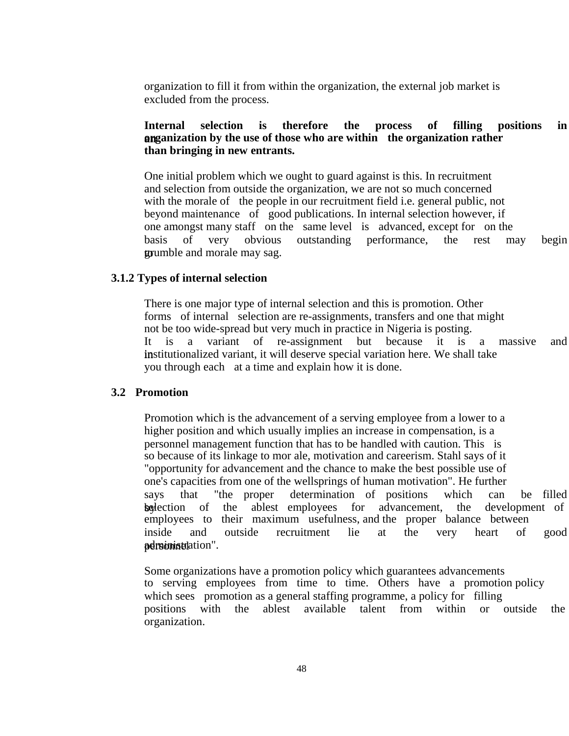organization to fill it from within the organization, the external job market is excluded from the process.

**Internal selection is therefore the process of filling positions in an organization by the use of those who are within the organization rather than bringing in new entrants.**

One initial problem which we ought to guard against is this. In recruitment and selection from outside the organization, we are not so much concerned with the morale of the people in our recruitment field i.e. general public, not beyond maintenance of good publications. In internal selection however, if one amongst many staff on the same level is advanced, except for on the basis of very obvious outstanding performance, the rest may begin to grumble and morale may sag.

### 3.1.2 Types of internal selection

There is one major type of internal selection and this is promotion. Other forms of internal selection are re-assignments, transfers and one that might not be too wide-spread but very much in practice in Nigeria is posting. It is a variant of re-assignment but because it is a massive and institutionalized variant, it will deserve special variation here. We shall take you through each at a time and explain how it is done.

## 3.2 Promotion

Promotion which is the advancement of a serving employee from a lower to a higher position and which usually implies an increase in compensation, is a personnel management function that has to be handled with caution. This is so because of its linkage to mor ale, motivation and careerism. Stahl says of it "opportunity for advancement and the chance to make the best possible use of one's capacities from one of the wellsprings of human motivation". He further says that "the proper determination of positions which can be filled by selection of the ablest employees for advancement, the development of employees to their maximum usefulness, and the proper balance between inside and outside recruitment lie at the very heart of good personnel administration".

Some organizations have a promotion policy which guarantees advancements to serving employees from time to time. Others have a promotion policy which sees promotion as a general staffing programme, a policy for filling positions with the ablest available talent from within or outside the organization.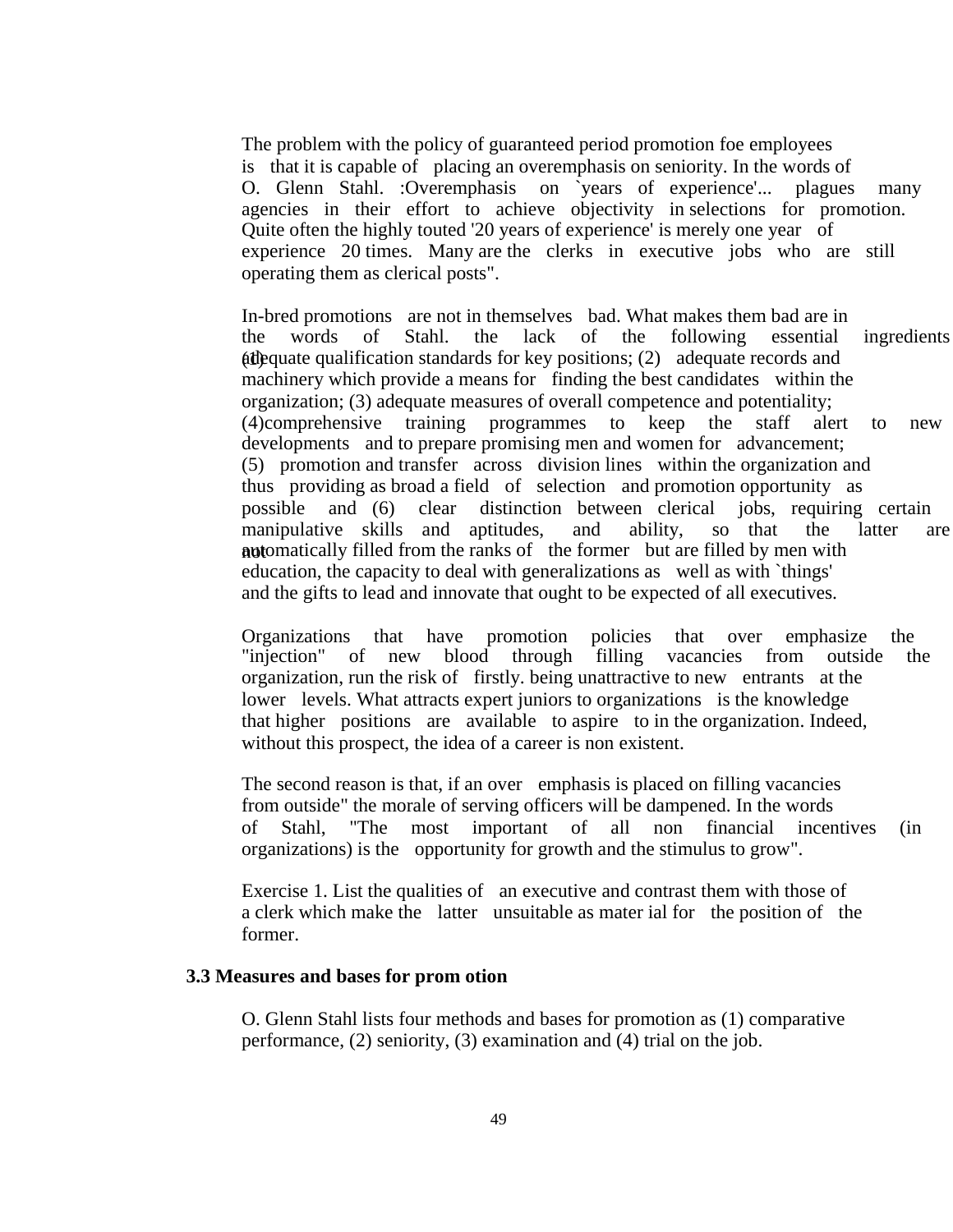The problem with the policy of guaranteed period promotion foe employees is that it is capable of placing an overemphasis on seniority. In the words of O. Glenn Stahl. :Overemphasis on `years of experience'... plagues many agencies in their effort to achieve objectivity in selections for promotion. Quite often the highly touted '20 years of experience' is merely one year of experience 20 times. Many are the clerks in executive jobs who are still operating them as clerical posts".

In-bred promotions are not in themselves bad. What makes them bad are in the words of Stahl. the lack of the following essential ingredients (1) adequate qualification standards for key positions; (2) adequate records and machinery which provide a means for finding the best candidates within the organization; (3) adequate measures of overall competence and potentiality; (4)comprehensive training programmes to keep the staff alert to new developments and to prepare promising men and women for advancement; (5) promotion and transfer across division lines within the organization and thus providing as broad a field of selection and promotion opportunity as possible and (6) clear distinction between clerical jobs, requiring certain manipulative skills and aptitudes, and ability, so that the latter are not automatically filled from the ranks of the former but are filled by men with education, the capacity to deal with generalizations as well as with `things' and the gifts to lead and innovate that ought to be expected of all executives.

Organizations that have promotion policies that over emphasize the "injection" of new blood through filling vacancies from outside the organization, run the risk of firstly. being unattractive to new entrants at the lower levels. What attracts expert juniors to organizations is the knowledge that higher positions are available to aspire to in the organization. Indeed, without this prospect, the idea of a career is non existent.

The second reason is that, if an over emphasis is placed on filling vacancies from outside" the morale of serving officers will be dampened. In the words of Stahl, "The most important of all non financial incentives (in organizations) is the opportunity for growth and the stimulus to grow".

Exercise 1. List the qualities of an executive and contrast them with those of a clerk which make the latter unsuitable as mater ial for the position of the former.

### 3.3 Measures and bases for prom otion

O. Glenn Stahl lists four methods and bases for promotion as (1) comparative performance, (2) seniority, (3) examination and (4) trial on the job.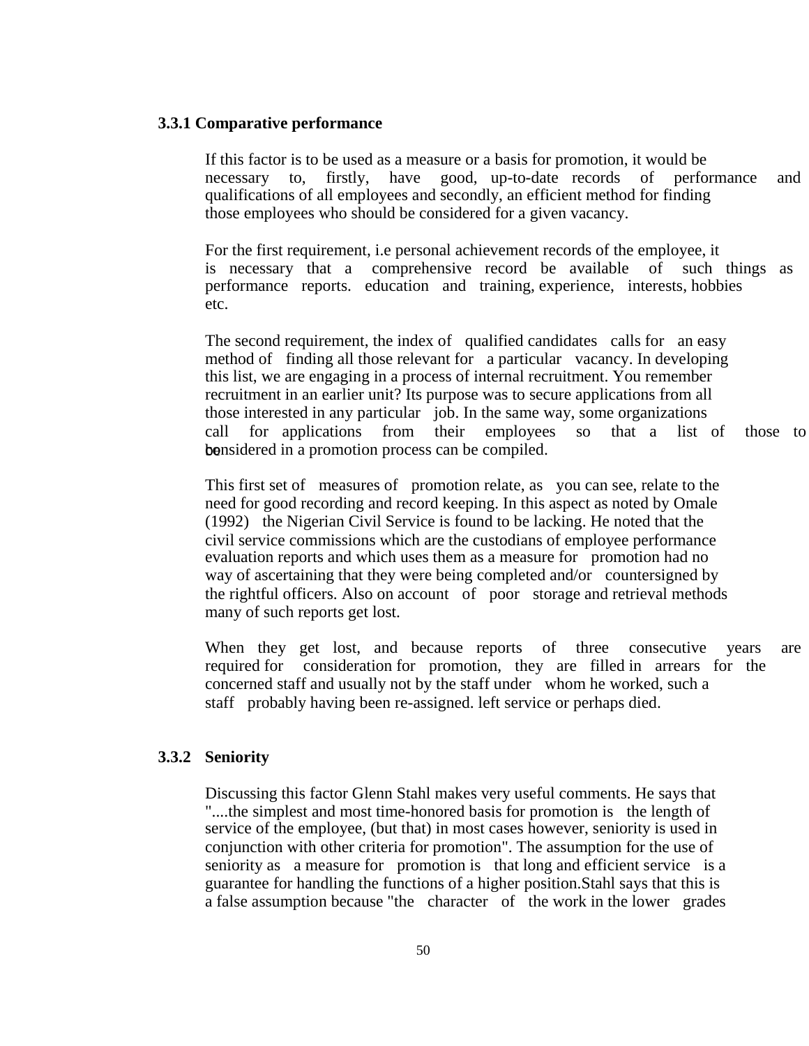### 3.3.1 Comparative performance

If this factor is to be used as a measure or a basis for promotion, it would be necessary to, firstly, have good, up-to-date records of performance and qualifications of all employees and secondly, an efficient method for finding those employees who should be considered for a given vacancy.

For the first requirement, i.e personal achievement records of the employee, it is necessary that a comprehensive record be available of such things as performance reports. education and training, experience, interests, hobbies etc.

The second requirement, the index of qualified candidates calls for an easy method of finding all those relevant for a particular vacancy. In developing this list, we are engaging in a process of internal recruitment. You remember recruitment in an earlier unit? Its purpose was to secure applications from all those interested in any particular job. In the same way, some organizations call for applications from their employees so that a list of those to be considered in a promotion process can be compiled.

This first set of measures of promotion relate, as you can see, relate to the need for good recording and record keeping. In this aspect as noted by Omale (1992) the Nigerian Civil Service is found to be lacking. He noted that the civil service commissions which are the custodians of employee performance evaluation reports and which uses them as a measure for promotion had no way of ascertaining that they were being completed and/or countersigned by the rightful officers. Also on account of poor storage and retrieval methods many of such reports get lost.

When they get lost, and because reports of three consecutive years are required for consideration for promotion, they are filled in arrears for the concerned staff and usually not by the staff under whom he worked, such a staff probably having been re-assigned. left service or perhaps died.

### 3.3.2 Seniority

Discussing this factor Glenn Stahl makes very useful comments. He says that "....the simplest and most time-honored basis for promotion is the length of service of the employee, (but that) in most cases however, seniority is used in conjunction with other criteria for promotion". The assumption for the use of seniority as a measure for promotion is that long and efficient service is a guarantee for handling the functions of a higher position.Stahl says that this is a false assumption because "the character of the work in the lower grades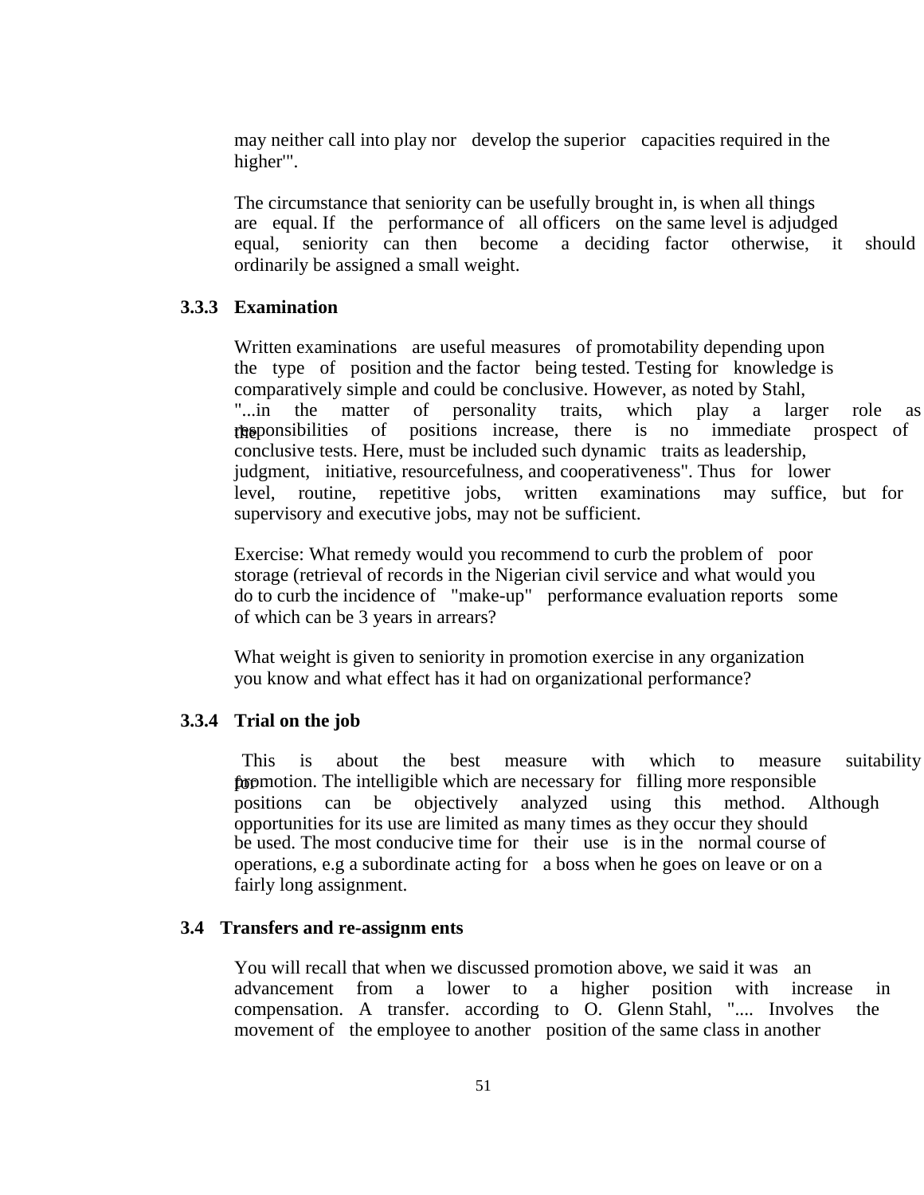may neither call into play nor develop the superior capacities required in the higher'".

The circumstance that seniority can be usefully brought in, is when all things are equal. If the performance of all officers on the same level is adjudged equal, seniority can then become a deciding factor otherwise, it should ordinarily be assigned a small weight.

### 3.3.3 Examination

Written examinations are useful measures of promotability depending upon the type of position and the factor being tested. Testing for knowledge is comparatively simple and could be conclusive. However, as noted by Stahl, "...in the matter of personality traits, which play a larger role as the responsibilities of positions increase, there is no immediate prospect of conclusive tests. Here, must be included such dynamic traits as leadership, judgment, initiative, resourcefulness, and cooperativeness". Thus for lower level, routine, repetitive jobs, written examinations may suffice, but for supervisory and executive jobs, may not be sufficient.

Exercise: What remedy would you recommend to curb the problem of poor storage (retrieval of records in the Nigerian civil service and what would you do to curb the incidence of "make-up" performance evaluation reports some of which can be 3 years in arrears?

What weight is given to seniority in promotion exercise in any organization you know and what effect has it had on organizational performance?

### 3.3.4 Trial on the job

This is about the best measure with which to measure suitability for promotion. The intelligible which are necessary for filling more responsible positions can be objectively analyzed using this method. Although opportunities for its use are limited as many times as they occur they should be used. The most conducive time for their use is in the normal course of operations, e.g a subordinate acting for a boss when he goes on leave or on a fairly long assignment.

## 3.4 Transfers and re-assignm ents

You will recall that when we discussed promotion above, we said it was an advancement from a lower to a higher position with increase in compensation. A transfer. according to O. Glenn Stahl, ".... Involves the movement of the employee to another position of the same class in another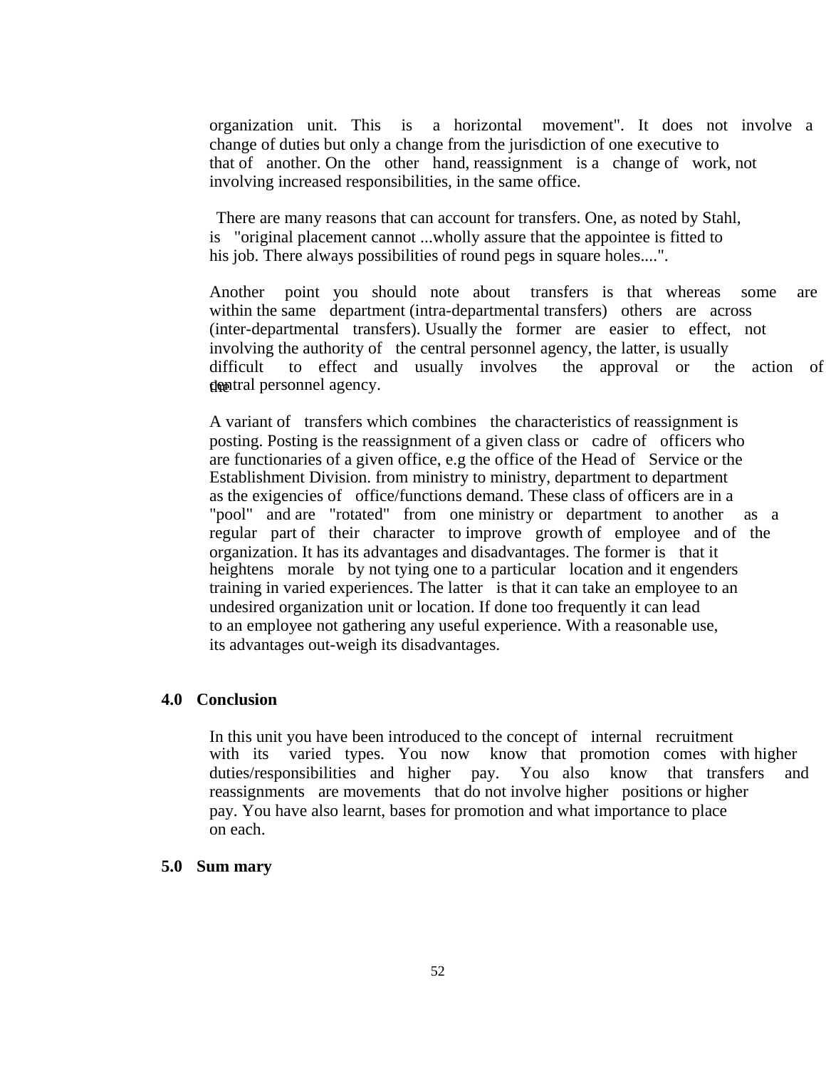organization unit. This is a horizontal movement". It does not involve a change of duties but only a change from the jurisdiction of one executive to that of another. On the other hand, reassignment is a change of work, not involving increased responsibilities, in the same office.

There are many reasons that can account for transfers. One, as noted by Stahl, is "original placement cannot ...wholly assure that the appointee is fitted to his job. There always possibilities of round pegs in square holes....".

Another point you should note about transfers is that whereas some are within the same department (intra-departmental transfers) others are across (inter-departmental transfers). Usually the former are easier to effect, not involving the authority of the central personnel agency, the latter, is usually difficult to effect and usually involves the approval or the action of the central personnel agency.

A variant of transfers which combines the characteristics of reassignment is posting. Posting is the reassignment of a given class or cadre of officers who are functionaries of a given office, e.g the office of the Head of Service or the Establishment Division. from ministry to ministry, department to department as the exigencies of office/functions demand. These class of officers are in a "pool" and are "rotated" from one ministry or department to another as a regular part of their character to improve growth of employee and of the organization. It has its advantages and disadvantages. The former is that it heightens morale by not tying one to a particular location and it engenders training in varied experiences. The latter is that it can take an employee to an undesired organization unit or location. If done too frequently it can lead to an employee not gathering any useful experience. With a reasonable use, its advantages out-weigh its disadvantages.

## 4.0 Conclusion

In this unit you have been introduced to the concept of internal recruitment with its varied types. You now know that promotion comes with higher duties/responsibilities and higher pay. You also know that transfers and reassignments are movements that do not involve higher positions or higher pay. You have also learnt, bases for promotion and what importance to place on each.

## 5.0 Sum mary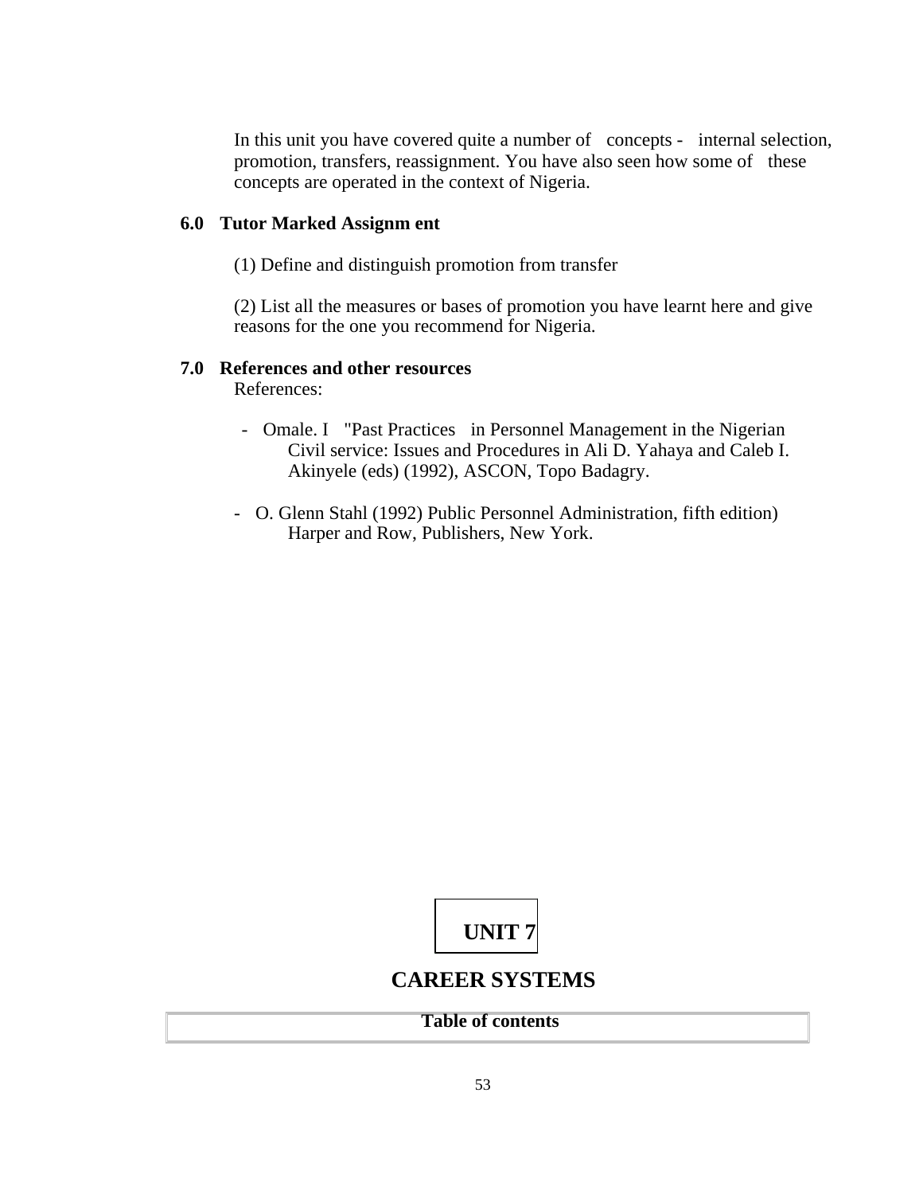In this unit you have covered quite a number of concepts - internal selection, promotion, transfers, reassignment. You have also seen how some of these concepts are operated in the context of Nigeria.

## 6.0 Tutor Marked Assignm ent

(1) Define and distinguish promotion from transfer

(2) List all the measures or bases of promotion you have learnt here and give reasons for the one you recommend for Nigeria.

## 7.0 References and other resources

References:

- Omale. I "Past Practices in Personnel Management in the Nigerian Civil service: Issues and Procedures in Ali D. Yahaya and Caleb I. Akinyele (eds) (1992), ASCON, Topo Badagry.

- O. Glenn Stahl (1992) Public Personnel Administration, fifth edition) Harper and Row, Publishers, New York.

# UNIT 7

# CAREER SYSTEMS

| Table of contents |
| --- |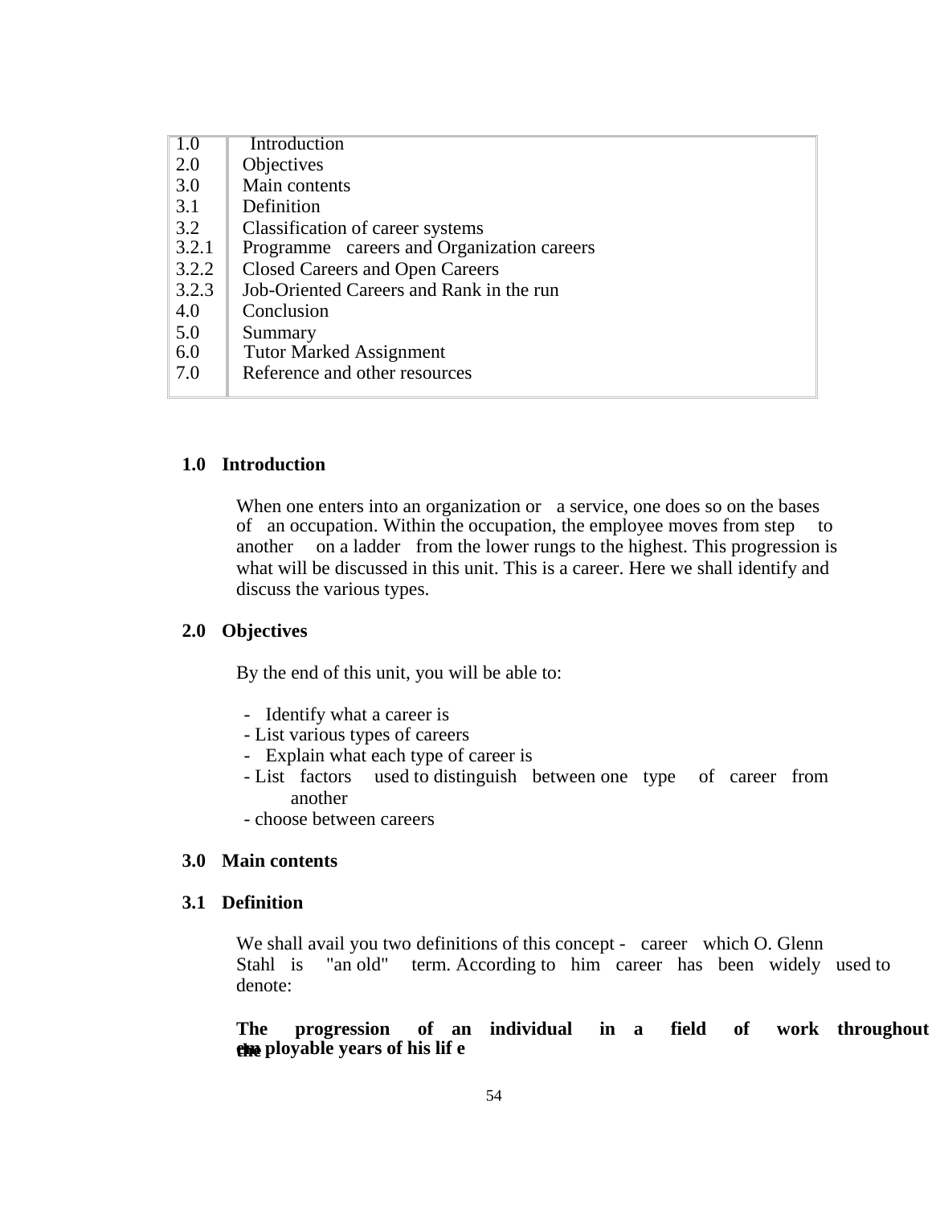| | |
|---|---|
| 1.0 | Introduction |
| 2.0 | Objectives |
| 3.0 | Main contents |
| 3.1 | Definition |
| 3.2 | Classification of career systems |
| 3.2.1 | Programme careers and Organization careers |
| 3.2.2 | Closed Careers and Open Careers |
| 3.2.3 | Job-Oriented Careers and Rank in the run |
| 4.0 | Conclusion |
| 5.0 | Summary |
| 6.0 | Tutor Marked Assignment |
| 7.0 | Reference and other resources |

## 1.0 Introduction

When one enters into an organization or a service, one does so on the bases of an occupation. Within the occupation, the employee moves from step to another on a ladder from the lower rungs to the highest. This progression is what will be discussed in this unit. This is a career. Here we shall identify and discuss the various types.

## 2.0 Objectives

By the end of this unit, you will be able to:

- Identify what a career is
- List various types of careers
- Explain what each type of career is
- List factors used to distinguish between one type of career from another
- choose between careers

## 3.0 Main contents

## 3.1 Definition

We shall avail you two definitions of this concept - career which O. Glenn Stahl is "an old" term. According to him career has been widely used to denote:

**The progression of an individual in a field of work throughout the employable years of his life**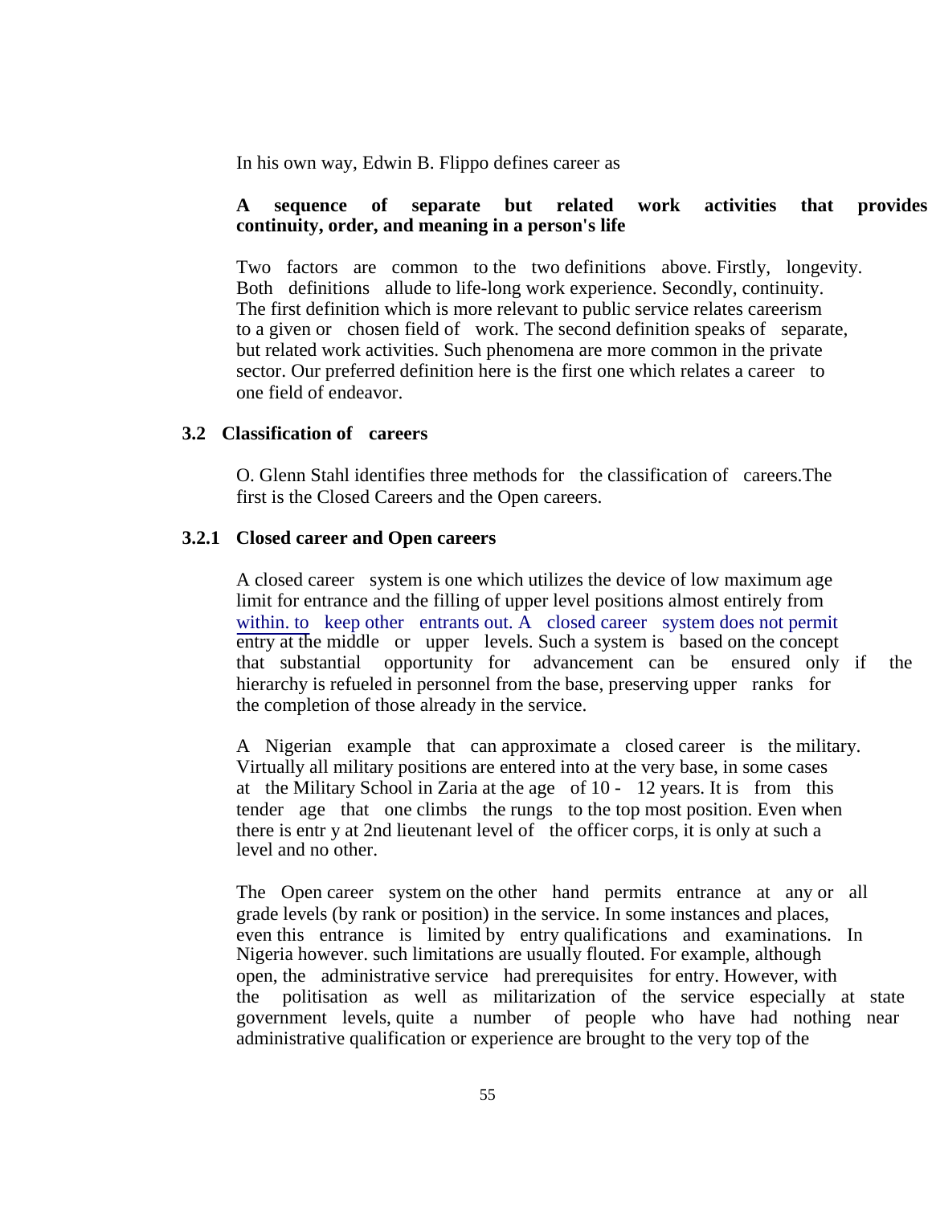In his own way, Edwin B. Flippo defines career as

**A sequence of separate but related work activities that provides continuity, order, and meaning in a person's life**

Two factors are common to the two definitions above. Firstly, longevity. Both definitions allude to life-long work experience. Secondly, continuity. The first definition which is more relevant to public service relates careerism to a given or chosen field of work. The second definition speaks of separate, but related work activities. Such phenomena are more common in the private sector. Our preferred definition here is the first one which relates a career to one field of endeavor.

## 3.2 Classification of careers

O. Glenn Stahl identifies three methods for the classification of careers.The first is the Closed Careers and the Open careers.

### 3.2.1 Closed career and Open careers

A closed career system is one which utilizes the device of low maximum age limit for entrance and the filling of upper level positions almost entirely from within. to keep other entrants out. A closed career system does not permit entry at the middle or upper levels. Such a system is based on the concept that substantial opportunity for advancement can be ensured only if the hierarchy is refueled in personnel from the base, preserving upper ranks for the completion of those already in the service.

A Nigerian example that can approximate a closed career is the military. Virtually all military positions are entered into at the very base, in some cases at the Military School in Zaria at the age of 10 - 12 years. It is from this tender age that one climbs the rungs to the top most position. Even when there is entr y at 2nd lieutenant level of the officer corps, it is only at such a level and no other.

The Open career system on the other hand permits entrance at any or all grade levels (by rank or position) in the service. In some instances and places, even this entrance is limited by entry qualifications and examinations. In Nigeria however. such limitations are usually flouted. For example, although open, the administrative service had prerequisites for entry. However, with the politisation as well as militarization of the service especially at state government levels, quite a number of people who have had nothing near administrative qualification or experience are brought to the very top of the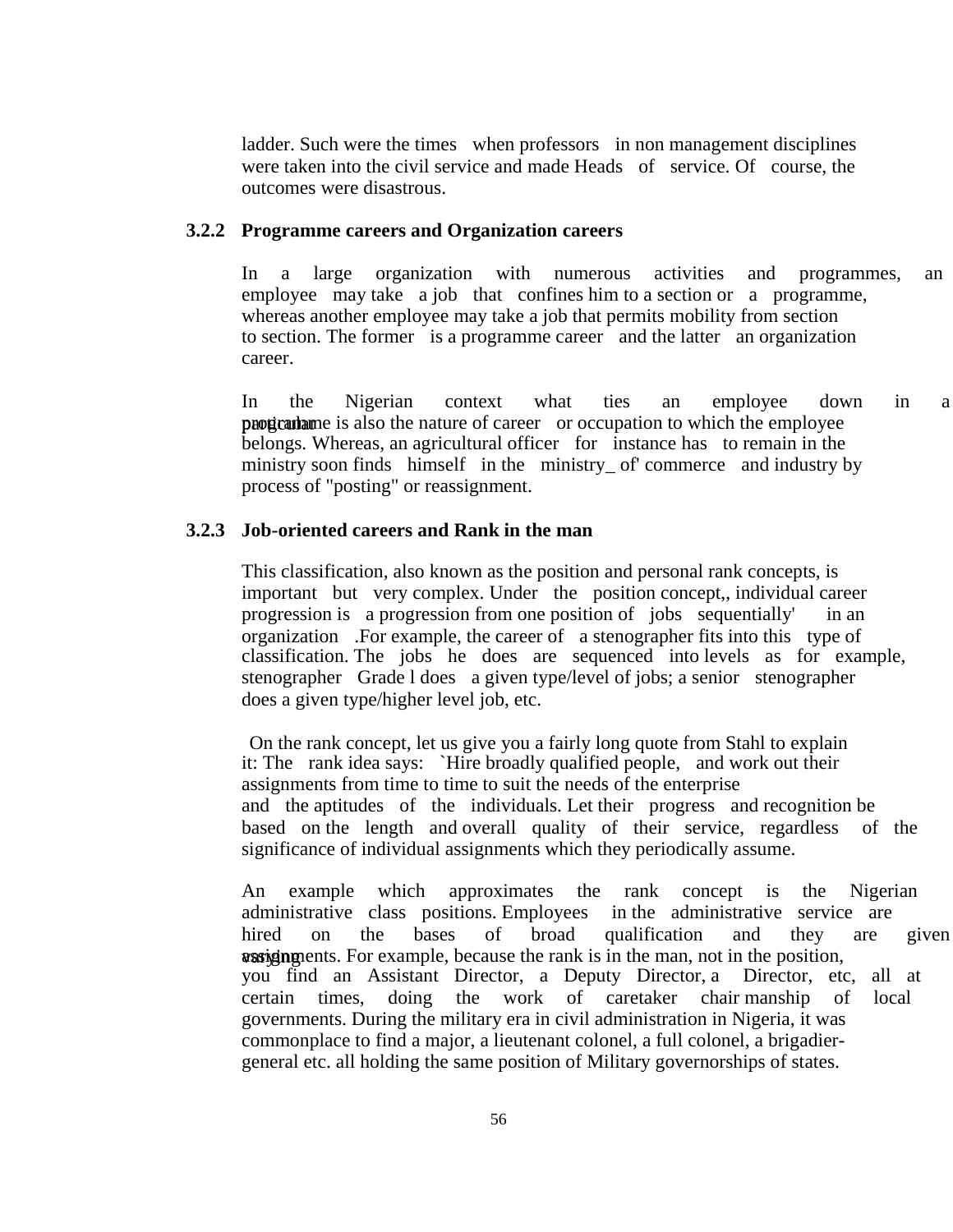ladder. Such were the times when professors in non management disciplines were taken into the civil service and made Heads of service. Of course, the outcomes were disastrous.

### 3.2.2 Programme careers and Organization careers

In a large organization with numerous activities and programmes, an employee may take a job that confines him to a section or a programme, whereas another employee may take a job that permits mobility from section to section. The former is a programme career and the latter an organization career.

In the Nigerian context what ties an employee down in a particular programme is also the nature of career or occupation to which the employee belongs. Whereas, an agricultural officer for instance has to remain in the ministry soon finds himself in the ministry_ of' commerce and industry by process of "posting" or reassignment.

### 3.2.3 Job-oriented careers and Rank in the man

This classification, also known as the position and personal rank concepts, is important but very complex. Under the position concept,, individual career progression is a progression from one position of jobs sequentially' in an organization .For example, the career of a stenographer fits into this type of classification. The jobs he does are sequenced into levels as for example, stenographer Grade l does a given type/level of jobs; a senior stenographer does a given type/higher level job, etc.

On the rank concept, let us give you a fairly long quote from Stahl to explain it: The rank idea says: `Hire broadly qualified people, and work out their assignments from time to time to suit the needs of the enterprise and the aptitudes of the individuals. Let their progress and recognition be based on the length and overall quality of their service, regardless of the significance of individual assignments which they periodically assume.

An example which approximates the rank concept is the Nigerian administrative class positions. Employees in the administrative service are hired on the bases of broad qualification and they are given varying assignments. For example, because the rank is in the man, not in the position, you find an Assistant Director, a Deputy Director, a Director, etc, all at certain times, doing the work of caretaker chair manship of local governments. During the military era in civil administration in Nigeria, it was commonplace to find a major, a lieutenant colonel, a full colonel, a brigadier-general etc. all holding the same position of Military governorships of states.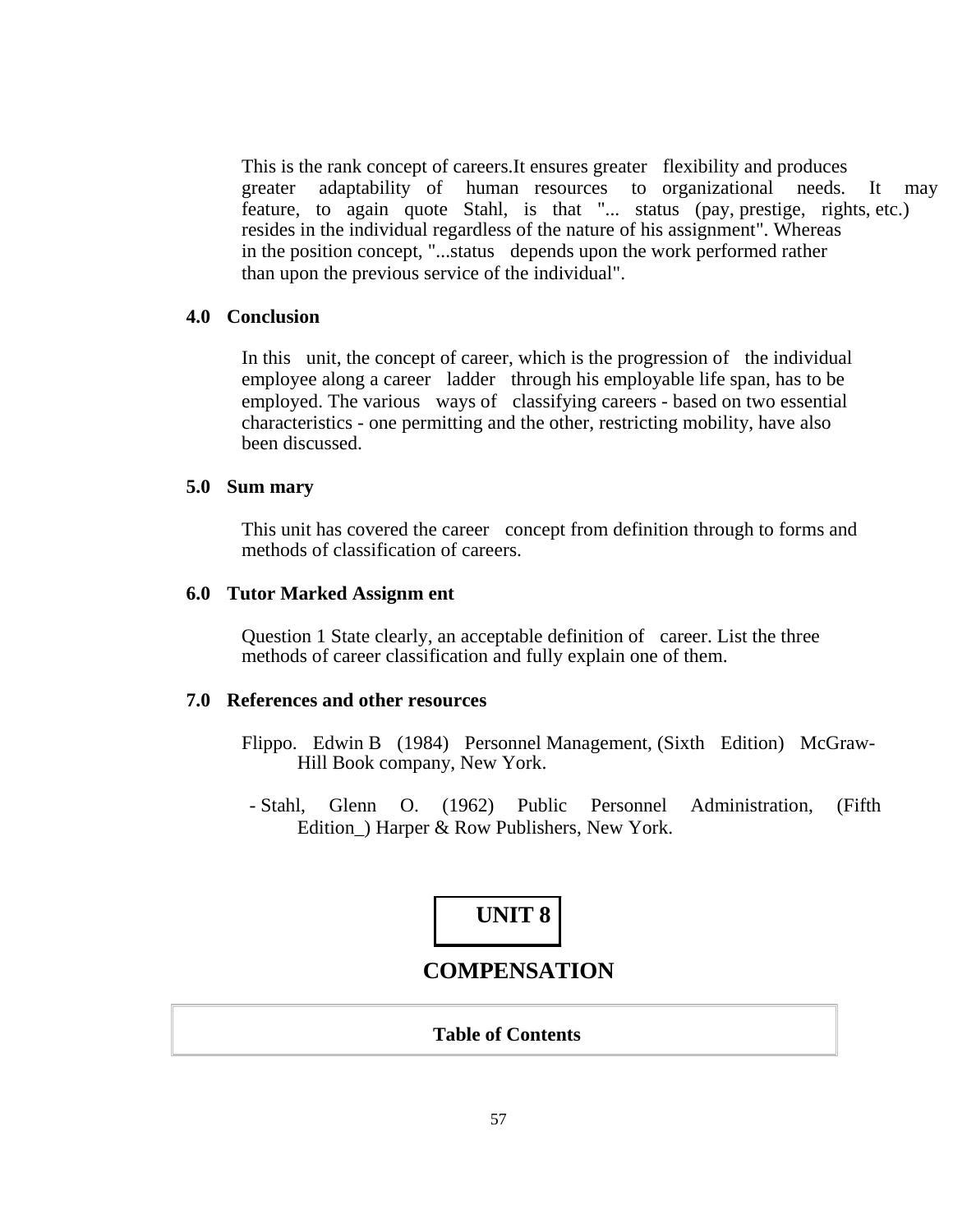This is the rank concept of careers.It ensures greater flexibility and produces greater adaptability of human resources to organizational needs. It may feature, to again quote Stahl, is that "... status (pay, prestige, rights, etc.) resides in the individual regardless of the nature of his assignment". Whereas in the position concept, "...status depends upon the work performed rather than upon the previous service of the individual".

## 4.0 Conclusion

In this unit, the concept of career, which is the progression of the individual employee along a career ladder through his employable life span, has to be employed. The various ways of classifying careers - based on two essential characteristics - one permitting and the other, restricting mobility, have also been discussed.

## 5.0 Sum mary

This unit has covered the career concept from definition through to forms and methods of classification of careers.

## 6.0 Tutor Marked Assignm ent

Question 1 State clearly, an acceptable definition of career. List the three methods of career classification and fully explain one of them.

## 7.0 References and other resources

Flippo. Edwin B (1984) Personnel Management, (Sixth Edition) McGraw-Hill Book company, New York.

- Stahl, Glenn O. (1962) Public Personnel Administration, (Fifth Edition_) Harper & Row Publishers, New York.

# UNIT 8

# COMPENSATION

| Table of Contents |
|---|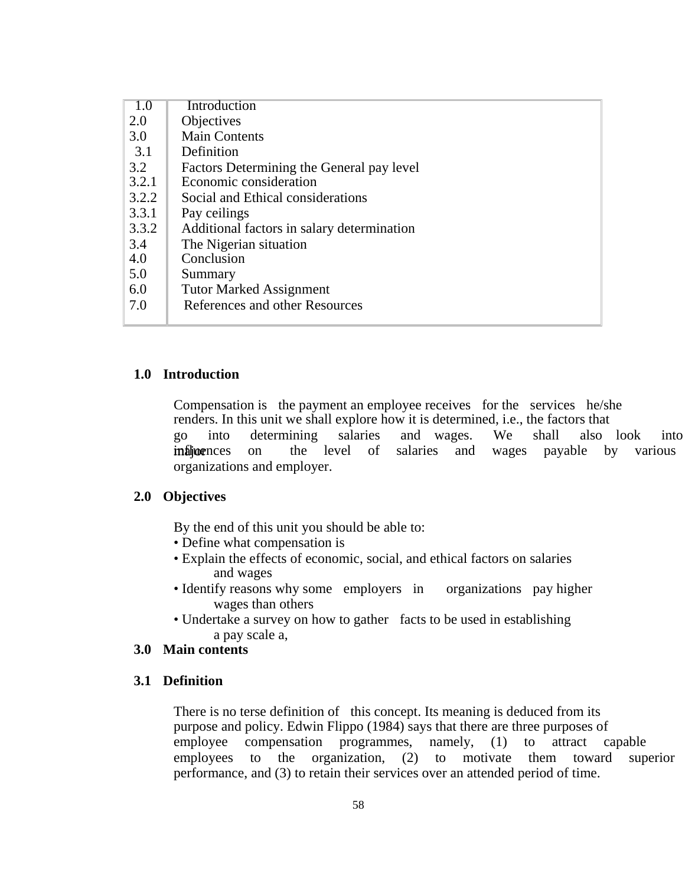| | |
|---|---|
| 1.0 | Introduction |
| 2.0 | Objectives |
| 3.0 | Main Contents |
| 3.1 | Definition |
| 3.2 | Factors Determining the General pay level |
| 3.2.1 | Economic consideration |
| 3.2.2 | Social and Ethical considerations |
| 3.3.1 | Pay ceilings |
| 3.3.2 | Additional factors in salary determination |
| 3.4 | The Nigerian situation |
| 4.0 | Conclusion |
| 5.0 | Summary |
| 6.0 | Tutor Marked Assignment |
| 7.0 | References and other Resources |

## 1.0 Introduction

Compensation is the payment an employee receives for the services he/she renders. In this unit we shall explore how it is determined, i.e., the factors that go into determining salaries and wages. We shall also look into major influences on the level of salaries and wages payable by various organizations and employer.

## 2.0 Objectives

By the end of this unit you should be able to:

- Define what compensation is
- Explain the effects of economic, social, and ethical factors on salaries and wages
- Identify reasons why some employers in organizations pay higher wages than others
- Undertake a survey on how to gather facts to be used in establishing a pay scale a,

## 3.0 Main contents

### 3.1 Definition

There is no terse definition of this concept. Its meaning is deduced from its purpose and policy. Edwin Flippo (1984) says that there are three purposes of employee compensation programmes, namely, (1) to attract capable employees to the organization, (2) to motivate them toward superior performance, and (3) to retain their services over an attended period of time.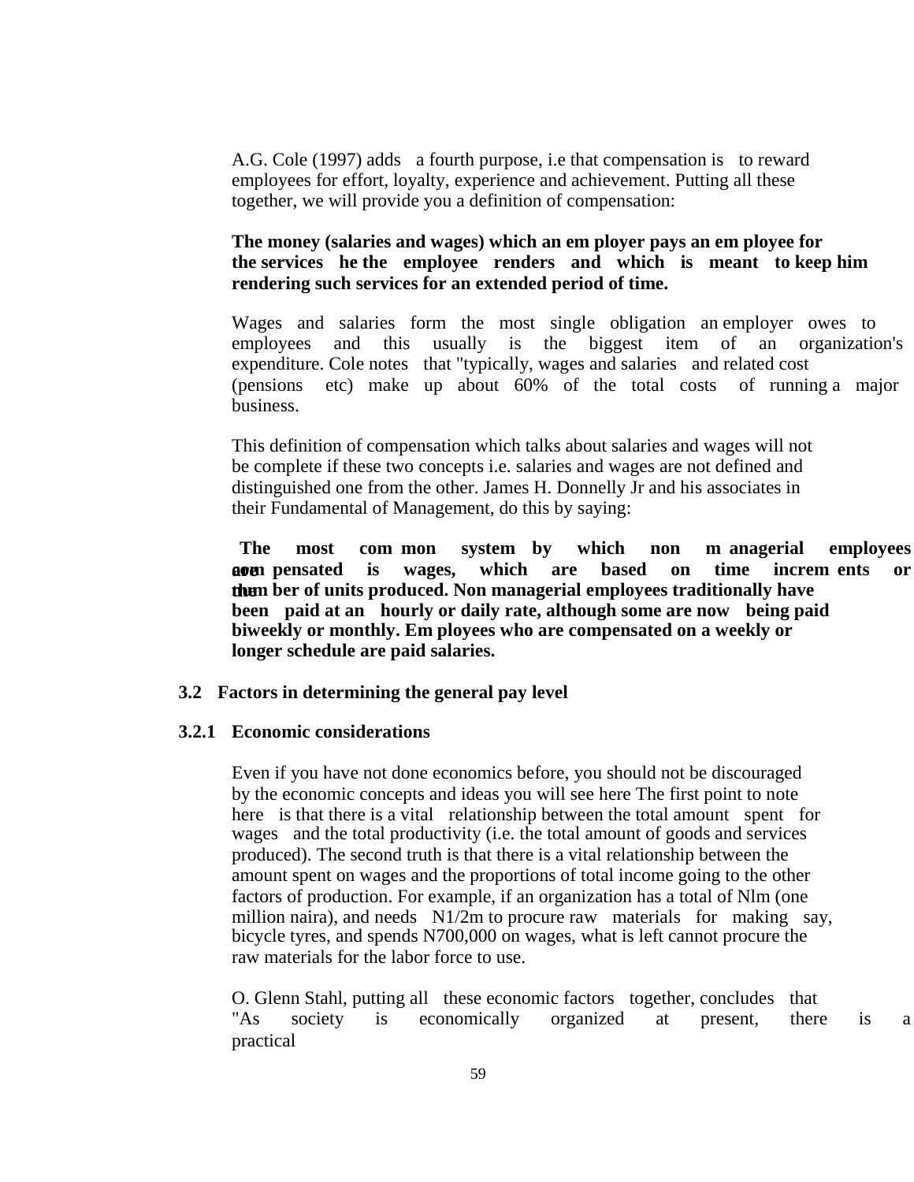A.G. Cole (1997) adds a fourth purpose, i.e that compensation is to reward employees for effort, loyalty, experience and achievement. Putting all these together, we will provide you a definition of compensation:

**The money (salaries and wages) which an employer pays an employee for the services he the employee renders and which is meant to keep him rendering such services for an extended period of time.**

Wages and salaries form the most single obligation an employer owes to employees and this usually is the biggest item of an organization's expenditure. Cole notes that "typically, wages and salaries and related cost (pensions etc) make up about 60% of the total costs of running a major business.

This definition of compensation which talks about salaries and wages will not be complete if these two concepts i.e. salaries and wages are not defined and distinguished one from the other. James H. Donnelly Jr and his associates in their Fundamental of Management, do this by saying:

**The most common system by which non managerial employees are compensated is wages, which are based on time increments or the number of units produced. Non managerial employees traditionally have been paid at an hourly or daily rate, although some are now being paid biweekly or monthly. Employees who are compensated on a weekly or longer schedule are paid salaries.**

## 3.2 Factors in determining the general pay level

### 3.2.1 Economic considerations

Even if you have not done economics before, you should not be discouraged by the economic concepts and ideas you will see here The first point to note here is that there is a vital relationship between the total amount spent for wages and the total productivity (i.e. the total amount of goods and services produced). The second truth is that there is a vital relationship between the amount spent on wages and the proportions of total income going to the other factors of production. For example, if an organization has a total of Nlm (one million naira), and needs N1/2m to procure raw materials for making say, bicycle tyres, and spends N700,000 on wages, what is left cannot procure the raw materials for the labor force to use.

O. Glenn Stahl, putting all these economic factors together, concludes that "As society is economically organized at present, there is a practical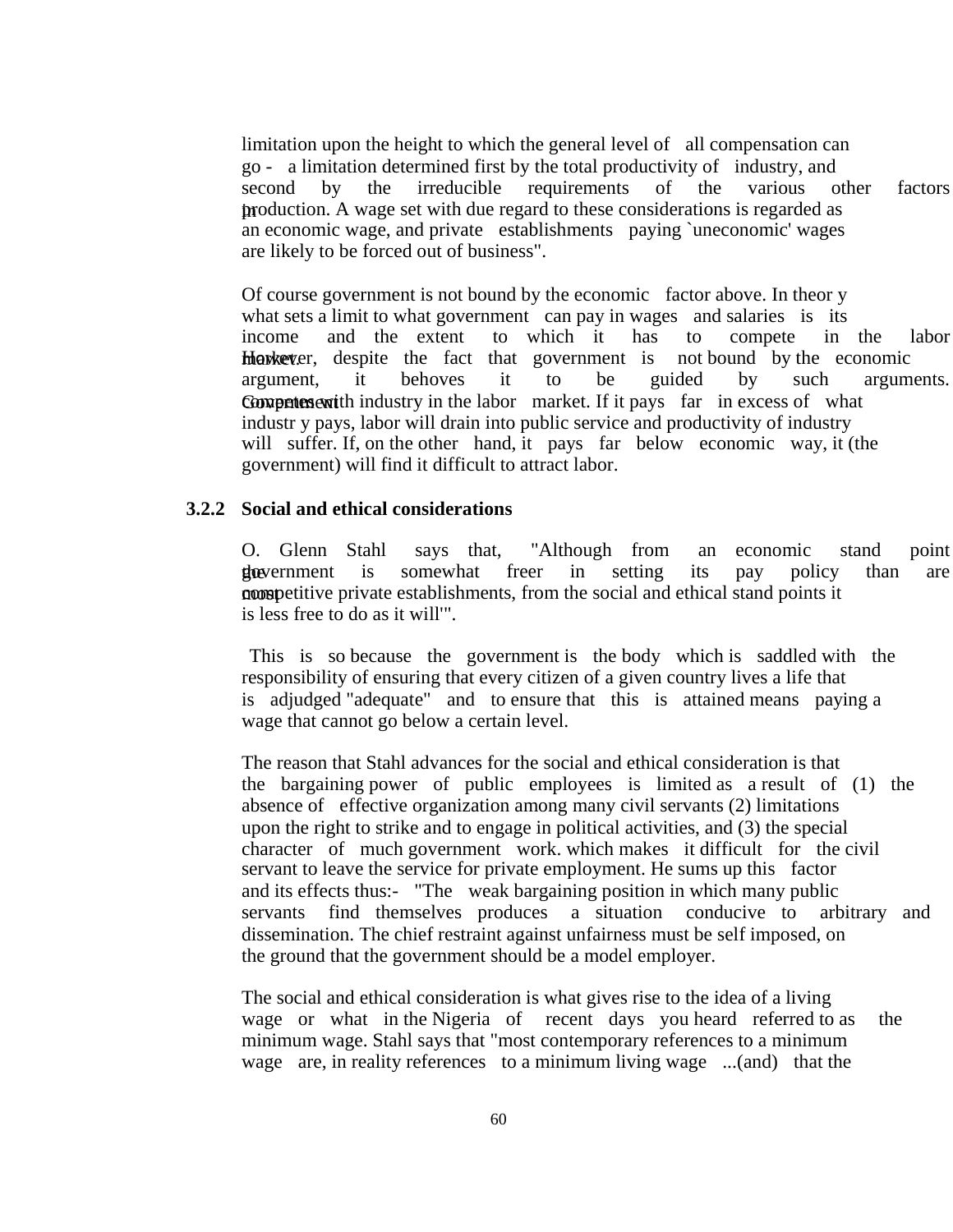limitation upon the height to which the general level of all compensation can go - a limitation determined first by the total productivity of industry, and second by the irreducible requirements of the various other factors in production. A wage set with due regard to these considerations is regarded as an economic wage, and private establishments paying `uneconomic' wages are likely to be forced out of business".

Of course government is not bound by the economic factor above. In theor y what sets a limit to what government can pay in wages and salaries is its income and the extent to which it has to compete in the labor market. However, despite the fact that government is not bound by the economic argument, it behoves it to be guided by such arguments. Government competes with industry in the labor market. If it pays far in excess of what industr y pays, labor will drain into public service and productivity of industry will suffer. If, on the other hand, it pays far below economic way, it (the government) will find it difficult to attract labor.

### 3.2.2 Social and ethical considerations

O. Glenn Stahl says that, "Although from an economic stand point the government is somewhat freer in setting its pay policy than are most competitive private establishments, from the social and ethical stand points it is less free to do as it will'".

This is so because the government is the body which is saddled with the responsibility of ensuring that every citizen of a given country lives a life that is adjudged "adequate" and to ensure that this is attained means paying a wage that cannot go below a certain level.

The reason that Stahl advances for the social and ethical consideration is that the bargaining power of public employees is limited as a result of (1) the absence of effective organization among many civil servants (2) limitations upon the right to strike and to engage in political activities, and (3) the special character of much government work. which makes it difficult for the civil servant to leave the service for private employment. He sums up this factor and its effects thus:- "The weak bargaining position in which many public servants find themselves produces a situation conducive to arbitrary and dissemination. The chief restraint against unfairness must be self imposed, on the ground that the government should be a model employer.

The social and ethical consideration is what gives rise to the idea of a living wage or what in the Nigeria of recent days you heard referred to as the minimum wage. Stahl says that "most contemporary references to a minimum wage are, in reality references to a minimum living wage ...(and) that the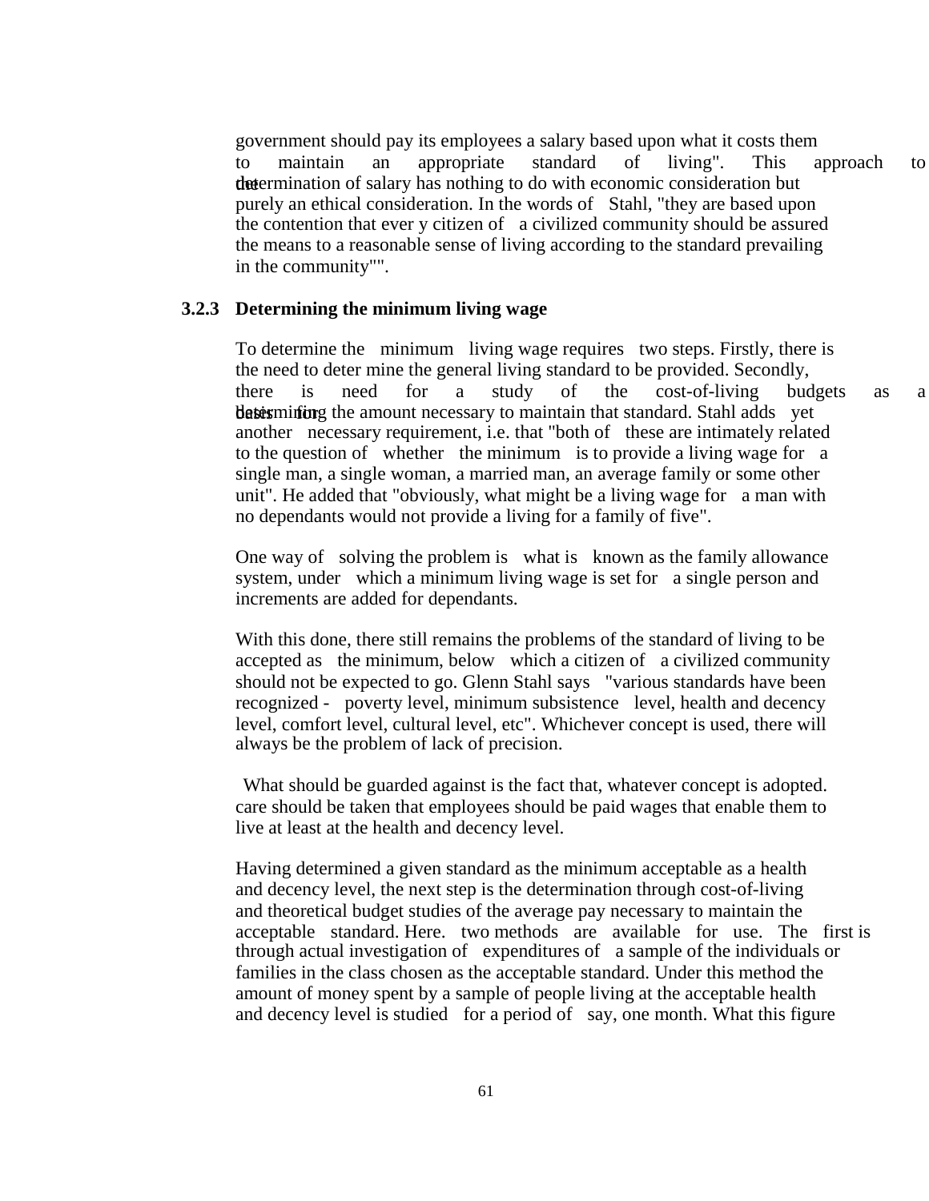government should pay its employees a salary based upon what it costs them to maintain an appropriate standard of living". This approach to the determination of salary has nothing to do with economic consideration but purely an ethical consideration. In the words of Stahl, "they are based upon the contention that ever y citizen of a civilized community should be assured the means to a reasonable sense of living according to the standard prevailing in the community"".

### 3.2.3 Determining the minimum living wage

To determine the minimum living wage requires two steps. Firstly, there is the need to deter mine the general living standard to be provided. Secondly, there is need for a study of the cost-of-living budgets as a basis for determining the amount necessary to maintain that standard. Stahl adds yet another necessary requirement, i.e. that "both of these are intimately related to the question of whether the minimum is to provide a living wage for a single man, a single woman, a married man, an average family or some other unit". He added that "obviously, what might be a living wage for a man with no dependants would not provide a living for a family of five".

One way of solving the problem is what is known as the family allowance system, under which a minimum living wage is set for a single person and increments are added for dependants.

With this done, there still remains the problems of the standard of living to be accepted as the minimum, below which a citizen of a civilized community should not be expected to go. Glenn Stahl says "various standards have been recognized - poverty level, minimum subsistence level, health and decency level, comfort level, cultural level, etc". Whichever concept is used, there will always be the problem of lack of precision.

What should be guarded against is the fact that, whatever concept is adopted. care should be taken that employees should be paid wages that enable them to live at least at the health and decency level.

Having determined a given standard as the minimum acceptable as a health and decency level, the next step is the determination through cost-of-living and theoretical budget studies of the average pay necessary to maintain the acceptable standard. Here. two methods are available for use. The first is through actual investigation of expenditures of a sample of the individuals or families in the class chosen as the acceptable standard. Under this method the amount of money spent by a sample of people living at the acceptable health and decency level is studied for a period of say, one month. What this figure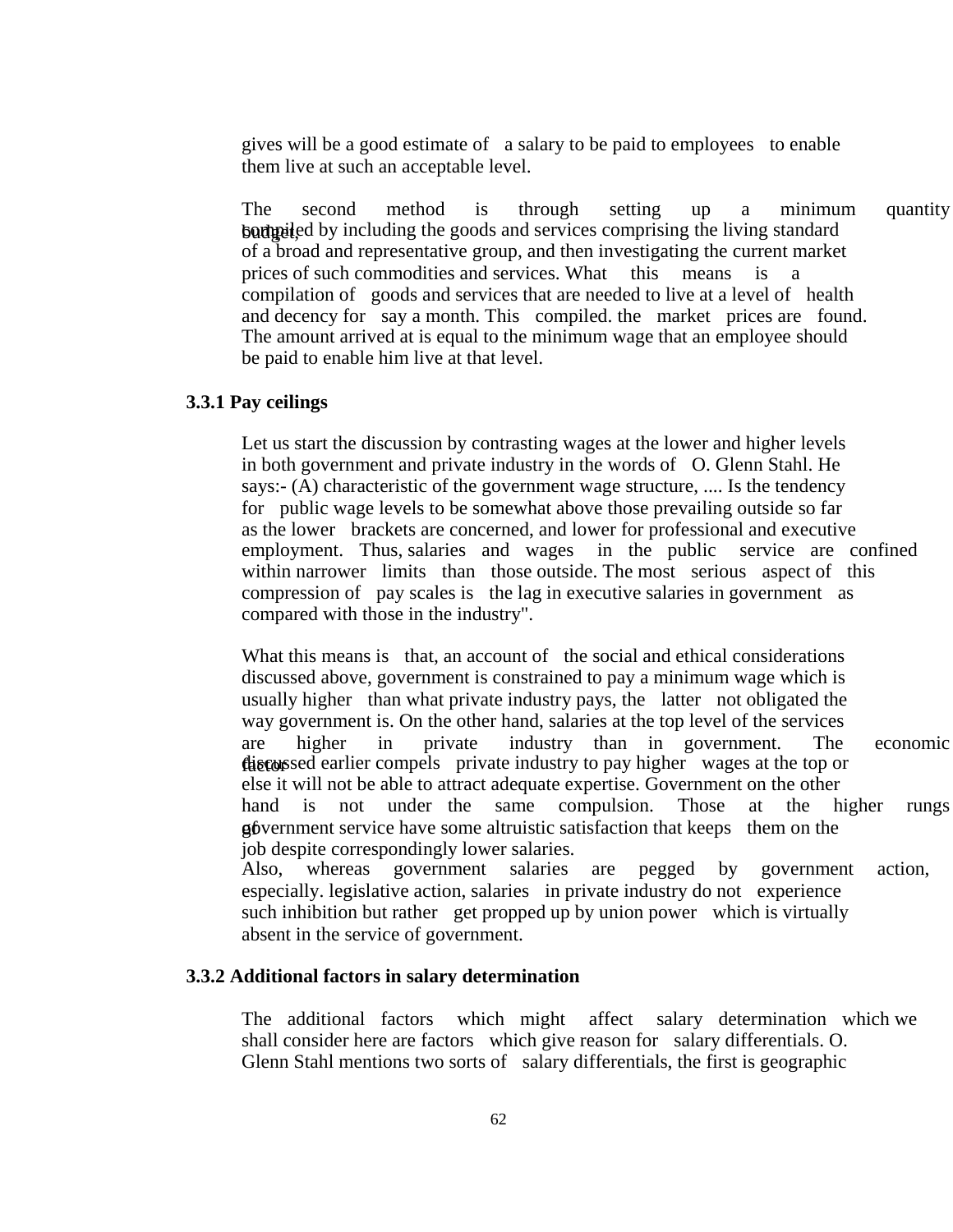gives will be a good estimate of a salary to be paid to employees to enable them live at such an acceptable level.

The second method is through setting up a minimum quantity budget, compiled by including the goods and services comprising the living standard of a broad and representative group, and then investigating the current market prices of such commodities and services. What this means is a compilation of goods and services that are needed to live at a level of health and decency for say a month. This compiled. the market prices are found. The amount arrived at is equal to the minimum wage that an employee should be paid to enable him live at that level.

### 3.3.1 Pay ceilings

Let us start the discussion by contrasting wages at the lower and higher levels in both government and private industry in the words of O. Glenn Stahl. He says:- (A) characteristic of the government wage structure, .... Is the tendency for public wage levels to be somewhat above those prevailing outside so far as the lower brackets are concerned, and lower for professional and executive employment. Thus, salaries and wages in the public service are confined within narrower limits than those outside. The most serious aspect of this compression of pay scales is the lag in executive salaries in government as compared with those in the industry".

What this means is that, an account of the social and ethical considerations discussed above, government is constrained to pay a minimum wage which is usually higher than what private industry pays, the latter not obligated the way government is. On the other hand, salaries at the top level of the services are higher in private industry than in government. The economic factor discussed earlier compels private industry to pay higher wages at the top or else it will not be able to attract adequate expertise. Government on the other hand is not under the same compulsion. Those at the higher rungs of government service have some altruistic satisfaction that keeps them on the job despite correspondingly lower salaries.
Also, whereas government salaries are pegged by government action, especially. legislative action, salaries in private industry do not experience such inhibition but rather get propped up by union power which is virtually absent in the service of government.

### 3.3.2 Additional factors in salary determination

The additional factors which might affect salary determination which we shall consider here are factors which give reason for salary differentials. O. Glenn Stahl mentions two sorts of salary differentials, the first is geographic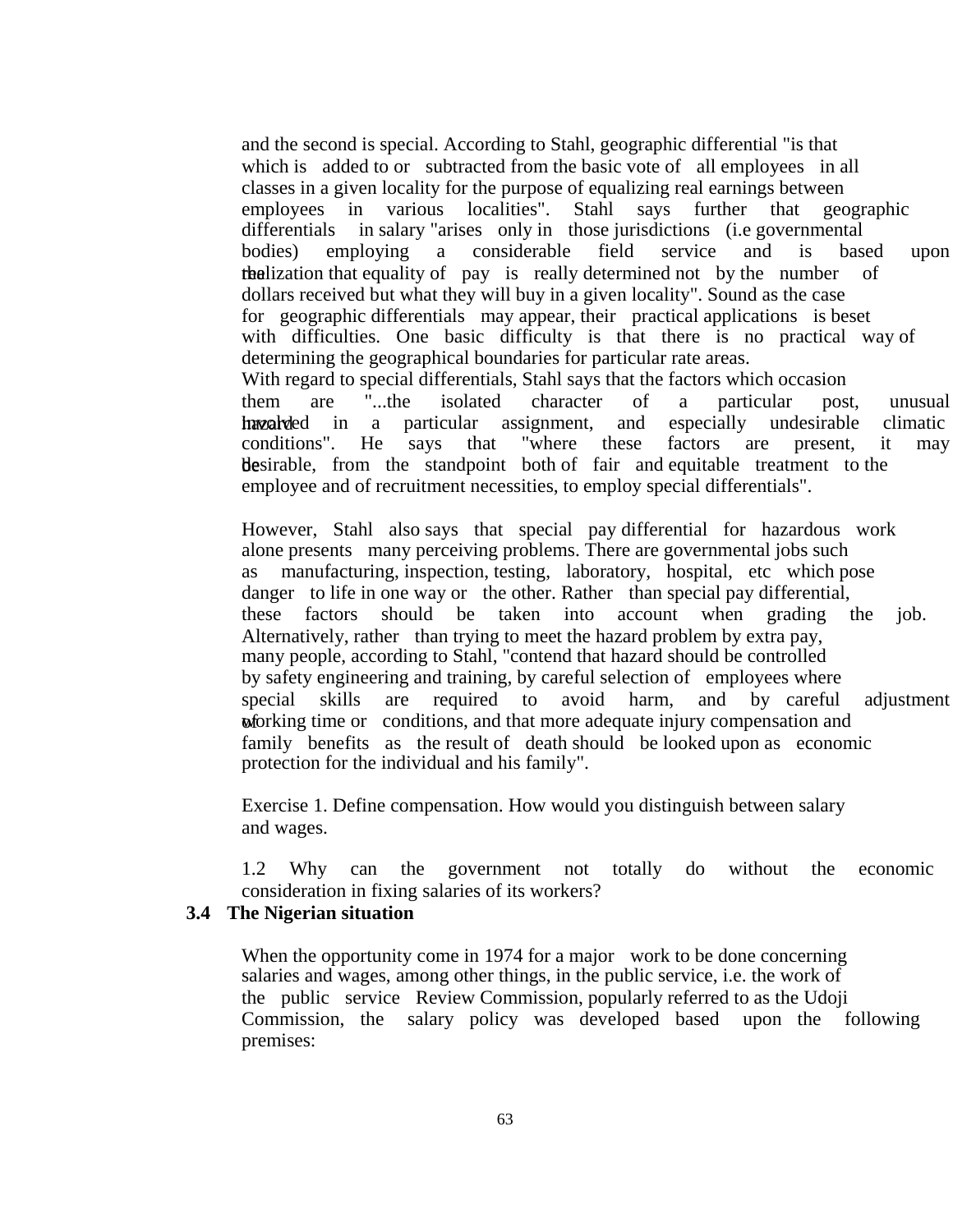and the second is special. According to Stahl, geographic differential "is that which is added to or subtracted from the basic vote of all employees in all classes in a given locality for the purpose of equalizing real earnings between employees in various localities". Stahl says further that geographic differentials in salary "arises only in those jurisdictions (i.e governmental bodies) employing a considerable field service and is based upon the realization that equality of pay is really determined not by the number of dollars received but what they will buy in a given locality". Sound as the case for geographic differentials may appear, their practical applications is beset with difficulties. One basic difficulty is that there is no practical way of determining the geographical boundaries for particular rate areas.

With regard to special differentials, Stahl says that the factors which occasion them are "...the isolated character of a particular post, unusual hazard involved in a particular assignment, and especially undesirable climatic conditions". He says that "where these factors are present, it may be desirable, from the standpoint both of fair and equitable treatment to the employee and of recruitment necessities, to employ special differentials".

However, Stahl also says that special pay differential for hazardous work alone presents many perceiving problems. There are governmental jobs such as manufacturing, inspection, testing, laboratory, hospital, etc which pose danger to life in one way or the other. Rather than special pay differential, these factors should be taken into account when grading the job. Alternatively, rather than trying to meet the hazard problem by extra pay, many people, according to Stahl, "contend that hazard should be controlled by safety engineering and training, by careful selection of employees where special skills are required to avoid harm, and by careful adjustment of working time or conditions, and that more adequate injury compensation and family benefits as the result of death should be looked upon as economic protection for the individual and his family".

Exercise 1. Define compensation. How would you distinguish between salary and wages.

1.2 Why can the government not totally do without the economic consideration in fixing salaries of its workers?

### 3.4 The Nigerian situation

When the opportunity come in 1974 for a major work to be done concerning salaries and wages, among other things, in the public service, i.e. the work of the public service Review Commission, popularly referred to as the Udoji Commission, the salary policy was developed based upon the following premises: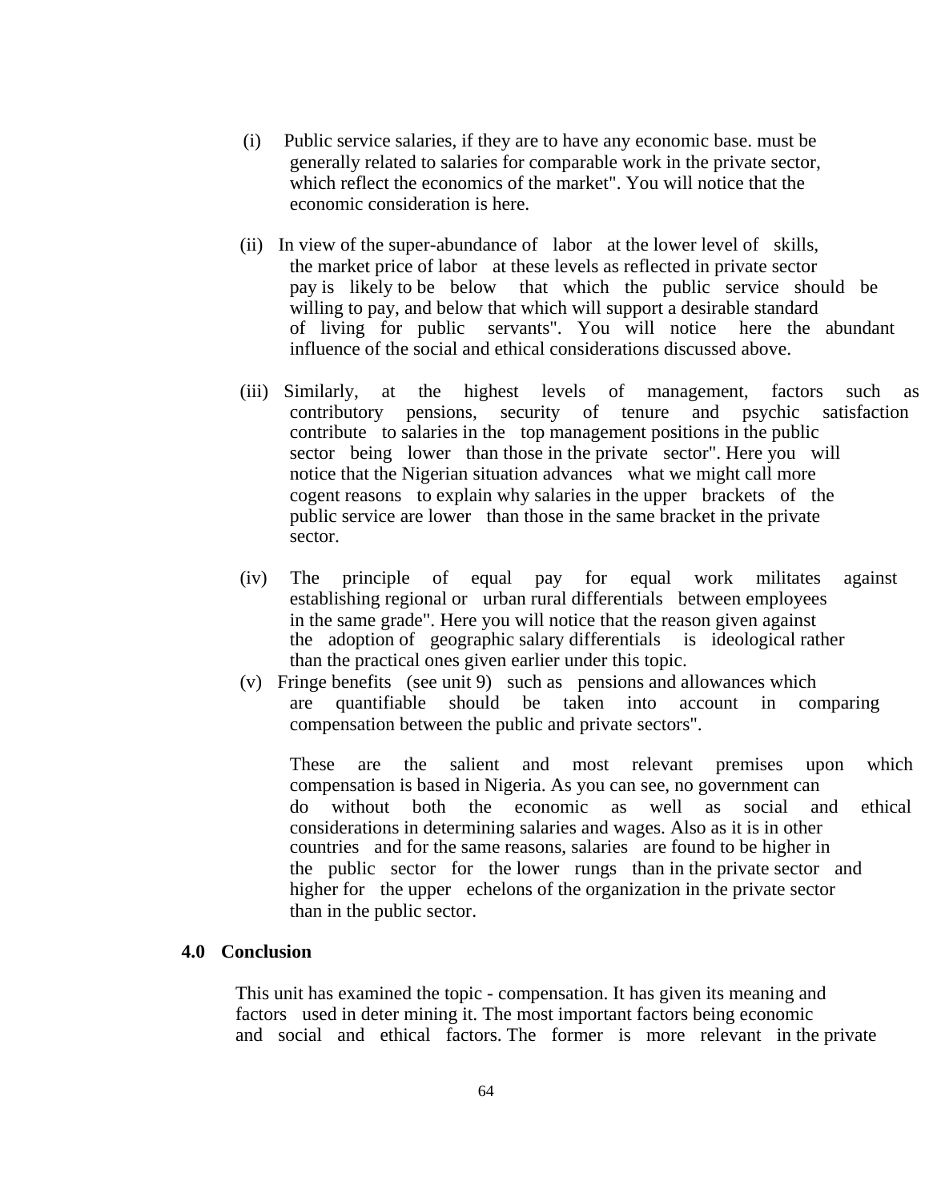(i) Public service salaries, if they are to have any economic base. must be generally related to salaries for comparable work in the private sector, which reflect the economics of the market". You will notice that the economic consideration is here.

(ii) In view of the super-abundance of labor at the lower level of skills, the market price of labor at these levels as reflected in private sector pay is likely to be below that which the public service should be willing to pay, and below that which will support a desirable standard of living for public servants". You will notice here the abundant influence of the social and ethical considerations discussed above.

(iii) Similarly, at the highest levels of management, factors such as contributory pensions, security of tenure and psychic satisfaction contribute to salaries in the top management positions in the public sector being lower than those in the private sector". Here you will notice that the Nigerian situation advances what we might call more cogent reasons to explain why salaries in the upper brackets of the public service are lower than those in the same bracket in the private sector.

(iv) The principle of equal pay for equal work militates against establishing regional or urban rural differentials between employees in the same grade". Here you will notice that the reason given against the adoption of geographic salary differentials is ideological rather than the practical ones given earlier under this topic.

(v) Fringe benefits (see unit 9) such as pensions and allowances which are quantifiable should be taken into account in comparing compensation between the public and private sectors".

These are the salient and most relevant premises upon which compensation is based in Nigeria. As you can see, no government can do without both the economic as well as social and ethical considerations in determining salaries and wages. Also as it is in other countries and for the same reasons, salaries are found to be higher in the public sector for the lower rungs than in the private sector and higher for the upper echelons of the organization in the private sector than in the public sector.

## 4.0 Conclusion

This unit has examined the topic - compensation. It has given its meaning and factors used in deter mining it. The most important factors being economic and social and ethical factors. The former is more relevant in the private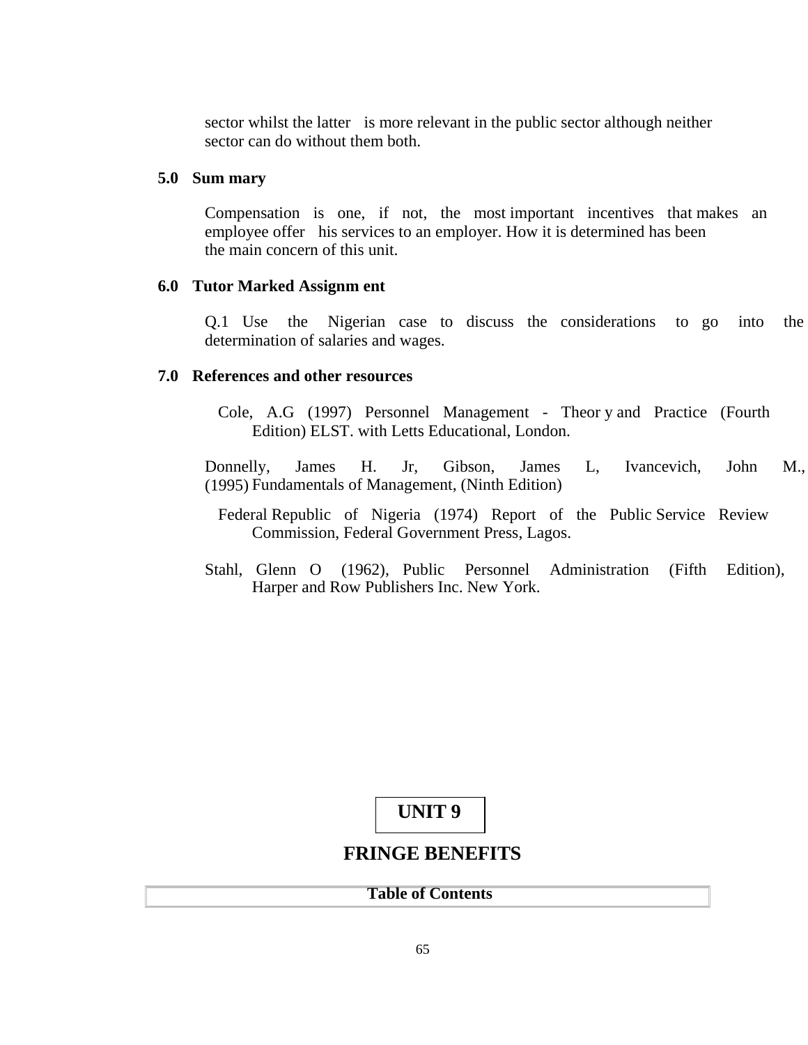sector whilst the latter is more relevant in the public sector although neither sector can do without them both.

## 5.0 Summary

Compensation is one, if not, the most important incentives that makes an employee offer his services to an employer. How it is determined has been the main concern of this unit.

## 6.0 Tutor Marked Assignment

Q.1 Use the Nigerian case to discuss the considerations to go into the determination of salaries and wages.

## 7.0 References and other resources

Cole, A.G (1997) Personnel Management - Theory and Practice (Fourth Edition) ELST. with Letts Educational, London.

Donnelly, James H. Jr, Gibson, James L, Ivancevich, John M., (1995) Fundamentals of Management, (Ninth Edition)

Federal Republic of Nigeria (1974) Report of the Public Service Review Commission, Federal Government Press, Lagos.

Stahl, Glenn O (1962), Public Personnel Administration (Fifth Edition), Harper and Row Publishers Inc. New York.

# UNIT 9

# FRINGE BENEFITS

**Table of Contents**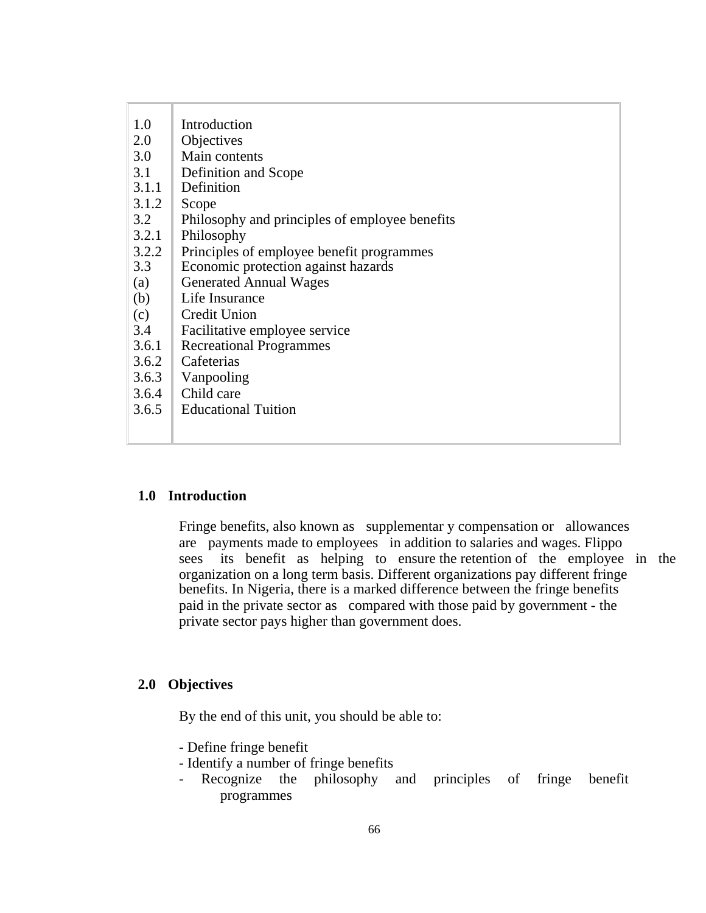| | |
|---|---|
| 1.0 | Introduction |
| 2.0 | Objectives |
| 3.0 | Main contents |
| 3.1 | Definition and Scope |
| 3.1.1 | Definition |
| 3.1.2 | Scope |
| 3.2 | Philosophy and principles of employee benefits |
| 3.2.1 | Philosophy |
| 3.2.2 | Principles of employee benefit programmes |
| 3.3 | Economic protection against hazards |
| (a) | Generated Annual Wages |
| (b) | Life Insurance |
| (c) | Credit Union |
| 3.4 | Facilitative employee service |
| 3.6.1 | Recreational Programmes |
| 3.6.2 | Cafeterias |
| 3.6.3 | Vanpooling |
| 3.6.4 | Child care |
| 3.6.5 | Educational Tuition |

## 1.0 Introduction

Fringe benefits, also known as supplementar y compensation or allowances are payments made to employees in addition to salaries and wages. Flippo sees its benefit as helping to ensure the retention of the employee in the organization on a long term basis. Different organizations pay different fringe benefits. In Nigeria, there is a marked difference between the fringe benefits paid in the private sector as compared with those paid by government - the private sector pays higher than government does.

## 2.0 Objectives

By the end of this unit, you should be able to:

- Define fringe benefit
- Identify a number of fringe benefits
- Recognize the philosophy and principles of fringe benefit programmes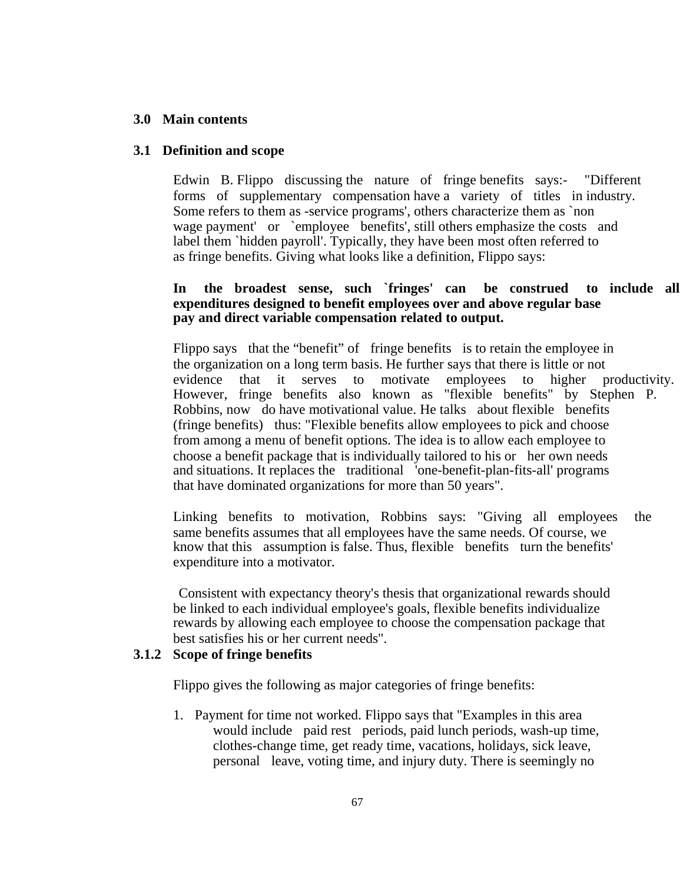## 3.0 Main contents

### 3.1 Definition and scope

Edwin B. Flippo discussing the nature of fringe benefits says:- "Different forms of supplementary compensation have a variety of titles in industry. Some refers to them as -service programs', others characterize them as `non wage payment' or `employee benefits', still others emphasize the costs and label them `hidden payroll'. Typically, they have been most often referred to as fringe benefits. Giving what looks like a definition, Flippo says:

**In the broadest sense, such `fringes' can be construed to include all expenditures designed to benefit employees over and above regular base pay and direct variable compensation related to output.**

Flippo says that the "benefit" of fringe benefits is to retain the employee in the organization on a long term basis. He further says that there is little or not evidence that it serves to motivate employees to higher productivity. However, fringe benefits also known as "flexible benefits" by Stephen P. Robbins, now do have motivational value. He talks about flexible benefits (fringe benefits) thus: "Flexible benefits allow employees to pick and choose from among a menu of benefit options. The idea is to allow each employee to choose a benefit package that is individually tailored to his or her own needs and situations. It replaces the traditional 'one-benefit-plan-fits-all' programs that have dominated organizations for more than 50 years".

Linking benefits to motivation, Robbins says: "Giving all employees the same benefits assumes that all employees have the same needs. Of course, we know that this assumption is false. Thus, flexible benefits turn the benefits' expenditure into a motivator.

Consistent with expectancy theory's thesis that organizational rewards should be linked to each individual employee's goals, flexible benefits individualize rewards by allowing each employee to choose the compensation package that best satisfies his or her current needs".

### 3.1.2 Scope of fringe benefits

Flippo gives the following as major categories of fringe benefits:

1. Payment for time not worked. Flippo says that "Examples in this area would include paid rest periods, paid lunch periods, wash-up time, clothes-change time, get ready time, vacations, holidays, sick leave, personal leave, voting time, and injury duty. There is seemingly no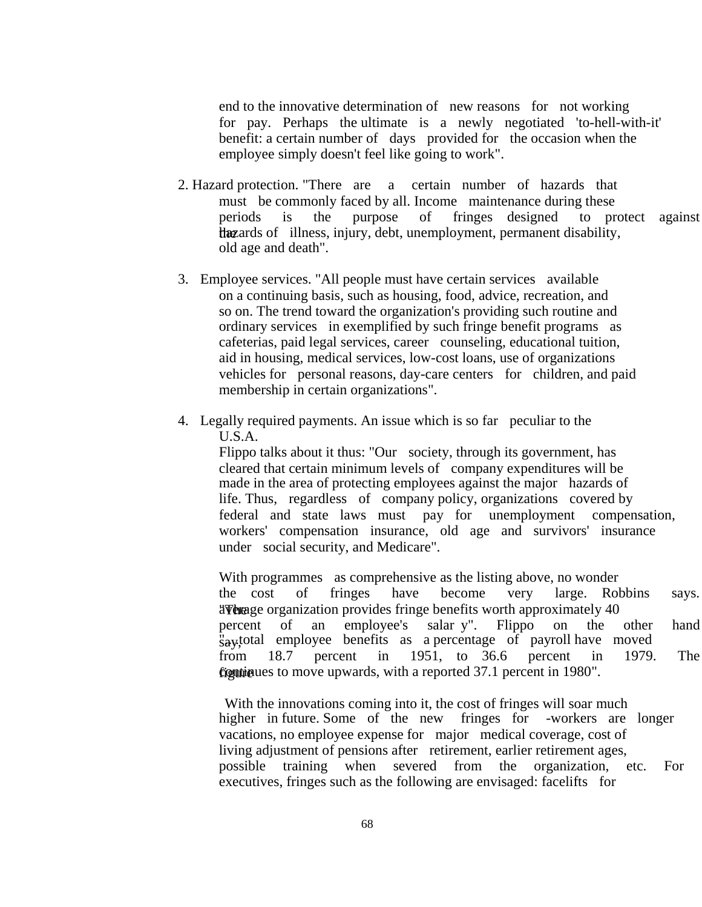end to the innovative determination of new reasons for not working for pay. Perhaps the ultimate is a newly negotiated 'to-hell-with-it' benefit: a certain number of days provided for the occasion when the employee simply doesn't feel like going to work".

2. Hazard protection. "There are a certain number of hazards that must be commonly faced by all. Income maintenance during these periods is the purpose of fringes designed to protect against the hazards of illness, injury, debt, unemployment, permanent disability, old age and death".

3. Employee services. "All people must have certain services available on a continuing basis, such as housing, food, advice, recreation, and so on. The trend toward the organization's providing such routine and ordinary services in exemplified by such fringe benefit programs as cafeterias, paid legal services, career counseling, educational tuition, aid in housing, medical services, low-cost loans, use of organizations vehicles for personal reasons, day-care centers for children, and paid membership in certain organizations".

4. Legally required payments. An issue which is so far peculiar to the U.S.A.
   Flippo talks about it thus: "Our society, through its government, has cleared that certain minimum levels of company expenditures will be made in the area of protecting employees against the major hazards of life. Thus, regardless of company policy, organizations covered by federal and state laws must pay for unemployment compensation, workers' compensation insurance, old age and survivors' insurance under social security, and Medicare".

   With programmes as comprehensive as the listing above, no wonder the cost of fringes have become very large. Robbins says. "The average organization provides fringe benefits worth approximately 40 percent of an employee's salar y". Flippo on the other hand say, "... total employee benefits as a percentage of payroll have moved from 18.7 percent in 1951, to 36.6 percent in 1979. The figure continues to move upwards, with a reported 37.1 percent in 1980".

   With the innovations coming into it, the cost of fringes will soar much higher in future. Some of the new fringes for -workers are longer vacations, no employee expense for major medical coverage, cost of living adjustment of pensions after retirement, earlier retirement ages, possible training when severed from the organization, etc. For executives, fringes such as the following are envisaged: facelifts for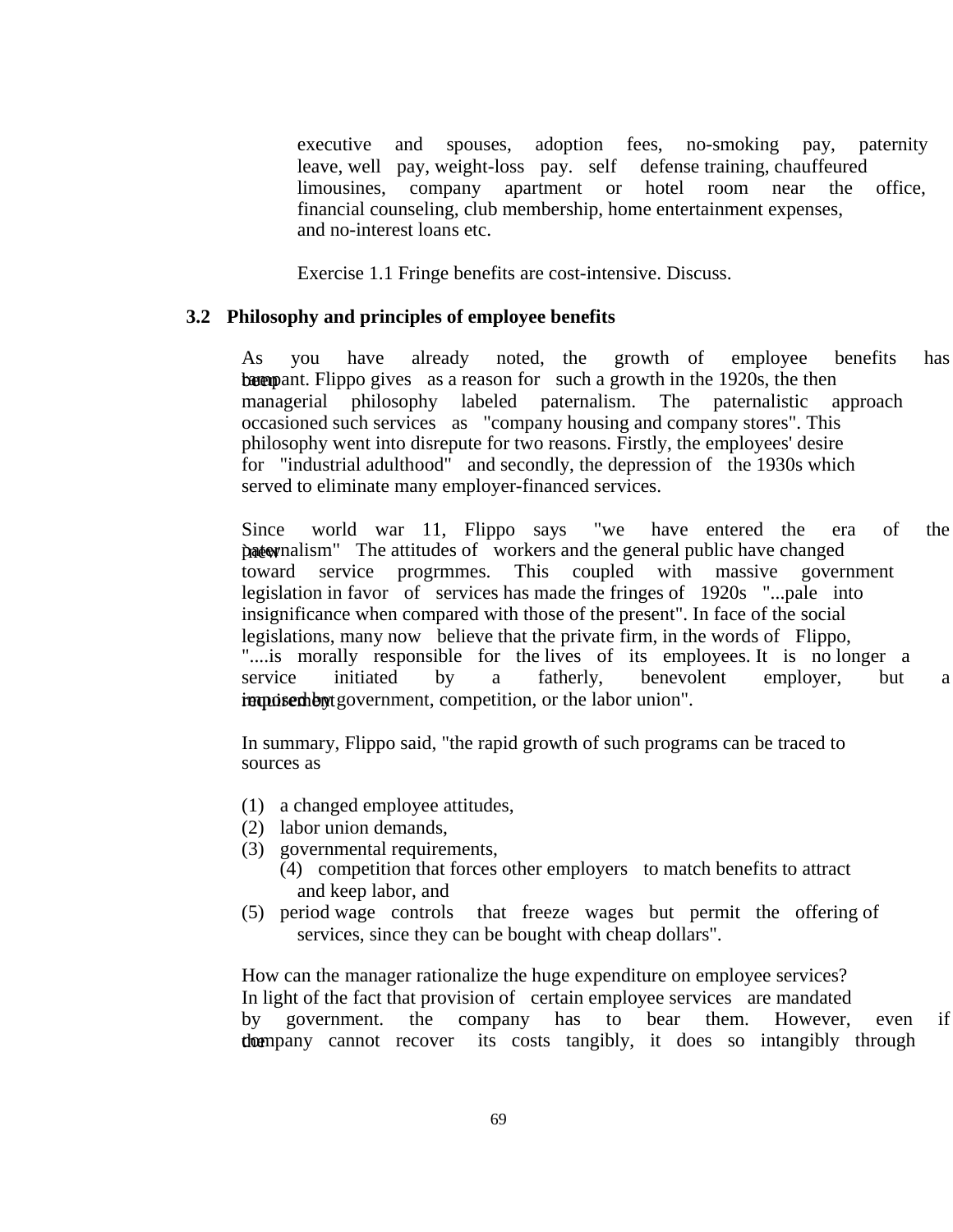executive and spouses, adoption fees, no-smoking pay, paternity leave, well pay, weight-loss pay. self defense training, chauffeured limousines, company apartment or hotel room near the office, financial counseling, club membership, home entertainment expenses, and no-interest loans etc.

Exercise 1.1 Fringe benefits are cost-intensive. Discuss.

### 3.2 Philosophy and principles of employee benefits

As you have already noted, the growth of employee benefits has been rampant. Flippo gives as a reason for such a growth in the 1920s, the then managerial philosophy labeled paternalism. The paternalistic approach occasioned such services as "company housing and company stores". This philosophy went into disrepute for two reasons. Firstly, the employees' desire for "industrial adulthood" and secondly, the depression of the 1930s which served to eliminate many employer-financed services.

Since world war 11, Flippo says "we have entered the era of the new paternalism" The attitudes of workers and the general public have changed toward service progrmmes. This coupled with massive government legislation in favor of services has made the fringes of 1920s "...pale into insignificance when compared with those of the present". In face of the social legislations, many now believe that the private firm, in the words of Flippo, "....is morally responsible for the lives of its employees. It is no longer a service initiated by a fatherly, benevolent employer, but a requirement imposed by government, competition, or the labor union".

In summary, Flippo said, "the rapid growth of such programs can be traced to sources as

(1) a changed employee attitudes,
(2) labor union demands,
(3) governmental requirements,
(4) competition that forces other employers to match benefits to attract and keep labor, and
(5) period wage controls that freeze wages but permit the offering of services, since they can be bought with cheap dollars".

How can the manager rationalize the huge expenditure on employee services? In light of the fact that provision of certain employee services are mandated by government. the company has to bear them. However, even if the company cannot recover its costs tangibly, it does so intangibly through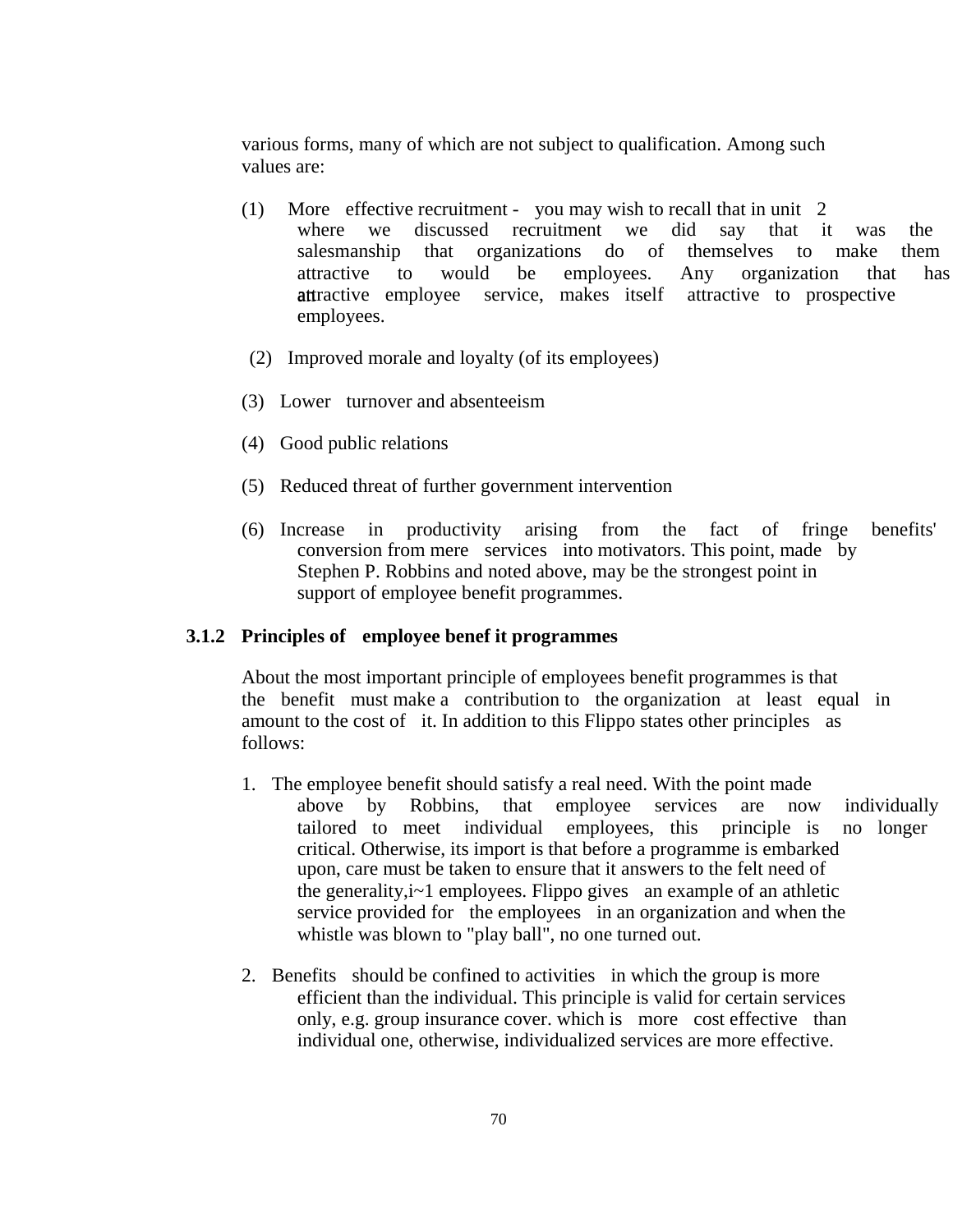various forms, many of which are not subject to qualification. Among such values are:

(1) More effective recruitment - you may wish to recall that in unit 2 where we discussed recruitment we did say that it was the salesmanship that organizations do of themselves to make them attractive to would be employees. Any organization that has attractive employee service, makes itself attractive to prospective employees.

(2) Improved morale and loyalty (of its employees)

(3) Lower turnover and absenteeism

(4) Good public relations

(5) Reduced threat of further government intervention

(6) Increase in productivity arising from the fact of fringe benefits' conversion from mere services into motivators. This point, made by Stephen P. Robbins and noted above, may be the strongest point in support of employee benefit programmes.

### 3.1.2 Principles of employee benef it programmes

About the most important principle of employees benefit programmes is that the benefit must make a contribution to the organization at least equal in amount to the cost of it. In addition to this Flippo states other principles as follows:

1. The employee benefit should satisfy a real need. With the point made above by Robbins, that employee services are now individually tailored to meet individual employees, this principle is no longer critical. Otherwise, its import is that before a programme is embarked upon, care must be taken to ensure that it answers to the felt need of the generality,i~1 employees. Flippo gives an example of an athletic service provided for the employees in an organization and when the whistle was blown to "play ball", no one turned out.

2. Benefits should be confined to activities in which the group is more efficient than the individual. This principle is valid for certain services only, e.g. group insurance cover. which is more cost effective than individual one, otherwise, individualized services are more effective.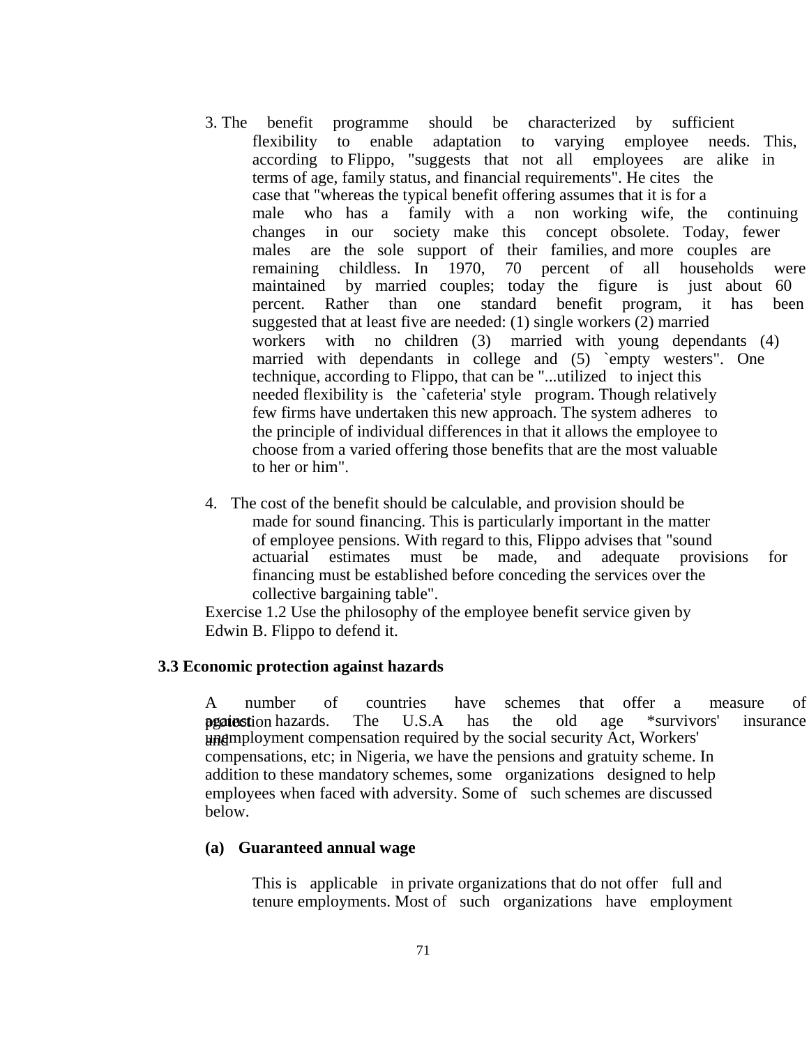3. The benefit programme should be characterized by sufficient flexibility to enable adaptation to varying employee needs. This, according to Flippo, "suggests that not all employees are alike in terms of age, family status, and financial requirements". He cites the case that "whereas the typical benefit offering assumes that it is for a male who has a family with a non working wife, the continuing changes in our society make this concept obsolete. Today, fewer males are the sole support of their families, and more couples are remaining childless. In 1970, 70 percent of all households were maintained by married couples; today the figure is just about 60 percent. Rather than one standard benefit program, it has been suggested that at least five are needed: (1) single workers (2) married workers with no children (3) married with young dependants (4) married with dependants in college and (5) `empty westers". One technique, according to Flippo, that can be "...utilized to inject this needed flexibility is the `cafeteria' style program. Though relatively few firms have undertaken this new approach. The system adheres to the principle of individual differences in that it allows the employee to choose from a varied offering those benefits that are the most valuable to her or him".

4. The cost of the benefit should be calculable, and provision should be made for sound financing. This is particularly important in the matter of employee pensions. With regard to this, Flippo advises that "sound actuarial estimates must be made, and adequate provisions for financing must be established before conceding the services over the collective bargaining table".

Exercise 1.2 Use the philosophy of the employee benefit service given by Edwin B. Flippo to defend it.

### 3.3 Economic protection against hazards

A number of countries have schemes that offer a measure of protection against hazards. The U.S.A has the old age *survivors' insurance and unemployment compensation required by the social security Act, Workers' compensations, etc; in Nigeria, we have the pensions and gratuity scheme. In addition to these mandatory schemes, some organizations designed to help employees when faced with adversity. Some of such schemes are discussed below.

**(a) Guaranteed annual wage**

This is applicable in private organizations that do not offer full and tenure employments. Most of such organizations have employment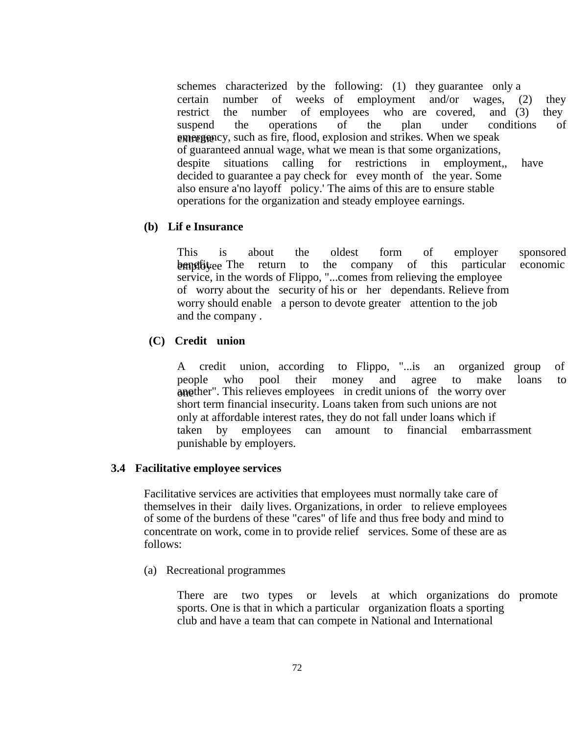schemes characterized by the following: (1) they guarantee only a certain number of weeks of employment and/or wages, (2) they restrict the number of employees who are covered, and (3) they suspend the operations of the plan under conditions of extreme emergency, such as fire, flood, explosion and strikes. When we speak of guaranteed annual wage, what we mean is that some organizations, despite situations calling for restrictions in employment,, have decided to guarantee a pay check for evey month of the year. Some also ensure a'no layoff policy.' The aims of this are to ensure stable operations for the organization and steady employee earnings.

**(b) Lif e Insurance**

This is about the oldest form of employer sponsored employee benefit. The return to the company of this particular economic service, in the words of Flippo, "...comes from relieving the employee of worry about the security of his or her dependants. Relieve from worry should enable a person to devote greater attention to the job and the company .

**(C) Credit union**

A credit union, according to Flippo, "...is an organized group of people who pool their money and agree to make loans to one another". This relieves employees in credit unions of the worry over short term financial insecurity. Loans taken from such unions are not only at affordable interest rates, they do not fall under loans which if taken by employees can amount to financial embarrassment punishable by employers.

### 3.4 Facilitative employee services

Facilitative services are activities that employees must normally take care of themselves in their daily lives. Organizations, in order to relieve employees of some of the burdens of these "cares" of life and thus free body and mind to concentrate on work, come in to provide relief services. Some of these are as follows:

(a) Recreational programmes

There are two types or levels at which organizations do promote sports. One is that in which a particular organization floats a sporting club and have a team that can compete in National and International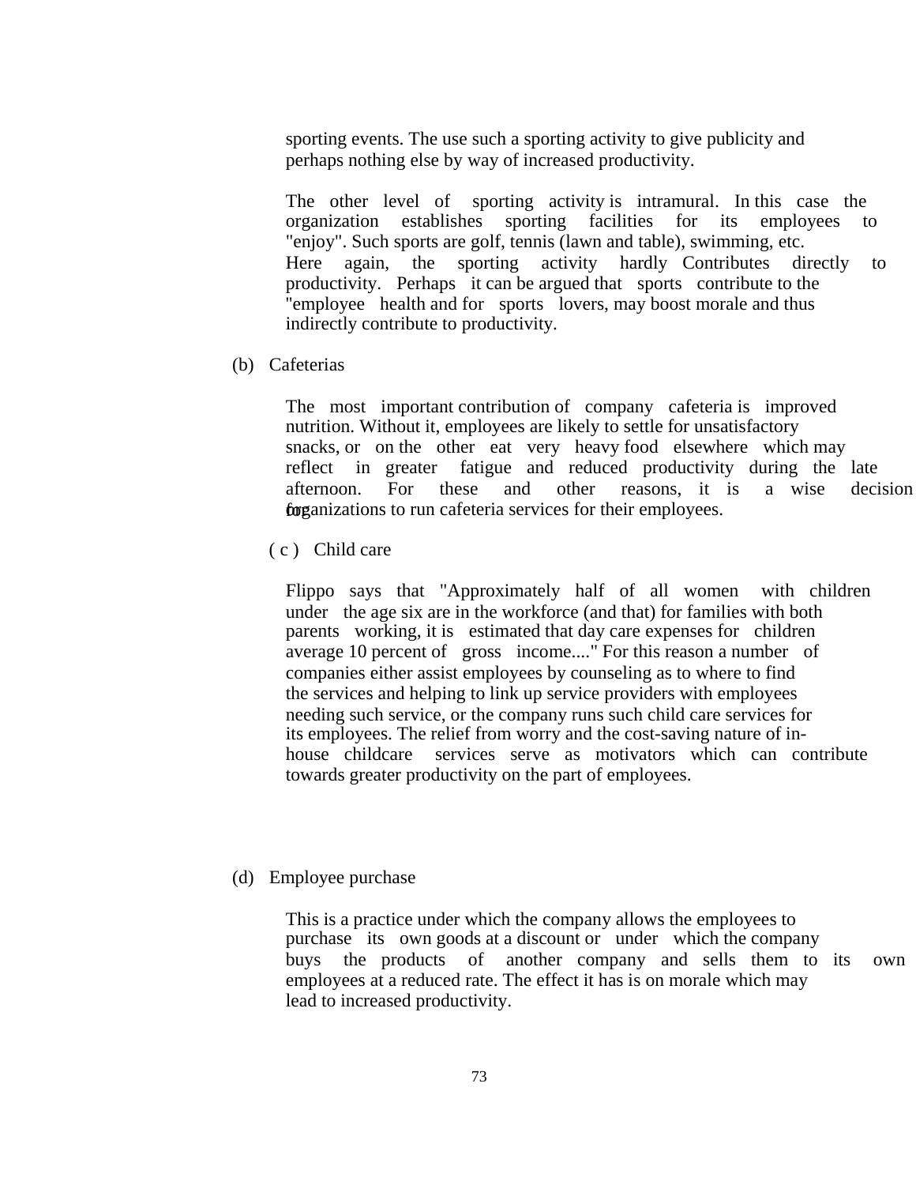sporting events. The use such a sporting activity to give publicity and perhaps nothing else by way of increased productivity.

The other level of sporting activity is intramural. In this case the organization establishes sporting facilities for its employees to "enjoy". Such sports are golf, tennis (lawn and table), swimming, etc. Here again, the sporting activity hardly Contributes directly to productivity. Perhaps it can be argued that sports contribute to the "employee health and for sports lovers, may boost morale and thus indirectly contribute to productivity.

(b) Cafeterias

The most important contribution of company cafeteria is improved nutrition. Without it, employees are likely to settle for unsatisfactory snacks, or on the other eat very heavy food elsewhere which may reflect in greater fatigue and reduced productivity during the late afternoon. For these and other reasons, it is a wise decision for organizations to run cafeteria services for their employees.

(c) Child care

Flippo says that "Approximately half of all women with children under the age six are in the workforce (and that) for families with both parents working, it is estimated that day care expenses for children average 10 percent of gross income...." For this reason a number of companies either assist employees by counseling as to where to find the services and helping to link up service providers with employees needing such service, or the company runs such child care services for its employees. The relief from worry and the cost-saving nature of in-house childcare services serve as motivators which can contribute towards greater productivity on the part of employees.

(d) Employee purchase

This is a practice under which the company allows the employees to purchase its own goods at a discount or under which the company buys the products of another company and sells them to its own employees at a reduced rate. The effect it has is on morale which may lead to increased productivity.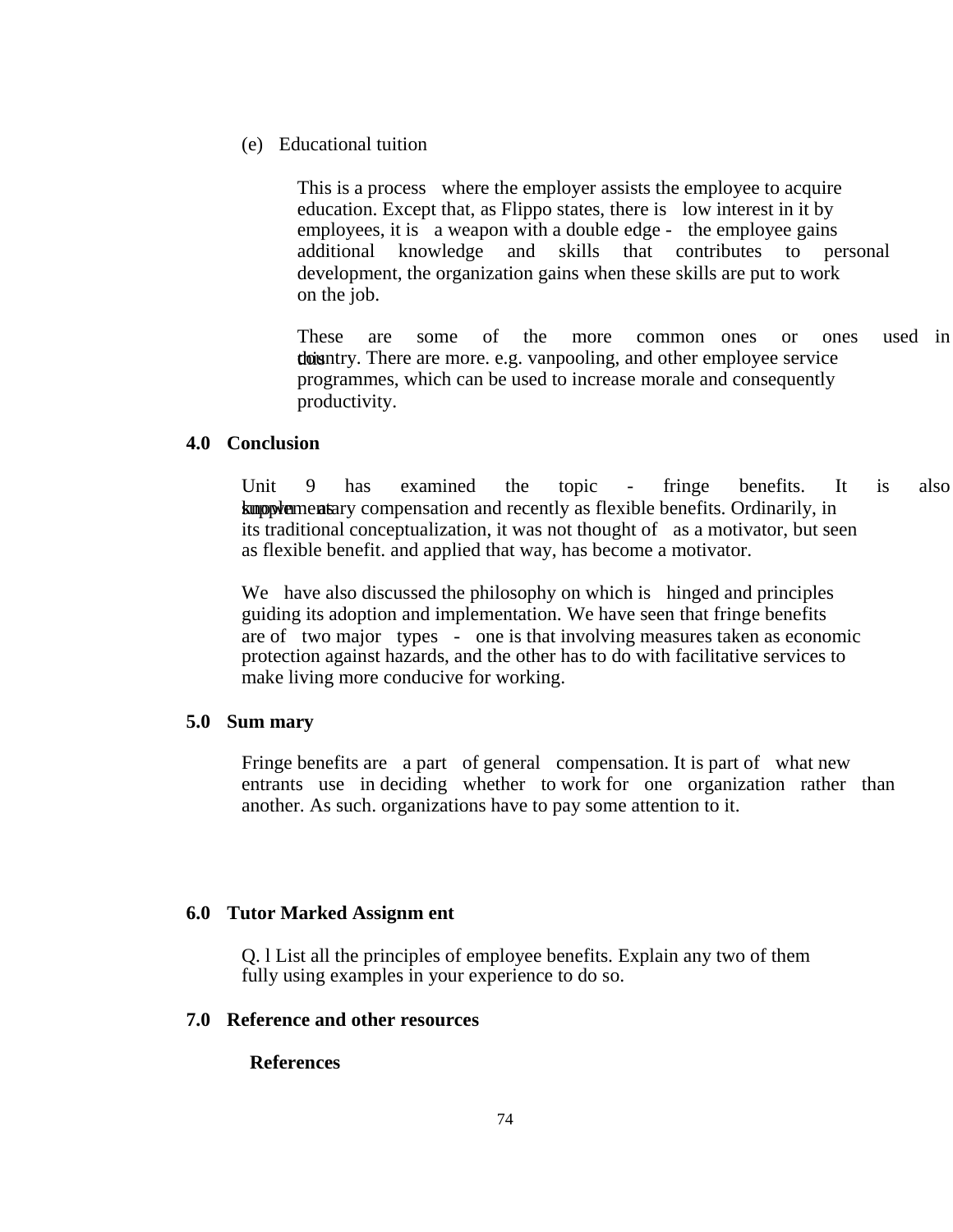(e) Educational tuition

This is a process where the employer assists the employee to acquire education. Except that, as Flippo states, there is low interest in it by employees, it is a weapon with a double edge - the employee gains additional knowledge and skills that contributes to personal development, the organization gains when these skills are put to work on the job.

These are some of the more common ones or ones used in this country. There are more. e.g. vanpooling, and other employee service programmes, which can be used to increase morale and consequently productivity.

## 4.0 Conclusion

Unit 9 has examined the topic - fringe benefits. It is also known as supplementary compensation and recently as flexible benefits. Ordinarily, in its traditional conceptualization, it was not thought of as a motivator, but seen as flexible benefit. and applied that way, has become a motivator.

We have also discussed the philosophy on which is hinged and principles guiding its adoption and implementation. We have seen that fringe benefits are of two major types - one is that involving measures taken as economic protection against hazards, and the other has to do with facilitative services to make living more conducive for working.

## 5.0 Sum mary

Fringe benefits are a part of general compensation. It is part of what new entrants use in deciding whether to work for one organization rather than another. As such. organizations have to pay some attention to it.

## 6.0 Tutor Marked Assignm ent

Q. l List all the principles of employee benefits. Explain any two of them fully using examples in your experience to do so.

## 7.0 Reference and other resources

**References**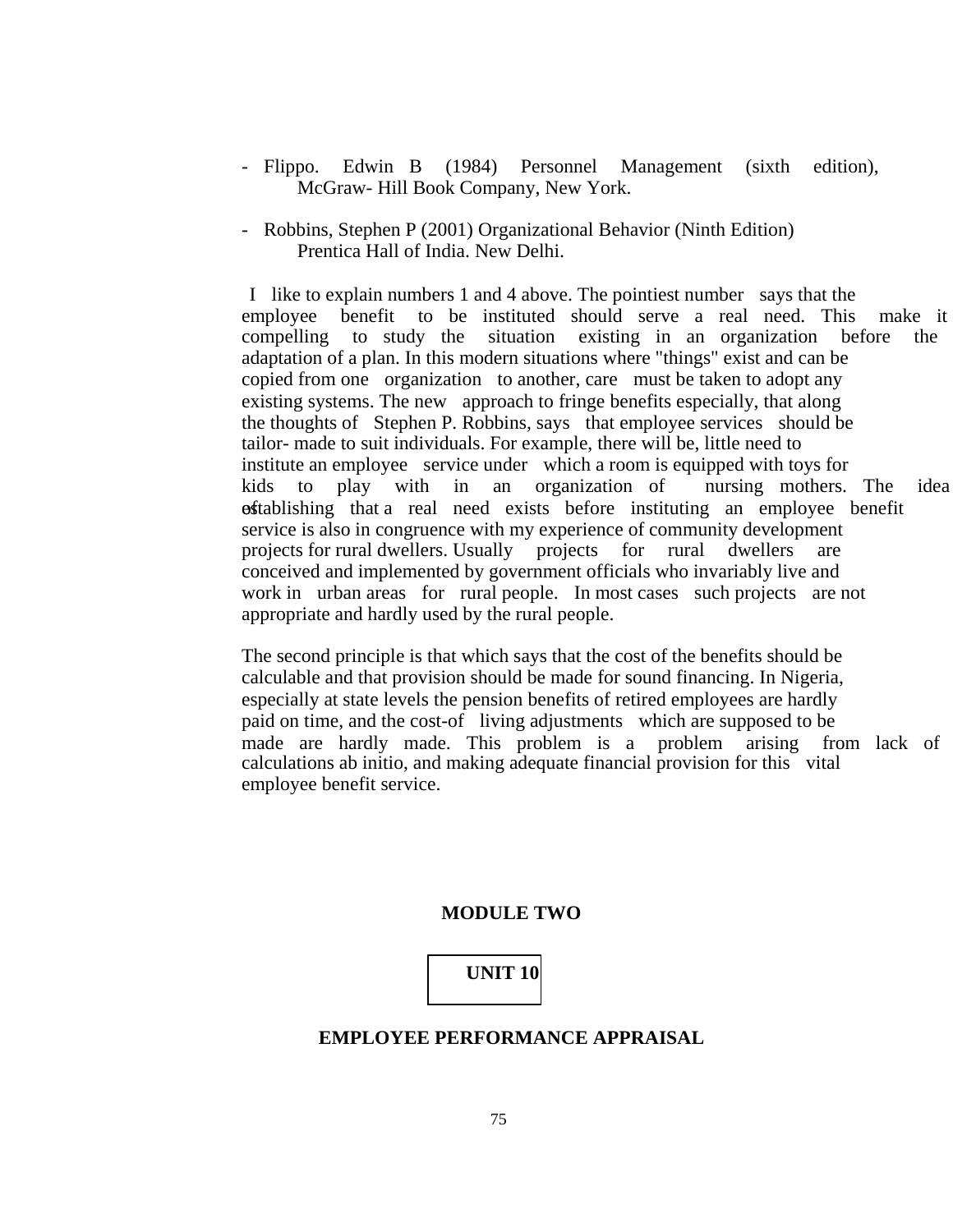- Flippo. Edwin B (1984) Personnel Management (sixth edition), McGraw- Hill Book Company, New York.

- Robbins, Stephen P (2001) Organizational Behavior (Ninth Edition) Prentica Hall of India. New Delhi.

I like to explain numbers 1 and 4 above. The pointiest number says that the employee benefit to be instituted should serve a real need. This make it compelling to study the situation existing in an organization before the adaptation of a plan. In this modern situations where "things" exist and can be copied from one organization to another, care must be taken to adopt any existing systems. The new approach to fringe benefits especially, that along the thoughts of Stephen P. Robbins, says that employee services should be tailor- made to suit individuals. For example, there will be, little need to institute an employee service under which a room is equipped with toys for kids to play with in an organization of nursing mothers. The idea of establishing that a real need exists before instituting an employee benefit service is also in congruence with my experience of community development projects for rural dwellers. Usually projects for rural dwellers are conceived and implemented by government officials who invariably live and work in urban areas for rural people. In most cases such projects are not appropriate and hardly used by the rural people.

The second principle is that which says that the cost of the benefits should be calculable and that provision should be made for sound financing. In Nigeria, especially at state levels the pension benefits of retired employees are hardly paid on time, and the cost-of living adjustments which are supposed to be made are hardly made. This problem is a problem arising from lack of calculations ab initio, and making adequate financial provision for this vital employee benefit service.

# MODULE TWO

## UNIT 10

## EMPLOYEE PERFORMANCE APPRAISAL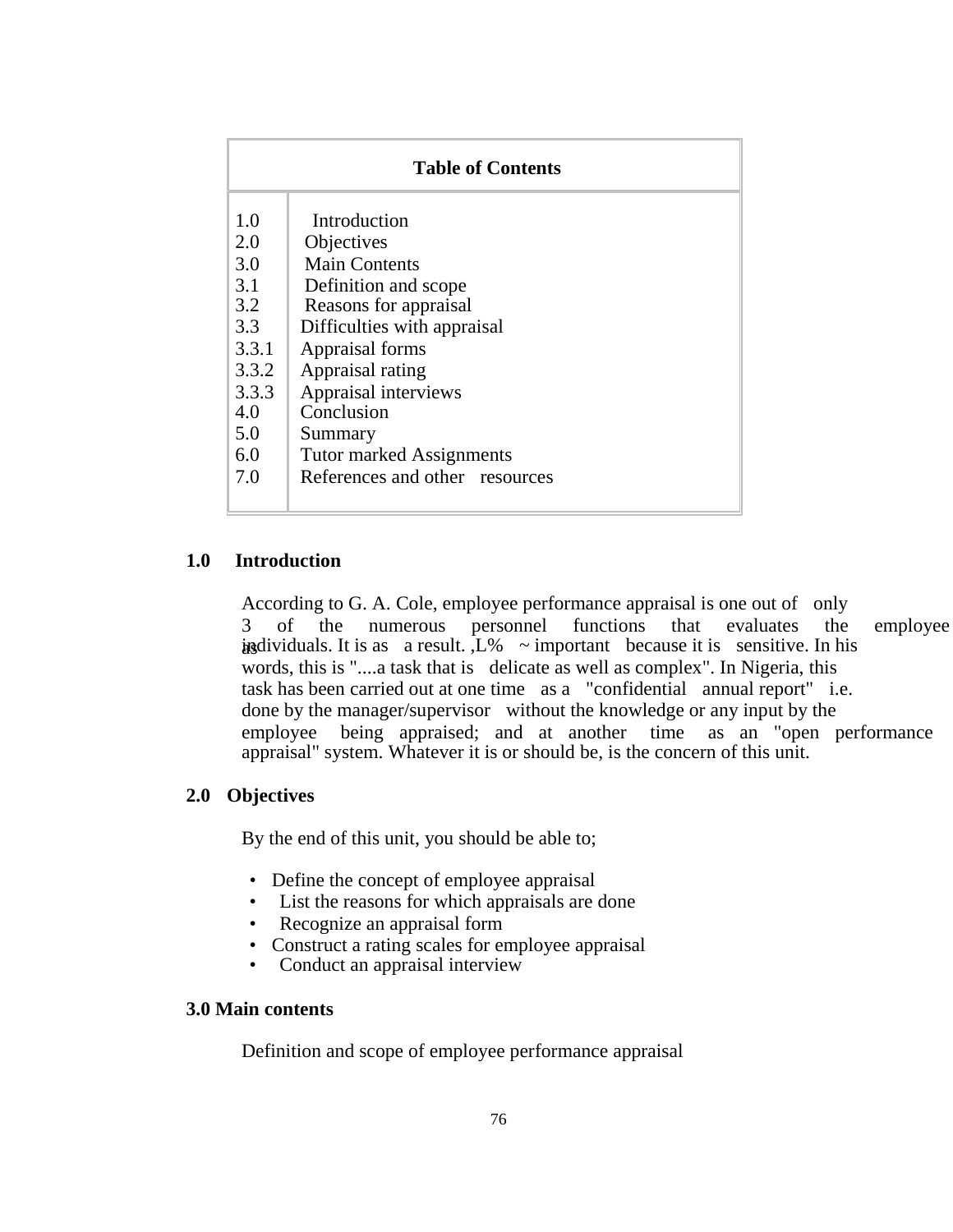| Table of Contents | |
|---|---|
| 1.0 | Introduction |
| 2.0 | Objectives |
| 3.0 | Main Contents |
| 3.1 | Definition and scope |
| 3.2 | Reasons for appraisal |
| 3.3 | Difficulties with appraisal |
| 3.3.1 | Appraisal forms |
| 3.3.2 | Appraisal rating |
| 3.3.3 | Appraisal interviews |
| 4.0 | Conclusion |
| 5.0 | Summary |
| 6.0 | Tutor marked Assignments |
| 7.0 | References and other resources |

## 1.0 Introduction

According to G. A. Cole, employee performance appraisal is one out of only 3 of the numerous personnel functions that evaluates the employee as individuals. It is as a result. ,L% ~ important because it is sensitive. In his words, this is "....a task that is delicate as well as complex". In Nigeria, this task has been carried out at one time as a "confidential annual report" i.e. done by the manager/supervisor without the knowledge or any input by the employee being appraised; and at another time as an "open performance appraisal" system. Whatever it is or should be, is the concern of this unit.

## 2.0 Objectives

By the end of this unit, you should be able to;

- Define the concept of employee appraisal
- List the reasons for which appraisals are done
- Recognize an appraisal form
- Construct a rating scales for employee appraisal
- Conduct an appraisal interview

## 3.0 Main contents

Definition and scope of employee performance appraisal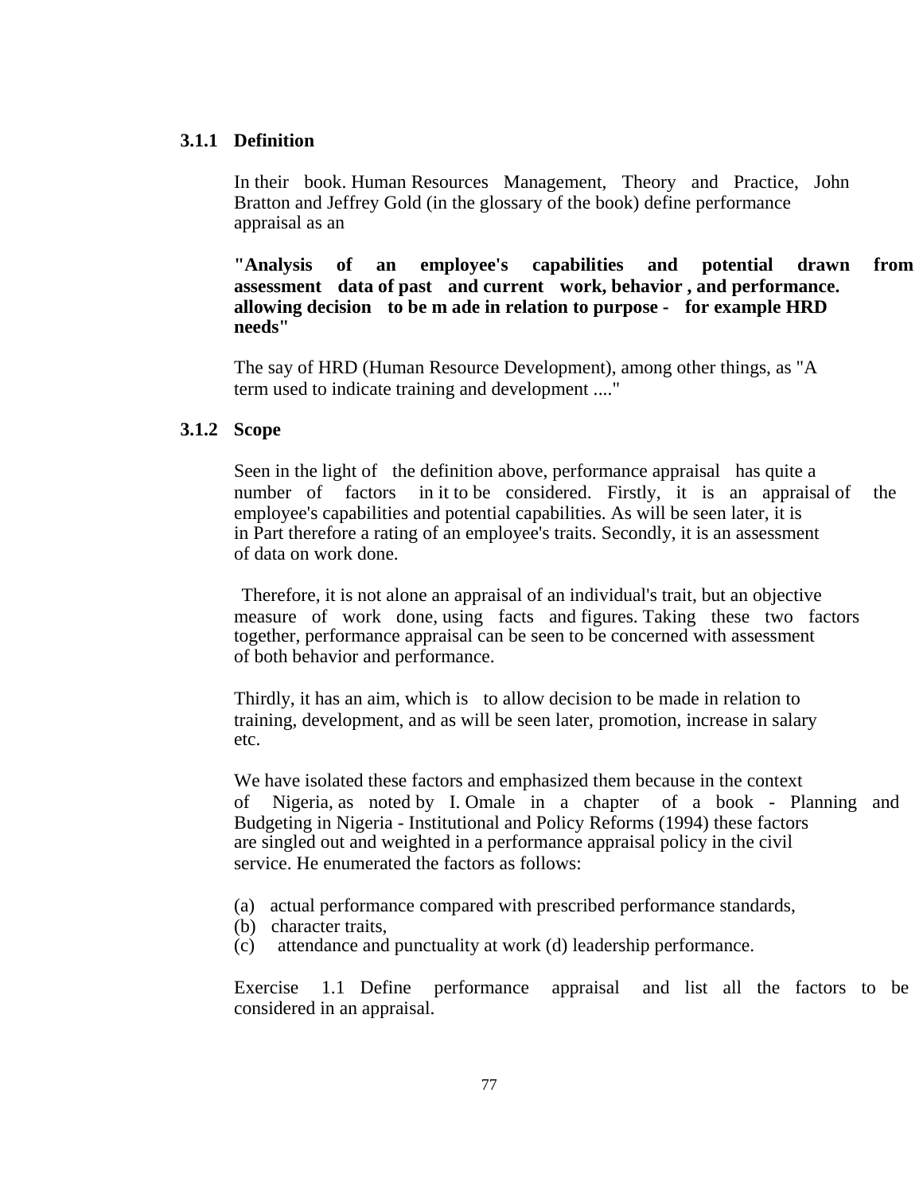### 3.1.1 Definition

In their book. Human Resources Management, Theory and Practice, John Bratton and Jeffrey Gold (in the glossary of the book) define performance appraisal as an

**"Analysis of an employee's capabilities and potential drawn from assessment data of past and current work, behavior , and performance. allowing decision to be m ade in relation to purpose - for example HRD needs"**

The say of HRD (Human Resource Development), among other things, as "A term used to indicate training and development ...."

### 3.1.2 Scope

Seen in the light of the definition above, performance appraisal has quite a number of factors in it to be considered. Firstly, it is an appraisal of the employee's capabilities and potential capabilities. As will be seen later, it is in Part therefore a rating of an employee's traits. Secondly, it is an assessment of data on work done.

Therefore, it is not alone an appraisal of an individual's trait, but an objective measure of work done, using facts and figures. Taking these two factors together, performance appraisal can be seen to be concerned with assessment of both behavior and performance.

Thirdly, it has an aim, which is to allow decision to be made in relation to training, development, and as will be seen later, promotion, increase in salary etc.

We have isolated these factors and emphasized them because in the context of Nigeria, as noted by I. Omale in a chapter of a book - Planning and Budgeting in Nigeria - Institutional and Policy Reforms (1994) these factors are singled out and weighted in a performance appraisal policy in the civil service. He enumerated the factors as follows:

(a) actual performance compared with prescribed performance standards,
(b) character traits,
(c) attendance and punctuality at work (d) leadership performance.

Exercise 1.1 Define performance appraisal and list all the factors to be considered in an appraisal.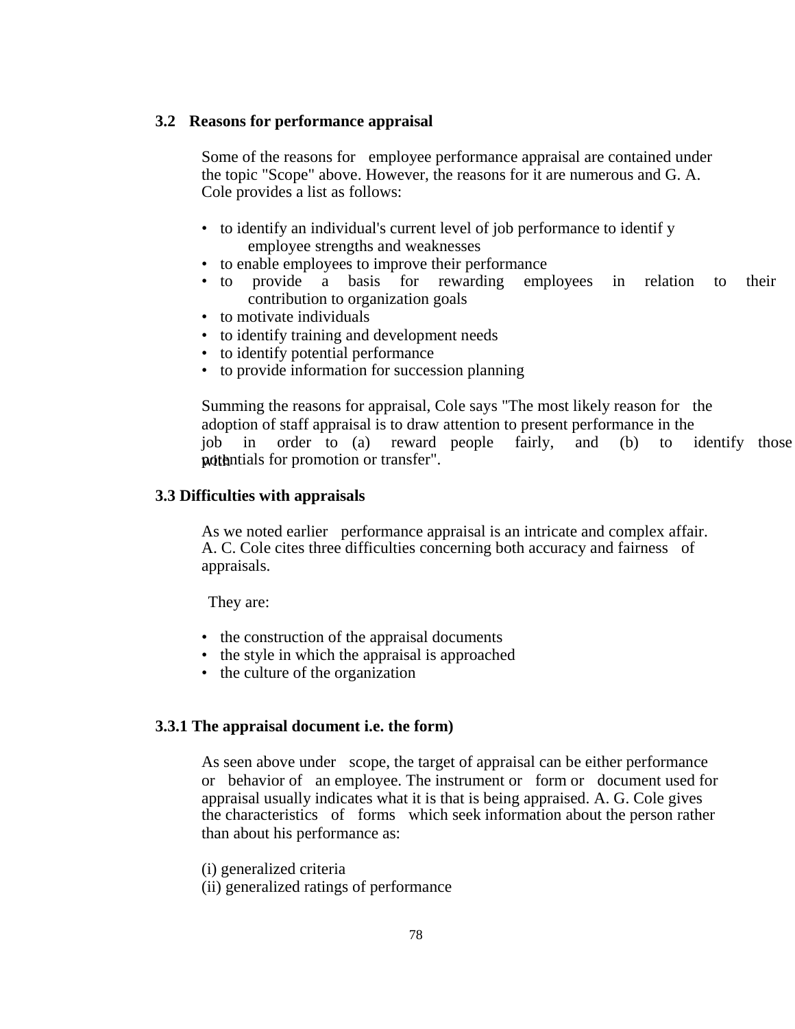## 3.2 Reasons for performance appraisal

Some of the reasons for employee performance appraisal are contained under the topic "Scope" above. However, the reasons for it are numerous and G. A. Cole provides a list as follows:

- to identify an individual's current level of job performance to identif y employee strengths and weaknesses
- to enable employees to improve their performance
- to provide a basis for rewarding employees in relation to their contribution to organization goals
- to motivate individuals
- to identify training and development needs
- to identify potential performance
- to provide information for succession planning

Summing the reasons for appraisal, Cole says "The most likely reason for the adoption of staff appraisal is to draw attention to present performance in the job in order to (a) reward people fairly, and (b) to identify those with potentials for promotion or transfer".

## 3.3 Difficulties with appraisals

As we noted earlier performance appraisal is an intricate and complex affair. A. C. Cole cites three difficulties concerning both accuracy and fairness of appraisals.

They are:

- the construction of the appraisal documents
- the style in which the appraisal is approached
- the culture of the organization

### 3.3.1 The appraisal document i.e. the form)

As seen above under scope, the target of appraisal can be either performance or behavior of an employee. The instrument or form or document used for appraisal usually indicates what it is that is being appraised. A. G. Cole gives the characteristics of forms which seek information about the person rather than about his performance as:

(i) generalized criteria
(ii) generalized ratings of performance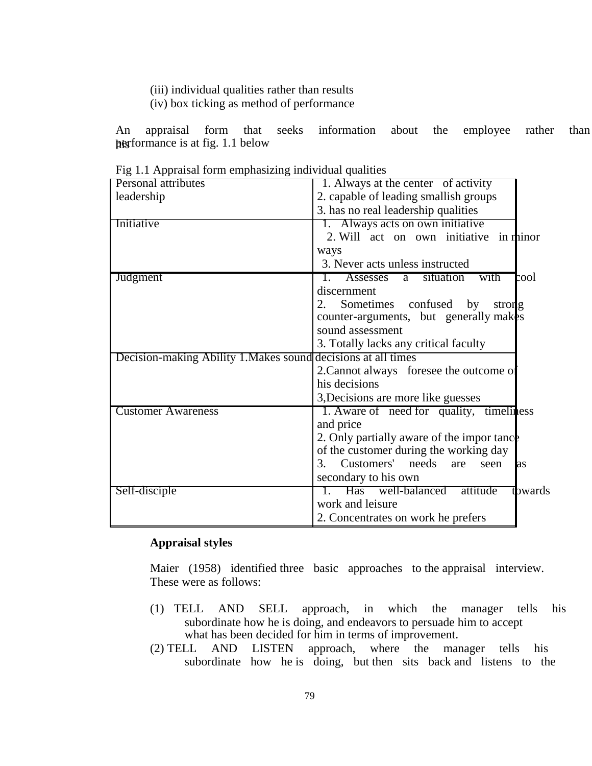(iii) individual qualities rather than results
(iv) box ticking as method of performance

An appraisal form that seeks information about the employee rather than his performance is at fig. 1.1 below

Fig 1.1 Appraisal form emphasizing individual qualities

| | |
|---|---|
| Personal attributes leadership | 1. Always at the center of activity<br>2. capable of leading smallish groups<br>3. has no real leadership qualities |
| Initiative | 1. Always acts on own initiative<br>2. Will act on own initiative in minor ways<br>3. Never acts unless instructed |
| Judgment | 1. Assesses a situation with cool discernment<br>2. Sometimes confused by strong counter-arguments, but generally makes sound assessment<br>3. Totally lacks any critical faculty |
| Decision-making Ability | 1.Makes sound decisions at all times<br>2.Cannot always foresee the outcome of his decisions<br>3,Decisions are more like guesses |
| Customer Awareness | 1. Aware of need for quality, timeliness and price<br>2. Only partially aware of the impor tance of the customer during the working day<br>3. Customers' needs are seen as secondary to his own |
| Self-disciple | 1. Has well-balanced attitude towards work and leisure<br>2. Concentrates on work he prefers |

**Appraisal styles**

Maier (1958) identified three basic approaches to the appraisal interview. These were as follows:

(1) TELL AND SELL approach, in which the manager tells his subordinate how he is doing, and endeavors to persuade him to accept what has been decided for him in terms of improvement.
(2) TELL AND LISTEN approach, where the manager tells his subordinate how he is doing, but then sits back and listens to the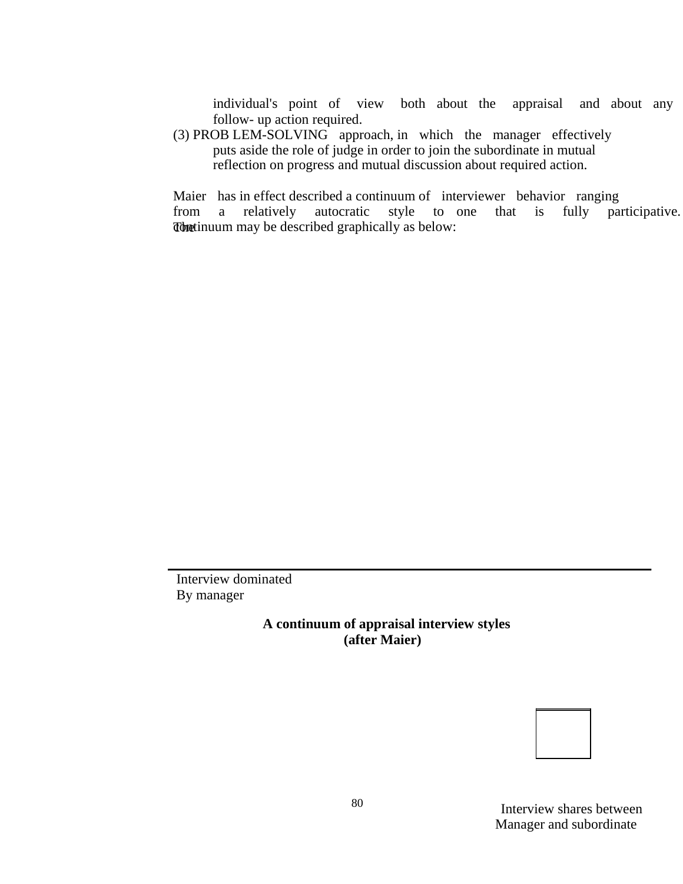individual's point of view both about the appraisal and about any follow- up action required.

(3) PROBLEM-SOLVING approach, in which the manager effectively puts aside the role of judge in order to join the subordinate in mutual reflection on progress and mutual discussion about required action.

Maier has in effect described a continuum of interviewer behavior ranging from a relatively autocratic style to one that is fully participative. The continuum may be described graphically as below:

Interview dominated
By manager

Interview shares between
Manager and subordinate

**A continuum of appraisal interview styles (after Maier)**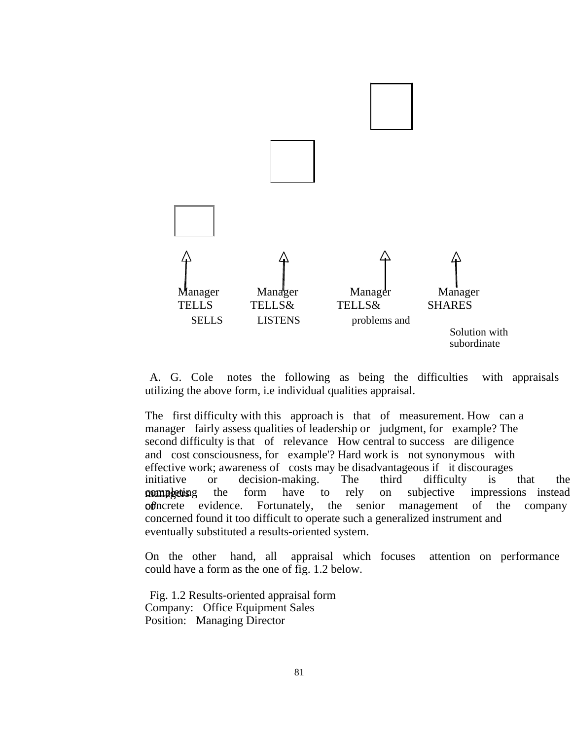Manager TELLS SELLS

Manager TELLS& LISTENS

Manager TELLS& problems and

Manager SHARES Solution with subordinate

A. G. Cole notes the following as being the difficulties with appraisals utilizing the above form, i.e individual qualities appraisal.

The first difficulty with this approach is that of measurement. How can a manager fairly assess qualities of leadership or judgment, for example? The second difficulty is that of relevance How central to success are diligence and cost consciousness, for example'? Hard work is not synonymous with effective work; awareness of costs may be disadvantageous if it discourages initiative or decision-making. The third difficulty is that the managers completing the form have to rely on subjective impressions instead of concrete evidence. Fortunately, the senior management of the company concerned found it too difficult to operate such a generalized instrument and eventually substituted a results-oriented system.

On the other hand, all appraisal which focuses attention on performance could have a form as the one of fig. 1.2 below.

Fig. 1.2 Results-oriented appraisal form
Company: Office Equipment Sales
Position: Managing Director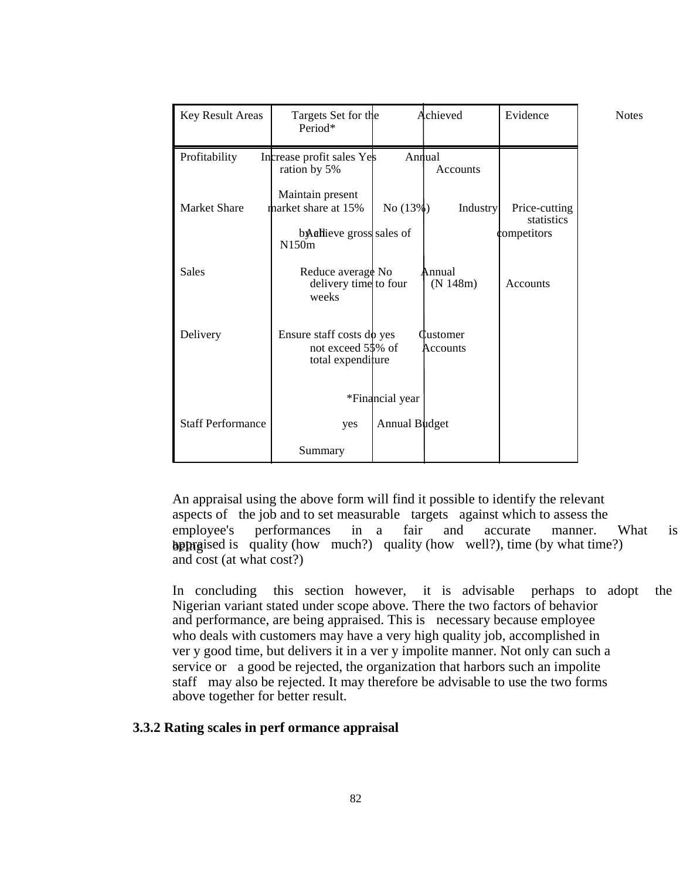| Key Result Areas | Targets Set for the Period* | Achieved | Evidence | Notes |
|---|---|---|---|---|
| Profitability | Increase profit sales ration by 5% | Yes | Annual Accounts | |
| Market Share | Maintain present market share at 15% | No (13%) | Industry statistics | Price-cutting by competitors |
| Sales | Achieve gross sales of N150m | No (N 148m) | Annual Accounts | |
| Delivery | Reduce average delivery time to four weeks | yes | Customer Accounts | |
| Staff Performance | Ensure staff costs do not exceed 55% of total expenditure | yes | Annual Budget Summary | |

*Financial year

An appraisal using the above form will find it possible to identify the relevant aspects of the job and to set measurable targets against which to assess the employee's performances in a fair and accurate manner. What is being appraised is quality (how much?) quality (how well?), time (by what time?) and cost (at what cost?)

In concluding this section however, it is advisable perhaps to adopt the Nigerian variant stated under scope above. There the two factors of behavior and performance, are being appraised. This is necessary because employee who deals with customers may have a very high quality job, accomplished in ver y good time, but delivers it in a ver y impolite manner. Not only can such a service or a good be rejected, the organization that harbors such an impolite staff may also be rejected. It may therefore be advisable to use the two forms above together for better result.

### 3.3.2 Rating scales in perf ormance appraisal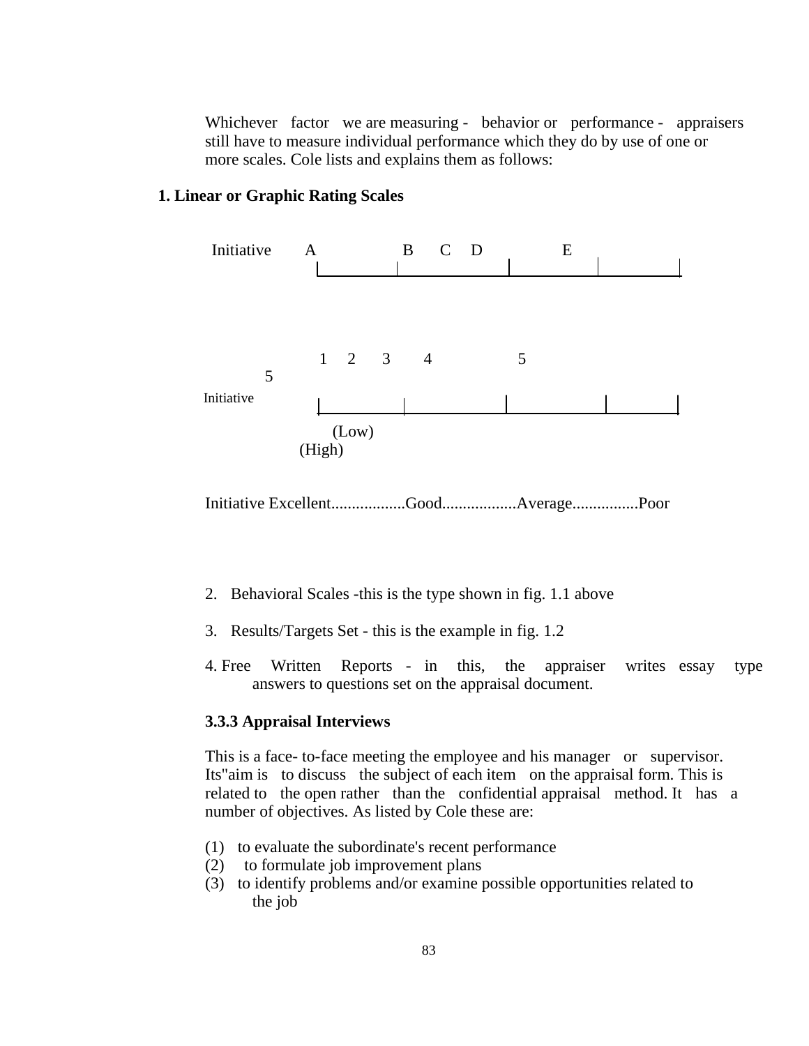Whichever factor we are measuring - behavior or performance - appraisers still have to measure individual performance which they do by use of one or more scales. Cole lists and explains them as follows:

**1. Linear or Graphic Rating Scales**

Initiative A B C D E

1 2 3 4 5

5

Initiative

(Low)

(High)

Initiative Excellent..................Good..................Average................Poor

2. Behavioral Scales -this is the type shown in fig. 1.1 above

3. Results/Targets Set - this is the example in fig. 1.2

4. Free Written Reports - in this, the appraiser writes essay type answers to questions set on the appraisal document.

**3.3.3 Appraisal Interviews**

This is a face- to-face meeting the employee and his manager or supervisor. Its"aim is to discuss the subject of each item on the appraisal form. This is related to the open rather than the confidential appraisal method. It has a number of objectives. As listed by Cole these are:

(1) to evaluate the subordinate's recent performance
(2) to formulate job improvement plans
(3) to identify problems and/or examine possible opportunities related to the job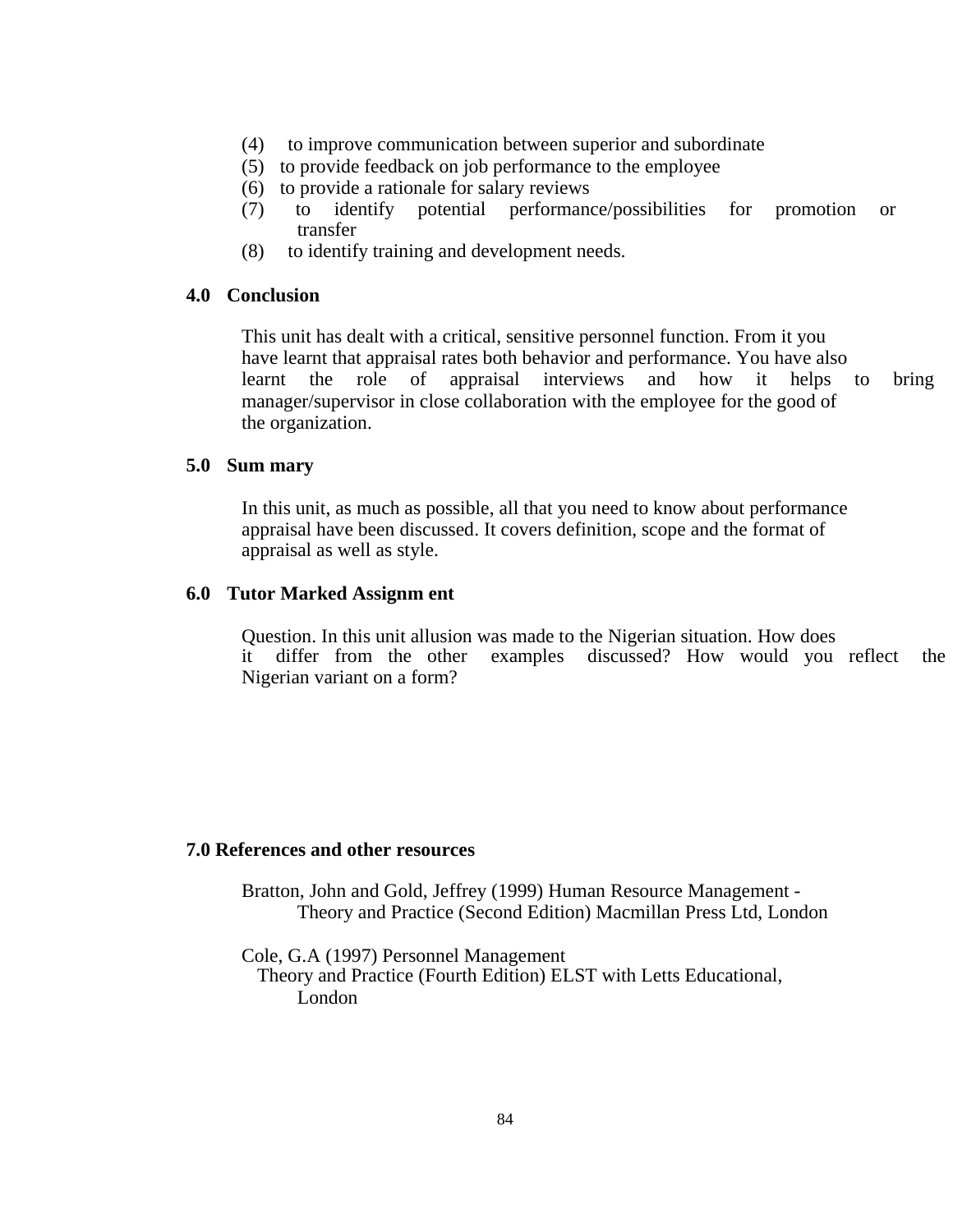(4) to improve communication between superior and subordinate
(5) to provide feedback on job performance to the employee
(6) to provide a rationale for salary reviews
(7) to identify potential performance/possibilities for promotion or transfer
(8) to identify training and development needs.

## 4.0 Conclusion

This unit has dealt with a critical, sensitive personnel function. From it you have learnt that appraisal rates both behavior and performance. You have also learnt the role of appraisal interviews and how it helps to bring manager/supervisor in close collaboration with the employee for the good of the organization.

## 5.0 Sum mary

In this unit, as much as possible, all that you need to know about performance appraisal have been discussed. It covers definition, scope and the format of appraisal as well as style.

## 6.0 Tutor Marked Assignm ent

Question. In this unit allusion was made to the Nigerian situation. How does it differ from the other examples discussed? How would you reflect the Nigerian variant on a form?

## 7.0 References and other resources

Bratton, John and Gold, Jeffrey (1999) Human Resource Management - Theory and Practice (Second Edition) Macmillan Press Ltd, London

Cole, G.A (1997) Personnel Management Theory and Practice (Fourth Edition) ELST with Letts Educational, London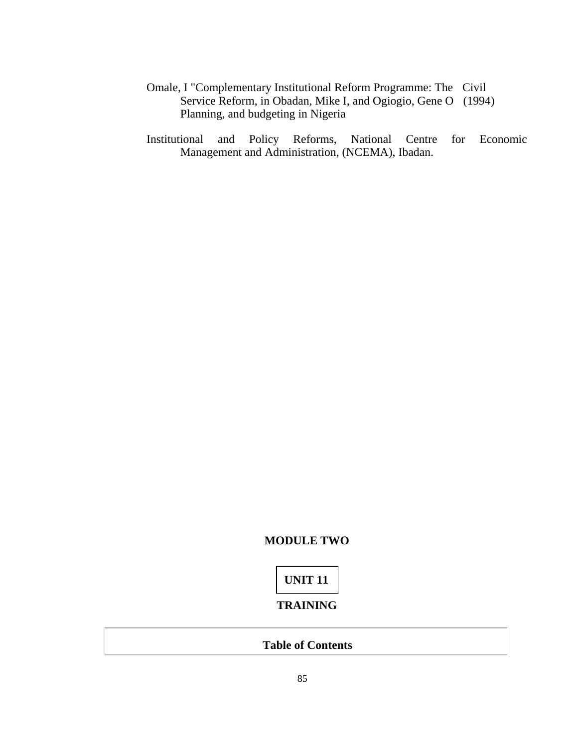Omale, I "Complementary Institutional Reform Programme: The Civil Service Reform, in Obadan, Mike I, and Ogiogio, Gene O (1994) Planning, and budgeting in Nigeria

Institutional and Policy Reforms, National Centre for Economic Management and Administration, (NCEMA), Ibadan.

## MODULE TWO

## UNIT 11

## TRAINING

| **Table of Contents** |
|---|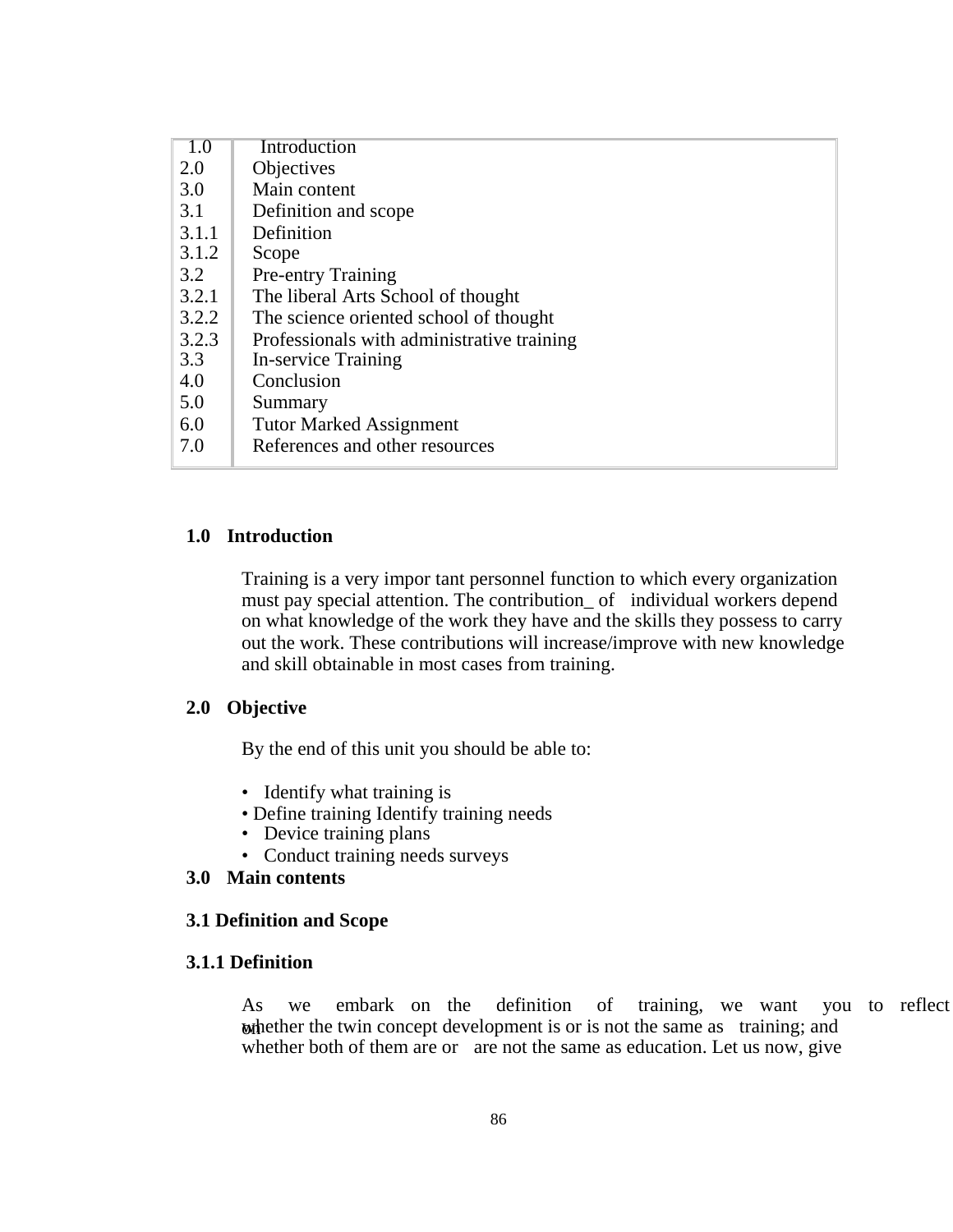| | |
|---|---|
| 1.0 | Introduction |
| 2.0 | Objectives |
| 3.0 | Main content |
| 3.1 | Definition and scope |
| 3.1.1 | Definition |
| 3.1.2 | Scope |
| 3.2 | Pre-entry Training |
| 3.2.1 | The liberal Arts School of thought |
| 3.2.2 | The science oriented school of thought |
| 3.2.3 | Professionals with administrative training |
| 3.3 | In-service Training |
| 4.0 | Conclusion |
| 5.0 | Summary |
| 6.0 | Tutor Marked Assignment |
| 7.0 | References and other resources |

## 1.0 Introduction

Training is a very impor tant personnel function to which every organization must pay special attention. The contribution_ of individual workers depend on what knowledge of the work they have and the skills they possess to carry out the work. These contributions will increase/improve with new knowledge and skill obtainable in most cases from training.

## 2.0 Objective

By the end of this unit you should be able to:

- Identify what training is
- Define training Identify training needs
- Device training plans
- Conduct training needs surveys

## 3.0 Main contents

### 3.1 Definition and Scope

#### 3.1.1 Definition

As we embark on the definition of training, we want you to reflect on whether the twin concept development is or is not the same as training; and whether both of them are or are not the same as education. Let us now, give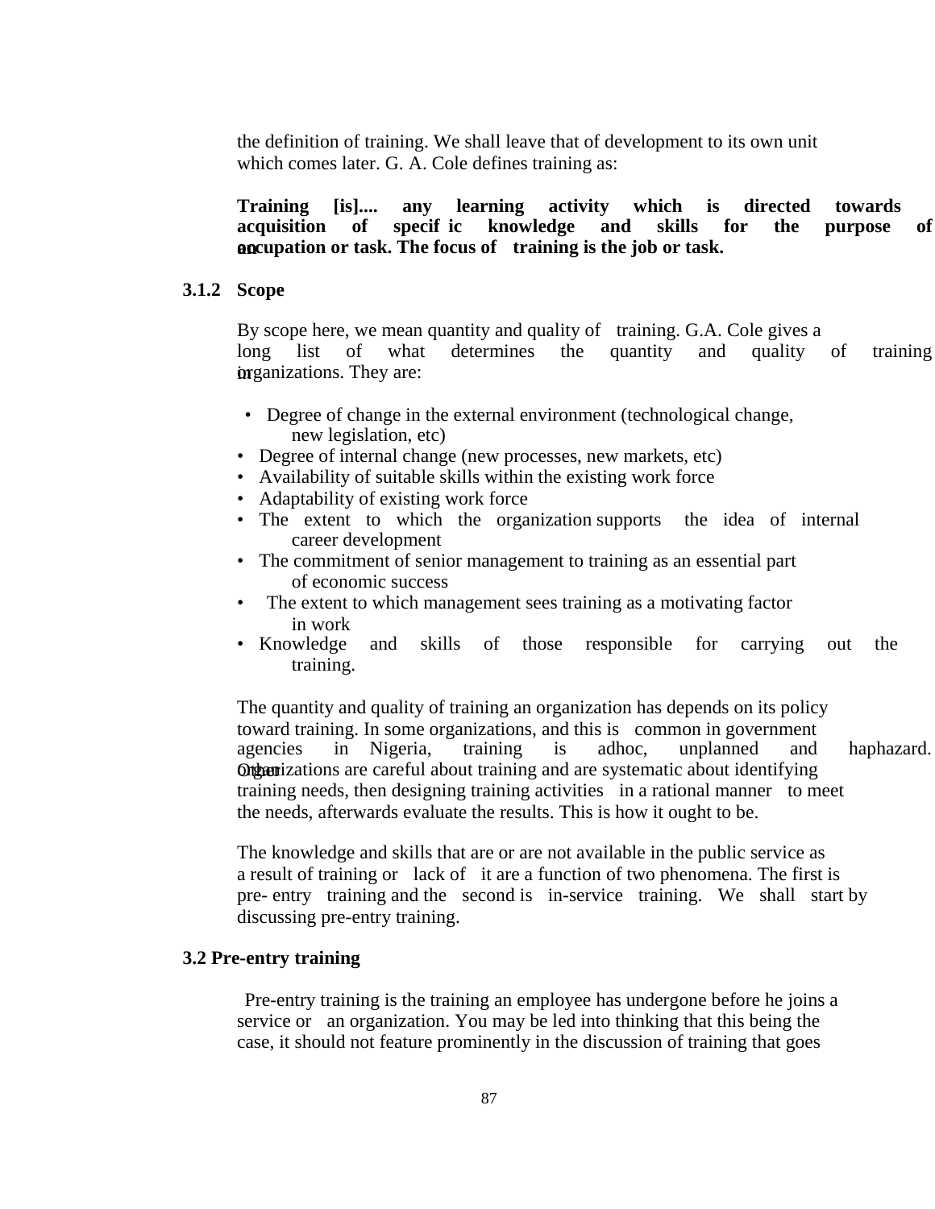the definition of training. We shall leave that of development to its own unit which comes later. G. A. Cole defines training as:

**Training [is].... any learning activity which is directed towards acquisition of specific knowledge and skills for the purpose of an occupation or task. The focus of training is the job or task.**

### 3.1.2 Scope

By scope here, we mean quantity and quality of training. G.A. Cole gives a long list of what determines the quantity and quality of training in organizations. They are:

- Degree of change in the external environment (technological change, new legislation, etc)
- Degree of internal change (new processes, new markets, etc)
- Availability of suitable skills within the existing work force
- Adaptability of existing work force
- The extent to which the organization supports the idea of internal career development
- The commitment of senior management to training as an essential part of economic success
- The extent to which management sees training as a motivating factor in work
- Knowledge and skills of those responsible for carrying out the training.

The quantity and quality of training an organization has depends on its policy toward training. In some organizations, and this is common in government agencies in Nigeria, training is adhoc, unplanned and haphazard. Other organizations are careful about training and are systematic about identifying training needs, then designing training activities in a rational manner to meet the needs, afterwards evaluate the results. This is how it ought to be.

The knowledge and skills that are or are not available in the public service as a result of training or lack of it are a function of two phenomena. The first is pre- entry training and the second is in-service training. We shall start by discussing pre-entry training.

## 3.2 Pre-entry training

Pre-entry training is the training an employee has undergone before he joins a service or an organization. You may be led into thinking that this being the case, it should not feature prominently in the discussion of training that goes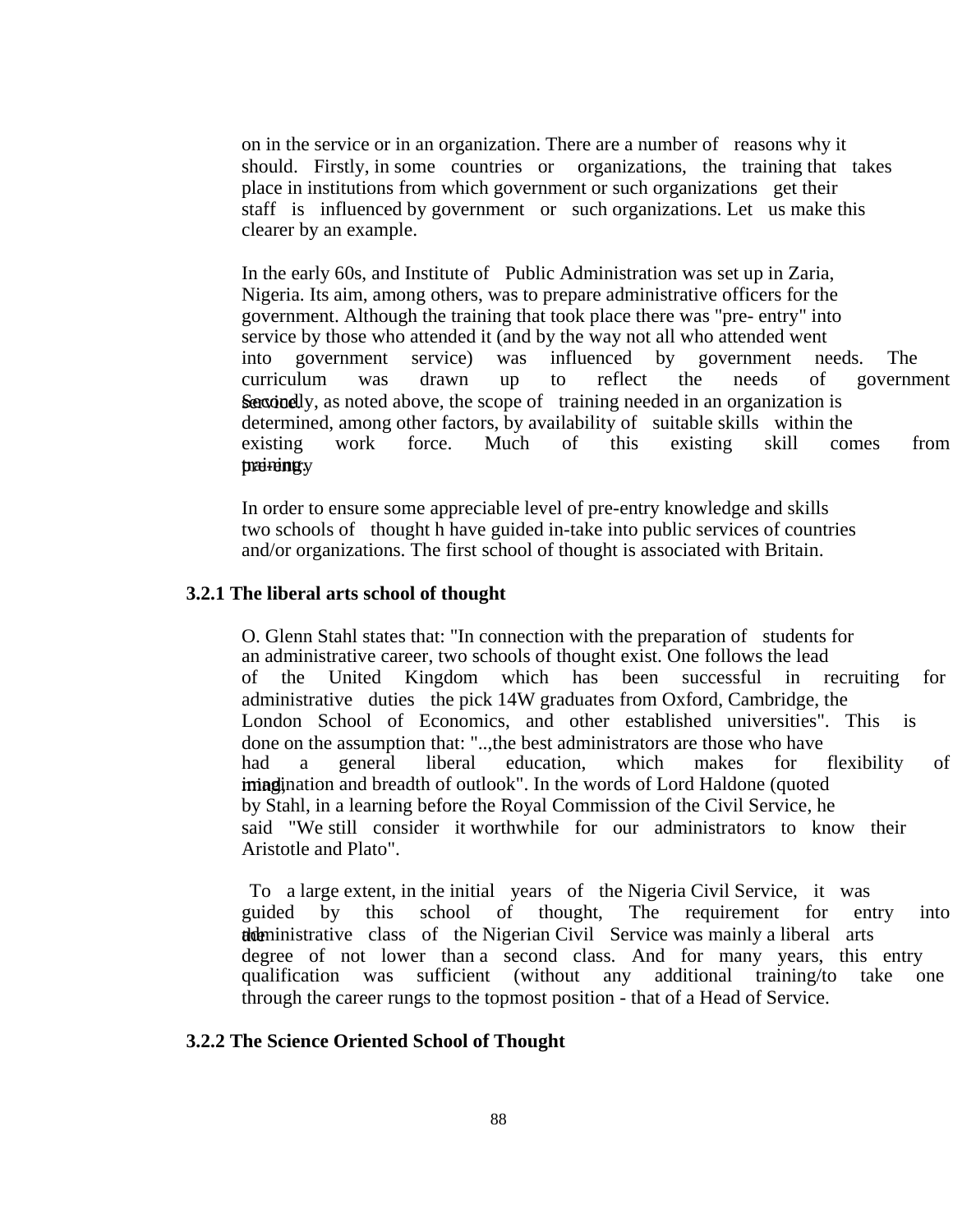on in the service or in an organization. There are a number of reasons why it should. Firstly, in some countries or organizations, the training that takes place in institutions from which government or such organizations get their staff is influenced by government or such organizations. Let us make this clearer by an example.

In the early 60s, and Institute of Public Administration was set up in Zaria, Nigeria. Its aim, among others, was to prepare administrative officers for the government. Although the training that took place there was "pre- entry" into service by those who attended it (and by the way not all who attended went into government service) was influenced by government needs. The curriculum was drawn up to reflect the needs of government service.

Secondly, as noted above, the scope of training needed in an organization is determined, among other factors, by availability of suitable skills within the existing work force. Much of this existing skill comes from pre-entry training.

In order to ensure some appreciable level of pre-entry knowledge and skills two schools of thought h have guided in-take into public services of countries and/or organizations. The first school of thought is associated with Britain.

### 3.2.1 The liberal arts school of thought

O. Glenn Stahl states that: "In connection with the preparation of students for an administrative career, two schools of thought exist. One follows the lead of the United Kingdom which has been successful in recruiting for administrative duties the pick 14W graduates from Oxford, Cambridge, the London School of Economics, and other established universities". This is done on the assumption that: "..,the best administrators are those who have had a general liberal education, which makes for flexibility of mind, imagination and breadth of outlook". In the words of Lord Haldone (quoted by Stahl, in a learning before the Royal Commission of the Civil Service, he said "We still consider it worthwhile for our administrators to know their Aristotle and Plato".

To a large extent, in the initial years of the Nigeria Civil Service, it was guided by this school of thought, The requirement for entry into the administrative class of the Nigerian Civil Service was mainly a liberal arts degree of not lower than a second class. And for many years, this entry qualification was sufficient (without any additional training/to take one through the career rungs to the topmost position - that of a Head of Service.

### 3.2.2 The Science Oriented School of Thought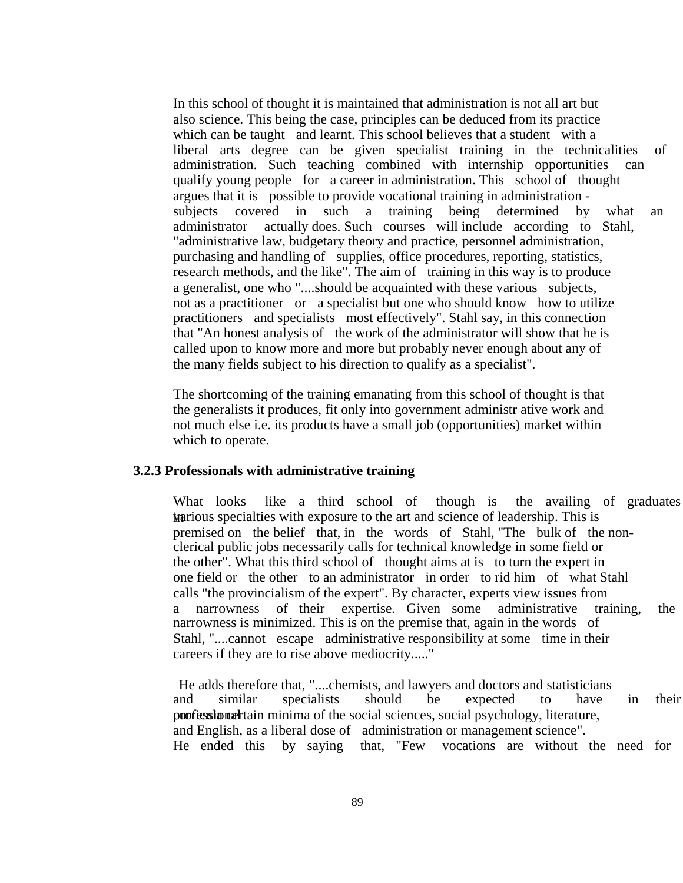In this school of thought it is maintained that administration is not all art but also science. This being the case, principles can be deduced from its practice which can be taught and learnt. This school believes that a student with a liberal arts degree can be given specialist training in the technicalities of administration. Such teaching combined with internship opportunities can qualify young people for a career in administration. This school of thought argues that it is possible to provide vocational training in administration - subjects covered in such a training being determined by what an administrator actually does. Such courses will include according to Stahl, "administrative law, budgetary theory and practice, personnel administration, purchasing and handling of supplies, office procedures, reporting, statistics, research methods, and the like". The aim of training in this way is to produce a generalist, one who "....should be acquainted with these various subjects, not as a practitioner or a specialist but one who should know how to utilize practitioners and specialists most effectively". Stahl say, in this connection that "An honest analysis of the work of the administrator will show that he is called upon to know more and more but probably never enough about any of the many fields subject to his direction to qualify as a specialist".

The shortcoming of the training emanating from this school of thought is that the generalists it produces, fit only into government administr ative work and not much else i.e. its products have a small job (opportunities) market within which to operate.

### 3.2.3 Professionals with administrative training

What looks like a third school of though is the availing of graduates in various specialties with exposure to the art and science of leadership. This is premised on the belief that, in the words of Stahl, "The bulk of the non-clerical public jobs necessarily calls for technical knowledge in some field or the other". What this third school of thought aims at is to turn the expert in one field or the other to an administrator in order to rid him of what Stahl calls "the provincialism of the expert". By character, experts view issues from a narrowness of their expertise. Given some administrative training, the narrowness is minimized. This is on the premise that, again in the words of Stahl, "....cannot escape administrative responsibility at some time in their careers if they are to rise above mediocrity....."

He adds therefore that, "....chemists, and lawyers and doctors and statisticians and similar specialists should be expected to have in their professional curricula certain minima of the social sciences, social psychology, literature, and English, as a liberal dose of administration or management science". He ended this by saying that, "Few vocations are without the need for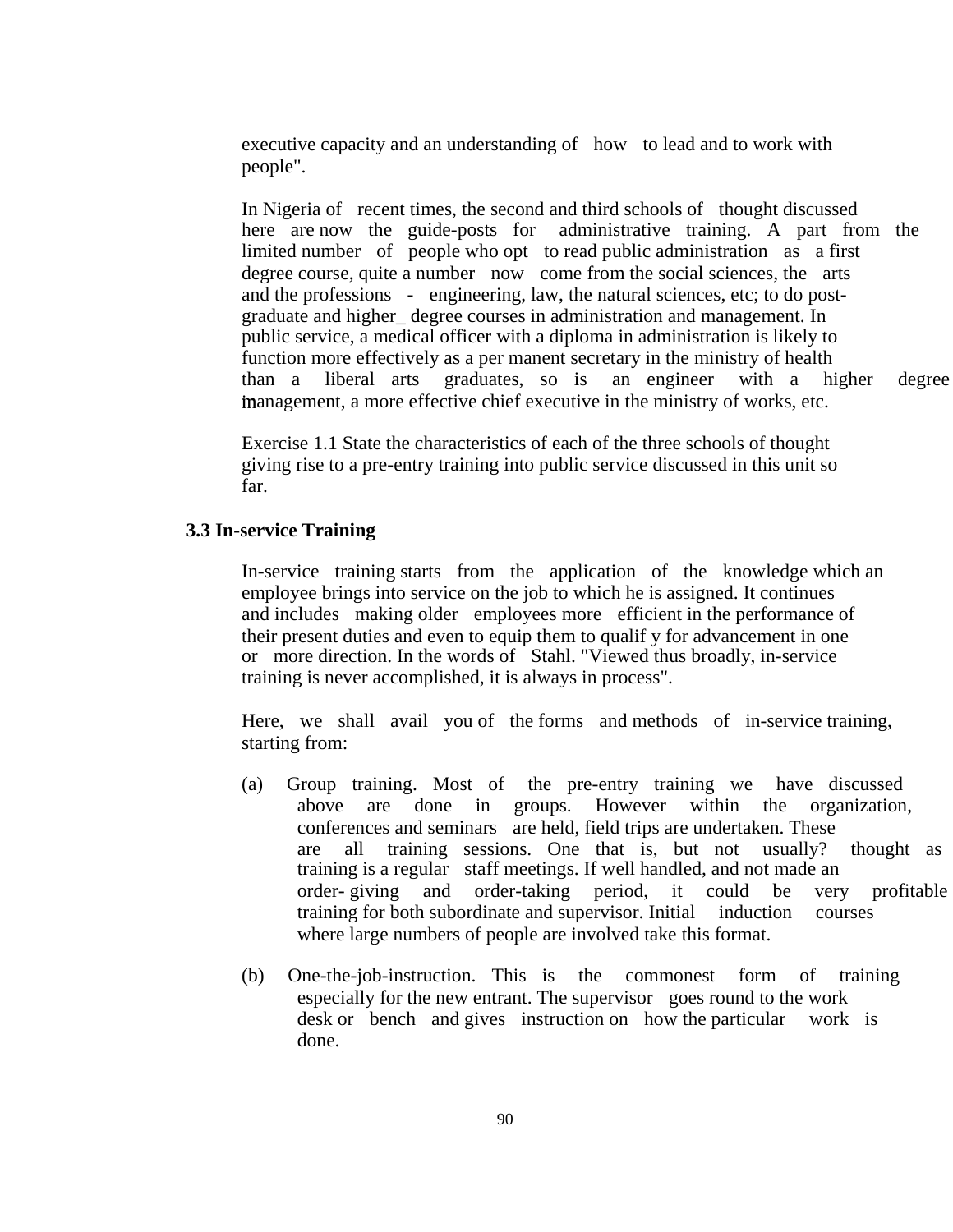executive capacity and an understanding of how to lead and to work with people".

In Nigeria of recent times, the second and third schools of thought discussed here are now the guide-posts for administrative training. A part from the limited number of people who opt to read public administration as a first degree course, quite a number now come from the social sciences, the arts and the professions - engineering, law, the natural sciences, etc; to do post-graduate and higher_ degree courses in administration and management. In public service, a medical officer with a diploma in administration is likely to function more effectively as a per manent secretary in the ministry of health than a liberal arts graduates, so is an engineer with a higher degree in management, a more effective chief executive in the ministry of works, etc.

Exercise 1.1 State the characteristics of each of the three schools of thought giving rise to a pre-entry training into public service discussed in this unit so far.

### 3.3 In-service Training

In-service training starts from the application of the knowledge which an employee brings into service on the job to which he is assigned. It continues and includes making older employees more efficient in the performance of their present duties and even to equip them to qualif y for advancement in one or more direction. In the words of Stahl. "Viewed thus broadly, in-service training is never accomplished, it is always in process".

Here, we shall avail you of the forms and methods of in-service training, starting from:

(a) Group training. Most of the pre-entry training we have discussed above are done in groups. However within the organization, conferences and seminars are held, field trips are undertaken. These are all training sessions. One that is, but not usually? thought as training is a regular staff meetings. If well handled, and not made an order- giving and order-taking period, it could be very profitable training for both subordinate and supervisor. Initial induction courses where large numbers of people are involved take this format.

(b) One-the-job-instruction. This is the commonest form of training especially for the new entrant. The supervisor goes round to the work desk or bench and gives instruction on how the particular work is done.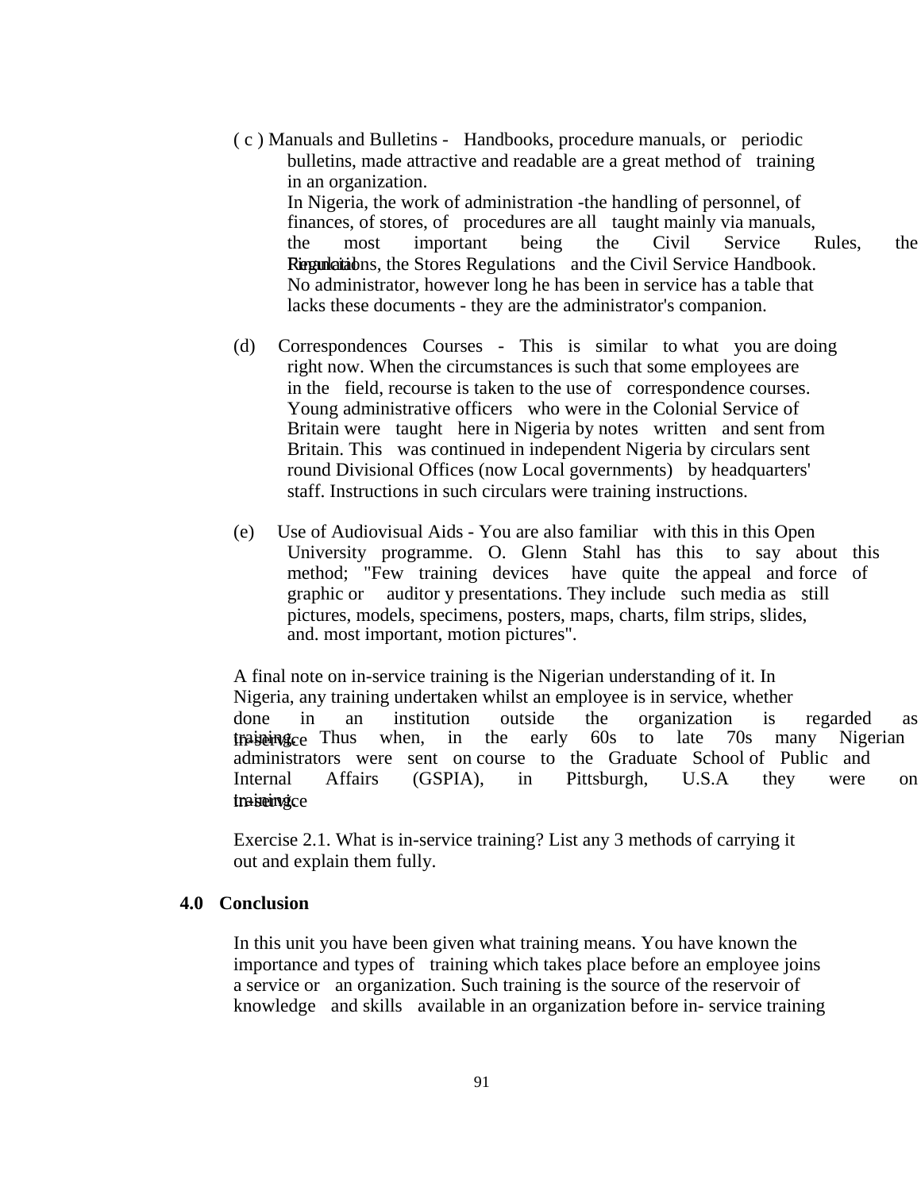( c ) Manuals and Bulletins - Handbooks, procedure manuals, or periodic bulletins, made attractive and readable are a great method of training in an organization.

In Nigeria, the work of administration -the handling of personnel, of finances, of stores, of procedures are all taught mainly via manuals, the most important being the Civil Service Rules, the Financial Regulations, the Stores Regulations and the Civil Service Handbook. No administrator, however long he has been in service has a table that lacks these documents - they are the administrator's companion.

(d) Correspondences Courses - This is similar to what you are doing right now. When the circumstances is such that some employees are in the field, recourse is taken to the use of correspondence courses. Young administrative officers who were in the Colonial Service of Britain were taught here in Nigeria by notes written and sent from Britain. This was continued in independent Nigeria by circulars sent round Divisional Offices (now Local governments) by headquarters' staff. Instructions in such circulars were training instructions.

(e) Use of Audiovisual Aids - You are also familiar with this in this Open University programme. O. Glenn Stahl has this to say about this method; "Few training devices have quite the appeal and force of graphic or auditor y presentations. They include such media as still pictures, models, specimens, posters, maps, charts, film strips, slides, and. most important, motion pictures".

A final note on in-service training is the Nigerian understanding of it. In Nigeria, any training undertaken whilst an employee is in service, whether done in an institution outside the organization is regarded as in-service training. Thus when, in the early 60s to late 70s many Nigerian administrators were sent on course to the Graduate School of Public and Internal Affairs (GSPIA), in Pittsburgh, U.S.A they were on in-service training.

Exercise 2.1. What is in-service training? List any 3 methods of carrying it out and explain them fully.

## 4.0 Conclusion

In this unit you have been given what training means. You have known the importance and types of training which takes place before an employee joins a service or an organization. Such training is the source of the reservoir of knowledge and skills available in an organization before in- service training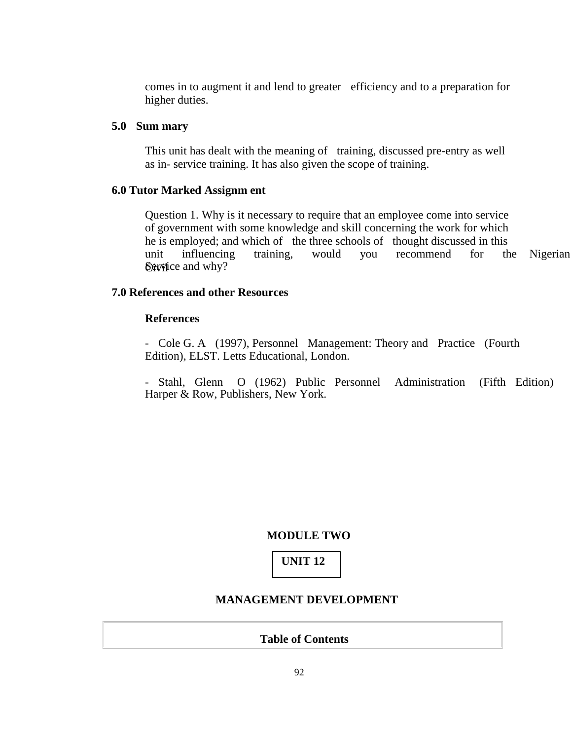comes in to augment it and lend to greater efficiency and to a preparation for higher duties.

## 5.0 Summary

This unit has dealt with the meaning of training, discussed pre-entry as well as in- service training. It has also given the scope of training.

## 6.0 Tutor Marked Assignment

Question 1. Why is it necessary to require that an employee come into service of government with some knowledge and skill concerning the work for which he is employed; and which of the three schools of thought discussed in this unit influencing training, would you recommend for the Nigerian Civil Service and why?

## 7.0 References and other Resources

**References**

- Cole G. A (1997), Personnel Management: Theory and Practice (Fourth Edition), ELST. Letts Educational, London.

- Stahl, Glenn O (1962) Public Personnel Administration (Fifth Edition) Harper & Row, Publishers, New York.

# MODULE TWO

## UNIT 12

## MANAGEMENT DEVELOPMENT

| Table of Contents |
| --- |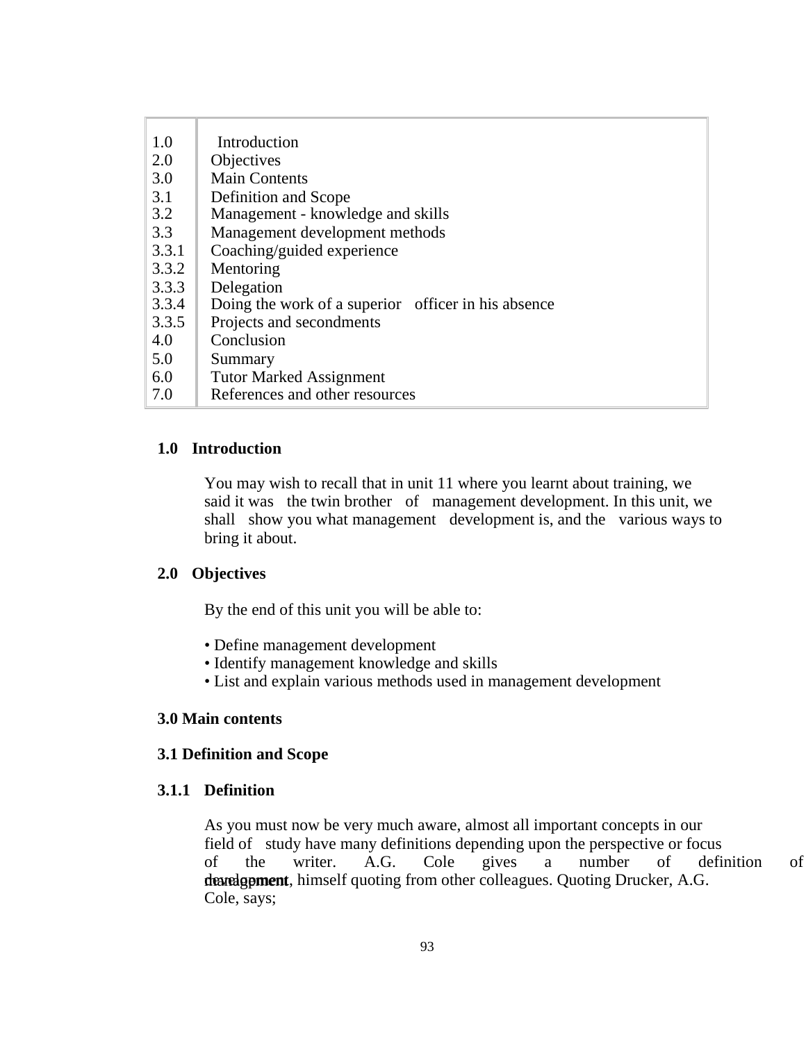| | |
|---|---|
| 1.0 | Introduction |
| 2.0 | Objectives |
| 3.0 | Main Contents |
| 3.1 | Definition and Scope |
| 3.2 | Management - knowledge and skills |
| 3.3 | Management development methods |
| 3.3.1 | Coaching/guided experience |
| 3.3.2 | Mentoring |
| 3.3.3 | Delegation |
| 3.3.4 | Doing the work of a superior officer in his absence |
| 3.3.5 | Projects and secondments |
| 4.0 | Conclusion |
| 5.0 | Summary |
| 6.0 | Tutor Marked Assignment |
| 7.0 | References and other resources |

## 1.0 Introduction

You may wish to recall that in unit 11 where you learnt about training, we said it was the twin brother of management development. In this unit, we shall show you what management development is, and the various ways to bring it about.

## 2.0 Objectives

By the end of this unit you will be able to:

- Define management development
- Identify management knowledge and skills
- List and explain various methods used in management development

## 3.0 Main contents

### 3.1 Definition and Scope

#### 3.1.1 Definition

As you must now be very much aware, almost all important concepts in our field of study have many definitions depending upon the perspective or focus of the writer. A.G. Cole gives a number of definition of management development, himself quoting from other colleagues. Quoting Drucker, A.G. Cole, says;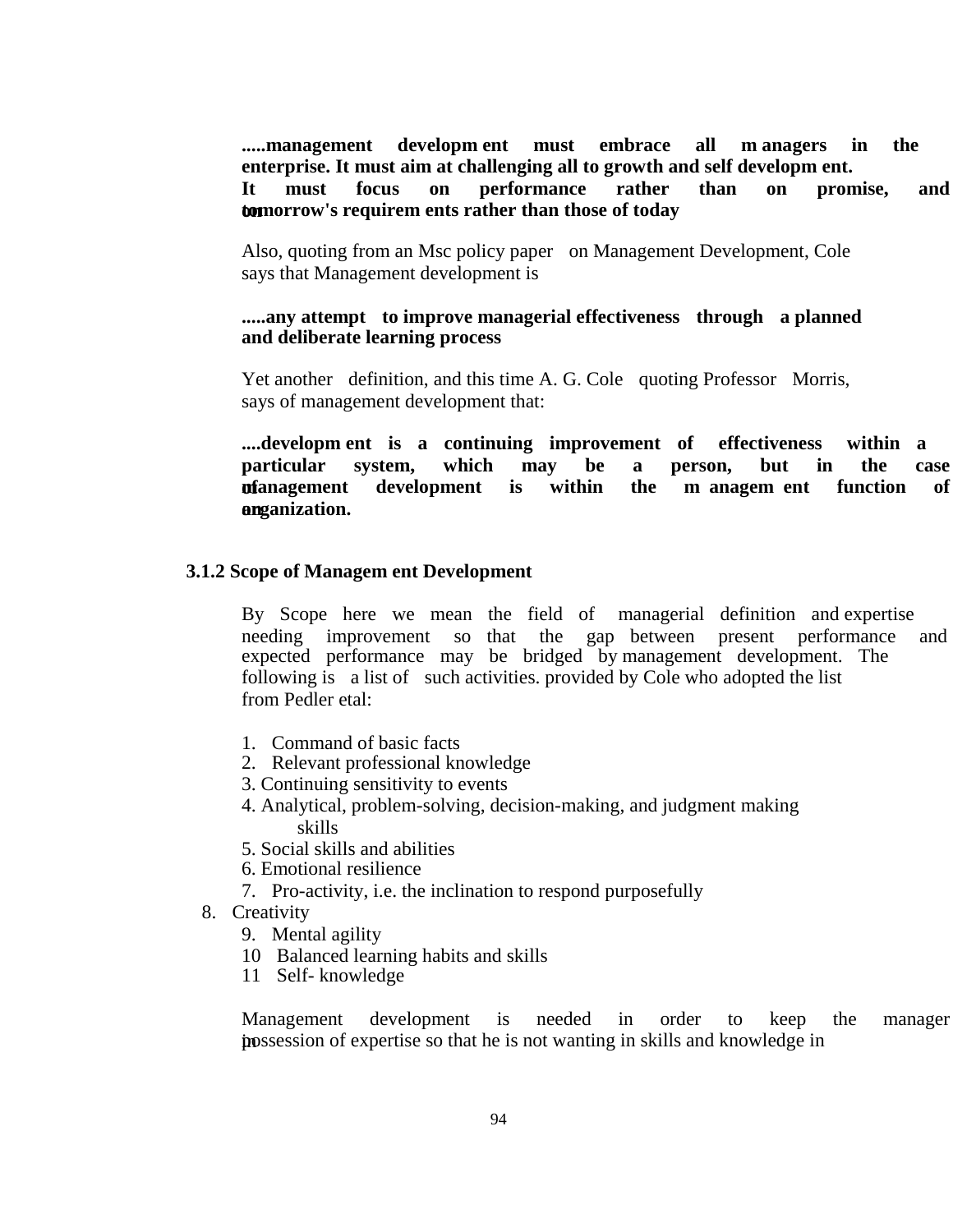**.....management development must embrace all managers in the enterprise. It must aim at challenging all to growth and self development. It must focus on performance rather than on promise, and on tomorrow's requirements rather than those of today**

Also, quoting from an Msc policy paper on Management Development, Cole says that Management development is

**.....any attempt to improve managerial effectiveness through a planned and deliberate learning process**

Yet another definition, and this time A. G. Cole quoting Professor Morris, says of management development that:

**....development is a continuing improvement of effectiveness within a particular system, which may be a person, but in the case of management development is within the management function of an organization.**

### 3.1.2 Scope of Management Development

By Scope here we mean the field of managerial definition and expertise needing improvement so that the gap between present performance and expected performance may be bridged by management development. The following is a list of such activities. provided by Cole who adopted the list from Pedler etal:

1. Command of basic facts
2. Relevant professional knowledge
3. Continuing sensitivity to events
4. Analytical, problem-solving, decision-making, and judgment making skills
5. Social skills and abilities
6. Emotional resilience
7. Pro-activity, i.e. the inclination to respond purposefully
8. Creativity
9. Mental agility
10. Balanced learning habits and skills
11. Self- knowledge

Management development is needed in order to keep the manager in possession of expertise so that he is not wanting in skills and knowledge in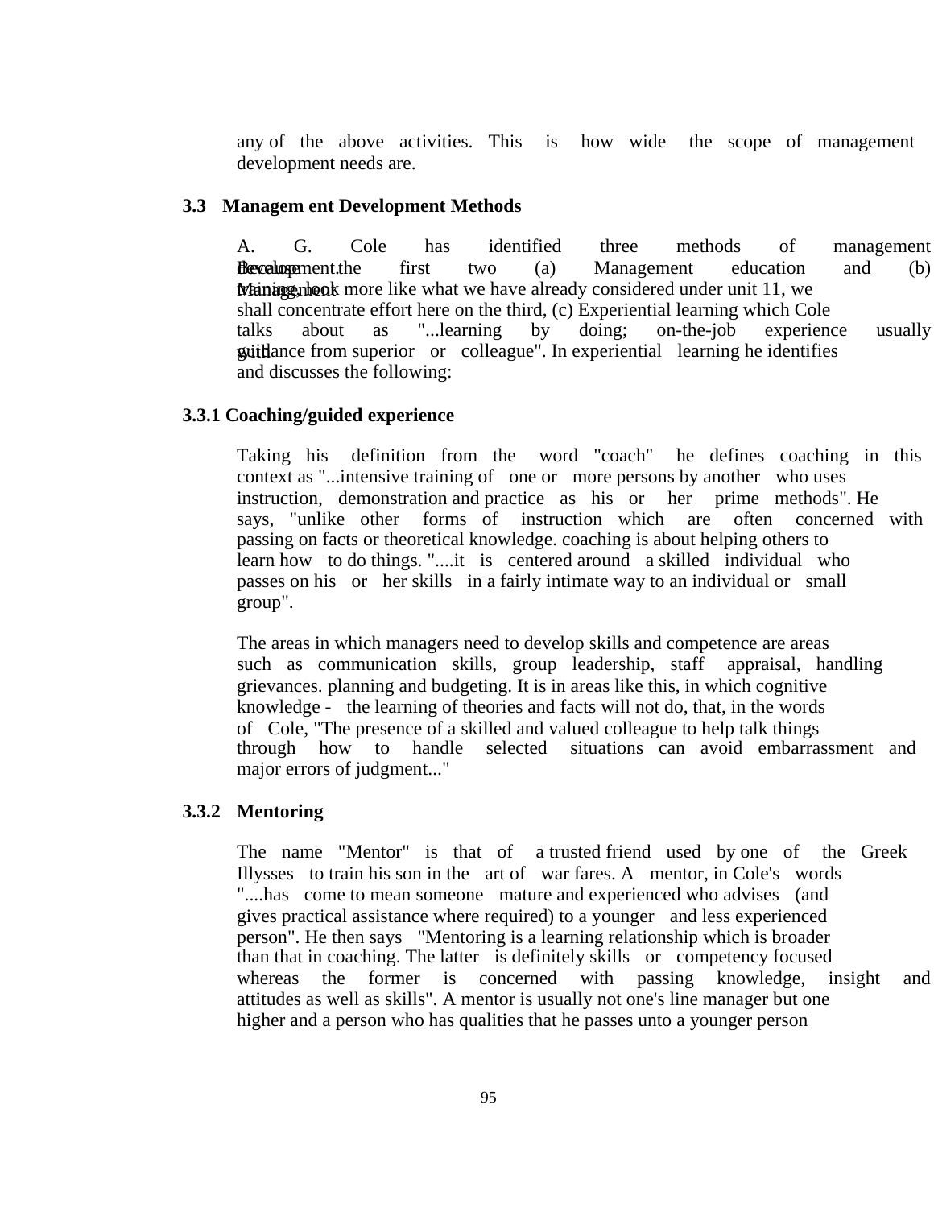any of the above activities. This is how wide the scope of management development needs are.

## 3.3 Managem ent Development Methods

A. G. Cole has identified three methods of management development. Because the first two (a) Management education and (b) Management training, look more like what we have already considered under unit 11, we shall concentrate effort here on the third, (c) Experiential learning which Cole talks about as "...learning by doing; on-the-job experience usually with guidance from superior or colleague". In experiential learning he identifies and discusses the following:

### 3.3.1 Coaching/guided experience

Taking his definition from the word "coach" he defines coaching in this context as "...intensive training of one or more persons by another who uses instruction, demonstration and practice as his or her prime methods". He says, "unlike other forms of instruction which are often concerned with passing on facts or theoretical knowledge. coaching is about helping others to learn how to do things. "....it is centered around a skilled individual who passes on his or her skills in a fairly intimate way to an individual or small group".

The areas in which managers need to develop skills and competence are areas such as communication skills, group leadership, staff appraisal, handling grievances. planning and budgeting. It is in areas like this, in which cognitive knowledge - the learning of theories and facts will not do, that, in the words of Cole, "The presence of a skilled and valued colleague to help talk things through how to handle selected situations can avoid embarrassment and major errors of judgment..."

### 3.3.2 Mentoring

The name "Mentor" is that of a trusted friend used by one of the Greek Illysses to train his son in the art of war fares. A mentor, in Cole's words "....has come to mean someone mature and experienced who advises (and gives practical assistance where required) to a younger and less experienced person". He then says "Mentoring is a learning relationship which is broader than that in coaching. The latter is definitely skills or competency focused whereas the former is concerned with passing knowledge, insight and attitudes as well as skills". A mentor is usually not one's line manager but one higher and a person who has qualities that he passes unto a younger person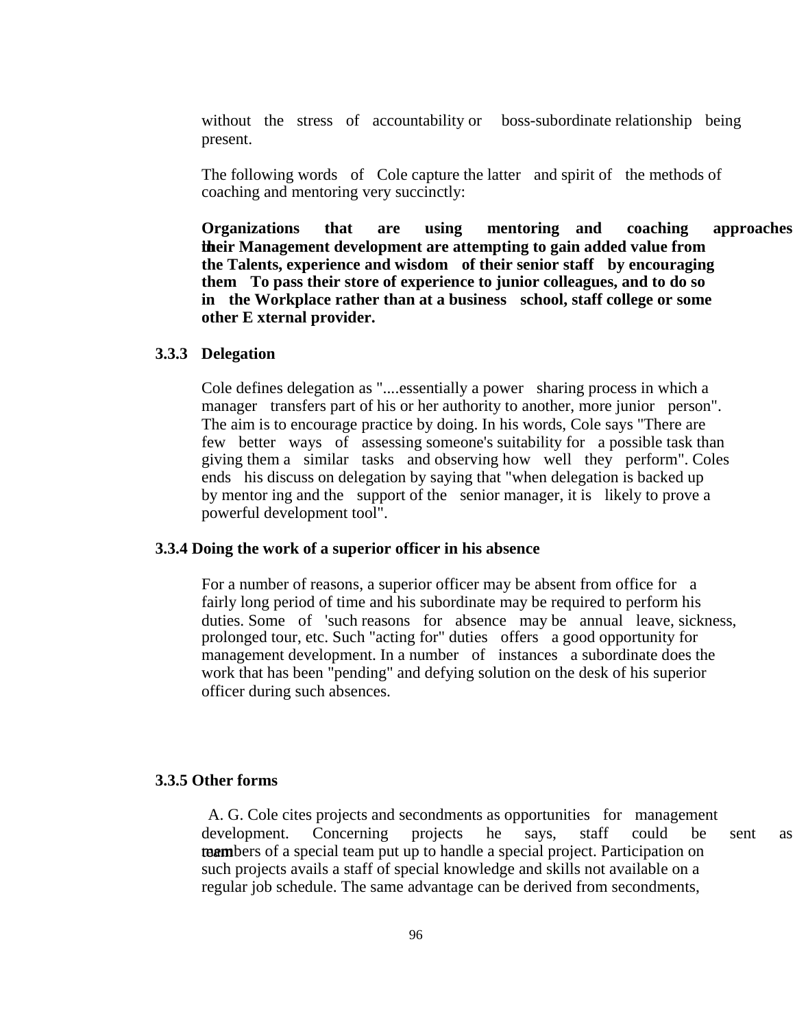without the stress of accountability or boss-subordinate relationship being present.

The following words of Cole capture the latter and spirit of the methods of coaching and mentoring very succinctly:

**Organizations that are using mentoring and coaching approaches in their Management development are attempting to gain added value from the Talents, experience and wisdom of their senior staff by encouraging them To pass their store of experience to junior colleagues, and to do so in the Workplace rather than at a business school, staff college or some other E xternal provider.**

### 3.3.3 Delegation

Cole defines delegation as "....essentially a power sharing process in which a manager transfers part of his or her authority to another, more junior person". The aim is to encourage practice by doing. In his words, Cole says "There are few better ways of assessing someone's suitability for a possible task than giving them a similar tasks and observing how well they perform". Coles ends his discuss on delegation by saying that "when delegation is backed up by mentor ing and the support of the senior manager, it is likely to prove a powerful development tool".

### 3.3.4 Doing the work of a superior officer in his absence

For a number of reasons, a superior officer may be absent from office for a fairly long period of time and his subordinate may be required to perform his duties. Some of 'such reasons for absence may be annual leave, sickness, prolonged tour, etc. Such "acting for" duties offers a good opportunity for management development. In a number of instances a subordinate does the work that has been "pending" and defying solution on the desk of his superior officer during such absences.

### 3.3.5 Other forms

A. G. Cole cites projects and secondments as opportunities for management development. Concerning projects he says, staff could be sent as team members of a special team put up to handle a special project. Participation on such projects avails a staff of special knowledge and skills not available on a regular job schedule. The same advantage can be derived from secondments,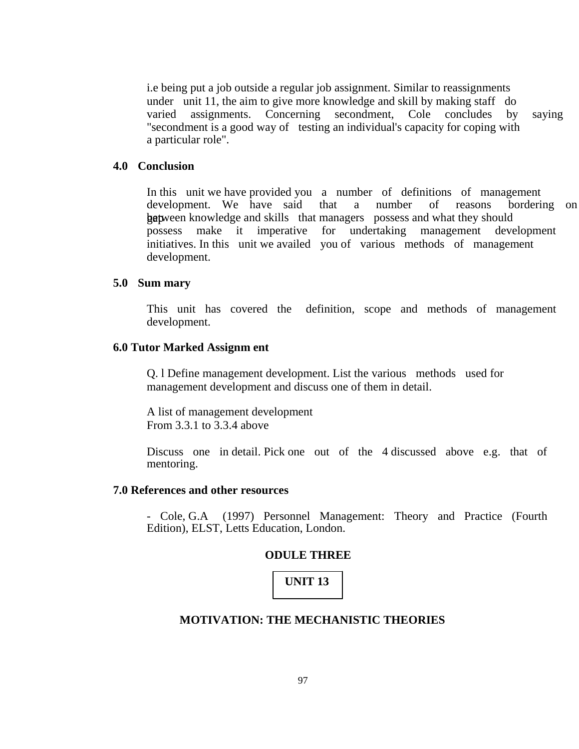i.e being put a job outside a regular job assignment. Similar to reassignments under unit 11, the aim to give more knowledge and skill by making staff do varied assignments. Concerning secondment, Cole concludes by saying "secondment is a good way of testing an individual's capacity for coping with a particular role".

## 4.0 Conclusion

In this unit we have provided you a number of definitions of management development. We have said that a number of reasons bordering on gap between knowledge and skills that managers possess and what they should possess make it imperative for undertaking management development initiatives. In this unit we availed you of various methods of management development.

## 5.0 Sum mary

This unit has covered the definition, scope and methods of management development.

## 6.0 Tutor Marked Assignm ent

Q. l Define management development. List the various methods used for management development and discuss one of them in detail.

A list of management development
From 3.3.1 to 3.3.4 above

Discuss one in detail. Pick one out of the 4 discussed above e.g. that of mentoring.

## 7.0 References and other resources

- Cole, G.A (1997) Personnel Management: Theory and Practice (Fourth Edition), ELST, Letts Education, London.

**ODULE THREE**

**UNIT 13**

# MOTIVATION: THE MECHANISTIC THEORIES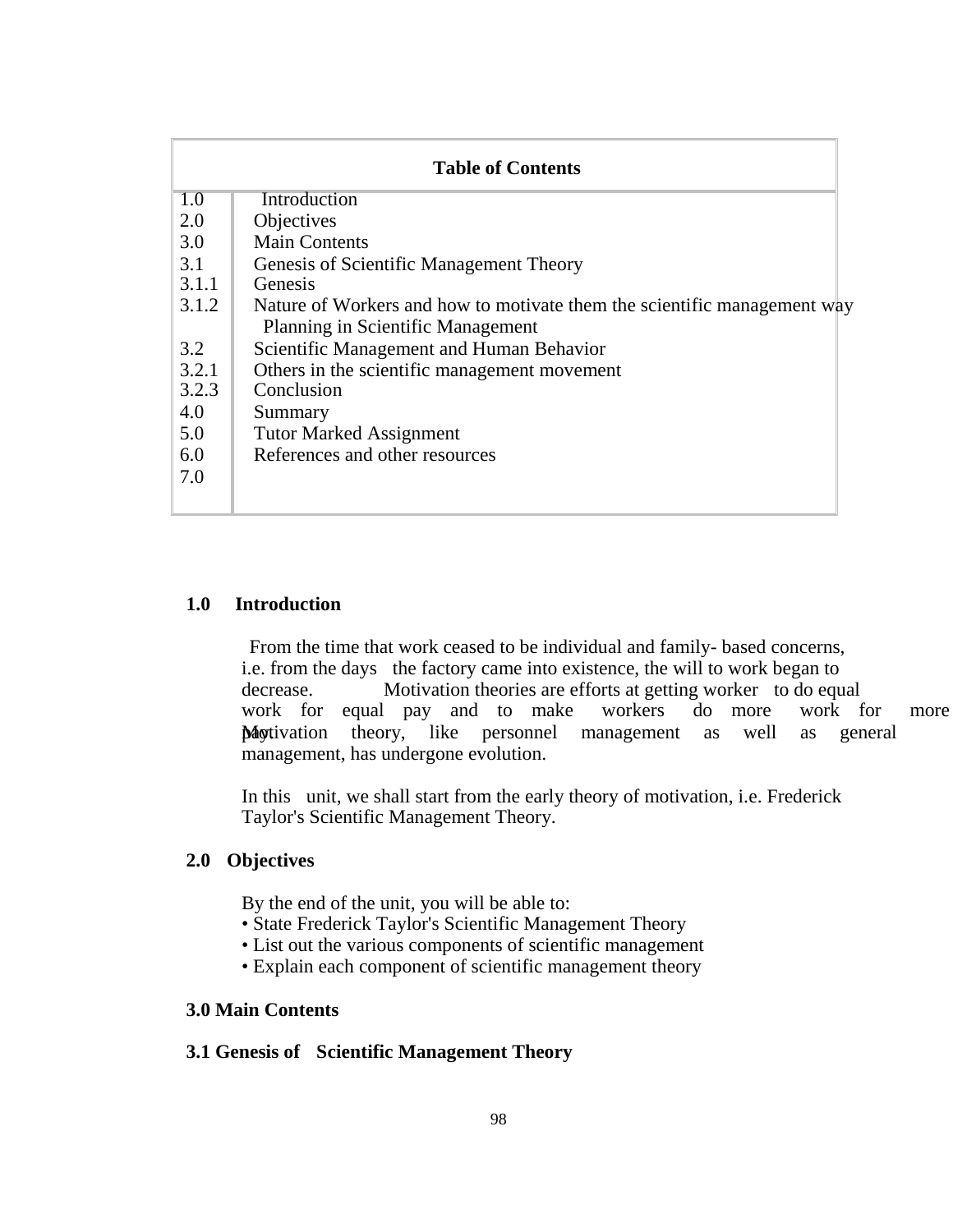| Table of Contents | |
|---|---|
| 1.0 | Introduction |
| 2.0 | Objectives |
| 3.0 | Main Contents |
| 3.1 | Genesis of Scientific Management Theory |
| 3.1.1 | Genesis |
| 3.1.2 | Nature of Workers and how to motivate them the scientific management way Planning in Scientific Management |
| 3.2 | Scientific Management and Human Behavior |
| 3.2.1 | Others in the scientific management movement |
| 3.2.3 | Conclusion |
| 4.0 | Summary |
| 5.0 | Tutor Marked Assignment |
| 6.0 | References and other resources |
| 7.0 | |

## 1.0 Introduction

From the time that work ceased to be individual and family- based concerns, i.e. from the days the factory came into existence, the will to work began to decrease. Motivation theories are efforts at getting worker to do equal work for equal pay and to make workers do more work for more pay.

Motivation theory, like personnel management as well as general management, has undergone evolution.

In this unit, we shall start from the early theory of motivation, i.e. Frederick Taylor's Scientific Management Theory.

## 2.0 Objectives

By the end of the unit, you will be able to:

- State Frederick Taylor's Scientific Management Theory
- List out the various components of scientific management
- Explain each component of scientific management theory

## 3.0 Main Contents

### 3.1 Genesis of Scientific Management Theory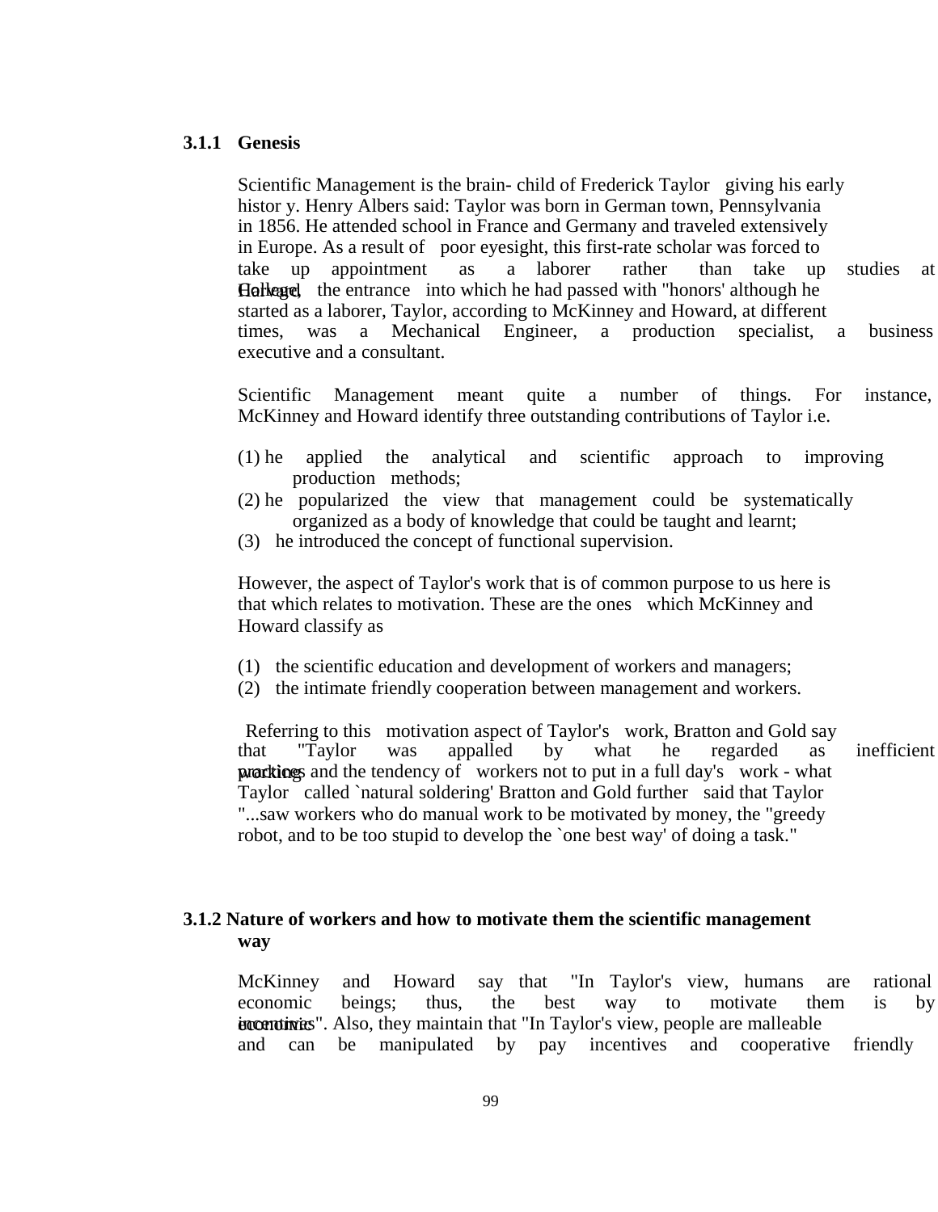### 3.1.1 Genesis

Scientific Management is the brain- child of Frederick Taylor giving his early histor y. Henry Albers said: Taylor was born in German town, Pennsylvania in 1856. He attended school in France and Germany and traveled extensively in Europe. As a result of poor eyesight, this first-rate scholar was forced to take up appointment as a laborer rather than take up studies at Harvard College, the entrance into which he had passed with "honors' although he started as a laborer, Taylor, according to McKinney and Howard, at different times, was a Mechanical Engineer, a production specialist, a business executive and a consultant.

Scientific Management meant quite a number of things. For instance, McKinney and Howard identify three outstanding contributions of Taylor i.e.

(1) he applied the analytical and scientific approach to improving production methods;
(2) he popularized the view that management could be systematically organized as a body of knowledge that could be taught and learnt;
(3) he introduced the concept of functional supervision.

However, the aspect of Taylor's work that is of common purpose to us here is that which relates to motivation. These are the ones which McKinney and Howard classify as

(1) the scientific education and development of workers and managers;
(2) the intimate friendly cooperation between management and workers.

Referring to this motivation aspect of Taylor's work, Bratton and Gold say that "Taylor was appalled by what he regarded as inefficient working practices and the tendency of workers not to put in a full day's work - what Taylor called `natural soldering' Bratton and Gold further said that Taylor "...saw workers who do manual work to be motivated by money, the "greedy robot, and to be too stupid to develop the `one best way' of doing a task."

### 3.1.2 Nature of workers and how to motivate them the scientific management way

McKinney and Howard say that "In Taylor's view, humans are rational economic beings; thus, the best way to motivate them is by economic incentives". Also, they maintain that "In Taylor's view, people are malleable and can be manipulated by pay incentives and cooperative friendly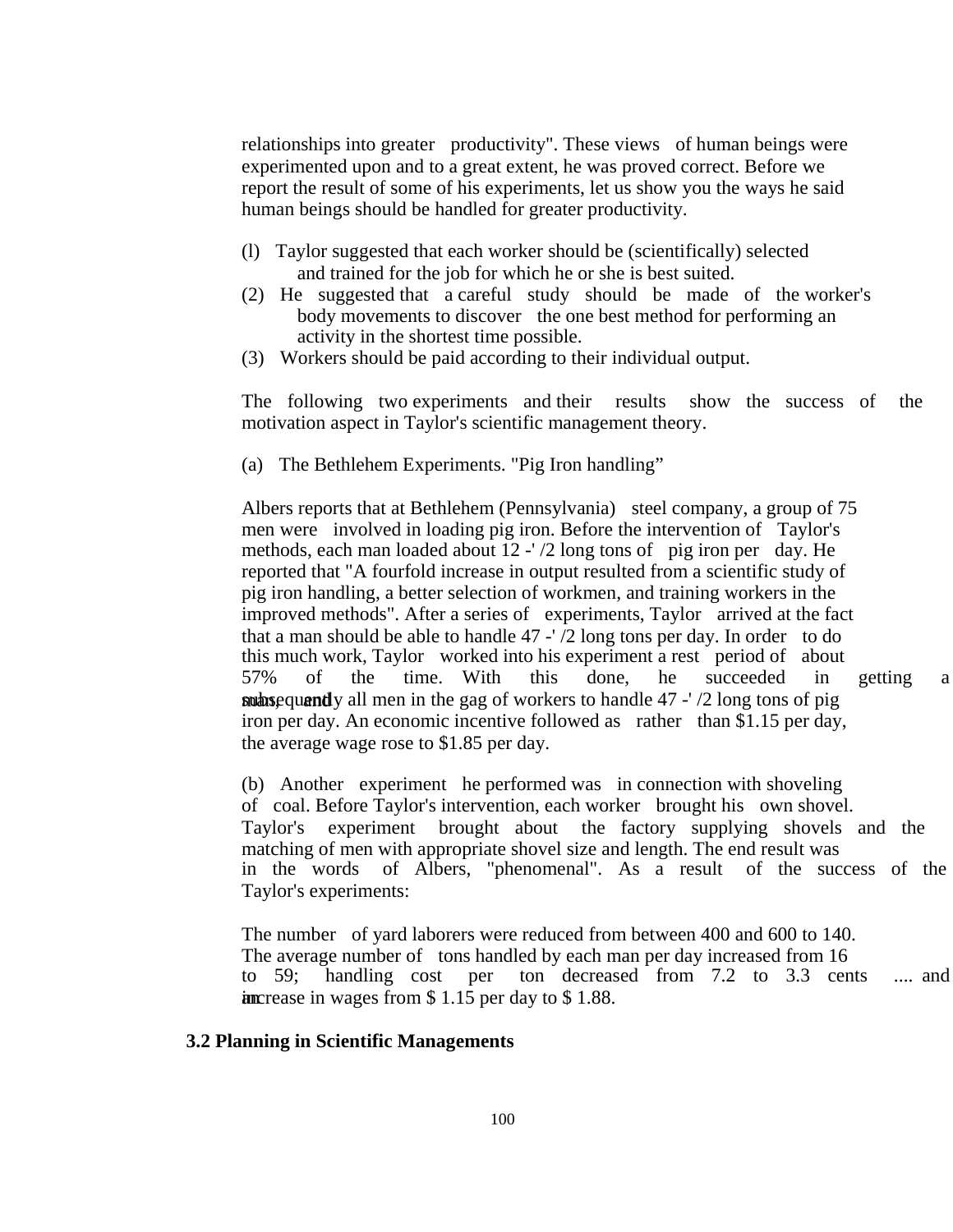relationships into greater productivity". These views of human beings were experimented upon and to a great extent, he was proved correct. Before we report the result of some of his experiments, let us show you the ways he said human beings should be handled for greater productivity.

(l) Taylor suggested that each worker should be (scientifically) selected and trained for the job for which he or she is best suited.

(2) He suggested that a careful study should be made of the worker's body movements to discover the one best method for performing an activity in the shortest time possible.

(3) Workers should be paid according to their individual output.

The following two experiments and their results show the success of the motivation aspect in Taylor's scientific management theory.

(a) The Bethlehem Experiments. "Pig Iron handling"

Albers reports that at Bethlehem (Pennsylvania) steel company, a group of 75 men were involved in loading pig iron. Before the intervention of Taylor's methods, each man loaded about 12 -' /2 long tons of pig iron per day. He reported that "A fourfold increase in output resulted from a scientific study of pig iron handling, a better selection of workmen, and training workers in the improved methods". After a series of experiments, Taylor arrived at the fact that a man should be able to handle 47 -' /2 long tons per day. In order to do this much work, Taylor worked into his experiment a rest period of about 57% of the time. With this done, he succeeded in getting a man, and subsequently all men in the gag of workers to handle 47 -' /2 long tons of pig iron per day. An economic incentive followed as rather than $1.15 per day, the average wage rose to $1.85 per day.

(b) Another experiment he performed was in connection with shoveling of coal. Before Taylor's intervention, each worker brought his own shovel. Taylor's experiment brought about the factory supplying shovels and the matching of men with appropriate shovel size and length. The end result was in the words of Albers, "phenomenal". As a result of the success of the Taylor's experiments:

The number of yard laborers were reduced from between 400 and 600 to 140. The average number of tons handled by each man per day increased from 16 to 59; handling cost per ton decreased from 7.2 to 3.3 cents .... and an increase in wages from $ 1.15 per day to $ 1.88.

### 3.2 Planning in Scientific Managements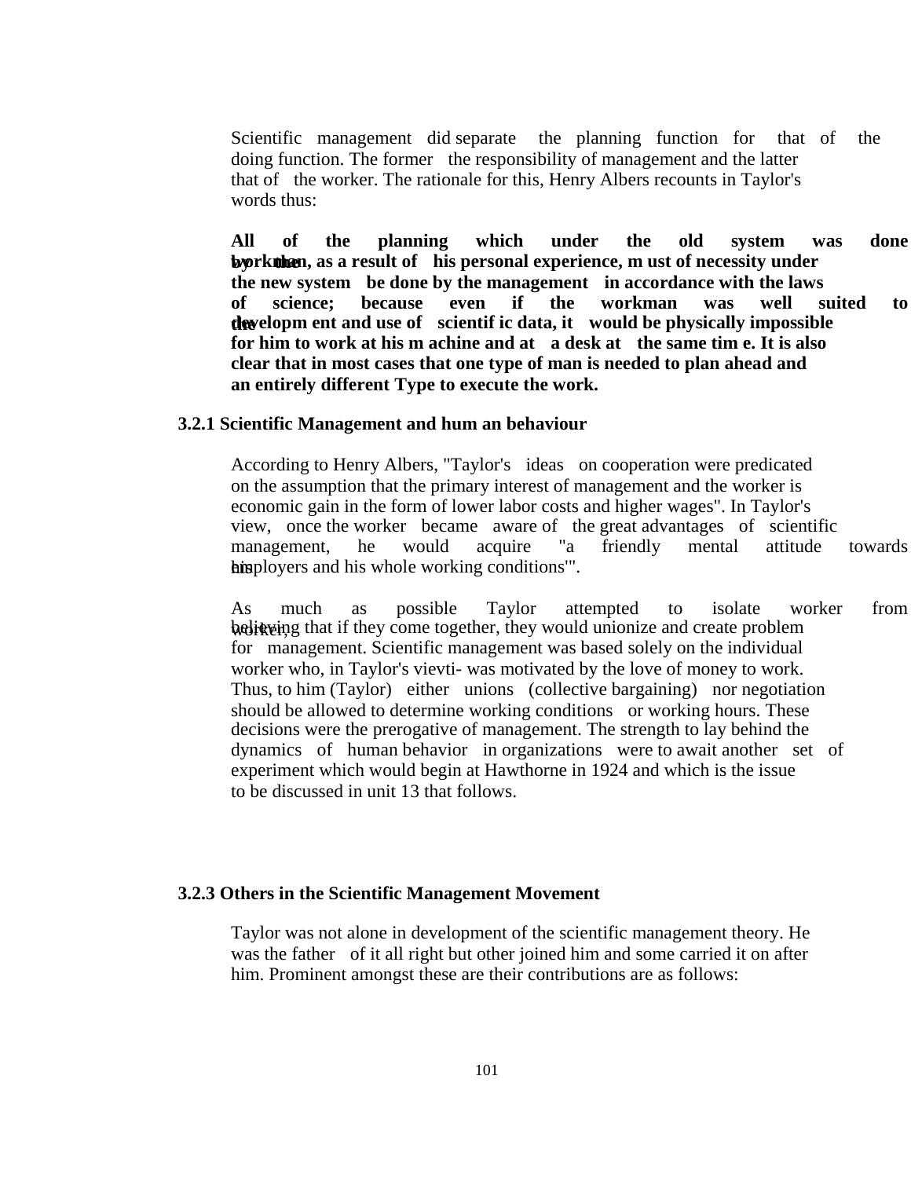Scientific management did separate the planning function for that of the doing function. The former the responsibility of management and the latter that of the worker. The rationale for this, Henry Albers recounts in Taylor's words thus:

**All of the planning which under the old system was done by the workman, as a result of his personal experience, m ust of necessity under the new system be done by the management in accordance with the laws of science; because even if the workman was well suited to the developm ent and use of scientif ic data, it would be physically impossible for him to work at his m achine and at a desk at the same tim e. It is also clear that in most cases that one type of man is needed to plan ahead and an entirely different Type to execute the work.**

### 3.2.1 Scientific Management and hum an behaviour

According to Henry Albers, "Taylor's ideas on cooperation were predicated on the assumption that the primary interest of management and the worker is economic gain in the form of lower labor costs and higher wages". In Taylor's view, once the worker became aware of the great advantages of scientific management, he would acquire "a friendly mental attitude towards his employers and his whole working conditions'".

As much as possible Taylor attempted to isolate worker from worker, believing that if they come together, they would unionize and create problem for management. Scientific management was based solely on the individual worker who, in Taylor's vievti- was motivated by the love of money to work. Thus, to him (Taylor) either unions (collective bargaining) nor negotiation should be allowed to determine working conditions or working hours. These decisions were the prerogative of management. The strength to lay behind the dynamics of human behavior in organizations were to await another set of experiment which would begin at Hawthorne in 1924 and which is the issue to be discussed in unit 13 that follows.

### 3.2.3 Others in the Scientific Management Movement

Taylor was not alone in development of the scientific management theory. He was the father of it all right but other joined him and some carried it on after him. Prominent amongst these are their contributions are as follows: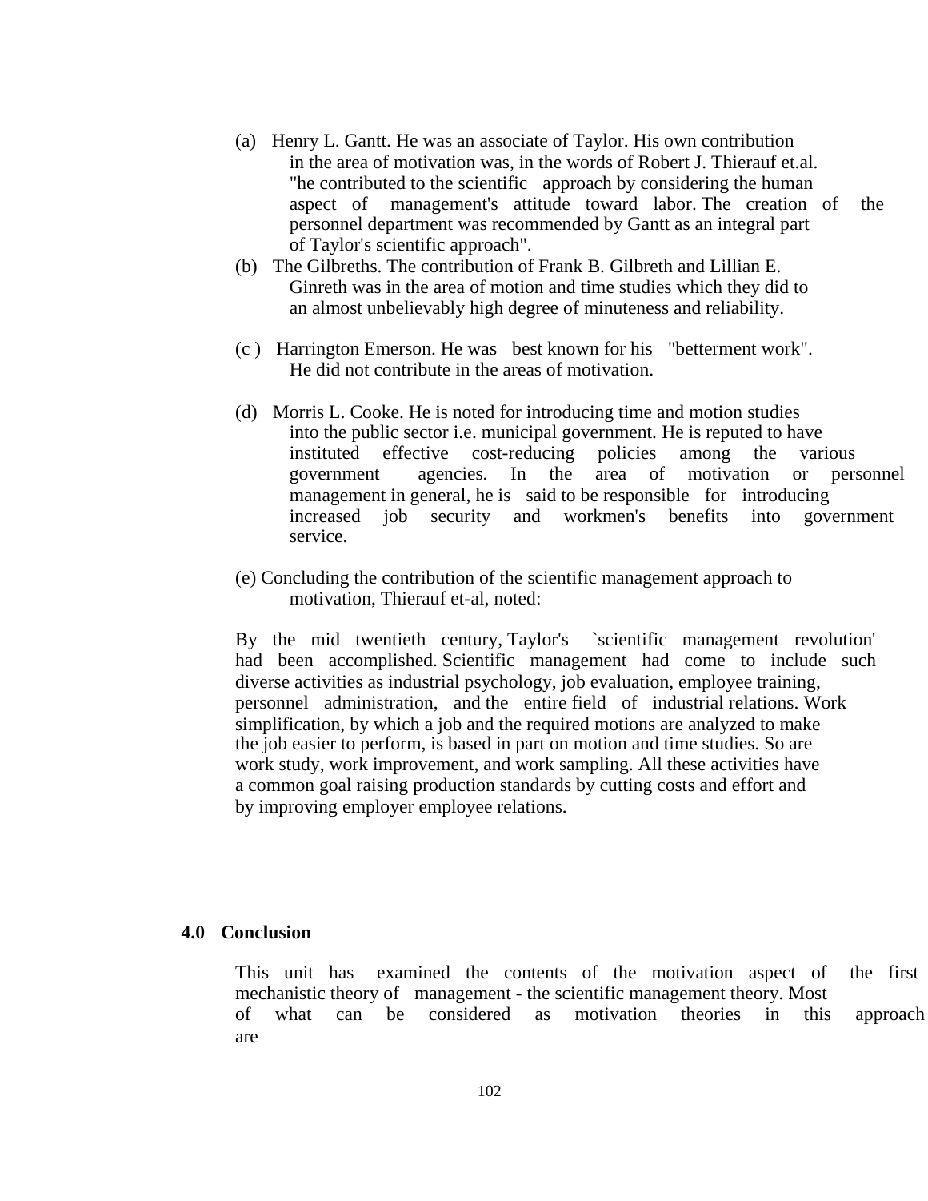(a) Henry L. Gantt. He was an associate of Taylor. His own contribution in the area of motivation was, in the words of Robert J. Thierauf et.al. "he contributed to the scientific approach by considering the human aspect of management's attitude toward labor. The creation of the personnel department was recommended by Gantt as an integral part of Taylor's scientific approach".

(b) The Gilbreths. The contribution of Frank B. Gilbreth and Lillian E. Ginreth was in the area of motion and time studies which they did to an almost unbelievably high degree of minuteness and reliability.

(c ) Harrington Emerson. He was best known for his "betterment work". He did not contribute in the areas of motivation.

(d) Morris L. Cooke. He is noted for introducing time and motion studies into the public sector i.e. municipal government. He is reputed to have instituted effective cost-reducing policies among the various government agencies. In the area of motivation or personnel management in general, he is said to be responsible for introducing increased job security and workmen's benefits into government service.

(e) Concluding the contribution of the scientific management approach to motivation, Thierauf et-al, noted:

By the mid twentieth century, Taylor's `scientific management revolution' had been accomplished. Scientific management had come to include such diverse activities as industrial psychology, job evaluation, employee training, personnel administration, and the entire field of industrial relations. Work simplification, by which a job and the required motions are analyzed to make the job easier to perform, is based in part on motion and time studies. So are work study, work improvement, and work sampling. All these activities have a common goal raising production standards by cutting costs and effort and by improving employer employee relations.

## 4.0 Conclusion

This unit has examined the contents of the motivation aspect of the first mechanistic theory of management - the scientific management theory. Most of what can be considered as motivation theories in this approach are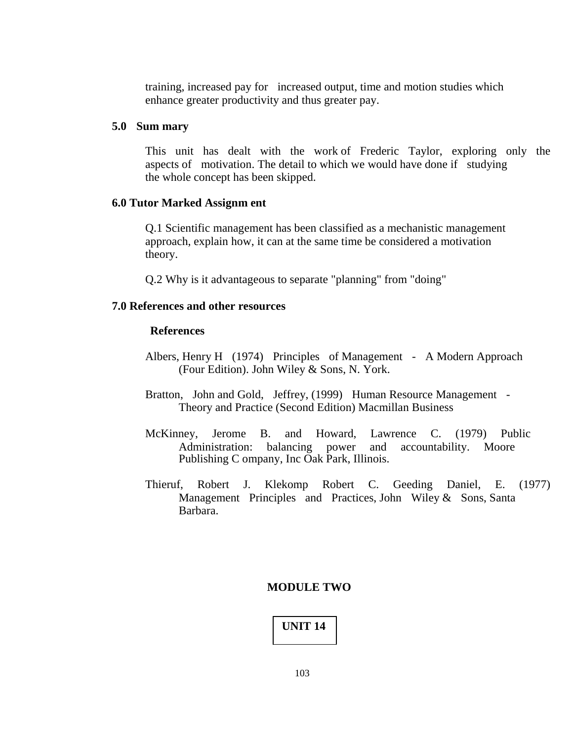training, increased pay for increased output, time and motion studies which enhance greater productivity and thus greater pay.

## 5.0 Sum mary

This unit has dealt with the work of Frederic Taylor, exploring only the aspects of motivation. The detail to which we would have done if studying the whole concept has been skipped.

## 6.0 Tutor Marked Assignm ent

Q.1 Scientific management has been classified as a mechanistic management approach, explain how, it can at the same time be considered a motivation theory.

Q.2 Why is it advantageous to separate "planning" from "doing"

## 7.0 References and other resources

### References

Albers, Henry H (1974) Principles of Management - A Modern Approach (Four Edition). John Wiley & Sons, N. York.

Bratton, John and Gold, Jeffrey, (1999) Human Resource Management - Theory and Practice (Second Edition) Macmillan Business

McKinney, Jerome B. and Howard, Lawrence C. (1979) Public Administration: balancing power and accountability. Moore Publishing C ompany, Inc Oak Park, Illinois.

Thieruf, Robert J. Klekomp Robert C. Geeding Daniel, E. (1977) Management Principles and Practices, John Wiley & Sons, Santa Barbara.

# MODULE TWO

## UNIT 14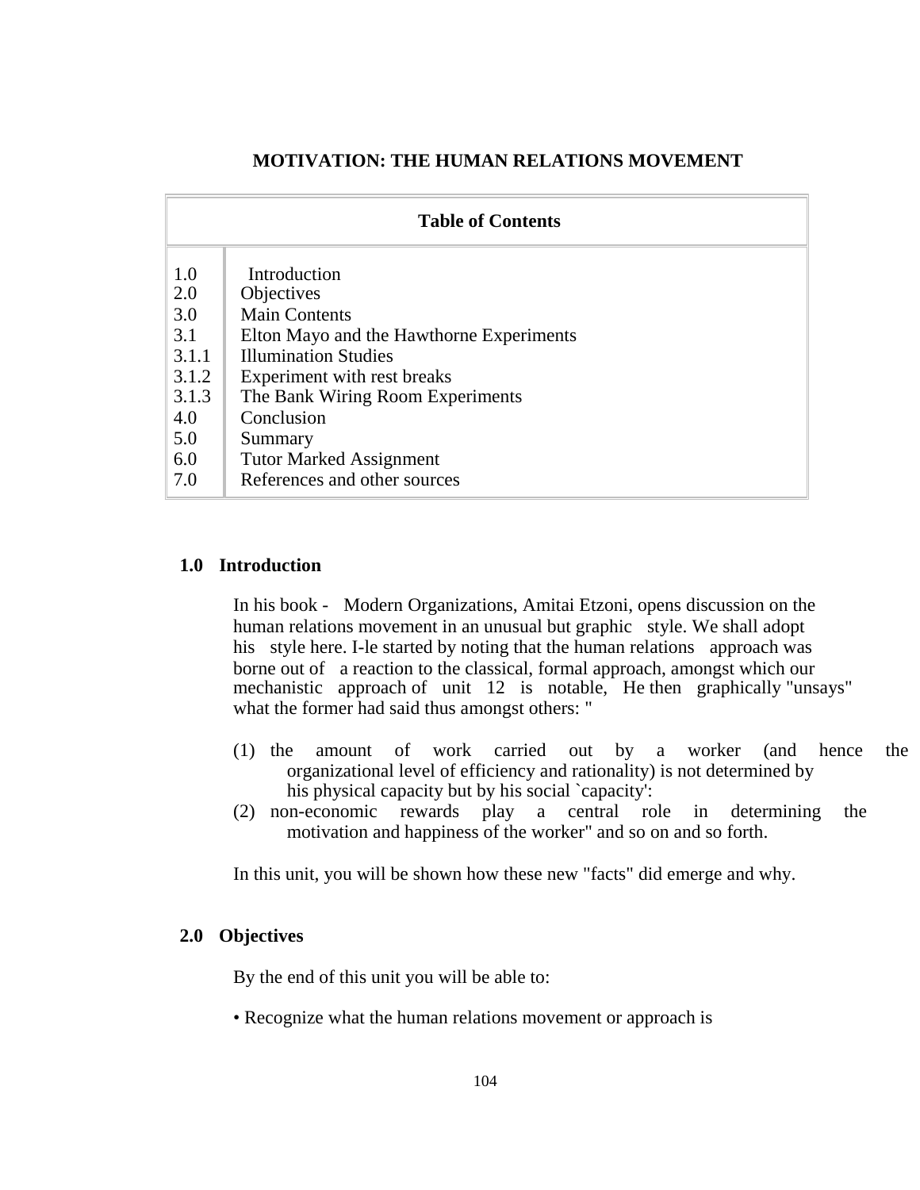# MOTIVATION: THE HUMAN RELATIONS MOVEMENT

| Table of Contents | |
|---|---|
| 1.0 | Introduction |
| 2.0 | Objectives |
| 3.0 | Main Contents |
| 3.1 | Elton Mayo and the Hawthorne Experiments |
| 3.1.1 | Illumination Studies |
| 3.1.2 | Experiment with rest breaks |
| 3.1.3 | The Bank Wiring Room Experiments |
| 4.0 | Conclusion |
| 5.0 | Summary |
| 6.0 | Tutor Marked Assignment |
| 7.0 | References and other sources |

## 1.0 Introduction

In his book - Modern Organizations, Amitai Etzoni, opens discussion on the human relations movement in an unusual but graphic style. We shall adopt his style here. I-le started by noting that the human relations approach was borne out of a reaction to the classical, formal approach, amongst which our mechanistic approach of unit 12 is notable, He then graphically "unsays" what the former had said thus amongst others: "

(1) the amount of work carried out by a worker (and hence the organizational level of efficiency and rationality) is not determined by his physical capacity but by his social `capacity':

(2) non-economic rewards play a central role in determining the motivation and happiness of the worker" and so on and so forth.

In this unit, you will be shown how these new "facts" did emerge and why.

## 2.0 Objectives

By the end of this unit you will be able to:

• Recognize what the human relations movement or approach is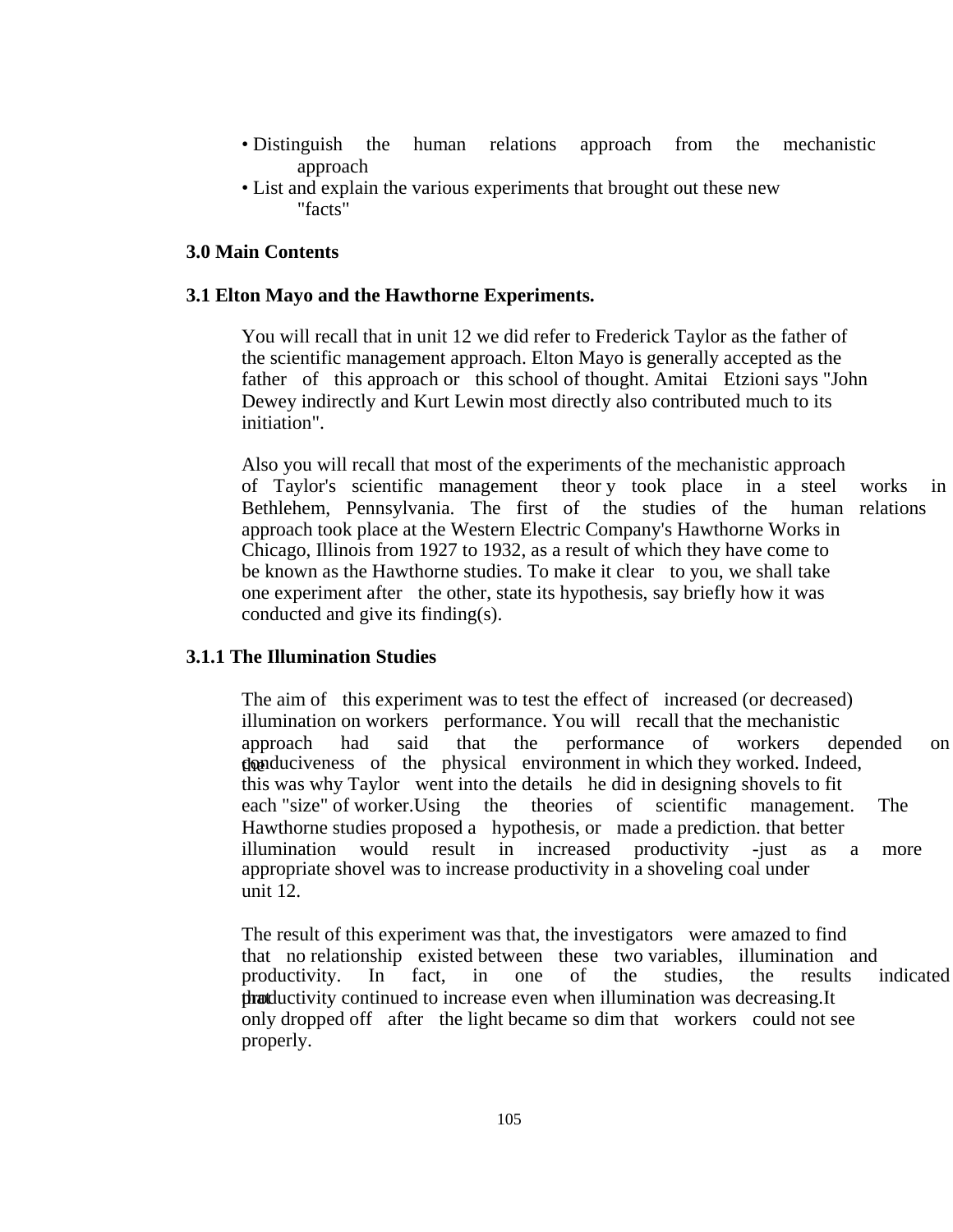- Distinguish the human relations approach from the mechanistic approach
- List and explain the various experiments that brought out these new "facts"

## 3.0 Main Contents

### 3.1 Elton Mayo and the Hawthorne Experiments.

You will recall that in unit 12 we did refer to Frederick Taylor as the father of the scientific management approach. Elton Mayo is generally accepted as the father of this approach or this school of thought. Amitai Etzioni says "John Dewey indirectly and Kurt Lewin most directly also contributed much to its initiation".

Also you will recall that most of the experiments of the mechanistic approach of Taylor's scientific management theory took place in a steel works in Bethlehem, Pennsylvania. The first of the studies of the human relations approach took place at the Western Electric Company's Hawthorne Works in Chicago, Illinois from 1927 to 1932, as a result of which they have come to be known as the Hawthorne studies. To make it clear to you, we shall take one experiment after the other, state its hypothesis, say briefly how it was conducted and give its finding(s).

#### 3.1.1 The Illumination Studies

The aim of this experiment was to test the effect of increased (or decreased) illumination on workers performance. You will recall that the mechanistic approach had said that the performance of workers depended on the conduciveness of the physical environment in which they worked. Indeed, this was why Taylor went into the details he did in designing shovels to fit each "size" of worker.Using the theories of scientific management. The Hawthorne studies proposed a hypothesis, or made a prediction. that better illumination would result in increased productivity -just as a more appropriate shovel was to increase productivity in a shoveling coal under unit 12.

The result of this experiment was that, the investigators were amazed to find that no relationship existed between these two variables, illumination and productivity. In fact, in one of the studies, the results indicated that productivity continued to increase even when illumination was decreasing.It only dropped off after the light became so dim that workers could not see properly.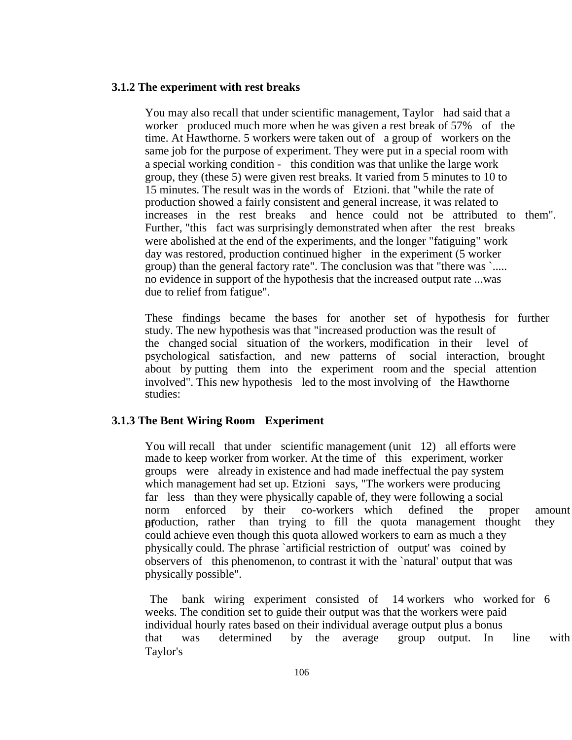### 3.1.2 The experiment with rest breaks

You may also recall that under scientific management, Taylor had said that a worker produced much more when he was given a rest break of 57% of the time. At Hawthorne. 5 workers were taken out of a group of workers on the same job for the purpose of experiment. They were put in a special room with a special working condition - this condition was that unlike the large work group, they (these 5) were given rest breaks. It varied from 5 minutes to 10 to 15 minutes. The result was in the words of Etzioni. that "while the rate of production showed a fairly consistent and general increase, it was related to increases in the rest breaks and hence could not be attributed to them". Further, "this fact was surprisingly demonstrated when after the rest breaks were abolished at the end of the experiments, and the longer "fatiguing" work day was restored, production continued higher in the experiment (5 worker group) than the general factory rate". The conclusion was that "there was `..... no evidence in support of the hypothesis that the increased output rate ...was due to relief from fatigue".

These findings became the bases for another set of hypothesis for further study. The new hypothesis was that "increased production was the result of the changed social situation of the workers, modification in their level of psychological satisfaction, and new patterns of social interaction, brought about by putting them into the experiment room and the special attention involved". This new hypothesis led to the most involving of the Hawthorne studies:

### 3.1.3 The Bent Wiring Room Experiment

You will recall that under scientific management (unit 12) all efforts were made to keep worker from worker. At the time of this experiment, worker groups were already in existence and had made ineffectual the pay system which management had set up. Etzioni says, "The workers were producing far less than they were physically capable of, they were following a social norm enforced by their co-workers which defined the proper amount of production, rather than trying to fill the quota management thought they could achieve even though this quota allowed workers to earn as much a they physically could. The phrase `artificial restriction of output' was coined by observers of this phenomenon, to contrast it with the `natural' output that was physically possible".

The bank wiring experiment consisted of 14 workers who worked for 6 weeks. The condition set to guide their output was that the workers were paid individual hourly rates based on their individual average output plus a bonus that was determined by the average group output. In line with Taylor's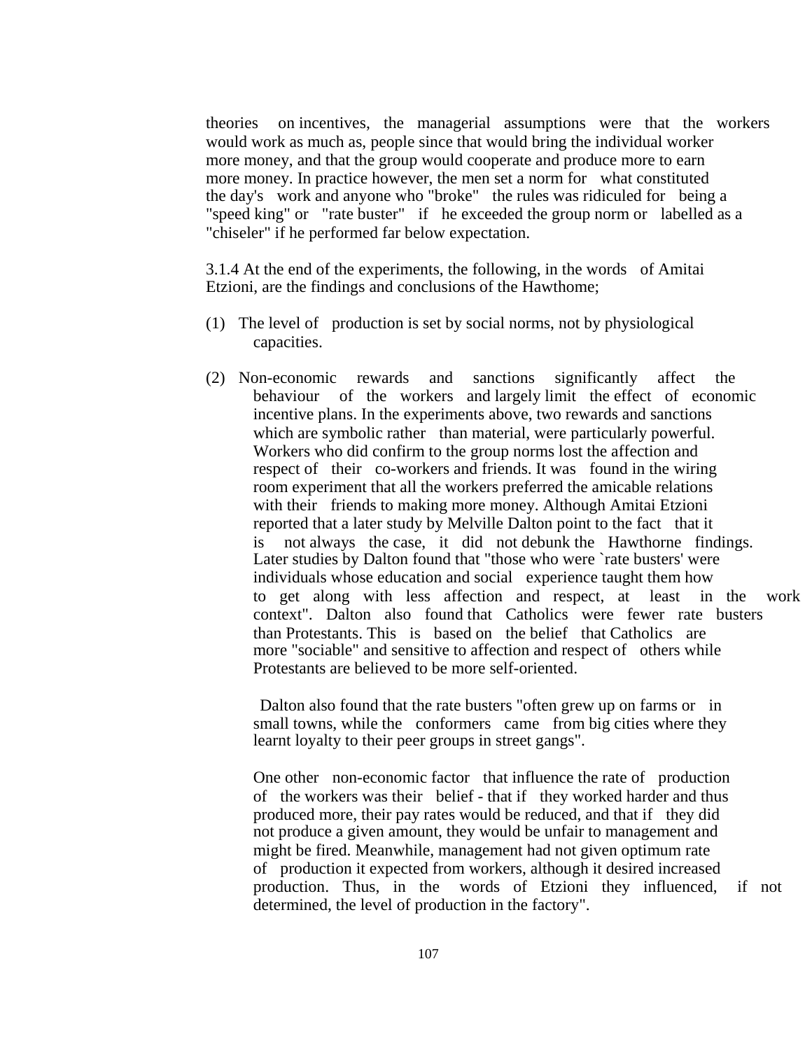theories on incentives, the managerial assumptions were that the workers would work as much as, people since that would bring the individual worker more money, and that the group would cooperate and produce more to earn more money. In practice however, the men set a norm for what constituted the day's work and anyone who "broke" the rules was ridiculed for being a "speed king" or "rate buster" if he exceeded the group norm or labelled as a "chiseler" if he performed far below expectation.

3.1.4 At the end of the experiments, the following, in the words of Amitai Etzioni, are the findings and conclusions of the Hawthome;

(1) The level of production is set by social norms, not by physiological capacities.

(2) Non-economic rewards and sanctions significantly affect the behaviour of the workers and largely limit the effect of economic incentive plans. In the experiments above, two rewards and sanctions which are symbolic rather than material, were particularly powerful. Workers who did confirm to the group norms lost the affection and respect of their co-workers and friends. It was found in the wiring room experiment that all the workers preferred the amicable relations with their friends to making more money. Although Amitai Etzioni reported that a later study by Melville Dalton point to the fact that it is not always the case, it did not debunk the Hawthorne findings. Later studies by Dalton found that "those who were `rate busters' were individuals whose education and social experience taught them how to get along with less affection and respect, at least in the work context". Dalton also found that Catholics were fewer rate busters than Protestants. This is based on the belief that Catholics are more "sociable" and sensitive to affection and respect of others while Protestants are believed to be more self-oriented.

Dalton also found that the rate busters "often grew up on farms or in small towns, while the conformers came from big cities where they learnt loyalty to their peer groups in street gangs".

One other non-economic factor that influence the rate of production of the workers was their belief - that if they worked harder and thus produced more, their pay rates would be reduced, and that if they did not produce a given amount, they would be unfair to management and might be fired. Meanwhile, management had not given optimum rate of production it expected from workers, although it desired increased production. Thus, in the words of Etzioni they influenced, if not determined, the level of production in the factory".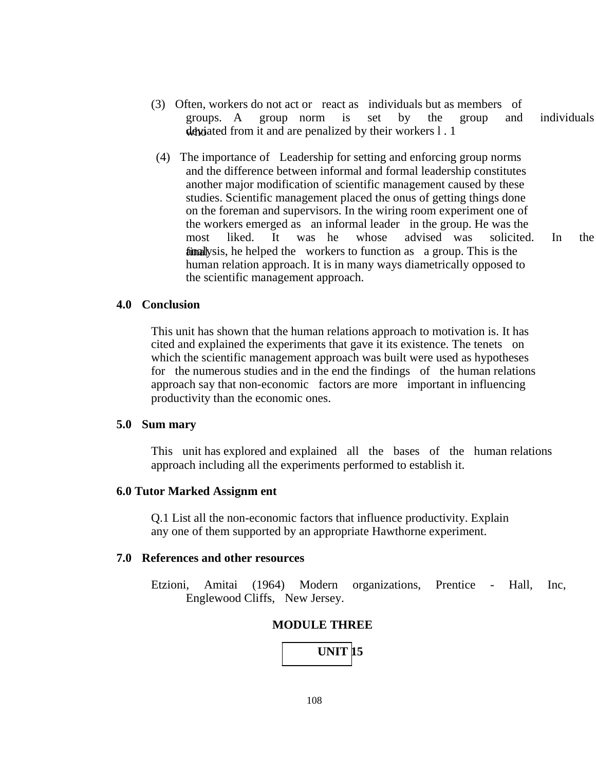(3) Often, workers do not act or react as individuals but as members of groups. A group norm is set by the group and individuals who deviated from it and are penalized by their workers l . 1

(4) The importance of Leadership for setting and enforcing group norms and the difference between informal and formal leadership constitutes another major modification of scientific management caused by these studies. Scientific management placed the onus of getting things done on the foreman and supervisors. In the wiring room experiment one of the workers emerged as an informal leader in the group. He was the most liked. It was he whose advised was solicited. In the final analysis, he helped the workers to function as a group. This is the human relation approach. It is in many ways diametrically opposed to the scientific management approach.

## 4.0 Conclusion

This unit has shown that the human relations approach to motivation is. It has cited and explained the experiments that gave it its existence. The tenets on which the scientific management approach was built were used as hypotheses for the numerous studies and in the end the findings of the human relations approach say that non-economic factors are more important in influencing productivity than the economic ones.

## 5.0 Sum mary

This unit has explored and explained all the bases of the human relations approach including all the experiments performed to establish it.

## 6.0 Tutor Marked Assignm ent

Q.1 List all the non-economic factors that influence productivity. Explain any one of them supported by an appropriate Hawthorne experiment.

## 7.0 References and other resources

Etzioni, Amitai (1964) Modern organizations, Prentice - Hall, Inc, Englewood Cliffs, New Jersey.

# MODULE THREE

## UNIT 15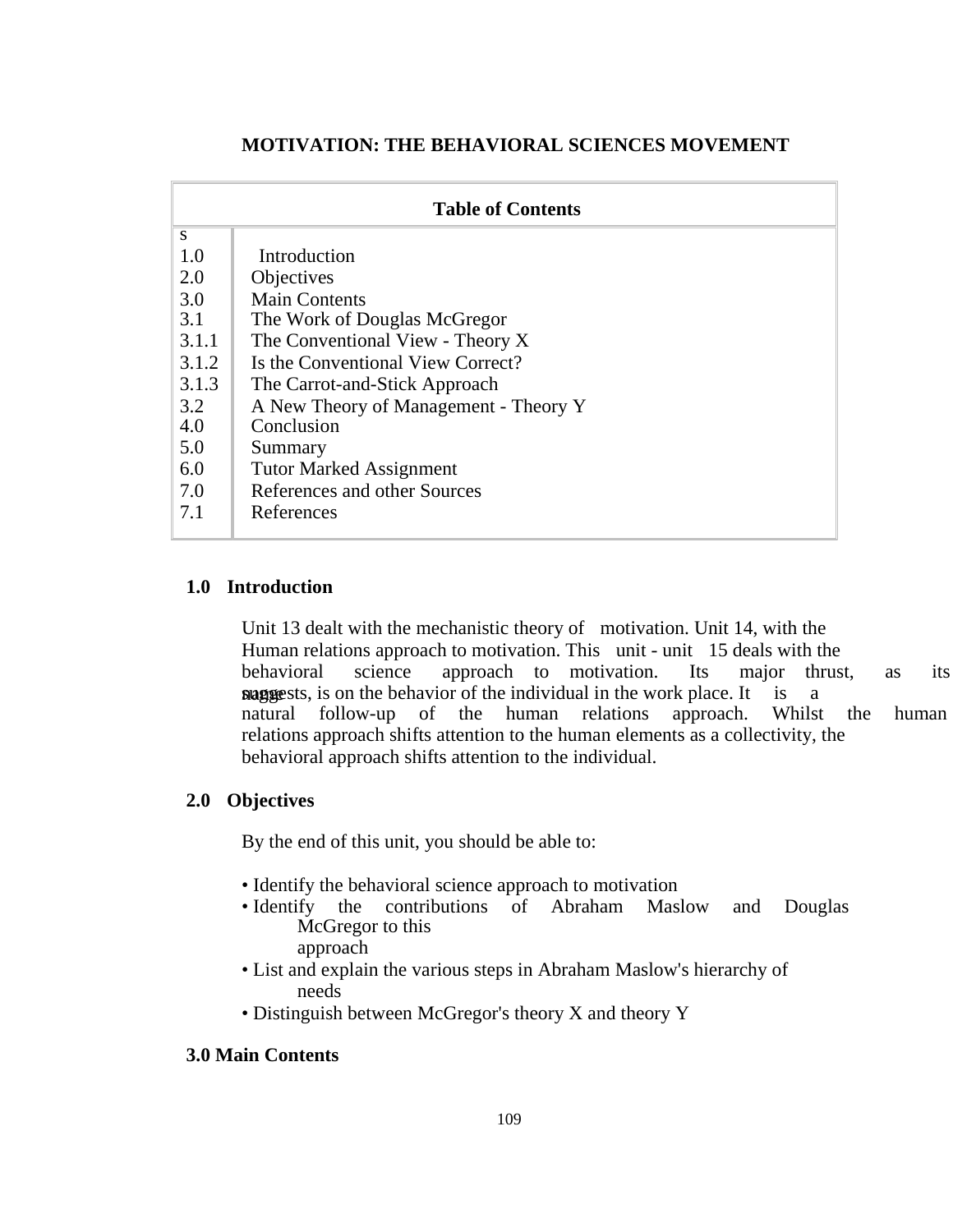# MOTIVATION: THE BEHAVIORAL SCIENCES MOVEMENT

| Table of Contents | |
|---|---|
| s | |
| 1.0 | Introduction |
| 2.0 | Objectives |
| 3.0 | Main Contents |
| 3.1 | The Work of Douglas McGregor |
| 3.1.1 | The Conventional View - Theory X |
| 3.1.2 | Is the Conventional View Correct? |
| 3.1.3 | The Carrot-and-Stick Approach |
| 3.2 | A New Theory of Management - Theory Y |
| 4.0 | Conclusion |
| 5.0 | Summary |
| 6.0 | Tutor Marked Assignment |
| 7.0 | References and other Sources |
| 7.1 | References |

## 1.0 Introduction

Unit 13 dealt with the mechanistic theory of motivation. Unit 14, with the Human relations approach to motivation. This unit - unit 15 deals with the behavioral science approach to motivation. Its major thrust, as its name suggests, is on the behavior of the individual in the work place. It is a natural follow-up of the human relations approach. Whilst the human relations approach shifts attention to the human elements as a collectivity, the behavioral approach shifts attention to the individual.

## 2.0 Objectives

By the end of this unit, you should be able to:

- Identify the behavioral science approach to motivation
- Identify the contributions of Abraham Maslow and Douglas McGregor to this approach
- List and explain the various steps in Abraham Maslow's hierarchy of needs
- Distinguish between McGregor's theory X and theory Y

## 3.0 Main Contents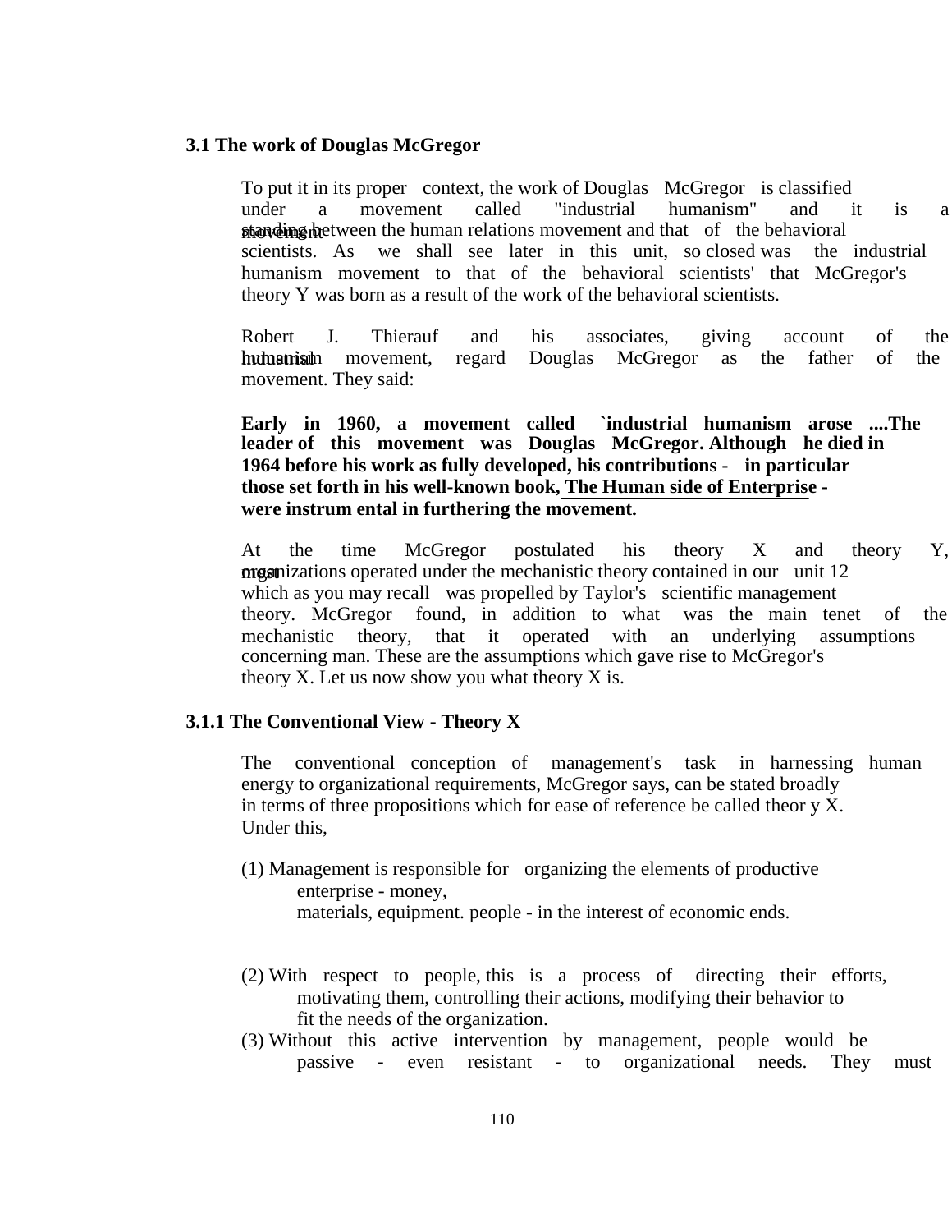### 3.1 The work of Douglas McGregor

To put it in its proper context, the work of Douglas McGregor is classified under a movement called "industrial humanism" and it is a movement standing between the human relations movement and that of the behavioral scientists. As we shall see later in this unit, so closed was the industrial humanism movement to that of the behavioral scientists' that McGregor's theory Y was born as a result of the work of the behavioral scientists.

Robert J. Thierauf and his associates, giving account of the industrial humanism movement, regard Douglas McGregor as the father of the movement. They said:

**Early in 1960, a movement called `industrial humanism arose ....The leader of this movement was Douglas McGregor. Although he died in 1964 before his work as fully developed, his contributions - in particular those set forth in his well-known book, <u>The Human side of Enterprise</u> - were instrum ental in furthering the movement.**

At the time McGregor postulated his theory X and theory Y, most organizations operated under the mechanistic theory contained in our unit 12 which as you may recall was propelled by Taylor's scientific management theory. McGregor found, in addition to what was the main tenet of the mechanistic theory, that it operated with an underlying assumptions concerning man. These are the assumptions which gave rise to McGregor's theory X. Let us now show you what theory X is.

#### 3.1.1 The Conventional View - Theory X

The conventional conception of management's task in harnessing human energy to organizational requirements, McGregor says, can be stated broadly in terms of three propositions which for ease of reference be called theor y X. Under this,

(1) Management is responsible for organizing the elements of productive enterprise - money, materials, equipment. people - in the interest of economic ends.

(2) With respect to people, this is a process of directing their efforts, motivating them, controlling their actions, modifying their behavior to fit the needs of the organization.

(3) Without this active intervention by management, people would be passive - even resistant - to organizational needs. They must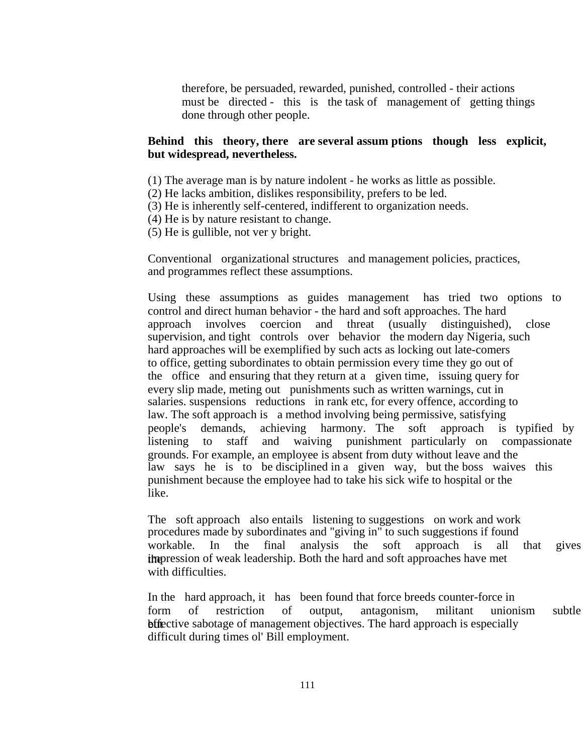therefore, be persuaded, rewarded, punished, controlled - their actions must be directed - this is the task of management of getting things done through other people.

**Behind this theory, there are several assum ptions though less explicit, but widespread, nevertheless.**

(1) The average man is by nature indolent - he works as little as possible.
(2) He lacks ambition, dislikes responsibility, prefers to be led.
(3) He is inherently self-centered, indifferent to organization needs.
(4) He is by nature resistant to change.
(5) He is gullible, not ver y bright.

Conventional organizational structures and management policies, practices, and programmes reflect these assumptions.

Using these assumptions as guides management has tried two options to control and direct human behavior - the hard and soft approaches. The hard approach involves coercion and threat (usually distinguished), close supervision, and tight controls over behavior the modern day Nigeria, such hard approaches will be exemplified by such acts as locking out late-comers to office, getting subordinates to obtain permission every time they go out of the office and ensuring that they return at a given time, issuing query for every slip made, meting out punishments such as written warnings, cut in salaries. suspensions reductions in rank etc, for every offence, according to law. The soft approach is a method involving being permissive, satisfying people's demands, achieving harmony. The soft approach is typified by listening to staff and waiving punishment particularly on compassionate grounds. For example, an employee is absent from duty without leave and the law says he is to be disciplined in a given way, but the boss waives this punishment because the employee had to take his sick wife to hospital or the like.

The soft approach also entails listening to suggestions on work and work procedures made by subordinates and "giving in" to such suggestions if found workable. In the final analysis the soft approach is all that gives the impression of weak leadership. Both the hard and soft approaches have met with difficulties.

In the hard approach, it has been found that force breeds counter-force in form of restriction of output, antagonism, militant unionism subtle but effective sabotage of management objectives. The hard approach is especially difficult during times ol' Bill employment.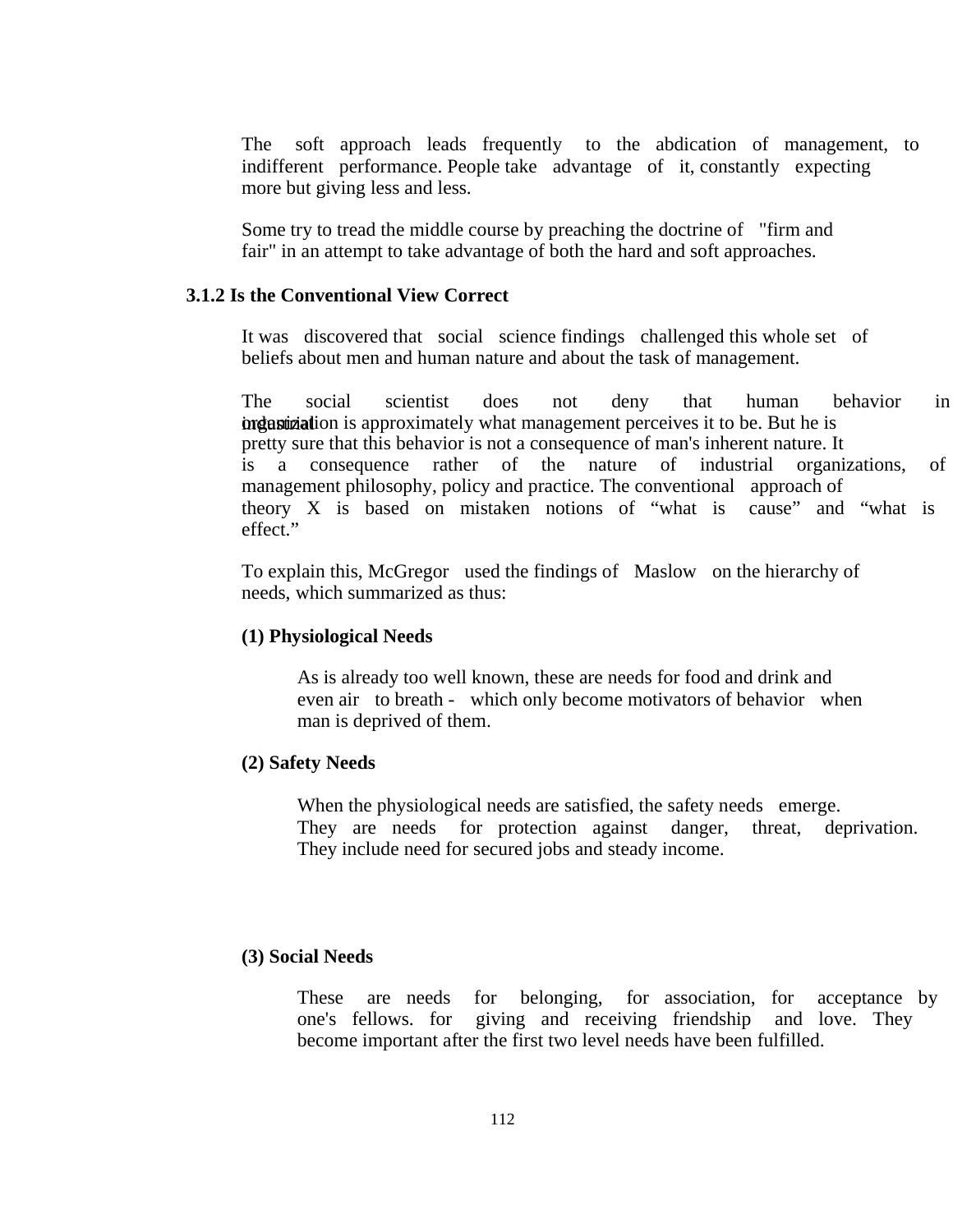The soft approach leads frequently to the abdication of management, to indifferent performance. People take advantage of it, constantly expecting more but giving less and less.

Some try to tread the middle course by preaching the doctrine of "firm and fair" in an attempt to take advantage of both the hard and soft approaches.

### 3.1.2 Is the Conventional View Correct

It was discovered that social science findings challenged this whole set of beliefs about men and human nature and about the task of management.

The social scientist does not deny that human behavior in industrial organization is approximately what management perceives it to be. But he is pretty sure that this behavior is not a consequence of man's inherent nature. It is a consequence rather of the nature of industrial organizations, of management philosophy, policy and practice. The conventional approach of theory X is based on mistaken notions of "what is cause" and "what is effect."

To explain this, McGregor used the findings of Maslow on the hierarchy of needs, which summarized as thus:

**(1) Physiological Needs**

As is already too well known, these are needs for food and drink and even air to breath - which only become motivators of behavior when man is deprived of them.

**(2) Safety Needs**

When the physiological needs are satisfied, the safety needs emerge. They are needs for protection against danger, threat, deprivation. They include need for secured jobs and steady income.

**(3) Social Needs**

These are needs for belonging, for association, for acceptance by one's fellows. for giving and receiving friendship and love. They become important after the first two level needs have been fulfilled.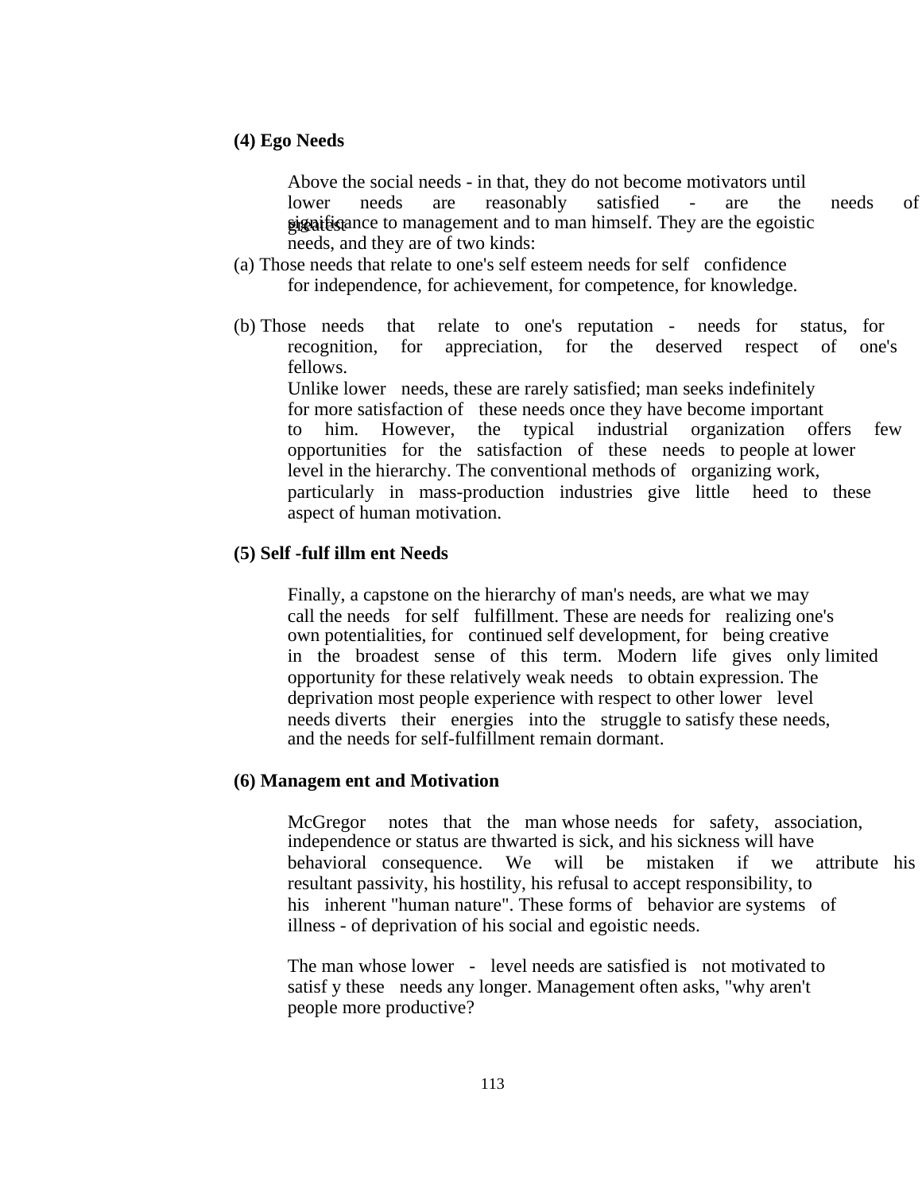**(4) Ego Needs**

Above the social needs - in that, they do not become motivators until lower needs are reasonably satisfied - are the needs of greatest significance to management and to man himself. They are the egoistic needs, and they are of two kinds:

(a) Those needs that relate to one's self esteem needs for self confidence for independence, for achievement, for competence, for knowledge.

(b) Those needs that relate to one's reputation - needs for status, for recognition, for appreciation, for the deserved respect of one's fellows.

Unlike lower needs, these are rarely satisfied; man seeks indefinitely for more satisfaction of these needs once they have become important to him. However, the typical industrial organization offers few opportunities for the satisfaction of these needs to people at lower level in the hierarchy. The conventional methods of organizing work, particularly in mass-production industries give little heed to these aspect of human motivation.

**(5) Self -fulf illm ent Needs**

Finally, a capstone on the hierarchy of man's needs, are what we may call the needs for self fulfillment. These are needs for realizing one's own potentialities, for continued self development, for being creative in the broadest sense of this term. Modern life gives only limited opportunity for these relatively weak needs to obtain expression. The deprivation most people experience with respect to other lower level needs diverts their energies into the struggle to satisfy these needs, and the needs for self-fulfillment remain dormant.

**(6) Managem ent and Motivation**

McGregor notes that the man whose needs for safety, association, independence or status are thwarted is sick, and his sickness will have behavioral consequence. We will be mistaken if we attribute his resultant passivity, his hostility, his refusal to accept responsibility, to his inherent "human nature". These forms of behavior are systems of illness - of deprivation of his social and egoistic needs.

The man whose lower - level needs are satisfied is not motivated to satisf y these needs any longer. Management often asks, "why aren't people more productive?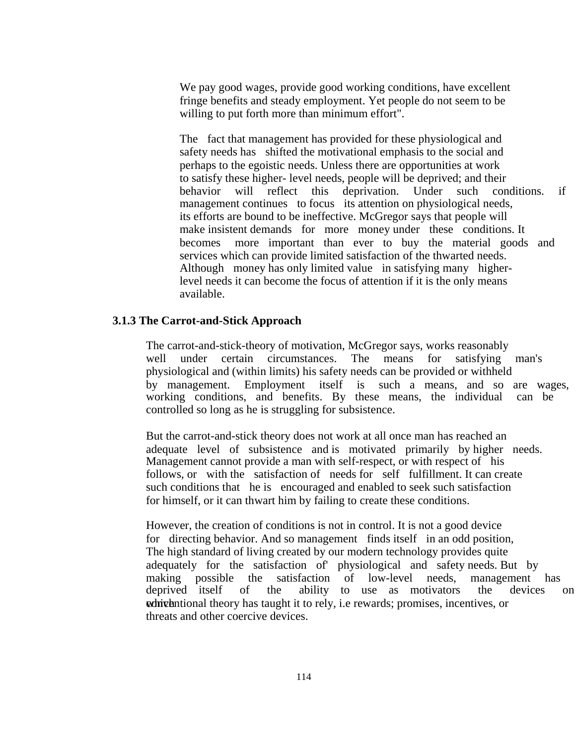We pay good wages, provide good working conditions, have excellent fringe benefits and steady employment. Yet people do not seem to be willing to put forth more than minimum effort".

The fact that management has provided for these physiological and safety needs has shifted the motivational emphasis to the social and perhaps to the egoistic needs. Unless there are opportunities at work to satisfy these higher- level needs, people will be deprived; and their behavior will reflect this deprivation. Under such conditions. if management continues to focus its attention on physiological needs, its efforts are bound to be ineffective. McGregor says that people will make insistent demands for more money under these conditions. It becomes more important than ever to buy the material goods and services which can provide limited satisfaction of the thwarted needs. Although money has only limited value in satisfying many higher-level needs it can become the focus of attention if it is the only means available.

### 3.1.3 The Carrot-and-Stick Approach

The carrot-and-stick-theory of motivation, McGregor says, works reasonably well under certain circumstances. The means for satisfying man's physiological and (within limits) his safety needs can be provided or withheld by management. Employment itself is such a means, and so are wages, working conditions, and benefits. By these means, the individual can be controlled so long as he is struggling for subsistence.

But the carrot-and-stick theory does not work at all once man has reached an adequate level of subsistence and is motivated primarily by higher needs. Management cannot provide a man with self-respect, or with respect of his follows, or with the satisfaction of needs for self fulfillment. It can create such conditions that he is encouraged and enabled to seek such satisfaction for himself, or it can thwart him by failing to create these conditions.

However, the creation of conditions is not in control. It is not a good device for directing behavior. And so management finds itself in an odd position, The high standard of living created by our modern technology provides quite adequately for the satisfaction of' physiological and safety needs. But by making possible the satisfaction of low-level needs, management has deprived itself of the ability to use as motivators the devices on which conventional theory has taught it to rely, i.e rewards; promises, incentives, or threats and other coercive devices.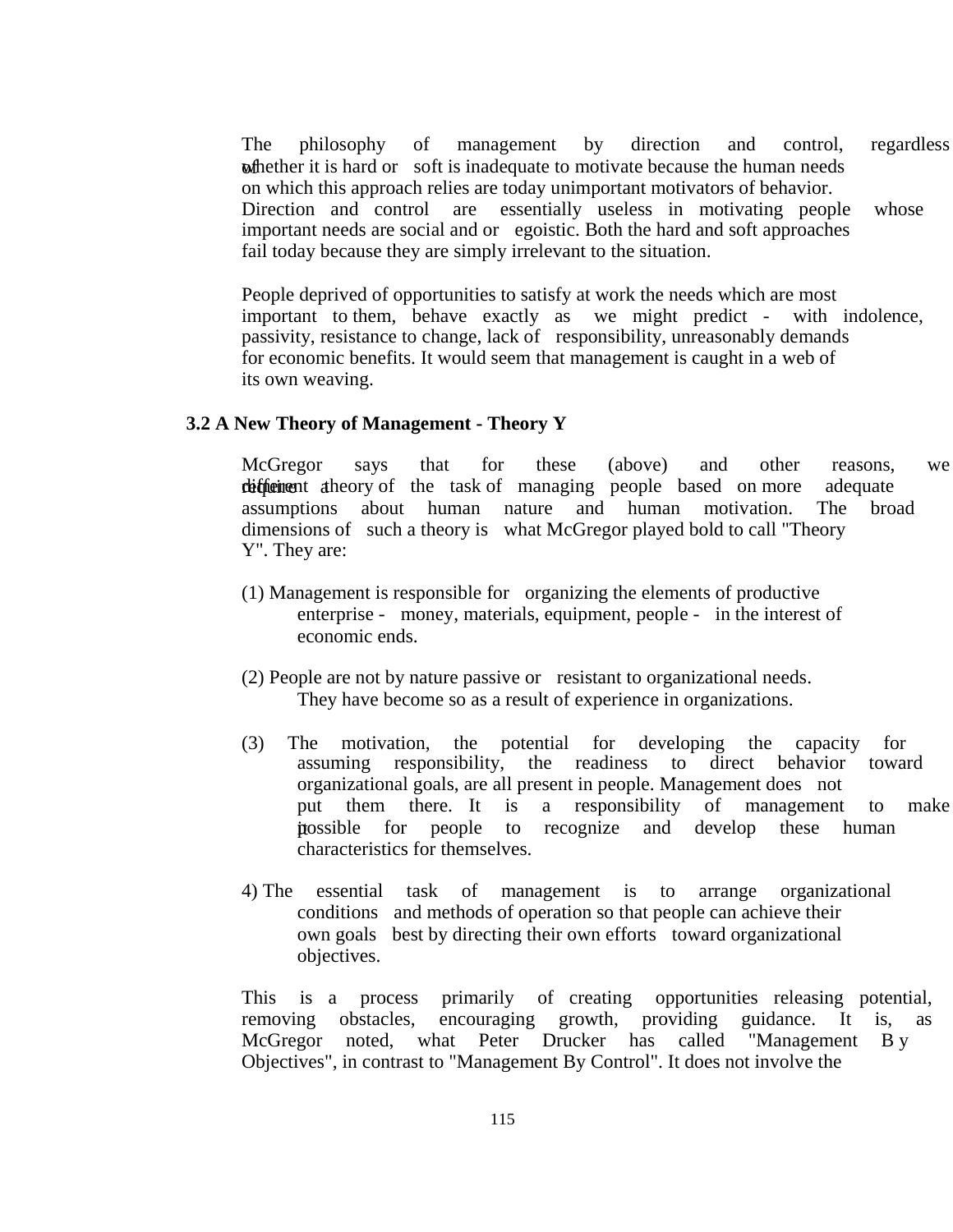The philosophy of management by direction and control, regardless of whether it is hard or soft is inadequate to motivate because the human needs on which this approach relies are today unimportant motivators of behavior. Direction and control are essentially useless in motivating people whose important needs are social and or egoistic. Both the hard and soft approaches fail today because they are simply irrelevant to the situation.

People deprived of opportunities to satisfy at work the needs which are most important to them, behave exactly as we might predict - with indolence, passivity, resistance to change, lack of responsibility, unreasonably demands for economic benefits. It would seem that management is caught in a web of its own weaving.

## 3.2 A New Theory of Management - Theory Y

McGregor says that for these (above) and other reasons, we require a different theory of the task of managing people based on more adequate assumptions about human nature and human motivation. The broad dimensions of such a theory is what McGregor played bold to call "Theory Y". They are:

(1) Management is responsible for organizing the elements of productive enterprise - money, materials, equipment, people - in the interest of economic ends.

(2) People are not by nature passive or resistant to organizational needs. They have become so as a result of experience in organizations.

(3) The motivation, the potential for developing the capacity for assuming responsibility, the readiness to direct behavior toward organizational goals, are all present in people. Management does not put them there. It is a responsibility of management to make it possible for people to recognize and develop these human characteristics for themselves.

4) The essential task of management is to arrange organizational conditions and methods of operation so that people can achieve their own goals best by directing their own efforts toward organizational objectives.

This is a process primarily of creating opportunities releasing potential, removing obstacles, encouraging growth, providing guidance. It is, as McGregor noted, what Peter Drucker has called "Management By Objectives", in contrast to "Management By Control". It does not involve the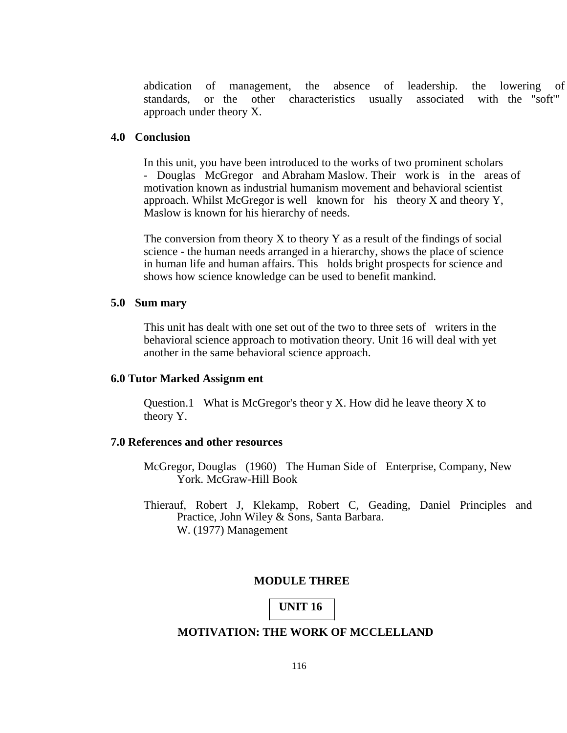abdication of management, the absence of leadership. the lowering of standards, or the other characteristics usually associated with the "soft'" approach under theory X.

## 4.0 Conclusion

In this unit, you have been introduced to the works of two prominent scholars - Douglas McGregor and Abraham Maslow. Their work is in the areas of motivation known as industrial humanism movement and behavioral scientist approach. Whilst McGregor is well known for his theory X and theory Y, Maslow is known for his hierarchy of needs.

The conversion from theory X to theory Y as a result of the findings of social science - the human needs arranged in a hierarchy, shows the place of science in human life and human affairs. This holds bright prospects for science and shows how science knowledge can be used to benefit mankind.

## 5.0 Sum mary

This unit has dealt with one set out of the two to three sets of writers in the behavioral science approach to motivation theory. Unit 16 will deal with yet another in the same behavioral science approach.

## 6.0 Tutor Marked Assignm ent

Question.1 What is McGregor's theor y X. How did he leave theory X to theory Y.

## 7.0 References and other resources

McGregor, Douglas (1960) The Human Side of Enterprise, Company, New York. McGraw-Hill Book

Thierauf, Robert J, Klekamp, Robert C, Geading, Daniel Principles and Practice, John Wiley & Sons, Santa Barbara.
W. (1977) Management

# MODULE THREE

## UNIT 16

## MOTIVATION: THE WORK OF MCCLELLAND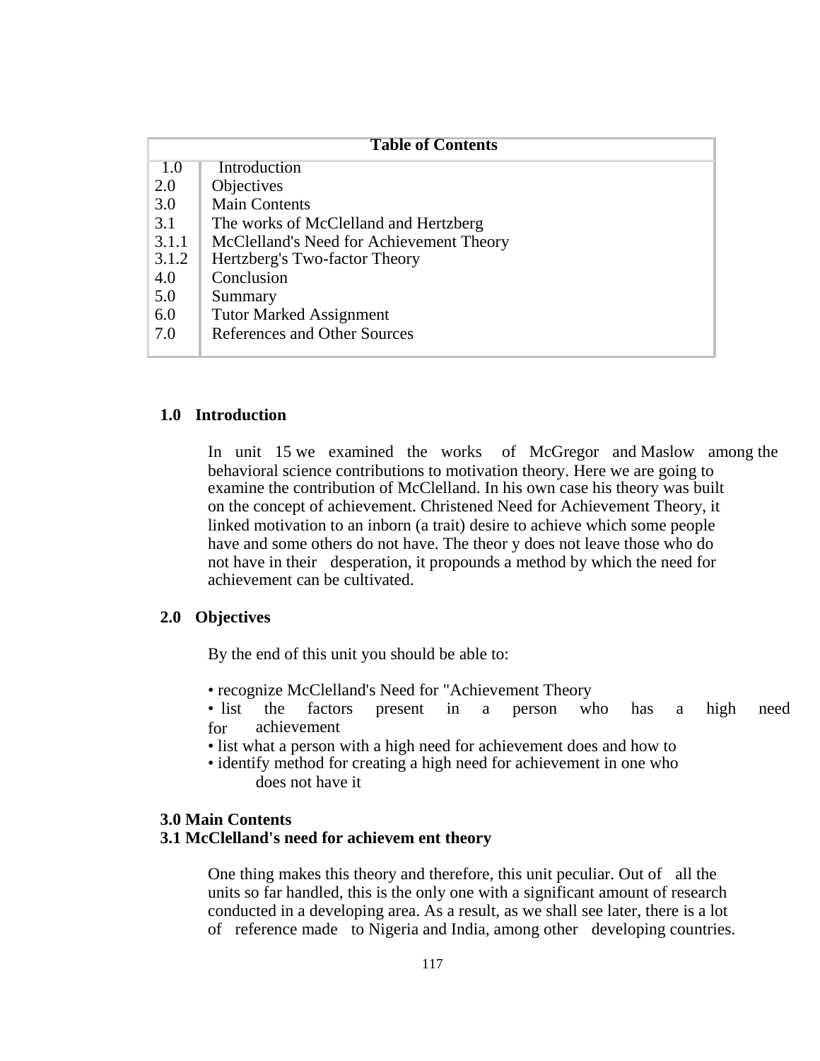| Table of Contents | |
| --- | --- |
| 1.0 | Introduction |
| 2.0 | Objectives |
| 3.0 | Main Contents |
| 3.1 | The works of McClelland and Hertzberg |
| 3.1.1 | McClelland's Need for Achievement Theory |
| 3.1.2 | Hertzberg's Two-factor Theory |
| 4.0 | Conclusion |
| 5.0 | Summary |
| 6.0 | Tutor Marked Assignment |
| 7.0 | References and Other Sources |

## 1.0 Introduction

In unit 15 we examined the works of McGregor and Maslow among the behavioral science contributions to motivation theory. Here we are going to examine the contribution of McClelland. In his own case his theory was built on the concept of achievement. Christened Need for Achievement Theory, it linked motivation to an inborn (a trait) desire to achieve which some people have and some others do not have. The theor y does not leave those who do not have in their desperation, it propounds a method by which the need for achievement can be cultivated.

## 2.0 Objectives

By the end of this unit you should be able to:

- recognize McClelland's Need for "Achievement Theory
- list the factors present in a person who has a high need for achievement
- list what a person with a high need for achievement does and how to
- identify method for creating a high need for achievement in one who does not have it

## 3.0 Main Contents

### 3.1 McClelland's need for achievem ent theory

One thing makes this theory and therefore, this unit peculiar. Out of all the units so far handled, this is the only one with a significant amount of research conducted in a developing area. As a result, as we shall see later, there is a lot of reference made to Nigeria and India, among other developing countries.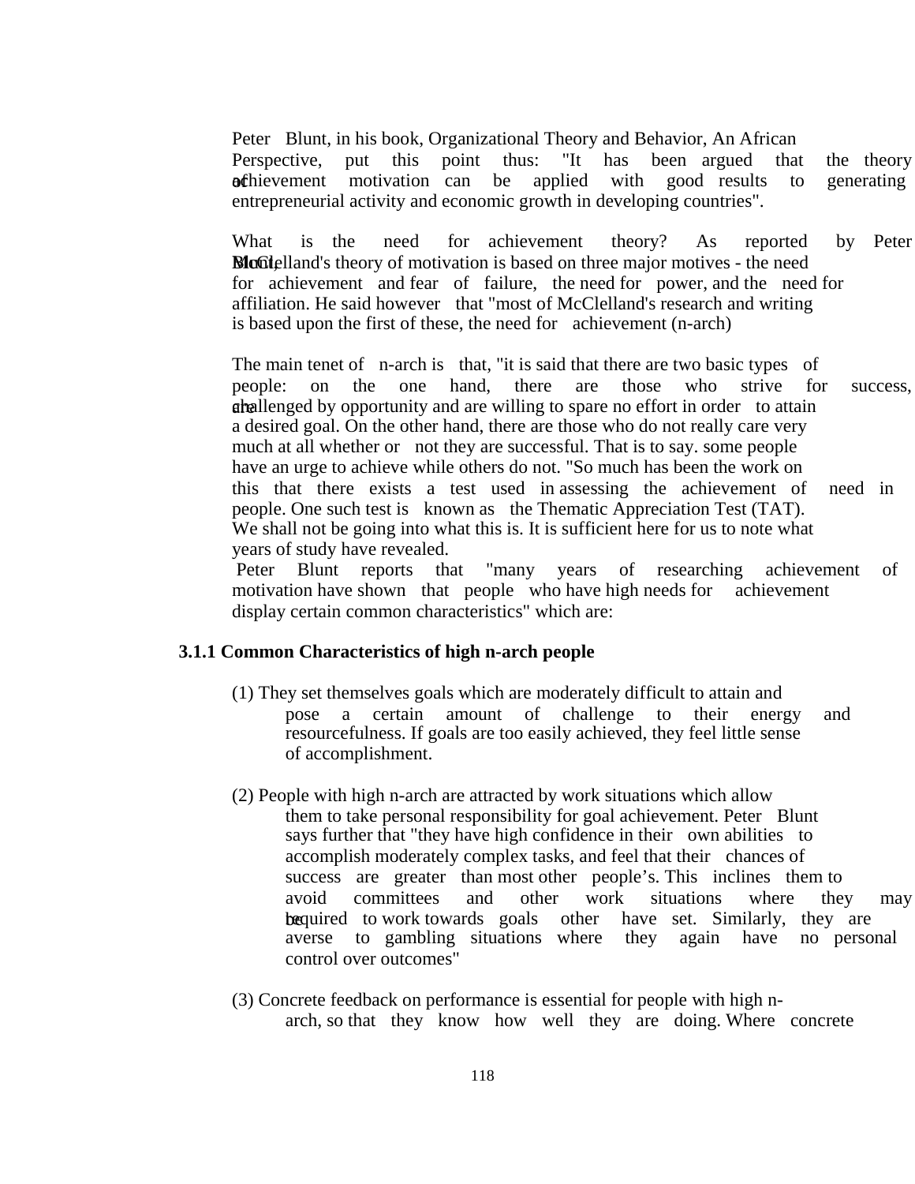Peter Blunt, in his book, Organizational Theory and Behavior, An African Perspective, put this point thus: "It has been argued that the theory of achievement motivation can be applied with good results to generating entrepreneurial activity and economic growth in developing countries".

What is the need for achievement theory? As reported by Peter Blunt, McClelland's theory of motivation is based on three major motives - the need for achievement and fear of failure, the need for power, and the need for affiliation. He said however that "most of McClelland's research and writing is based upon the first of these, the need for achievement (n-arch)

The main tenet of n-arch is that, "it is said that there are two basic types of people: on the one hand, there are those who strive for success, are challenged by opportunity and are willing to spare no effort in order to attain a desired goal. On the other hand, there are those who do not really care very much at all whether or not they are successful. That is to say. some people have an urge to achieve while others do not. "So much has been the work on this that there exists a test used in assessing the achievement of need in people. One such test is known as the Thematic Appreciation Test (TAT). We shall not be going into what this is. It is sufficient here for us to note what years of study have revealed.

Peter Blunt reports that "many years of researching achievement of motivation have shown that people who have high needs for achievement display certain common characteristics" which are:

### 3.1.1 Common Characteristics of high n-arch people

(1) They set themselves goals which are moderately difficult to attain and pose a certain amount of challenge to their energy and resourcefulness. If goals are too easily achieved, they feel little sense of accomplishment.

(2) People with high n-arch are attracted by work situations which allow them to take personal responsibility for goal achievement. Peter Blunt says further that "they have high confidence in their own abilities to accomplish moderately complex tasks, and feel that their chances of success are greater than most other people's. This inclines them to avoid committees and other work situations where they may be required to work towards goals other have set. Similarly, they are averse to gambling situations where they again have no personal control over outcomes"

(3) Concrete feedback on performance is essential for people with high n-arch, so that they know how well they are doing. Where concrete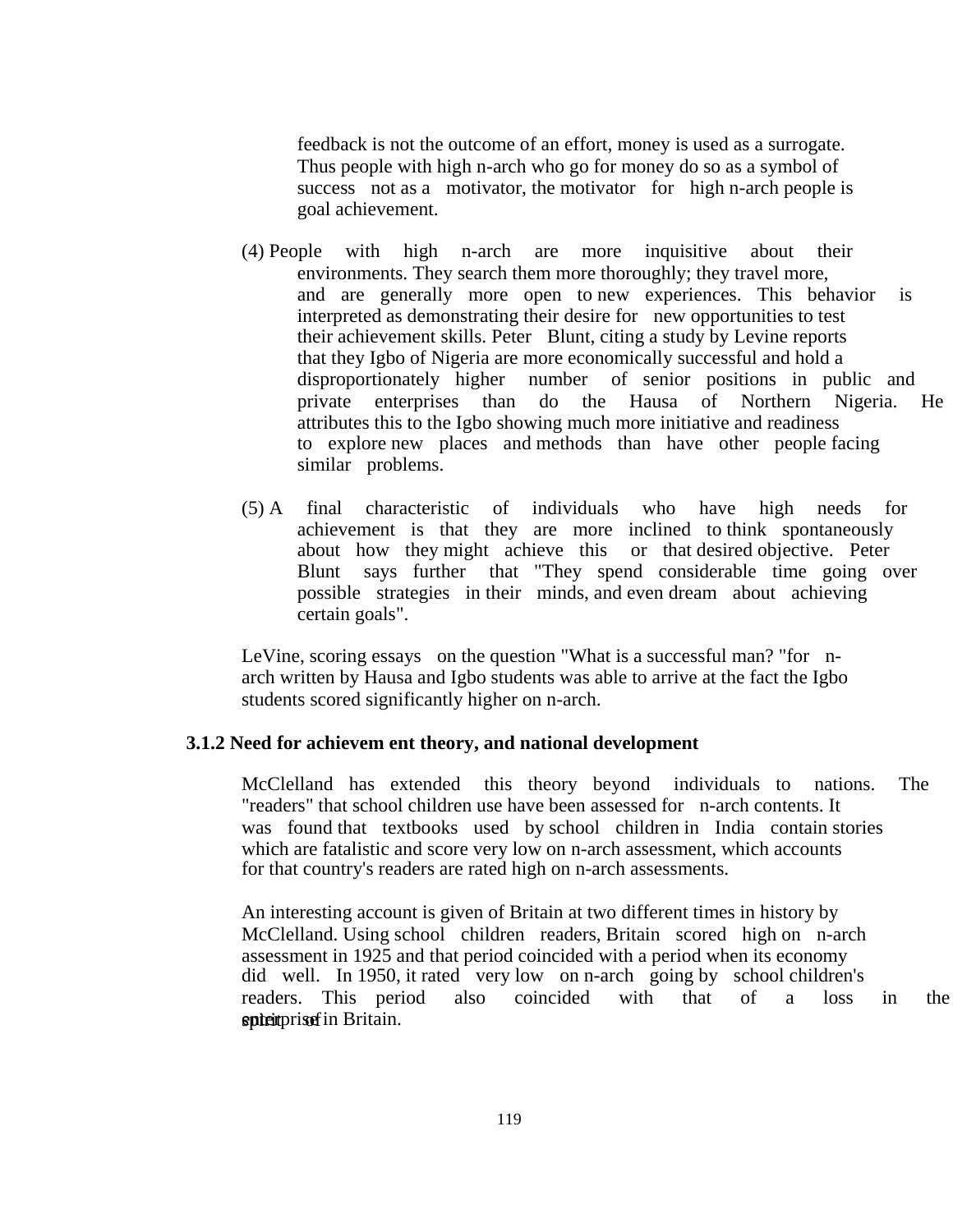feedback is not the outcome of an effort, money is used as a surrogate. Thus people with high n-arch who go for money do so as a symbol of success not as a motivator, the motivator for high n-arch people is goal achievement.

(4) People with high n-arch are more inquisitive about their environments. They search them more thoroughly; they travel more, and are generally more open to new experiences. This behavior is interpreted as demonstrating their desire for new opportunities to test their achievement skills. Peter Blunt, citing a study by Levine reports that they Igbo of Nigeria are more economically successful and hold a disproportionately higher number of senior positions in public and private enterprises than do the Hausa of Northern Nigeria. He attributes this to the Igbo showing much more initiative and readiness to explore new places and methods than have other people facing similar problems.

(5) A final characteristic of individuals who have high needs for achievement is that they are more inclined to think spontaneously about how they might achieve this or that desired objective. Peter Blunt says further that "They spend considerable time going over possible strategies in their minds, and even dream about achieving certain goals".

LeVine, scoring essays on the question "What is a successful man? "for n-arch written by Hausa and Igbo students was able to arrive at the fact the Igbo students scored significantly higher on n-arch.

### 3.1.2 Need for achievem ent theory, and national development

McClelland has extended this theory beyond individuals to nations. The "readers" that school children use have been assessed for n-arch contents. It was found that textbooks used by school children in India contain stories which are fatalistic and score very low on n-arch assessment, which accounts for that country's readers are rated high on n-arch assessments.

An interesting account is given of Britain at two different times in history by McClelland. Using school children readers, Britain scored high on n-arch assessment in 1925 and that period coincided with a period when its economy did well. In 1950, it rated very low on n-arch going by school children's readers. This period also coincided with that of a loss in the spirit of enterprise in Britain.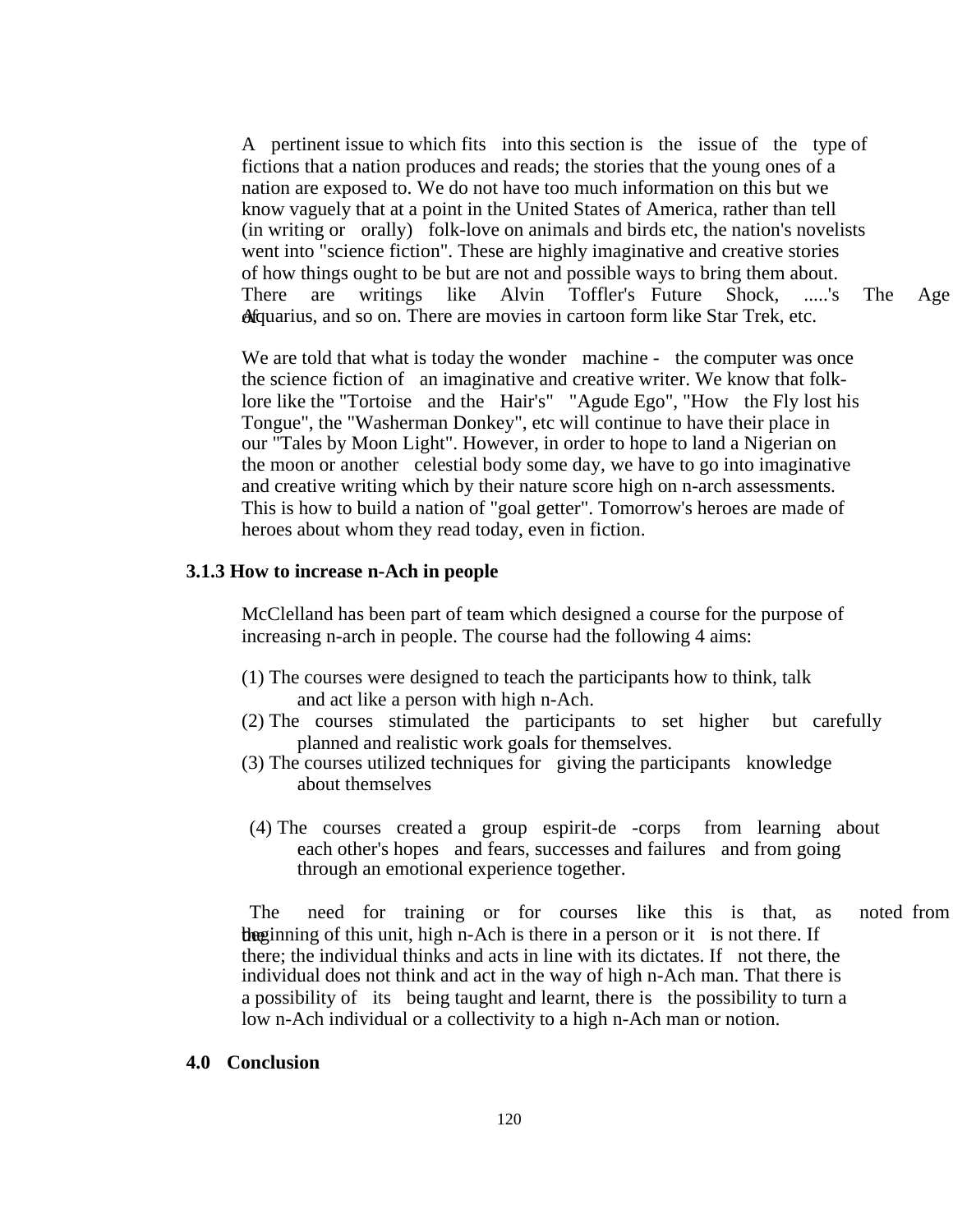A pertinent issue to which fits into this section is the issue of the type of fictions that a nation produces and reads; the stories that the young ones of a nation are exposed to. We do not have too much information on this but we know vaguely that at a point in the United States of America, rather than tell (in writing or orally) folk-love on animals and birds etc, the nation's novelists went into "science fiction". These are highly imaginative and creative stories of how things ought to be but are not and possible ways to bring them about. There are writings like Alvin Toffler's Future Shock, .....'s The Age of Aquarius, and so on. There are movies in cartoon form like Star Trek, etc.

We are told that what is today the wonder machine - the computer was once the science fiction of an imaginative and creative writer. We know that folk-lore like the "Tortoise and the Hair's" "Agude Ego", "How the Fly lost his Tongue", the "Washerman Donkey", etc will continue to have their place in our "Tales by Moon Light". However, in order to hope to land a Nigerian on the moon or another celestial body some day, we have to go into imaginative and creative writing which by their nature score high on n-arch assessments. This is how to build a nation of "goal getter". Tomorrow's heroes are made of heroes about whom they read today, even in fiction.

### 3.1.3 How to increase n-Ach in people

McClelland has been part of team which designed a course for the purpose of increasing n-arch in people. The course had the following 4 aims:

(1) The courses were designed to teach the participants how to think, talk and act like a person with high n-Ach.
(2) The courses stimulated the participants to set higher but carefully planned and realistic work goals for themselves.
(3) The courses utilized techniques for giving the participants knowledge about themselves
(4) The courses created a group espirit-de -corps from learning about each other's hopes and fears, successes and failures and from going through an emotional experience together.

The need for training or for courses like this is that, as noted from the beginning of this unit, high n-Ach is there in a person or it is not there. If there; the individual thinks and acts in line with its dictates. If not there, the individual does not think and act in the way of high n-Ach man. That there is a possibility of its being taught and learnt, there is the possibility to turn a low n-Ach individual or a collectivity to a high n-Ach man or notion.

## 4.0 Conclusion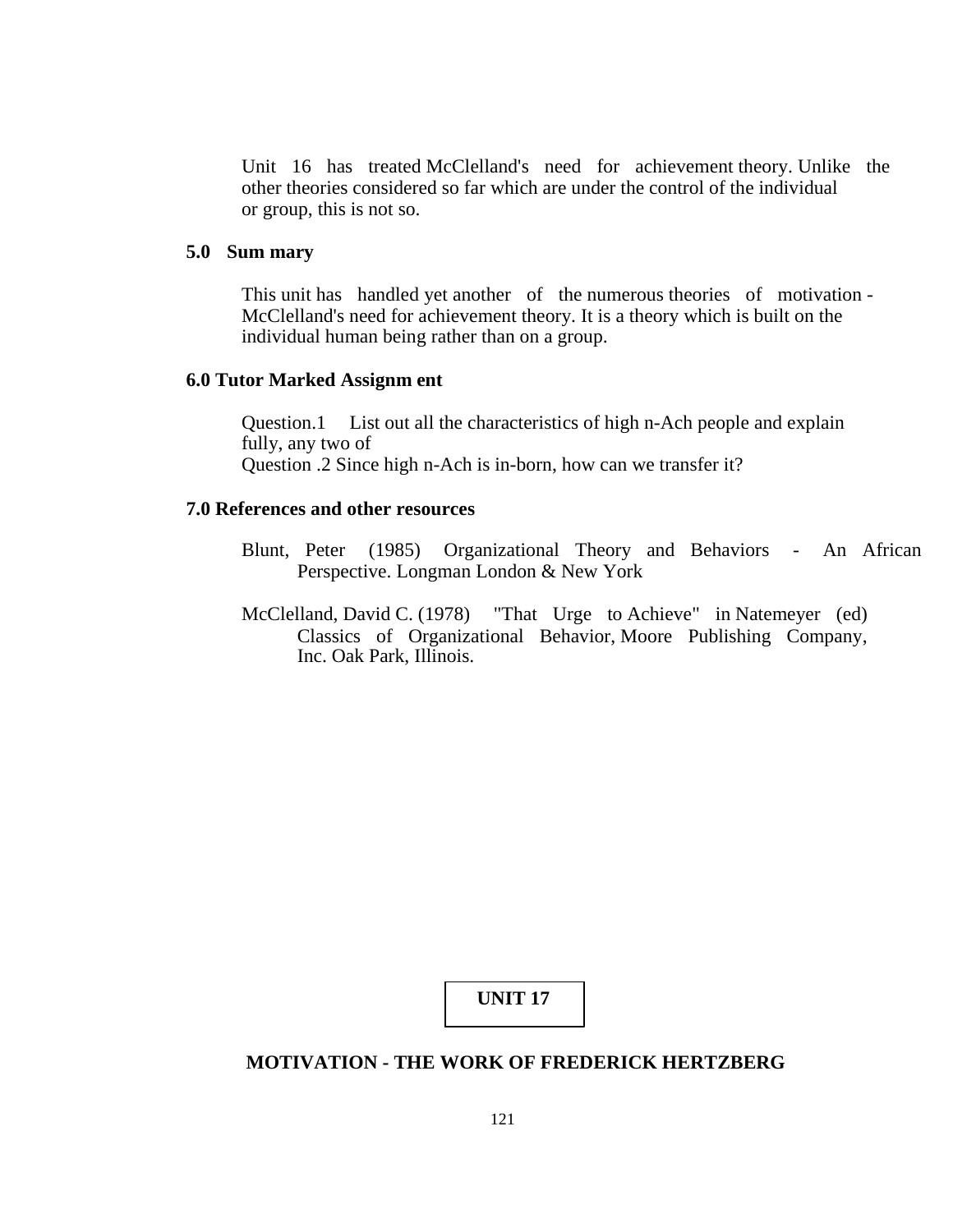Unit 16 has treated McClelland's need for achievement theory. Unlike the other theories considered so far which are under the control of the individual or group, this is not so.

## 5.0 Sum mary

This unit has handled yet another of the numerous theories of motivation - McClelland's need for achievement theory. It is a theory which is built on the individual human being rather than on a group.

## 6.0 Tutor Marked Assignm ent

Question.1 List out all the characteristics of high n-Ach people and explain fully, any two of
Question .2 Since high n-Ach is in-born, how can we transfer it?

## 7.0 References and other resources

Blunt, Peter (1985) Organizational Theory and Behaviors - An African Perspective. Longman London & New York

McClelland, David C. (1978) "That Urge to Achieve" in Natemeyer (ed) Classics of Organizational Behavior, Moore Publishing Company, Inc. Oak Park, Illinois.

# UNIT 17

## MOTIVATION - THE WORK OF FREDERICK HERTZBERG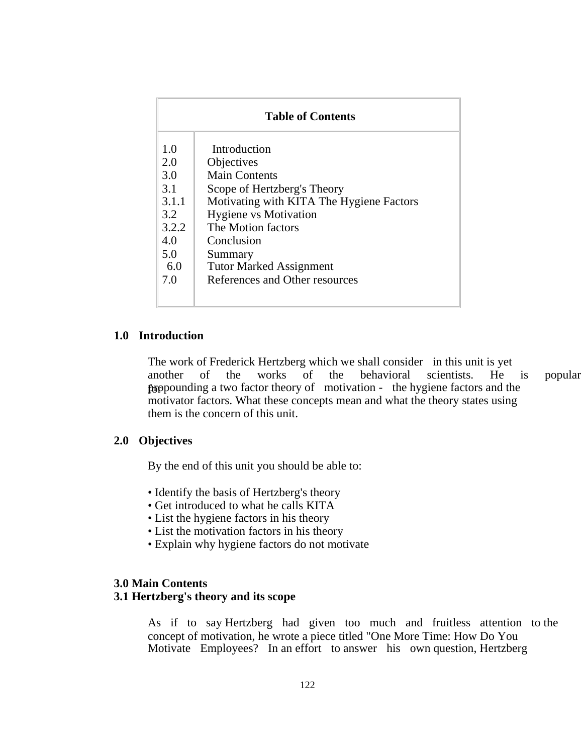| Table of Contents | |
|---|---|
| 1.0 | Introduction |
| 2.0 | Objectives |
| 3.0 | Main Contents |
| 3.1 | Scope of Hertzberg's Theory |
| 3.1.1 | Motivating with KITA The Hygiene Factors |
| 3.2 | Hygiene vs Motivation |
| 3.2.2 | The Motion factors |
| 4.0 | Conclusion |
| 5.0 | Summary |
| 6.0 | Tutor Marked Assignment |
| 7.0 | References and Other resources |

## 1.0 Introduction

The work of Frederick Hertzberg which we shall consider in this unit is yet another of the works of the behavioral scientists. He is popular for propounding a two factor theory of motivation - the hygiene factors and the motivator factors. What these concepts mean and what the theory states using them is the concern of this unit.

## 2.0 Objectives

By the end of this unit you should be able to:

- Identify the basis of Hertzberg's theory
- Get introduced to what he calls KITA
- List the hygiene factors in his theory
- List the motivation factors in his theory
- Explain why hygiene factors do not motivate

## 3.0 Main Contents

### 3.1 Hertzberg's theory and its scope

As if to say Hertzberg had given too much and fruitless attention to the concept of motivation, he wrote a piece titled "One More Time: How Do You Motivate Employees? In an effort to answer his own question, Hertzberg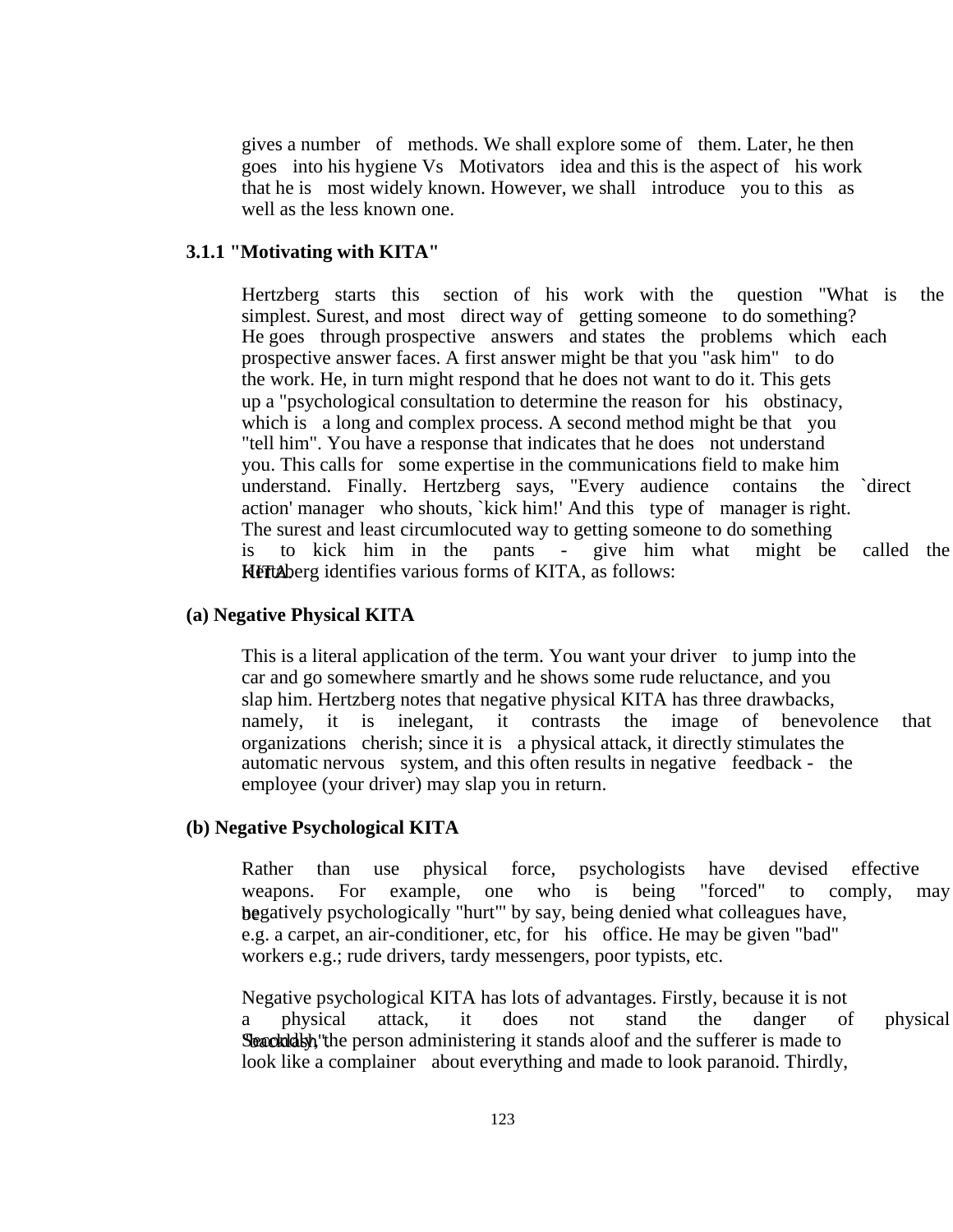gives a number of methods. We shall explore some of them. Later, he then goes into his hygiene Vs Motivators idea and this is the aspect of his work that he is most widely known. However, we shall introduce you to this as well as the less known one.

### 3.1.1 "Motivating with KITA"

Hertzberg starts this section of his work with the question "What is the simplest. Surest, and most direct way of getting someone to do something? He goes through prospective answers and states the problems which each prospective answer faces. A first answer might be that you "ask him" to do the work. He, in turn might respond that he does not want to do it. This gets up a "psychological consultation to determine the reason for his obstinacy, which is a long and complex process. A second method might be that you "tell him". You have a response that indicates that he does not understand you. This calls for some expertise in the communications field to make him understand. Finally. Hertzberg says, "Every audience contains the `direct action' manager who shouts, `kick him!' And this type of manager is right. The surest and least circumlocuted way to getting someone to do something is to kick him in the pants - give him what might be called the KITA.

Hertzberg identifies various forms of KITA, as follows:

**(a) Negative Physical KITA**

This is a literal application of the term. You want your driver to jump into the car and go somewhere smartly and he shows some rude reluctance, and you slap him. Hertzberg notes that negative physical KITA has three drawbacks, namely, it is inelegant, it contrasts the image of benevolence that organizations cherish; since it is a physical attack, it directly stimulates the automatic nervous system, and this often results in negative feedback - the employee (your driver) may slap you in return.

**(b) Negative Psychological KITA**

Rather than use physical force, psychologists have devised effective weapons. For example, one who is being "forced" to comply, may be negatively psychologically "hurt"' by say, being denied what colleagues have, e.g. a carpet, an air-conditioner, etc, for his office. He may be given "bad" workers e.g.; rude drivers, tardy messengers, poor typists, etc.

Negative psychological KITA has lots of advantages. Firstly, because it is not a physical attack, it does not stand the danger of physical "backlash". Secondly, the person administering it stands aloof and the sufferer is made to look like a complainer about everything and made to look paranoid. Thirdly,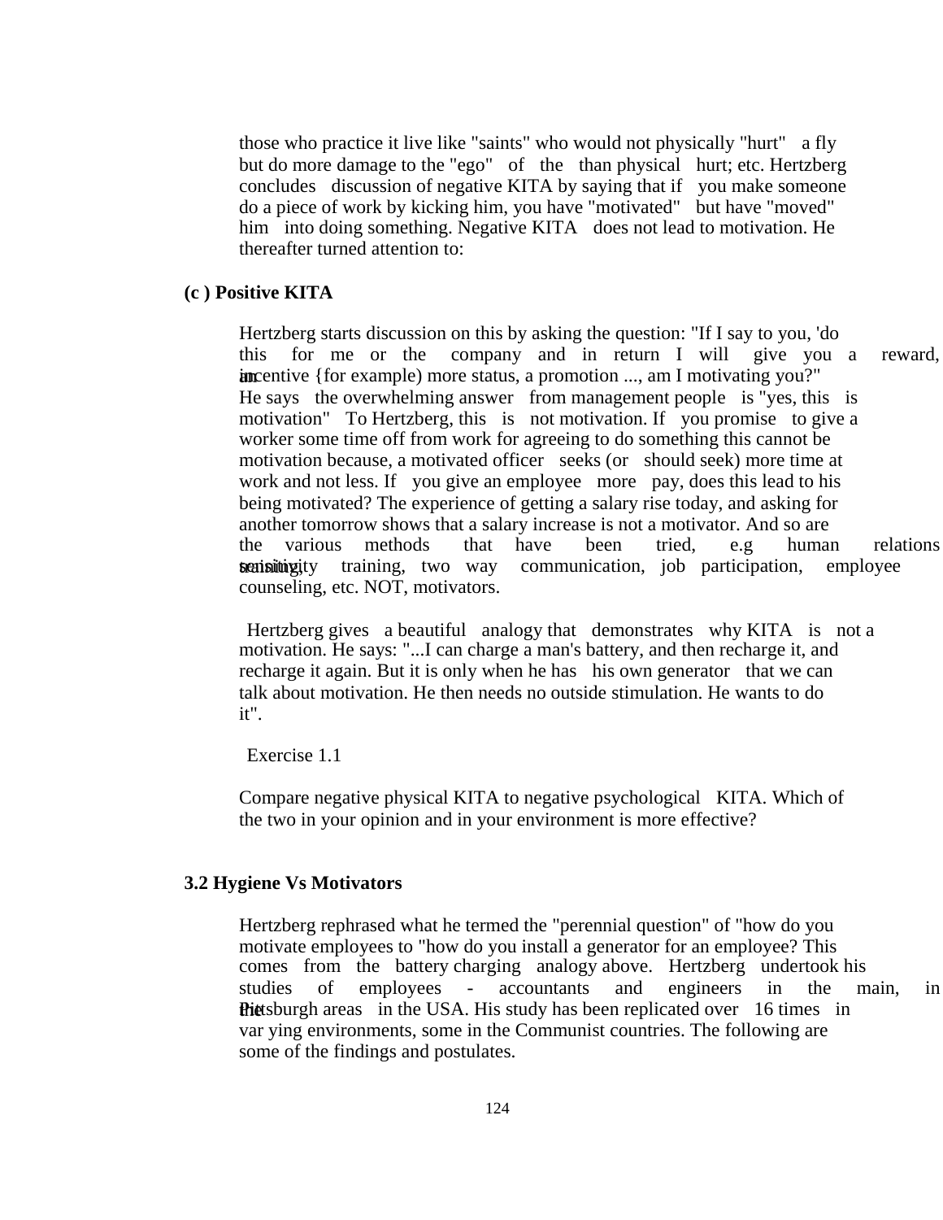those who practice it live like "saints" who would not physically "hurt" a fly but do more damage to the "ego" of the than physical hurt; etc. Hertzberg concludes discussion of negative KITA by saying that if you make someone do a piece of work by kicking him, you have "motivated" but have "moved" him into doing something. Negative KITA does not lead to motivation. He thereafter turned attention to:

**(c ) Positive KITA**

Hertzberg starts discussion on this by asking the question: "If I say to you, 'do this for me or the company and in return I will give you a reward, an incentive {for example) more status, a promotion ..., am I motivating you?" He says the overwhelming answer from management people is "yes, this is motivation" To Hertzberg, this is not motivation. If you promise to give a worker some time off from work for agreeing to do something this cannot be motivation because, a motivated officer seeks (or should seek) more time at work and not less. If you give an employee more pay, does this lead to his being motivated? The experience of getting a salary rise today, and asking for another tomorrow shows that a salary increase is not a motivator. And so are the various methods that have been tried, e.g human relations training, sensitivity training, two way communication, job participation, employee counseling, etc. NOT, motivators.

Hertzberg gives a beautiful analogy that demonstrates why KITA is not a motivation. He says: "...I can charge a man's battery, and then recharge it, and recharge it again. But it is only when he has his own generator that we can talk about motivation. He then needs no outside stimulation. He wants to do it".

Exercise 1.1

Compare negative physical KITA to negative psychological KITA. Which of the two in your opinion and in your environment is more effective?

**3.2 Hygiene Vs Motivators**

Hertzberg rephrased what he termed the "perennial question" of "how do you motivate employees to "how do you install a generator for an employee? This comes from the battery charging analogy above. Hertzberg undertook his studies of employees - accountants and engineers in the main, in the Pittsburgh areas in the USA. His study has been replicated over 16 times in var ying environments, some in the Communist countries. The following are some of the findings and postulates.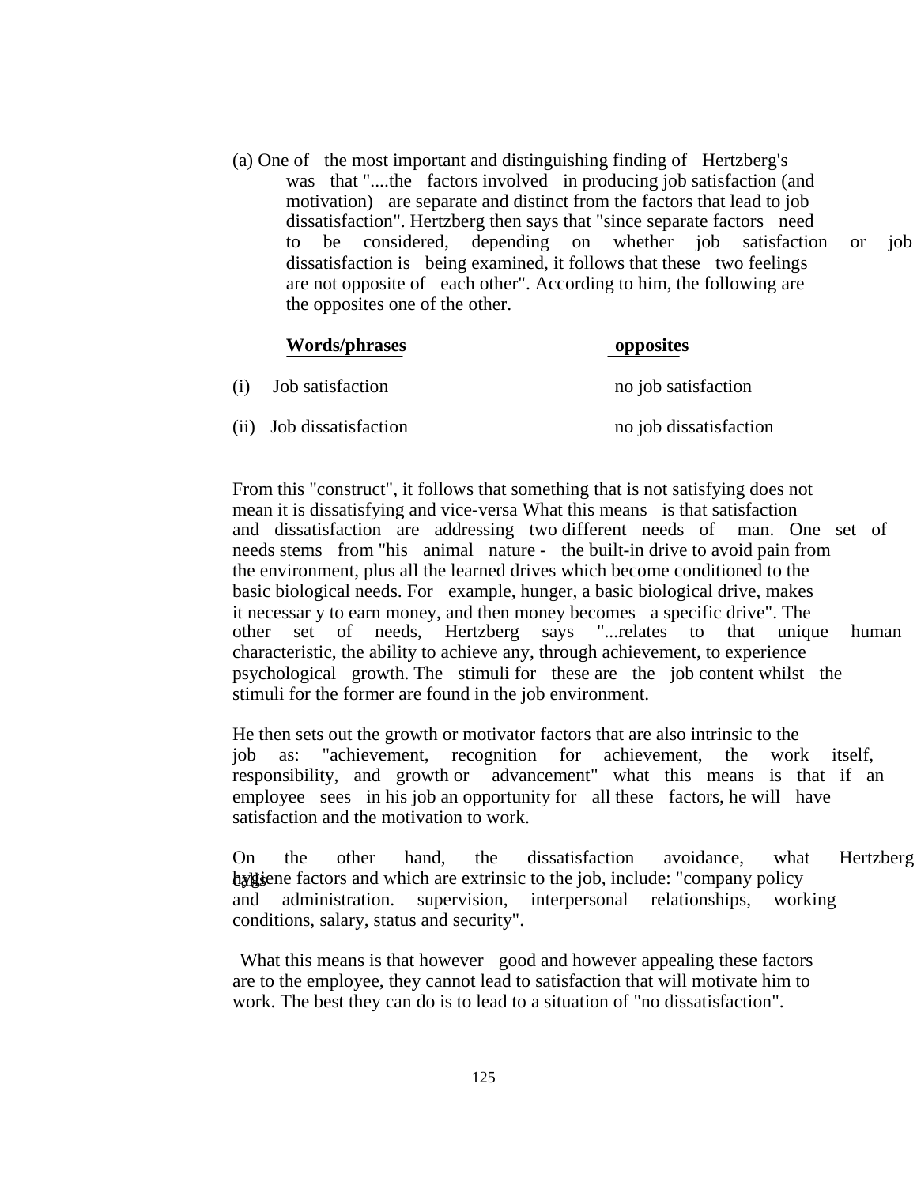(a) One of the most important and distinguishing finding of Hertzberg's was that "....the factors involved in producing job satisfaction (and motivation) are separate and distinct from the factors that lead to job dissatisfaction". Hertzberg then says that "since separate factors need to be considered, depending on whether job satisfaction or job dissatisfaction is being examined, it follows that these two feelings are not opposite of each other". According to him, the following are the opposites one of the other.

| **Words/phrases** | **opposites** |
|---|---|
| (i) Job satisfaction | no job satisfaction |
| (ii) Job dissatisfaction | no job dissatisfaction |

From this "construct", it follows that something that is not satisfying does not mean it is dissatisfying and vice-versa What this means is that satisfaction and dissatisfaction are addressing two different needs of man. One set of needs stems from "his animal nature - the built-in drive to avoid pain from the environment, plus all the learned drives which become conditioned to the basic biological needs. For example, hunger, a basic biological drive, makes it necessar y to earn money, and then money becomes a specific drive". The other set of needs, Hertzberg says "...relates to that unique human characteristic, the ability to achieve any, through achievement, to experience psychological growth. The stimuli for these are the job content whilst the stimuli for the former are found in the job environment.

He then sets out the growth or motivator factors that are also intrinsic to the job as: "achievement, recognition for achievement, the work itself, responsibility, and growth or advancement" what this means is that if an employee sees in his job an opportunity for all these factors, he will have satisfaction and the motivation to work.

On the other hand, the dissatisfaction avoidance, what Hertzberg calls hygiene factors and which are extrinsic to the job, include: "company policy and administration. supervision, interpersonal relationships, working conditions, salary, status and security".

What this means is that however good and however appealing these factors are to the employee, they cannot lead to satisfaction that will motivate him to work. The best they can do is to lead to a situation of "no dissatisfaction".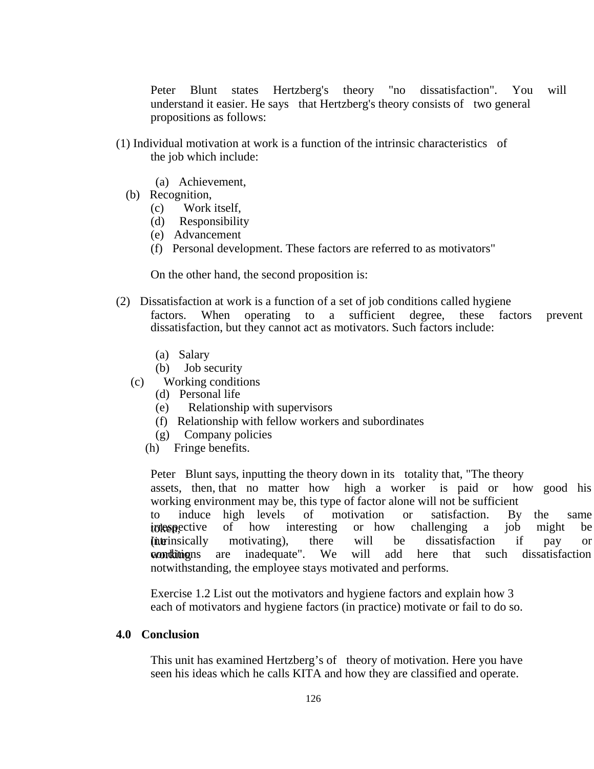Peter Blunt states Hertzberg's theory "no dissatisfaction". You will understand it easier. He says that Hertzberg's theory consists of two general propositions as follows:

(1) Individual motivation at work is a function of the intrinsic characteristics of the job which include:

(a) Achievement,
(b) Recognition,
(c) Work itself,
(d) Responsibility
(e) Advancement
(f) Personal development. These factors are referred to as motivators"

On the other hand, the second proposition is:

(2) Dissatisfaction at work is a function of a set of job conditions called hygiene factors. When operating to a sufficient degree, these factors prevent dissatisfaction, but they cannot act as motivators. Such factors include:

(a) Salary
(b) Job security
(c) Working conditions
(d) Personal life
(e) Relationship with supervisors
(f) Relationship with fellow workers and subordinates
(g) Company policies
(h) Fringe benefits.

Peter Blunt says, inputting the theory down in its totality that, "The theory assets, then, that no matter how high a worker is paid or how good his working environment may be, this type of factor alone will not be sufficient to induce high levels of motivation or satisfaction. By the same token, irrespective of how interesting or how challenging a job might be (i.e intrinsically motivating), there will be dissatisfaction if pay or working conditions are inadequate". We will add here that such dissatisfaction notwithstanding, the employee stays motivated and performs.

Exercise 1.2 List out the motivators and hygiene factors and explain how 3 each of motivators and hygiene factors (in practice) motivate or fail to do so.

## 4.0 Conclusion

This unit has examined Hertzberg's of theory of motivation. Here you have seen his ideas which he calls KITA and how they are classified and operate.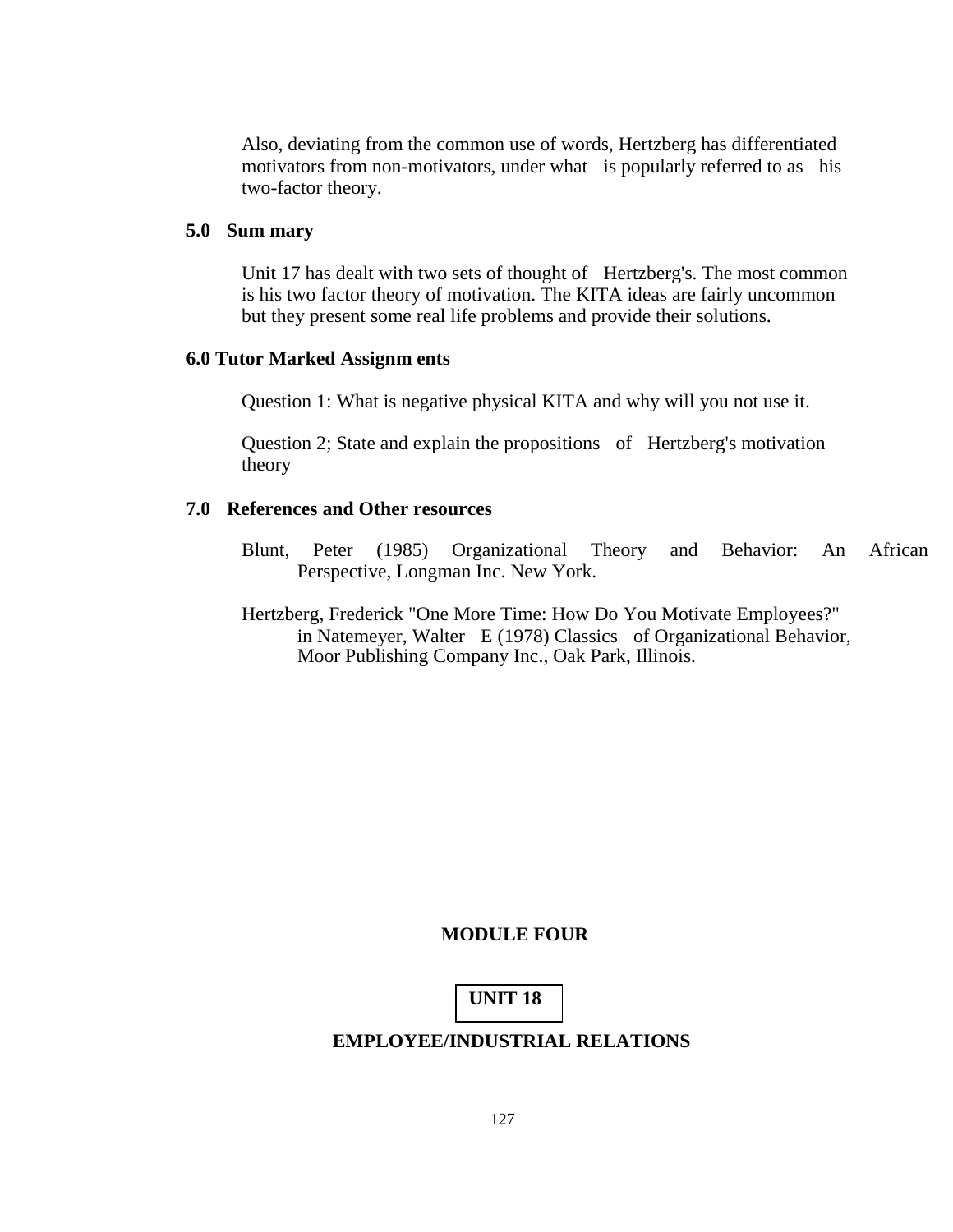Also, deviating from the common use of words, Hertzberg has differentiated motivators from non-motivators, under what is popularly referred to as his two-factor theory.

## 5.0 Sum mary

Unit 17 has dealt with two sets of thought of Hertzberg's. The most common is his two factor theory of motivation. The KITA ideas are fairly uncommon but they present some real life problems and provide their solutions.

## 6.0 Tutor Marked Assignm ents

Question 1: What is negative physical KITA and why will you not use it.

Question 2; State and explain the propositions of Hertzberg's motivation theory

## 7.0 References and Other resources

Blunt, Peter (1985) Organizational Theory and Behavior: An African Perspective, Longman Inc. New York.

Hertzberg, Frederick "One More Time: How Do You Motivate Employees?" in Natemeyer, Walter E (1978) Classics of Organizational Behavior, Moor Publishing Company Inc., Oak Park, Illinois.

# MODULE FOUR

## UNIT 18

## EMPLOYEE/INDUSTRIAL RELATIONS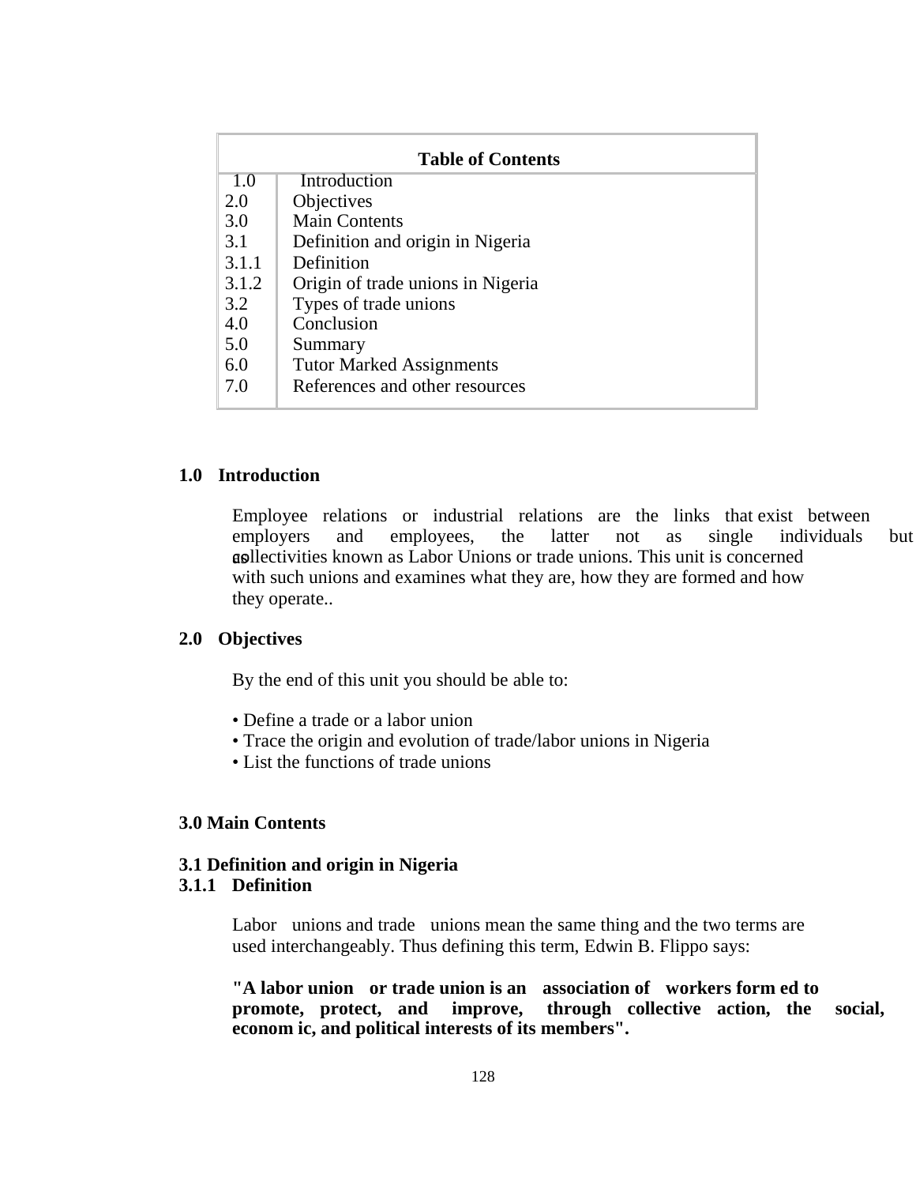| Table of Contents | |
|---|---|
| 1.0 | Introduction |
| 2.0 | Objectives |
| 3.0 | Main Contents |
| 3.1 | Definition and origin in Nigeria |
| 3.1.1 | Definition |
| 3.1.2 | Origin of trade unions in Nigeria |
| 3.2 | Types of trade unions |
| 4.0 | Conclusion |
| 5.0 | Summary |
| 6.0 | Tutor Marked Assignments |
| 7.0 | References and other resources |

## 1.0 Introduction

Employee relations or industrial relations are the links that exist between employers and employees, the latter not as single individuals but as collectivities known as Labor Unions or trade unions. This unit is concerned with such unions and examines what they are, how they are formed and how they operate..

## 2.0 Objectives

By the end of this unit you should be able to:

- Define a trade or a labor union
- Trace the origin and evolution of trade/labor unions in Nigeria
- List the functions of trade unions

## 3.0 Main Contents

### 3.1 Definition and origin in Nigeria

#### 3.1.1 Definition

Labor unions and trade unions mean the same thing and the two terms are used interchangeably. Thus defining this term, Edwin B. Flippo says:

**"A labor union or trade union is an association of workers formed to promote, protect, and improve, through collective action, the social, economic, and political interests of its members".**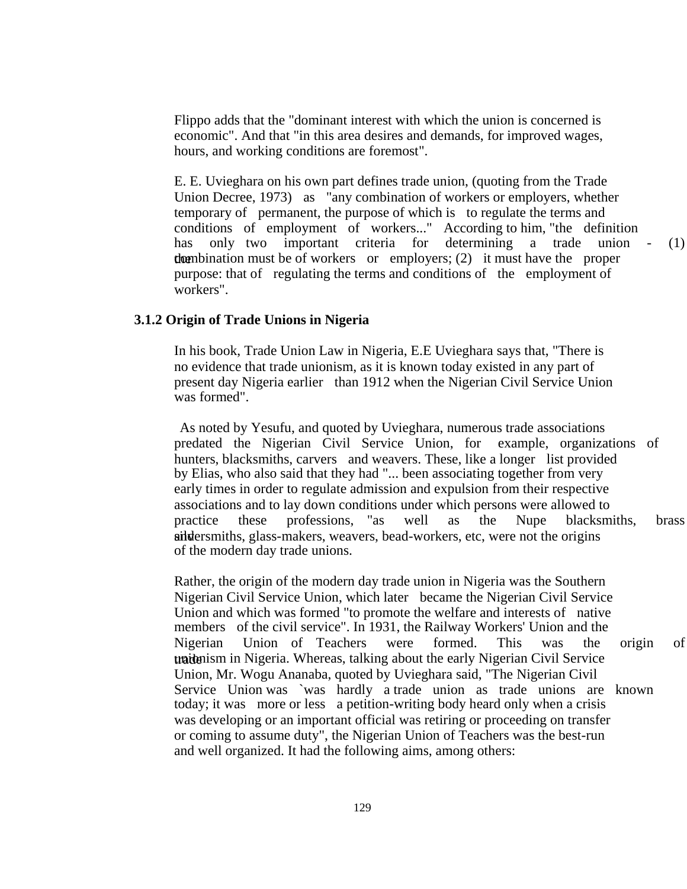Flippo adds that the "dominant interest with which the union is concerned is economic". And that "in this area desires and demands, for improved wages, hours, and working conditions are foremost".

E. E. Uvieghara on his own part defines trade union, (quoting from the Trade Union Decree, 1973) as "any combination of workers or employers, whether temporary of permanent, the purpose of which is to regulate the terms and conditions of employment of workers..." According to him, "the definition has only two important criteria for determining a trade union - (1) the combination must be of workers or employers; (2) it must have the proper purpose: that of regulating the terms and conditions of the employment of workers".

### 3.1.2 Origin of Trade Unions in Nigeria

In his book, Trade Union Law in Nigeria, E.E Uvieghara says that, "There is no evidence that trade unionism, as it is known today existed in any part of present day Nigeria earlier than 1912 when the Nigerian Civil Service Union was formed".

As noted by Yesufu, and quoted by Uvieghara, numerous trade associations predated the Nigerian Civil Service Union, for example, organizations of hunters, blacksmiths, carvers and weavers. These, like a longer list provided by Elias, who also said that they had "... been associating together from very early times in order to regulate admission and expulsion from their respective associations and to lay down conditions under which persons were allowed to practice these professions, "as well as the Nupe blacksmiths, brass and silversmiths, glass-makers, weavers, bead-workers, etc, were not the origins of the modern day trade unions.

Rather, the origin of the modern day trade union in Nigeria was the Southern Nigerian Civil Service Union, which later became the Nigerian Civil Service Union and which was formed "to promote the welfare and interests of native members of the civil service". In 1931, the Railway Workers' Union and the Nigerian Union of Teachers were formed. This was the origin of trade unionism in Nigeria. Whereas, talking about the early Nigerian Civil Service Union, Mr. Wogu Ananaba, quoted by Uvieghara said, "The Nigerian Civil Service Union was `was hardly a trade union as trade unions are known today; it was more or less a petition-writing body heard only when a crisis was developing or an important official was retiring or proceeding on transfer or coming to assume duty", the Nigerian Union of Teachers was the best-run and well organized. It had the following aims, among others: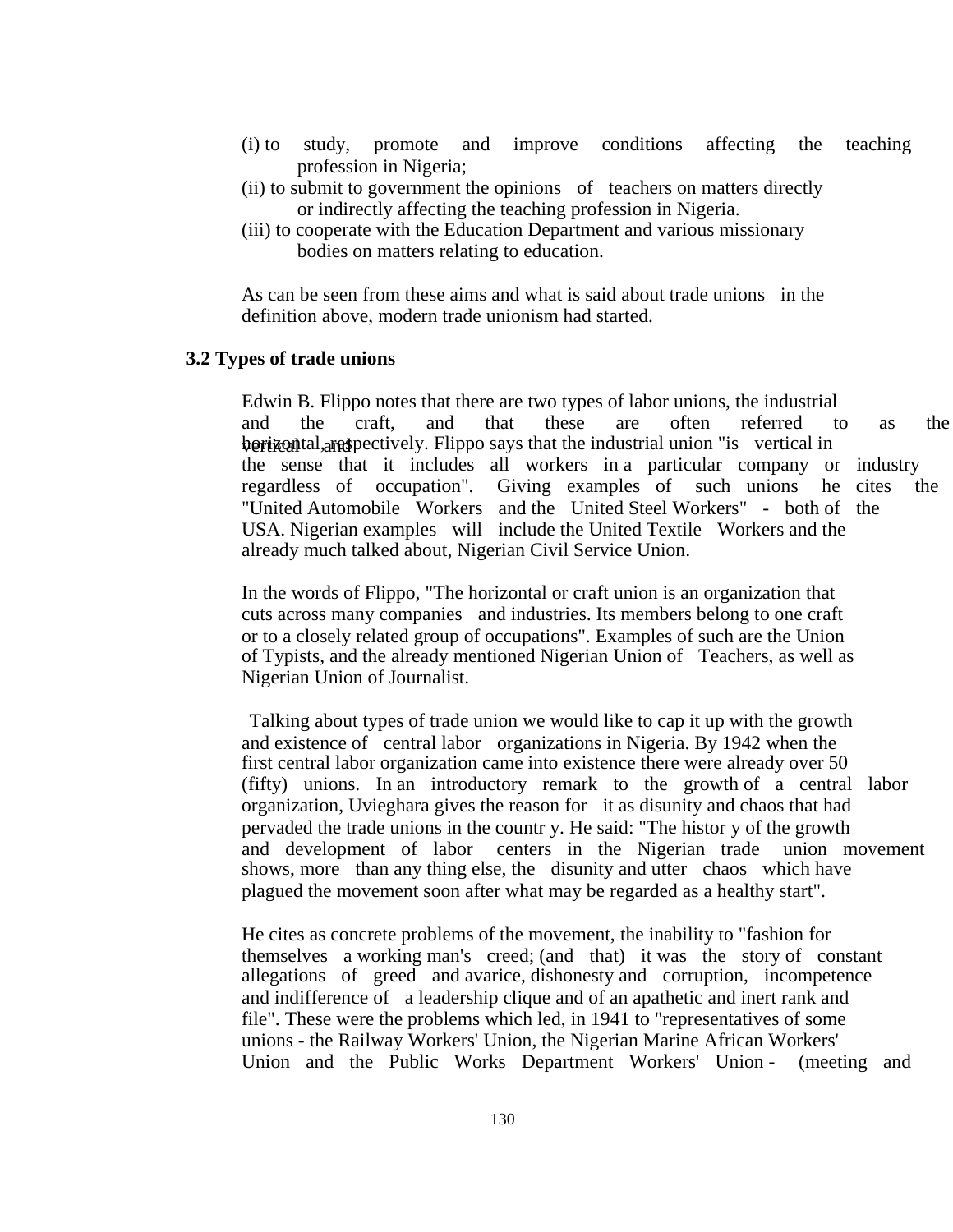(i) to study, promote and improve conditions affecting the teaching profession in Nigeria;
(ii) to submit to government the opinions of teachers on matters directly or indirectly affecting the teaching profession in Nigeria.
(iii) to cooperate with the Education Department and various missionary bodies on matters relating to education.

As can be seen from these aims and what is said about trade unions in the definition above, modern trade unionism had started.

### 3.2 Types of trade unions

Edwin B. Flippo notes that there are two types of labor unions, the industrial and the craft, and that these are often referred to as the vertical and horizontal, respectively. Flippo says that the industrial union "is vertical in the sense that it includes all workers in a particular company or industry regardless of occupation". Giving examples of such unions he cites the "United Automobile Workers and the United Steel Workers" - both of the USA. Nigerian examples will include the United Textile Workers and the already much talked about, Nigerian Civil Service Union.

In the words of Flippo, "The horizontal or craft union is an organization that cuts across many companies and industries. Its members belong to one craft or to a closely related group of occupations". Examples of such are the Union of Typists, and the already mentioned Nigerian Union of Teachers, as well as Nigerian Union of Journalist.

Talking about types of trade union we would like to cap it up with the growth and existence of central labor organizations in Nigeria. By 1942 when the first central labor organization came into existence there were already over 50 (fifty) unions. In an introductory remark to the growth of a central labor organization, Uvieghara gives the reason for it as disunity and chaos that had pervaded the trade unions in the countr y. He said: "The histor y of the growth and development of labor centers in the Nigerian trade union movement shows, more than any thing else, the disunity and utter chaos which have plagued the movement soon after what may be regarded as a healthy start".

He cites as concrete problems of the movement, the inability to "fashion for themselves a working man's creed; (and that) it was the story of constant allegations of greed and avarice, dishonesty and corruption, incompetence and indifference of a leadership clique and of an apathetic and inert rank and file". These were the problems which led, in 1941 to "representatives of some unions - the Railway Workers' Union, the Nigerian Marine African Workers' Union and the Public Works Department Workers' Union - (meeting and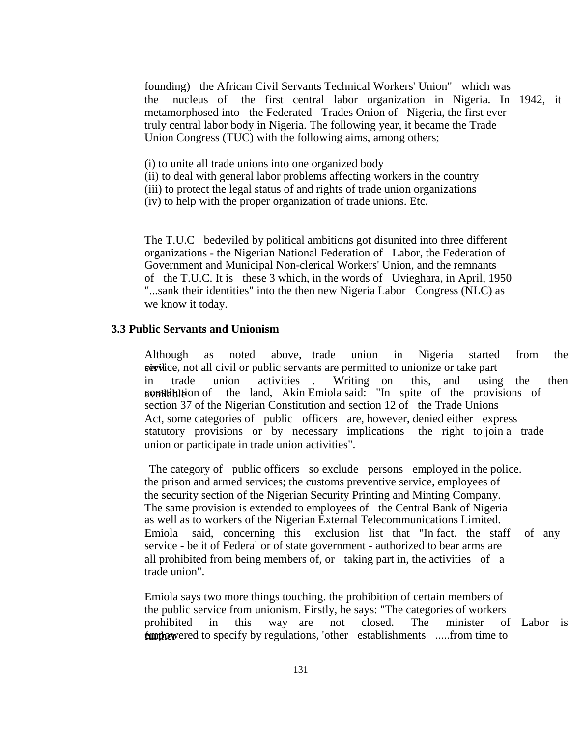founding) the African Civil Servants Technical Workers' Union" which was the nucleus of the first central labor organization in Nigeria. In 1942, it metamorphosed into the Federated Trades Onion of Nigeria, the first ever truly central labor body in Nigeria. The following year, it became the Trade Union Congress (TUC) with the following aims, among others;

(i) to unite all trade unions into one organized body
(ii) to deal with general labor problems affecting workers in the country
(iii) to protect the legal status of and rights of trade union organizations
(iv) to help with the proper organization of trade unions. Etc.

The T.U.C bedeviled by political ambitions got disunited into three different organizations - the Nigerian National Federation of Labor, the Federation of Government and Municipal Non-clerical Workers' Union, and the remnants of the T.U.C. It is these 3 which, in the words of Uvieghara, in April, 1950 "...sank their identities" into the then new Nigeria Labor Congress (NLC) as we know it today.

### 3.3 Public Servants and Unionism

Although as noted above, trade union in Nigeria started from the civil service, not all civil or public servants are permitted to unionize or take part in trade union activities . Writing on this, and using the then available constitution of the land, Akin Emiola said: "In spite of the provisions of section 37 of the Nigerian Constitution and section 12 of the Trade Unions Act, some categories of public officers are, however, denied either express statutory provisions or by necessary implications the right to join a trade union or participate in trade union activities".

The category of public officers so exclude persons employed in the police. the prison and armed services; the customs preventive service, employees of the security section of the Nigerian Security Printing and Minting Company. The same provision is extended to employees of the Central Bank of Nigeria as well as to workers of the Nigerian External Telecommunications Limited. Emiola said, concerning this exclusion list that "In fact. the staff of any service - be it of Federal or of state government - authorized to bear arms are all prohibited from being members of, or taking part in, the activities of a trade union".

Emiola says two more things touching. the prohibition of certain members of the public service from unionism. Firstly, he says: "The categories of workers prohibited in this way are not closed. The minister of Labor is further empowered to specify by regulations, 'other establishments .....from time to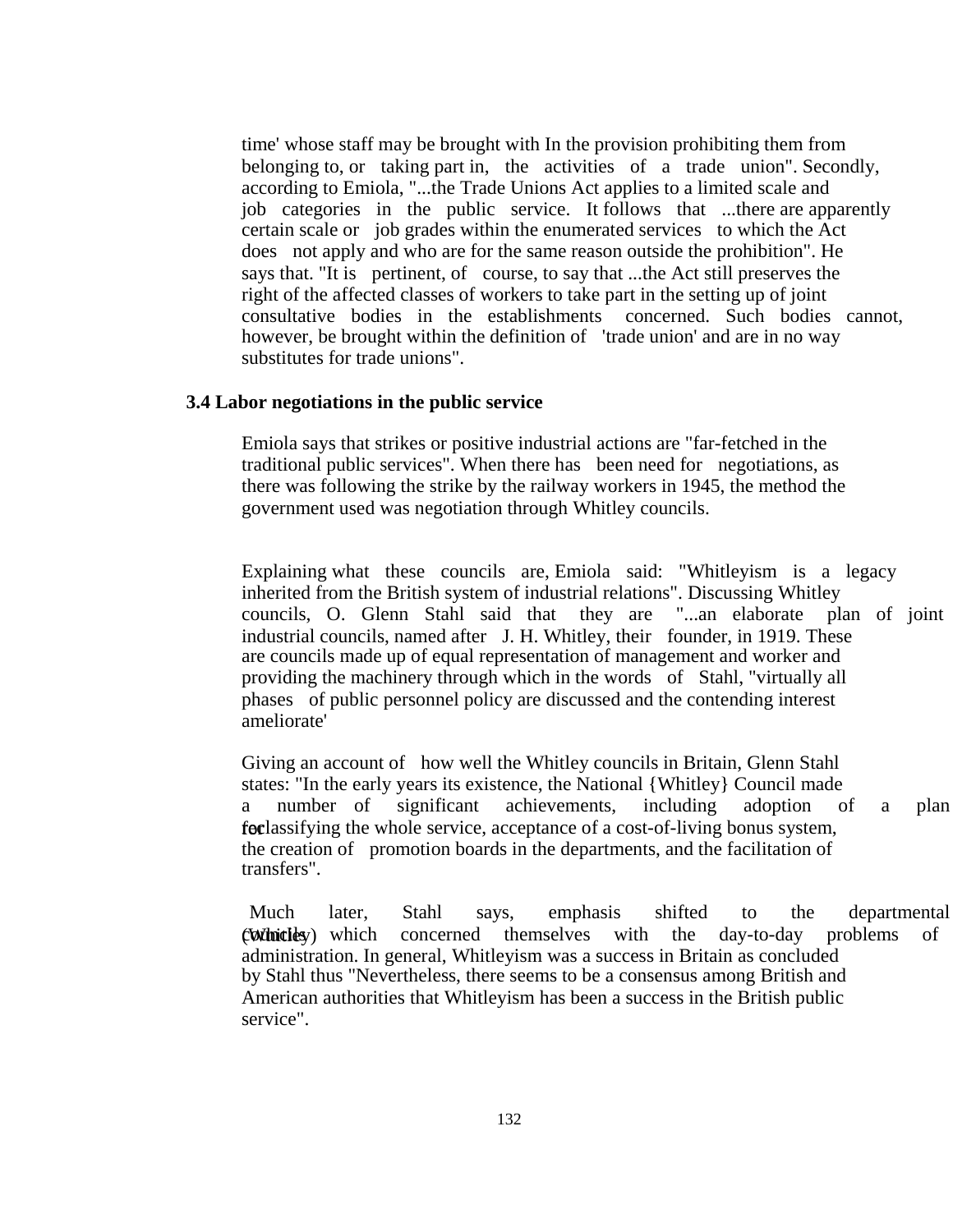time' whose staff may be brought with In the provision prohibiting them from belonging to, or taking part in, the activities of a trade union". Secondly, according to Emiola, "...the Trade Unions Act applies to a limited scale and job categories in the public service. It follows that ...there are apparently certain scale or job grades within the enumerated services to which the Act does not apply and who are for the same reason outside the prohibition". He says that. "It is pertinent, of course, to say that ...the Act still preserves the right of the affected classes of workers to take part in the setting up of joint consultative bodies in the establishments concerned. Such bodies cannot, however, be brought within the definition of 'trade union' and are in no way substitutes for trade unions".

### 3.4 Labor negotiations in the public service

Emiola says that strikes or positive industrial actions are "far-fetched in the traditional public services". When there has been need for negotiations, as there was following the strike by the railway workers in 1945, the method the government used was negotiation through Whitley councils.

Explaining what these councils are, Emiola said: "Whitleyism is a legacy inherited from the British system of industrial relations". Discussing Whitley councils, O. Glenn Stahl said that they are "...an elaborate plan of joint industrial councils, named after J. H. Whitley, their founder, in 1919. These are councils made up of equal representation of management and worker and providing the machinery through which in the words of Stahl, "virtually all phases of public personnel policy are discussed and the contending interest ameliorate'

Giving an account of how well the Whitley councils in Britain, Glenn Stahl states: "In the early years its existence, the National {Whitley} Council made a number of significant achievements, including adoption of a plan for classifying the whole service, acceptance of a cost-of-living bonus system, the creation of promotion boards in the departments, and the facilitation of transfers".

Much later, Stahl says, emphasis shifted to the departmental (Whitley) councils which concerned themselves with the day-to-day problems of administration. In general, Whitleyism was a success in Britain as concluded by Stahl thus "Nevertheless, there seems to be a consensus among British and American authorities that Whitleyism has been a success in the British public service".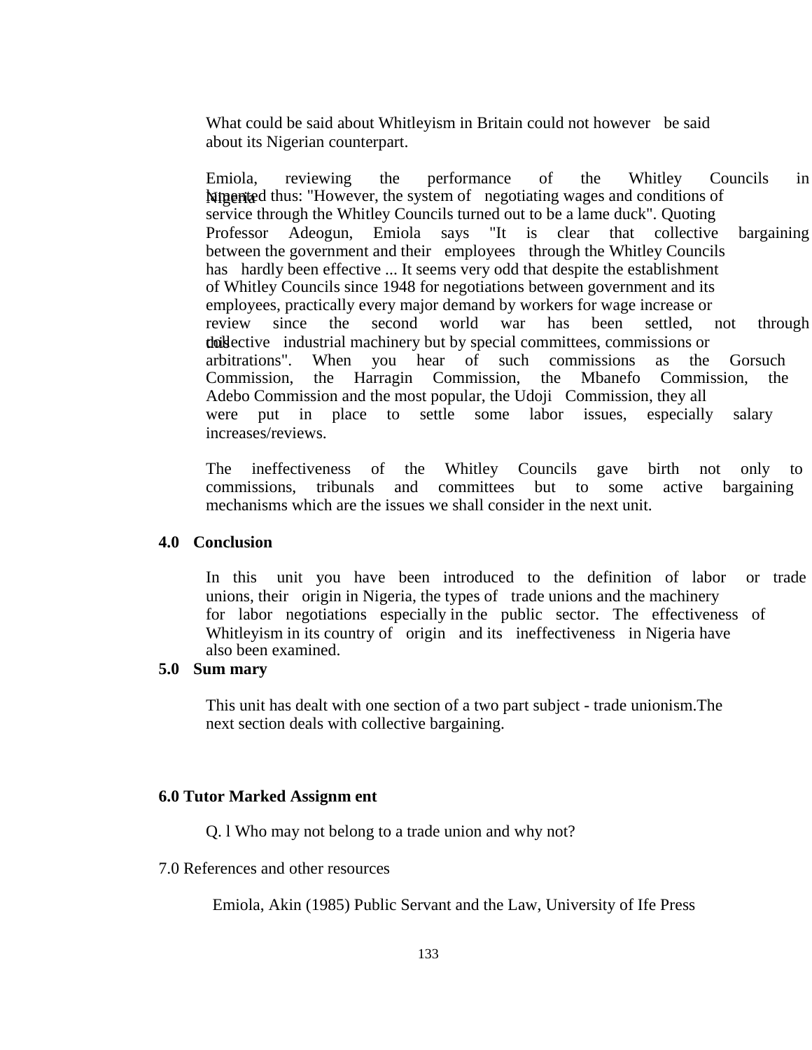What could be said about Whitleyism in Britain could not however be said about its Nigerian counterpart.

Emiola, reviewing the performance of the Whitley Councils in Nigeria lamented thus: "However, the system of negotiating wages and conditions of service through the Whitley Councils turned out to be a lame duck". Quoting Professor Adeogun, Emiola says "It is clear that collective bargaining between the government and their employees through the Whitley Councils has hardly been effective ... It seems very odd that despite the establishment of Whitley Councils since 1948 for negotiations between government and its employees, practically every major demand by workers for wage increase or review since the second world war has been settled, not through this collective industrial machinery but by special committees, commissions or arbitrations". When you hear of such commissions as the Gorsuch Commission, the Harragin Commission, the Mbanefo Commission, the Adebo Commission and the most popular, the Udoji Commission, they all were put in place to settle some labor issues, especially salary increases/reviews.

The ineffectiveness of the Whitley Councils gave birth not only to commissions, tribunals and committees but to some active bargaining mechanisms which are the issues we shall consider in the next unit.

## 4.0 Conclusion

In this unit you have been introduced to the definition of labor or trade unions, their origin in Nigeria, the types of trade unions and the machinery for labor negotiations especially in the public sector. The effectiveness of Whitleyism in its country of origin and its ineffectiveness in Nigeria have also been examined.

## 5.0 Sum mary

This unit has dealt with one section of a two part subject - trade unionism.The next section deals with collective bargaining.

## 6.0 Tutor Marked Assignm ent

Q. l Who may not belong to a trade union and why not?

7.0 References and other resources

Emiola, Akin (1985) Public Servant and the Law, University of Ife Press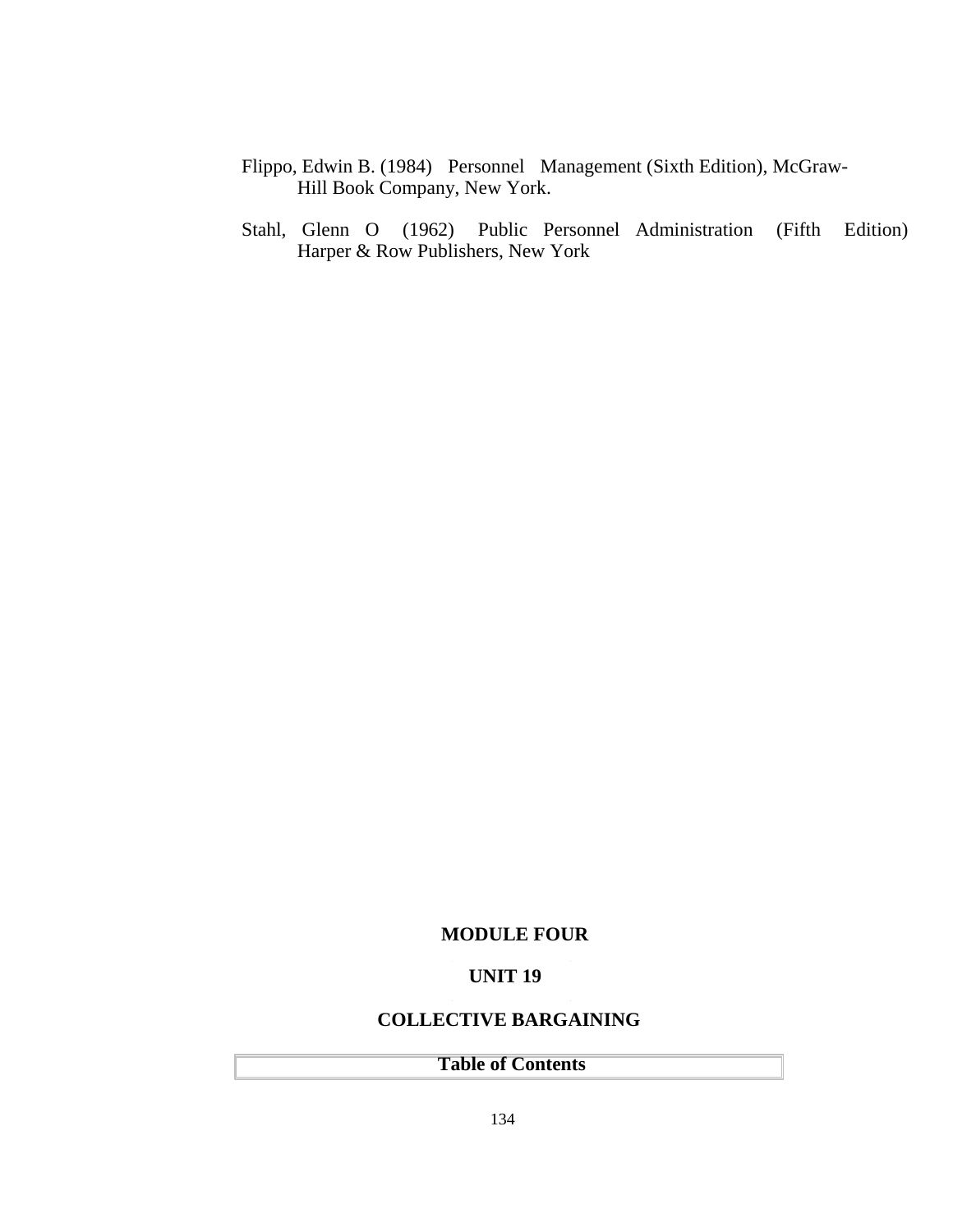Flippo, Edwin B. (1984) Personnel Management (Sixth Edition), McGraw-Hill Book Company, New York.

Stahl, Glenn O (1962) Public Personnel Administration (Fifth Edition) Harper & Row Publishers, New York

# MODULE FOUR

## UNIT 19

## COLLECTIVE BARGAINING

| Table of Contents |
|---|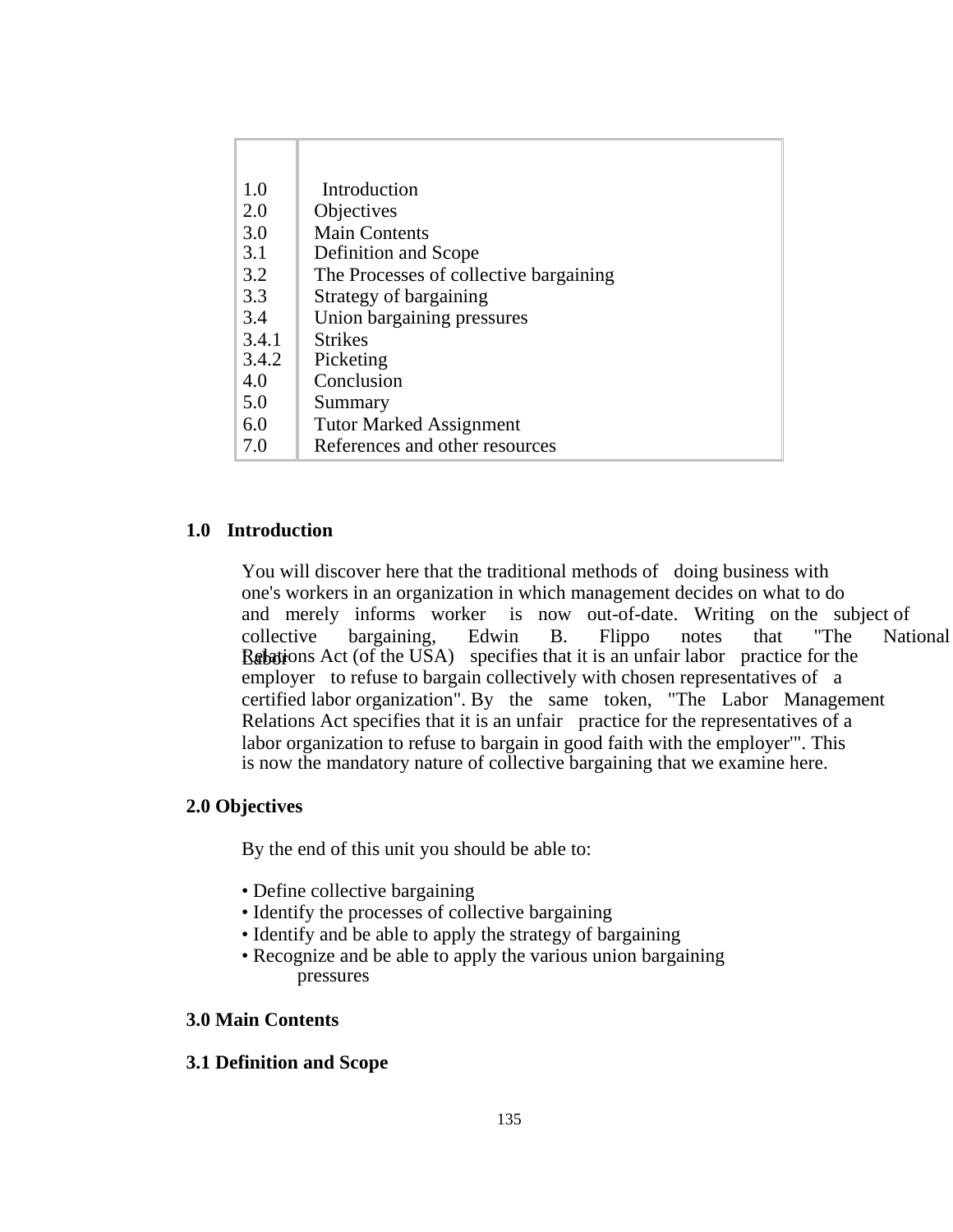| | |
|---|---|
| 1.0 | Introduction |
| 2.0 | Objectives |
| 3.0 | Main Contents |
| 3.1 | Definition and Scope |
| 3.2 | The Processes of collective bargaining |
| 3.3 | Strategy of bargaining |
| 3.4 | Union bargaining pressures |
| 3.4.1 | Strikes |
| 3.4.2 | Picketing |
| 4.0 | Conclusion |
| 5.0 | Summary |
| 6.0 | Tutor Marked Assignment |
| 7.0 | References and other resources |

## 1.0 Introduction

You will discover here that the traditional methods of doing business with one's workers in an organization in which management decides on what to do and merely informs worker is now out-of-date. Writing on the subject of collective bargaining, Edwin B. Flippo notes that "The National Labor Relations Act (of the USA) specifies that it is an unfair labor practice for the employer to refuse to bargain collectively with chosen representatives of a certified labor organization". By the same token, "The Labor Management Relations Act specifies that it is an unfair practice for the representatives of a labor organization to refuse to bargain in good faith with the employer'". This is now the mandatory nature of collective bargaining that we examine here.

## 2.0 Objectives

By the end of this unit you should be able to:

- Define collective bargaining
- Identify the processes of collective bargaining
- Identify and be able to apply the strategy of bargaining
- Recognize and be able to apply the various union bargaining pressures

## 3.0 Main Contents

### 3.1 Definition and Scope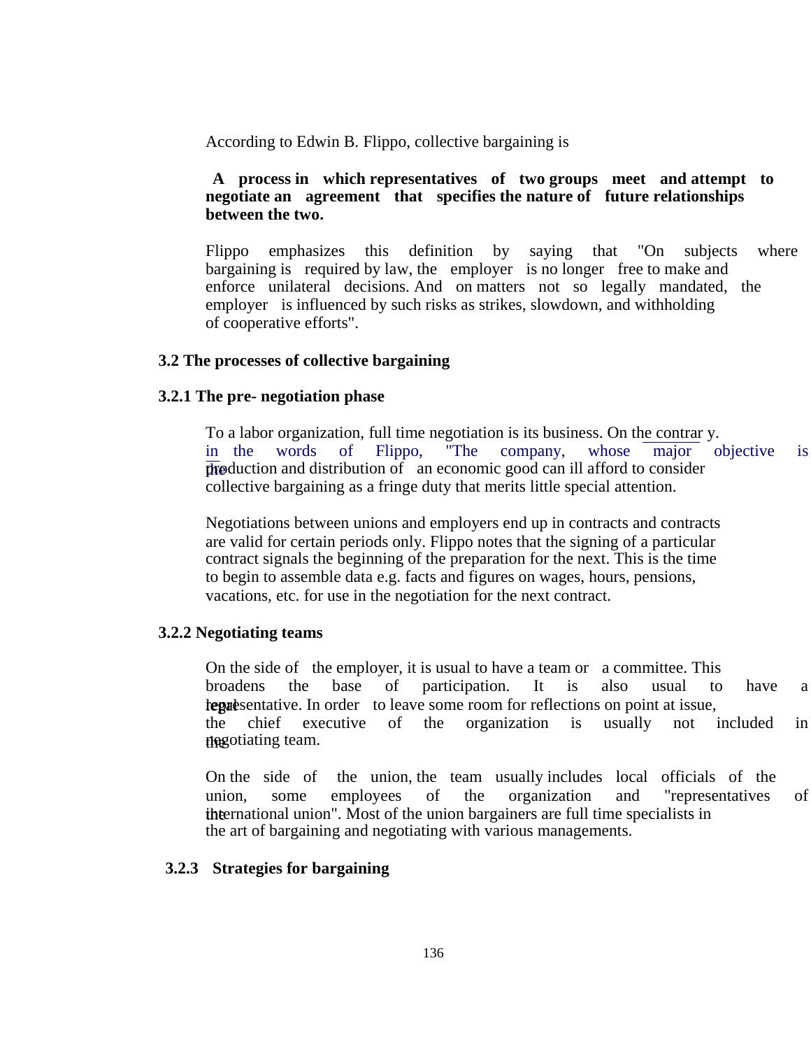According to Edwin B. Flippo, collective bargaining is

**A process in which representatives of two groups meet and attempt to negotiate an agreement that specifies the nature of future relationships between the two.**

Flippo emphasizes this definition by saying that "On subjects where bargaining is required by law, the employer is no longer free to make and enforce unilateral decisions. And on matters not so legally mandated, the employer is influenced by such risks as strikes, slowdown, and withholding of cooperative efforts".

## 3.2 The processes of collective bargaining

### 3.2.1 The pre- negotiation phase

To a labor organization, full time negotiation is its business. On the contrar y. in the words of Flippo, "The company, whose major objective is the production and distribution of an economic good can ill afford to consider collective bargaining as a fringe duty that merits little special attention.

Negotiations between unions and employers end up in contracts and contracts are valid for certain periods only. Flippo notes that the signing of a particular contract signals the beginning of the preparation for the next. This is the time to begin to assemble data e.g. facts and figures on wages, hours, pensions, vacations, etc. for use in the negotiation for the next contract.

### 3.2.2 Negotiating teams

On the side of the employer, it is usual to have a team or a committee. This broadens the base of participation. It is also usual to have a legal representative. In order to leave some room for reflections on point at issue, the chief executive of the organization is usually not included in the negotiating team.

On the side of the union, the team usually includes local officials of the union, some employees of the organization and "representatives of the international union". Most of the union bargainers are full time specialists in the art of bargaining and negotiating with various managements.

### 3.2.3 Strategies for bargaining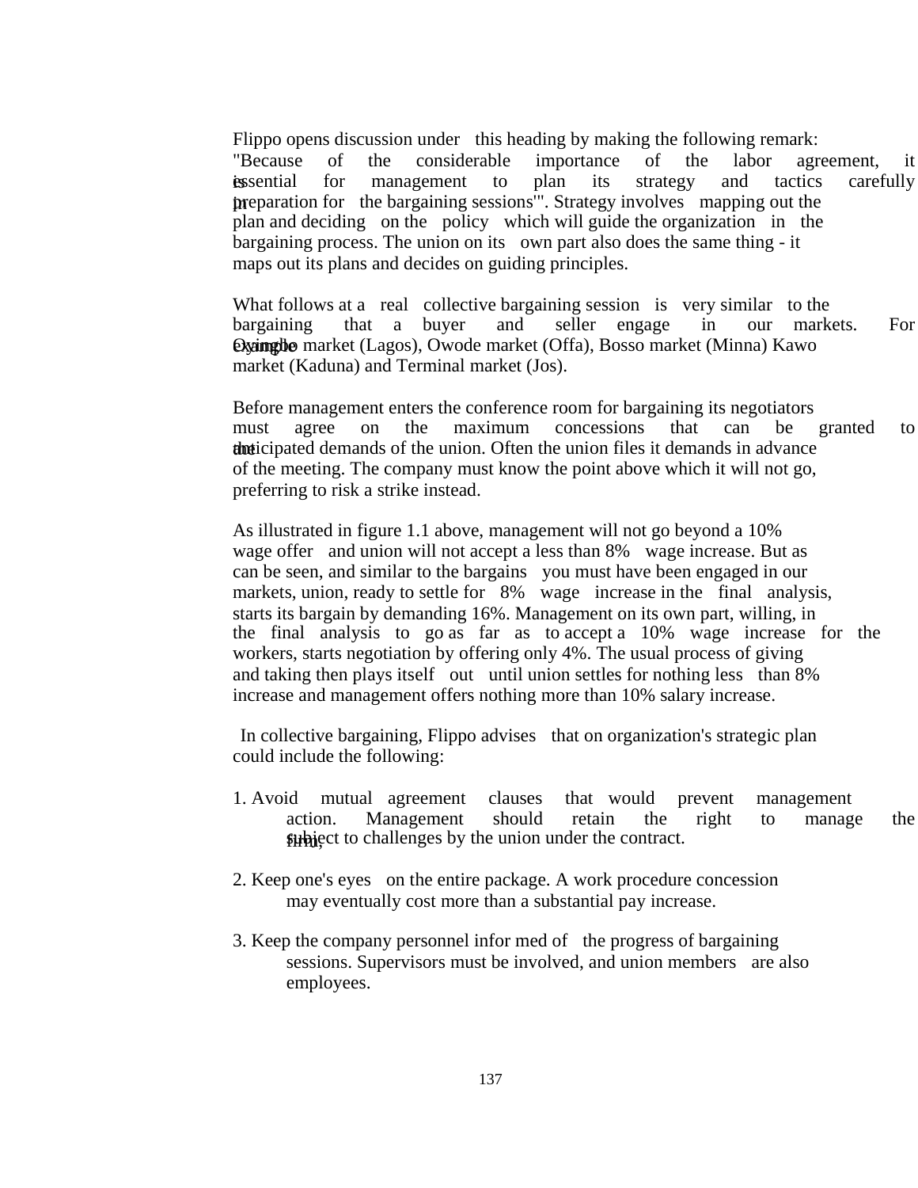Flippo opens discussion under this heading by making the following remark: "Because of the considerable importance of the labor agreement, it is essential for management to plan its strategy and tactics carefully in preparation for the bargaining sessions'". Strategy involves mapping out the plan and deciding on the policy which will guide the organization in the bargaining process. The union on its own part also does the same thing - it maps out its plans and decides on guiding principles.

What follows at a real collective bargaining session is very similar to the bargaining that a buyer and seller engage in our markets. For example Oyingbo market (Lagos), Owode market (Offa), Bosso market (Minna) Kawo market (Kaduna) and Terminal market (Jos).

Before management enters the conference room for bargaining its negotiators must agree on the maximum concessions that can be granted to the anticipated demands of the union. Often the union files it demands in advance of the meeting. The company must know the point above which it will not go, preferring to risk a strike instead.

As illustrated in figure 1.1 above, management will not go beyond a 10% wage offer and union will not accept a less than 8% wage increase. But as can be seen, and similar to the bargains you must have been engaged in our markets, union, ready to settle for 8% wage increase in the final analysis, starts its bargain by demanding 16%. Management on its own part, willing, in the final analysis to go as far as to accept a 10% wage increase for the workers, starts negotiation by offering only 4%. The usual process of giving and taking then plays itself out until union settles for nothing less than 8% increase and management offers nothing more than 10% salary increase.

In collective bargaining, Flippo advises that on organization's strategic plan could include the following:

1. Avoid mutual agreement clauses that would prevent management action. Management should retain the right to manage the firm, subject to challenges by the union under the contract.

2. Keep one's eyes on the entire package. A work procedure concession may eventually cost more than a substantial pay increase.

3. Keep the company personnel infor med of the progress of bargaining sessions. Supervisors must be involved, and union members are also employees.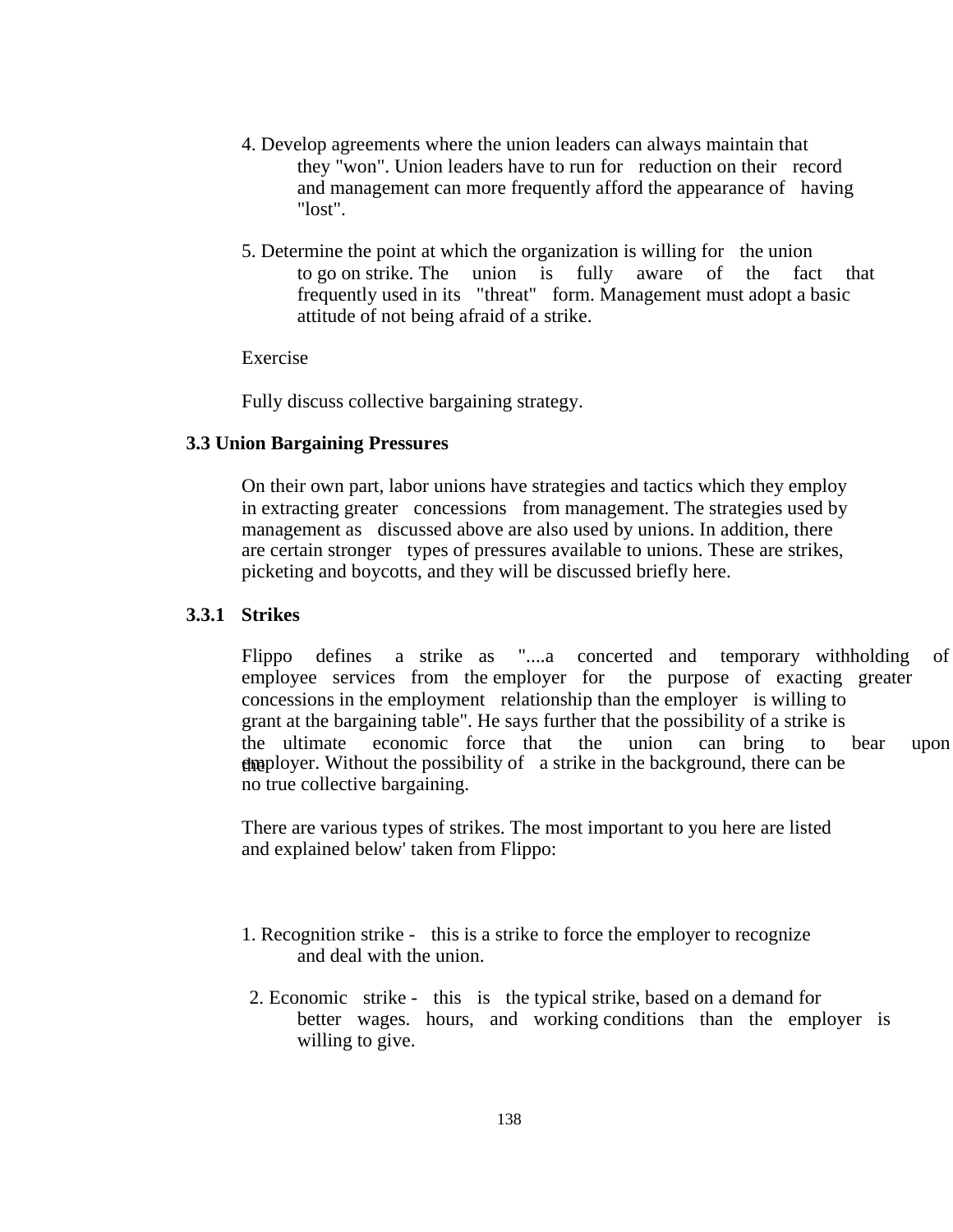4. Develop agreements where the union leaders can always maintain that they "won". Union leaders have to run for reduction on their record and management can more frequently afford the appearance of having "lost".

5. Determine the point at which the organization is willing for the union to go on strike. The union is fully aware of the fact that frequently used in its "threat" form. Management must adopt a basic attitude of not being afraid of a strike.

Exercise

Fully discuss collective bargaining strategy.

## 3.3 Union Bargaining Pressures

On their own part, labor unions have strategies and tactics which they employ in extracting greater concessions from management. The strategies used by management as discussed above are also used by unions. In addition, there are certain stronger types of pressures available to unions. These are strikes, picketing and boycotts, and they will be discussed briefly here.

### 3.3.1 Strikes

Flippo defines a strike as "....a concerted and temporary withholding of employee services from the employer for the purpose of exacting greater concessions in the employment relationship than the employer is willing to grant at the bargaining table". He says further that the possibility of a strike is the ultimate economic force that the union can bring to bear upon the employer. Without the possibility of a strike in the background, there can be no true collective bargaining.

There are various types of strikes. The most important to you here are listed and explained below' taken from Flippo:

1. Recognition strike - this is a strike to force the employer to recognize and deal with the union.

2. Economic strike - this is the typical strike, based on a demand for better wages. hours, and working conditions than the employer is willing to give.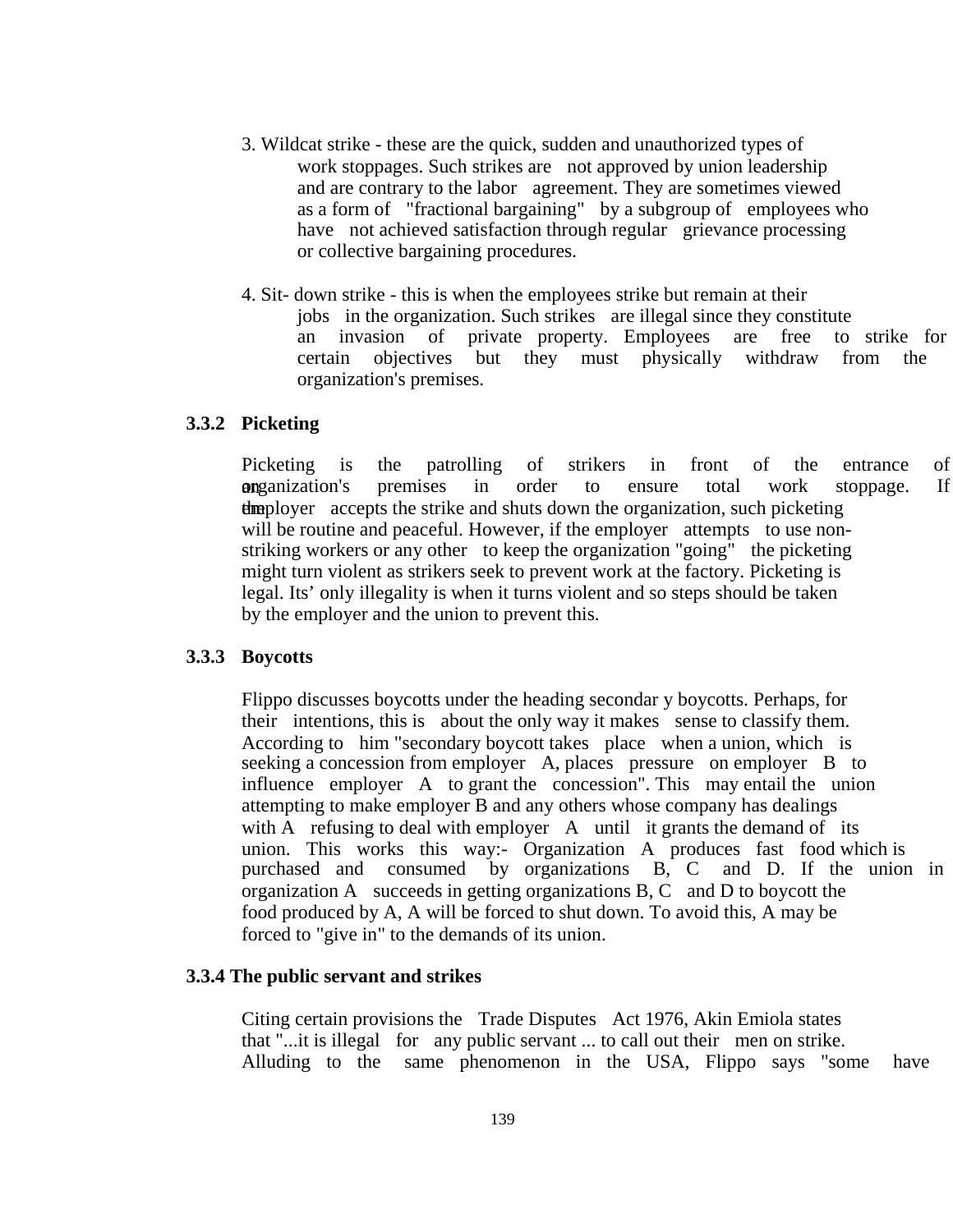3. Wildcat strike - these are the quick, sudden and unauthorized types of work stoppages. Such strikes are not approved by union leadership and are contrary to the labor agreement. They are sometimes viewed as a form of "fractional bargaining" by a subgroup of employees who have not achieved satisfaction through regular grievance processing or collective bargaining procedures.

4. Sit- down strike - this is when the employees strike but remain at their jobs in the organization. Such strikes are illegal since they constitute an invasion of private property. Employees are free to strike for certain objectives but they must physically withdraw from the organization's premises.

### 3.3.2 Picketing

Picketing is the patrolling of strikers in front of the entrance of an organization's premises in order to ensure total work stoppage. If the employer accepts the strike and shuts down the organization, such picketing will be routine and peaceful. However, if the employer attempts to use non-striking workers or any other to keep the organization "going" the picketing might turn violent as strikers seek to prevent work at the factory. Picketing is legal. Its' only illegality is when it turns violent and so steps should be taken by the employer and the union to prevent this.

### 3.3.3 Boycotts

Flippo discusses boycotts under the heading secondar y boycotts. Perhaps, for their intentions, this is about the only way it makes sense to classify them. According to him "secondary boycott takes place when a union, which is seeking a concession from employer A, places pressure on employer B to influence employer A to grant the concession". This may entail the union attempting to make employer B and any others whose company has dealings with A refusing to deal with employer A until it grants the demand of its union. This works this way:- Organization A produces fast food which is purchased and consumed by organizations B, C and D. If the union in organization A succeeds in getting organizations B, C and D to boycott the food produced by A, A will be forced to shut down. To avoid this, A may be forced to "give in" to the demands of its union.

### 3.3.4 The public servant and strikes

Citing certain provisions the Trade Disputes Act 1976, Akin Emiola states that "...it is illegal for any public servant ... to call out their men on strike. Alluding to the same phenomenon in the USA, Flippo says "some have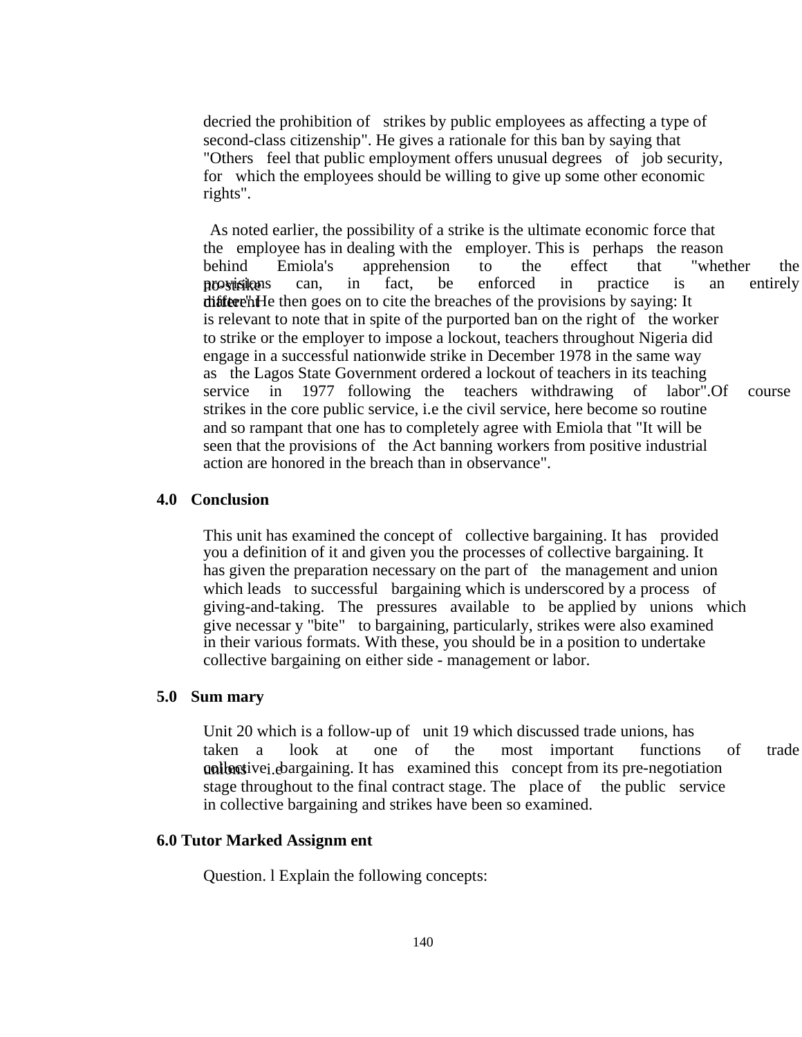decried the prohibition of strikes by public employees as affecting a type of second-class citizenship". He gives a rationale for this ban by saying that "Others feel that public employment offers unusual degrees of job security, for which the employees should be willing to give up some other economic rights".

As noted earlier, the possibility of a strike is the ultimate economic force that the employee has in dealing with the employer. This is perhaps the reason behind Emiola's apprehension to the effect that "whether the no-strike provisions can, in fact, be enforced in practice is an entirely different matter". He then goes on to cite the breaches of the provisions by saying: It is relevant to note that in spite of the purported ban on the right of the worker to strike or the employer to impose a lockout, teachers throughout Nigeria did engage in a successful nationwide strike in December 1978 in the same way as the Lagos State Government ordered a lockout of teachers in its teaching service in 1977 following the teachers withdrawing of labor".Of course strikes in the core public service, i.e the civil service, here become so routine and so rampant that one has to completely agree with Emiola that "It will be seen that the provisions of the Act banning workers from positive industrial action are honored in the breach than in observance".

## 4.0 Conclusion

This unit has examined the concept of collective bargaining. It has provided you a definition of it and given you the processes of collective bargaining. It has given the preparation necessary on the part of the management and union which leads to successful bargaining which is underscored by a process of giving-and-taking. The pressures available to be applied by unions which give necessar y "bite" to bargaining, particularly, strikes were also examined in their various formats. With these, you should be in a position to undertake collective bargaining on either side - management or labor.

## 5.0 Sum mary

Unit 20 which is a follow-up of unit 19 which discussed trade unions, has taken a look at one of the most important functions of trade unions i.e collective bargaining. It has examined this concept from its pre-negotiation stage throughout to the final contract stage. The place of the public service in collective bargaining and strikes have been so examined.

## 6.0 Tutor Marked Assignm ent

Question. l Explain the following concepts: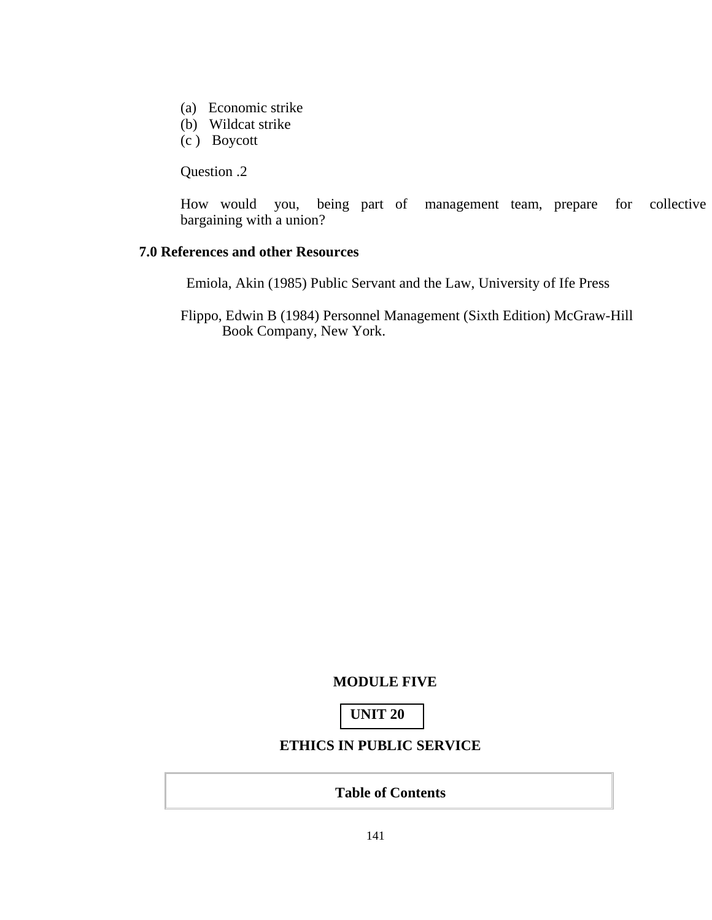(a) Economic strike
(b) Wildcat strike
(c ) Boycott

Question .2

How would you, being part of management team, prepare for collective bargaining with a union?

**7.0 References and other Resources**

Emiola, Akin (1985) Public Servant and the Law, University of Ife Press

Flippo, Edwin B (1984) Personnel Management (Sixth Edition) McGraw-Hill Book Company, New York.

**MODULE FIVE**

**UNIT 20**

**ETHICS IN PUBLIC SERVICE**

**Table of Contents**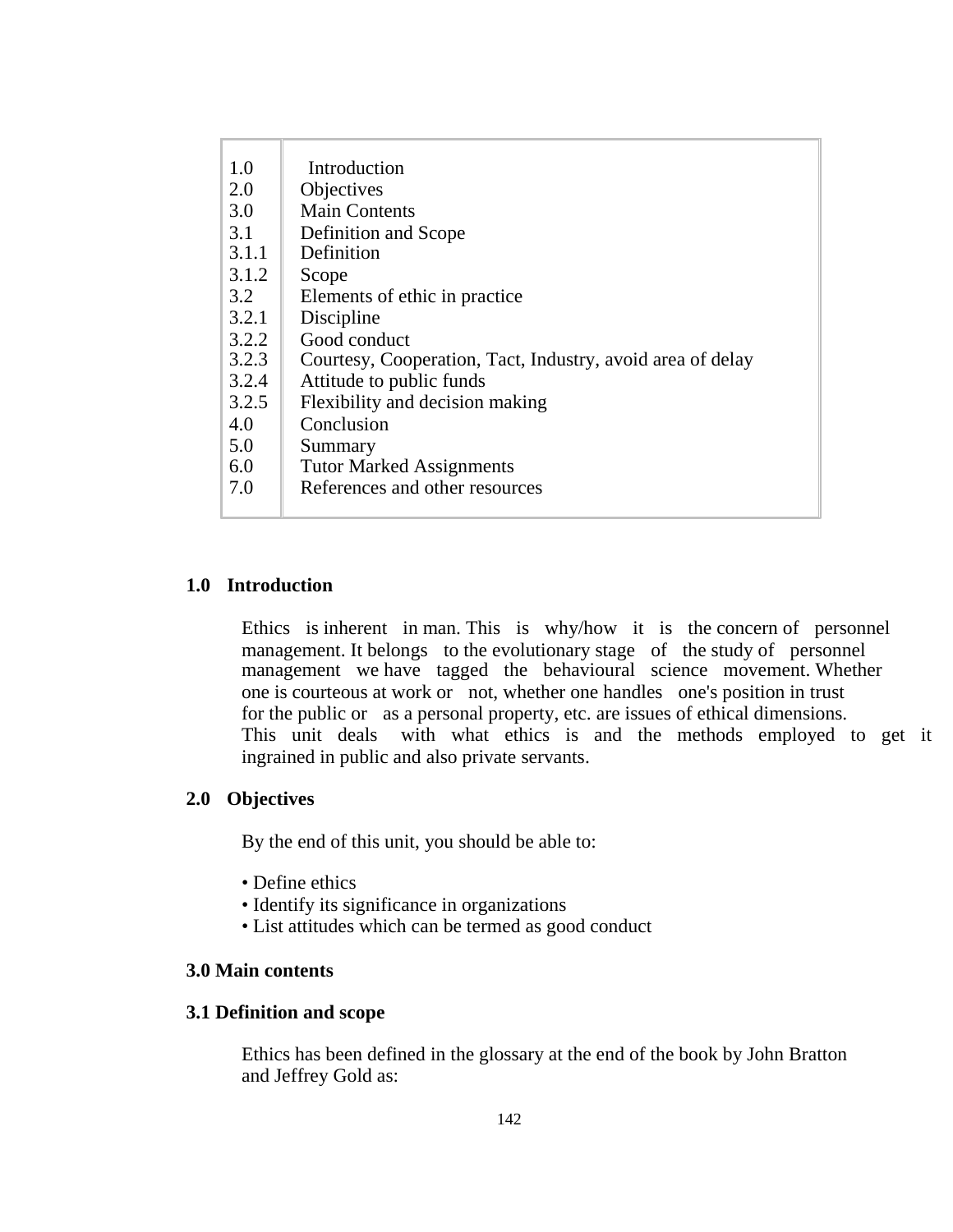| | |
|---|---|
| 1.0 | Introduction |
| 2.0 | Objectives |
| 3.0 | Main Contents |
| 3.1 | Definition and Scope |
| 3.1.1 | Definition |
| 3.1.2 | Scope |
| 3.2 | Elements of ethic in practice |
| 3.2.1 | Discipline |
| 3.2.2 | Good conduct |
| 3.2.3 | Courtesy, Cooperation, Tact, Industry, avoid area of delay |
| 3.2.4 | Attitude to public funds |
| 3.2.5 | Flexibility and decision making |
| 4.0 | Conclusion |
| 5.0 | Summary |
| 6.0 | Tutor Marked Assignments |
| 7.0 | References and other resources |

## 1.0 Introduction

Ethics is inherent in man. This is why/how it is the concern of personnel management. It belongs to the evolutionary stage of the study of personnel management we have tagged the behavioural science movement. Whether one is courteous at work or not, whether one handles one's position in trust for the public or as a personal property, etc. are issues of ethical dimensions. This unit deals with what ethics is and the methods employed to get it ingrained in public and also private servants.

## 2.0 Objectives

By the end of this unit, you should be able to:

- Define ethics
- Identify its significance in organizations
- List attitudes which can be termed as good conduct

## 3.0 Main contents

### 3.1 Definition and scope

Ethics has been defined in the glossary at the end of the book by John Bratton and Jeffrey Gold as: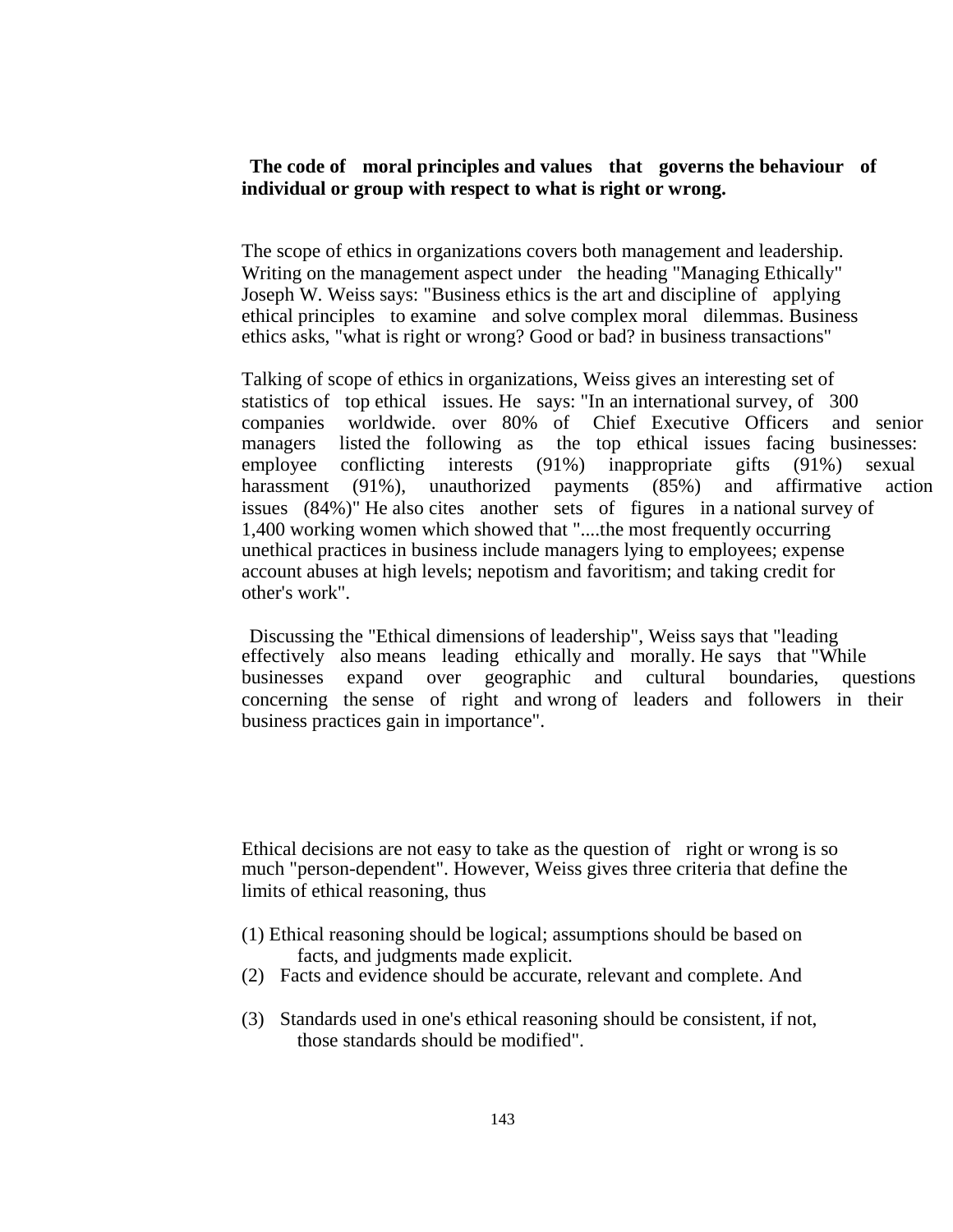**The code of moral principles and values that governs the behaviour of individual or group with respect to what is right or wrong.**

The scope of ethics in organizations covers both management and leadership. Writing on the management aspect under the heading "Managing Ethically" Joseph W. Weiss says: "Business ethics is the art and discipline of applying ethical principles to examine and solve complex moral dilemmas. Business ethics asks, "what is right or wrong? Good or bad? in business transactions"

Talking of scope of ethics in organizations, Weiss gives an interesting set of statistics of top ethical issues. He says: "In an international survey, of 300 companies worldwide. over 80% of Chief Executive Officers and senior managers listed the following as the top ethical issues facing businesses: employee conflicting interests (91%) inappropriate gifts (91%) sexual harassment (91%), unauthorized payments (85%) and affirmative action issues (84%)" He also cites another sets of figures in a national survey of 1,400 working women which showed that "....the most frequently occurring unethical practices in business include managers lying to employees; expense account abuses at high levels; nepotism and favoritism; and taking credit for other's work".

Discussing the "Ethical dimensions of leadership", Weiss says that "leading effectively also means leading ethically and morally. He says that "While businesses expand over geographic and cultural boundaries, questions concerning the sense of right and wrong of leaders and followers in their business practices gain in importance".

Ethical decisions are not easy to take as the question of right or wrong is so much "person-dependent". However, Weiss gives three criteria that define the limits of ethical reasoning, thus

(1) Ethical reasoning should be logical; assumptions should be based on facts, and judgments made explicit.

(2) Facts and evidence should be accurate, relevant and complete. And

(3) Standards used in one's ethical reasoning should be consistent, if not, those standards should be modified".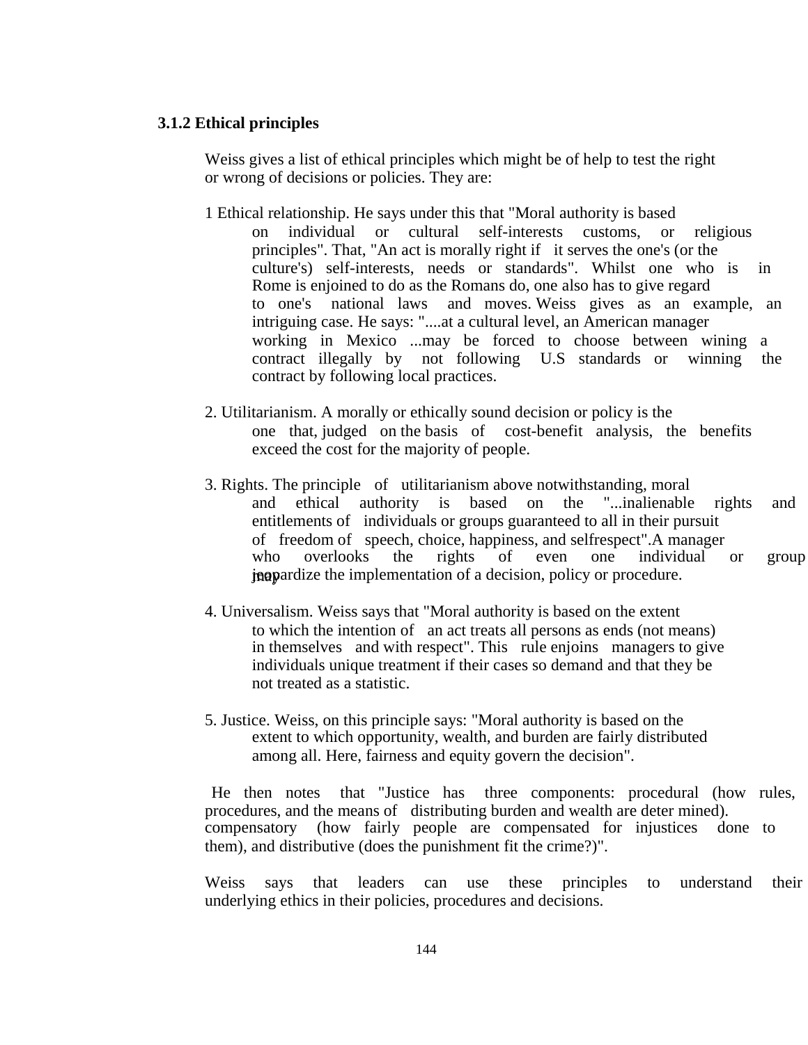### 3.1.2 Ethical principles

Weiss gives a list of ethical principles which might be of help to test the right or wrong of decisions or policies. They are:

1 Ethical relationship. He says under this that "Moral authority is based on individual or cultural self-interests customs, or religious principles". That, "An act is morally right if it serves the one's (or the culture's) self-interests, needs or standards". Whilst one who is in Rome is enjoined to do as the Romans do, one also has to give regard to one's national laws and moves. Weiss gives as an example, an intriguing case. He says: "....at a cultural level, an American manager working in Mexico ...may be forced to choose between wining a contract illegally by not following U.S standards or winning the contract by following local practices.

2. Utilitarianism. A morally or ethically sound decision or policy is the one that, judged on the basis of cost-benefit analysis, the benefits exceed the cost for the majority of people.

3. Rights. The principle of utilitarianism above notwithstanding, moral and ethical authority is based on the "...inalienable rights and entitlements of individuals or groups guaranteed to all in their pursuit of freedom of speech, choice, happiness, and selfrespect".A manager who overlooks the rights of even one individual or group may jeopardize the implementation of a decision, policy or procedure.

4. Universalism. Weiss says that "Moral authority is based on the extent to which the intention of an act treats all persons as ends (not means) in themselves and with respect". This rule enjoins managers to give individuals unique treatment if their cases so demand and that they be not treated as a statistic.

5. Justice. Weiss, on this principle says: "Moral authority is based on the extent to which opportunity, wealth, and burden are fairly distributed among all. Here, fairness and equity govern the decision".

He then notes that "Justice has three components: procedural (how rules, procedures, and the means of distributing burden and wealth are deter mined). compensatory (how fairly people are compensated for injustices done to them), and distributive (does the punishment fit the crime?)".

Weiss says that leaders can use these principles to understand their underlying ethics in their policies, procedures and decisions.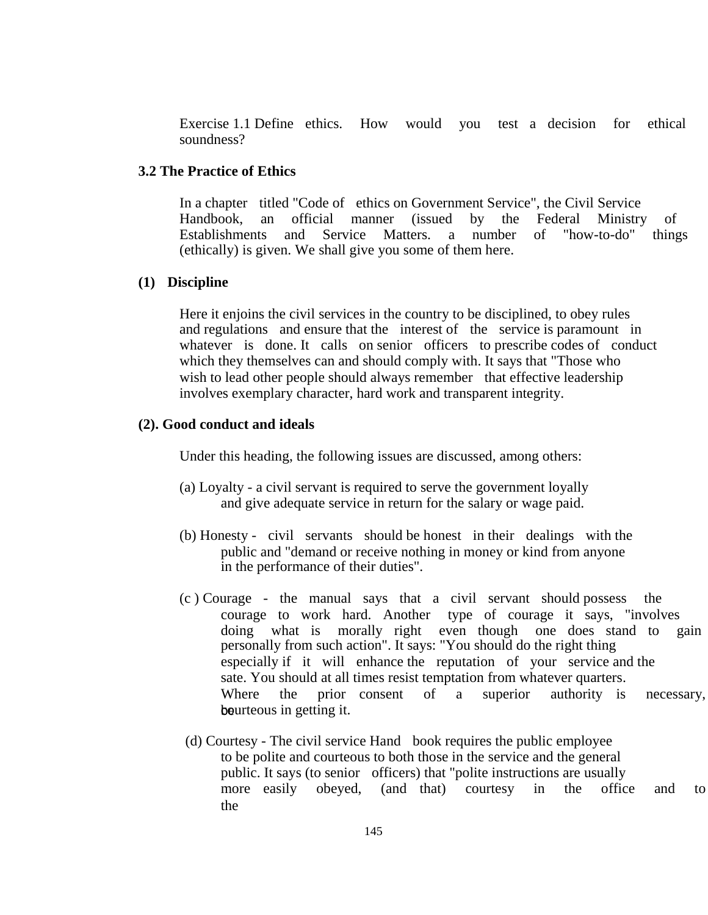Exercise 1.1 Define ethics. How would you test a decision for ethical soundness?

### 3.2 The Practice of Ethics

In a chapter titled "Code of ethics on Government Service", the Civil Service Handbook, an official manner (issued by the Federal Ministry of Establishments and Service Matters. a number of "how-to-do" things (ethically) is given. We shall give you some of them here.

**(1) Discipline**

Here it enjoins the civil services in the country to be disciplined, to obey rules and regulations and ensure that the interest of the service is paramount in whatever is done. It calls on senior officers to prescribe codes of conduct which they themselves can and should comply with. It says that "Those who wish to lead other people should always remember that effective leadership involves exemplary character, hard work and transparent integrity.

**(2). Good conduct and ideals**

Under this heading, the following issues are discussed, among others:

(a) Loyalty - a civil servant is required to serve the government loyally and give adequate service in return for the salary or wage paid.

(b) Honesty - civil servants should be honest in their dealings with the public and "demand or receive nothing in money or kind from anyone in the performance of their duties".

(c ) Courage - the manual says that a civil servant should possess the courage to work hard. Another type of courage it says, "involves doing what is morally right even though one does stand to gain personally from such action". It says: "You should do the right thing especially if it will enhance the reputation of your service and the sate. You should at all times resist temptation from whatever quarters. Where the prior consent of a superior authority is necessary, be courteous in getting it.

(d) Courtesy - The civil service Hand book requires the public employee to be polite and courteous to both those in the service and the general public. It says (to senior officers) that "polite instructions are usually more easily obeyed, (and that) courtesy in the office and to the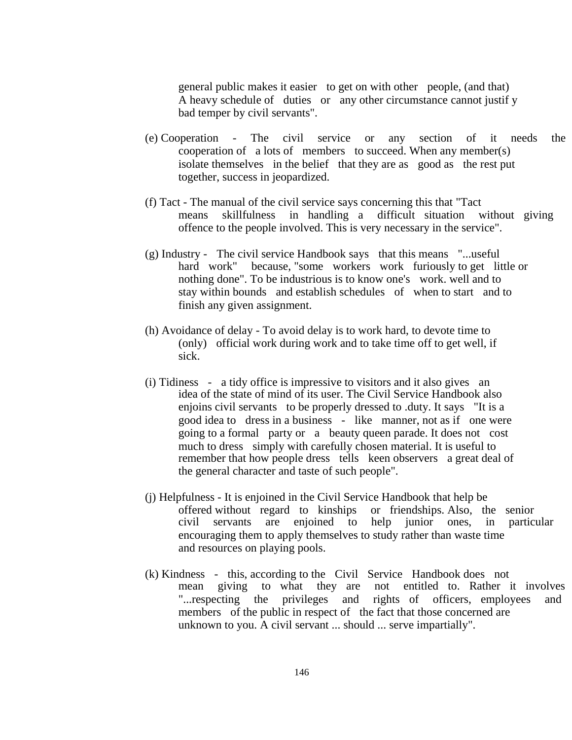general public makes it easier to get on with other people, (and that) A heavy schedule of duties or any other circumstance cannot justif y bad temper by civil servants".

(e) Cooperation - The civil service or any section of it needs the cooperation of a lots of members to succeed. When any member(s) isolate themselves in the belief that they are as good as the rest put together, success in jeopardized.

(f) Tact - The manual of the civil service says concerning this that "Tact means skillfulness in handling a difficult situation without giving offence to the people involved. This is very necessary in the service".

(g) Industry - The civil service Handbook says that this means "...useful hard work" because, "some workers work furiously to get little or nothing done". To be industrious is to know one's work. well and to stay within bounds and establish schedules of when to start and to finish any given assignment.

(h) Avoidance of delay - To avoid delay is to work hard, to devote time to (only) official work during work and to take time off to get well, if sick.

(i) Tidiness - a tidy office is impressive to visitors and it also gives an idea of the state of mind of its user. The Civil Service Handbook also enjoins civil servants to be properly dressed to .duty. It says "It is a good idea to dress in a business - like manner, not as if one were going to a formal party or a beauty queen parade. It does not cost much to dress simply with carefully chosen material. It is useful to remember that how people dress tells keen observers a great deal of the general character and taste of such people".

(j) Helpfulness - It is enjoined in the Civil Service Handbook that help be offered without regard to kinships or friendships. Also, the senior civil servants are enjoined to help junior ones, in particular encouraging them to apply themselves to study rather than waste time and resources on playing pools.

(k) Kindness - this, according to the Civil Service Handbook does not mean giving to what they are not entitled to. Rather it involves "...respecting the privileges and rights of officers, employees and members of the public in respect of the fact that those concerned are unknown to you. A civil servant ... should ... serve impartially".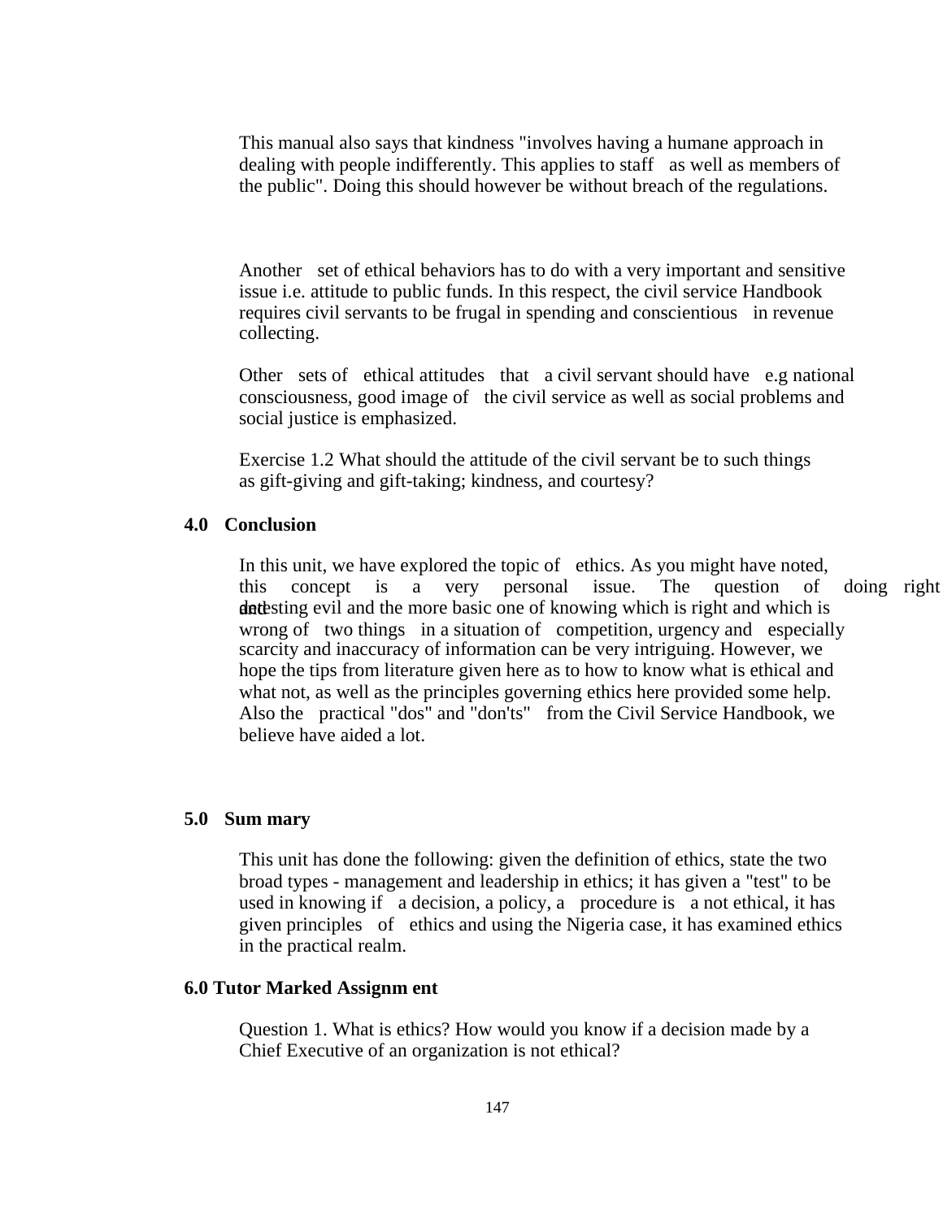This manual also says that kindness "involves having a humane approach in dealing with people indifferently. This applies to staff as well as members of the public". Doing this should however be without breach of the regulations.

Another set of ethical behaviors has to do with a very important and sensitive issue i.e. attitude to public funds. In this respect, the civil service Handbook requires civil servants to be frugal in spending and conscientious in revenue collecting.

Other sets of ethical attitudes that a civil servant should have e.g national consciousness, good image of the civil service as well as social problems and social justice is emphasized.

Exercise 1.2 What should the attitude of the civil servant be to such things as gift-giving and gift-taking; kindness, and courtesy?

## 4.0 Conclusion

In this unit, we have explored the topic of ethics. As you might have noted, this concept is a very personal issue. The question of doing right and detesting evil and the more basic one of knowing which is right and which is wrong of two things in a situation of competition, urgency and especially scarcity and inaccuracy of information can be very intriguing. However, we hope the tips from literature given here as to how to know what is ethical and what not, as well as the principles governing ethics here provided some help. Also the practical "dos" and "don'ts" from the Civil Service Handbook, we believe have aided a lot.

## 5.0 Summary

This unit has done the following: given the definition of ethics, state the two broad types - management and leadership in ethics; it has given a "test" to be used in knowing if a decision, a policy, a procedure is a not ethical, it has given principles of ethics and using the Nigeria case, it has examined ethics in the practical realm.

## 6.0 Tutor Marked Assignment

Question 1. What is ethics? How would you know if a decision made by a Chief Executive of an organization is not ethical?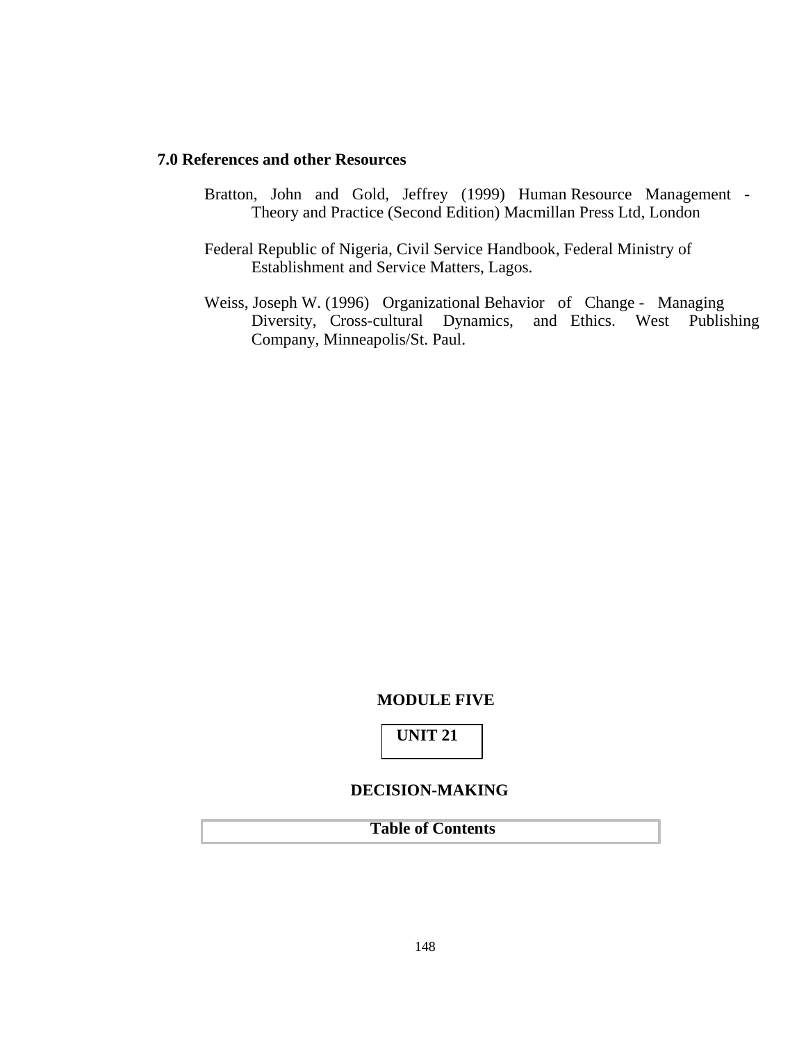## 7.0 References and other Resources

Bratton, John and Gold, Jeffrey (1999) Human Resource Management - Theory and Practice (Second Edition) Macmillan Press Ltd, London

Federal Republic of Nigeria, Civil Service Handbook, Federal Ministry of Establishment and Service Matters, Lagos.

Weiss, Joseph W. (1996) Organizational Behavior of Change - Managing Diversity, Cross-cultural Dynamics, and Ethics. West Publishing Company, Minneapolis/St. Paul.

# MODULE FIVE

## UNIT 21

## DECISION-MAKING

**Table of Contents**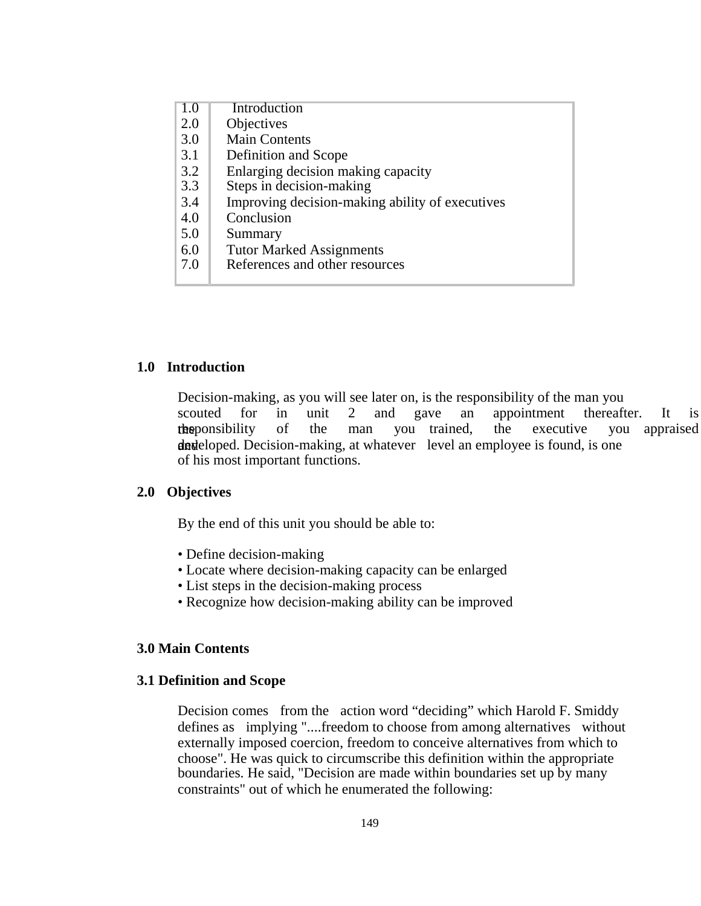| | |
|---|---|
| 1.0 | Introduction |
| 2.0 | Objectives |
| 3.0 | Main Contents |
| 3.1 | Definition and Scope |
| 3.2 | Enlarging decision making capacity |
| 3.3 | Steps in decision-making |
| 3.4 | Improving decision-making ability of executives |
| 4.0 | Conclusion |
| 5.0 | Summary |
| 6.0 | Tutor Marked Assignments |
| 7.0 | References and other resources |

## 1.0 Introduction

Decision-making, as you will see later on, is the responsibility of the man you scouted for in unit 2 and gave an appointment thereafter. It is the responsibility of the man you trained, the executive you appraised and developed. Decision-making, at whatever level an employee is found, is one of his most important functions.

## 2.0 Objectives

By the end of this unit you should be able to:

- Define decision-making
- Locate where decision-making capacity can be enlarged
- List steps in the decision-making process
- Recognize how decision-making ability can be improved

## 3.0 Main Contents

### 3.1 Definition and Scope

Decision comes from the action word "deciding" which Harold F. Smiddy defines as implying "....freedom to choose from among alternatives without externally imposed coercion, freedom to conceive alternatives from which to choose". He was quick to circumscribe this definition within the appropriate boundaries. He said, "Decision are made within boundaries set up by many constraints" out of which he enumerated the following: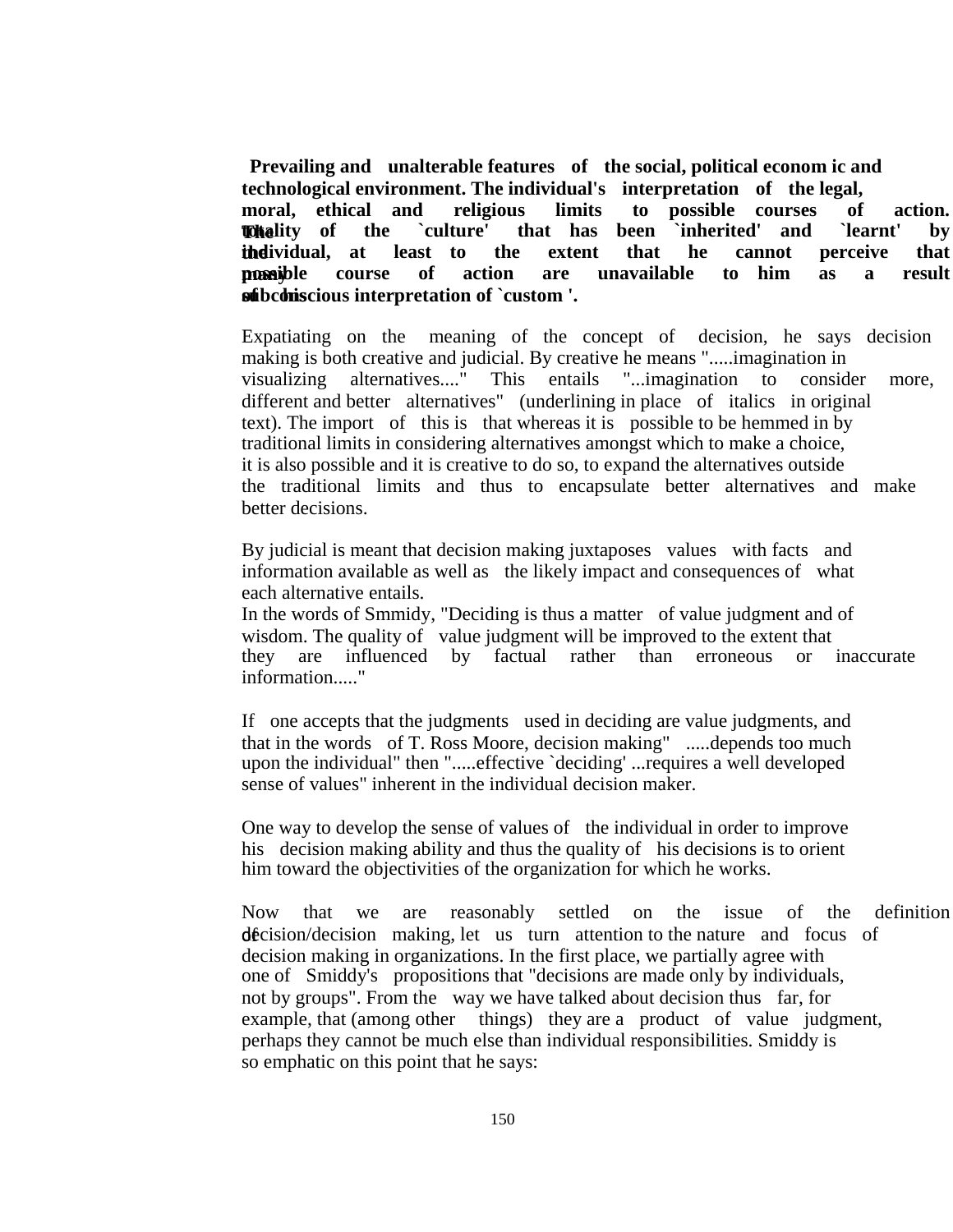**Prevailing and unalterable features of the social, political econom ic and technological environment. The individual's interpretation of the legal, moral, ethical and religious limits to possible courses of action. The totality of the `culture' that has been `inherited' and `learnt' by the individual, at least to the extent that he cannot perceive that many possible course of action are unavailable to him as a result of his subconscious interpretation of `custom '.**

Expatiating on the meaning of the concept of decision, he says decision making is both creative and judicial. By creative he means ".....imagination in visualizing alternatives...." This entails "...imagination to consider more, different and better alternatives" (underlining in place of italics in original text). The import of this is that whereas it is possible to be hemmed in by traditional limits in considering alternatives amongst which to make a choice, it is also possible and it is creative to do so, to expand the alternatives outside the traditional limits and thus to encapsulate better alternatives and make better decisions.

By judicial is meant that decision making juxtaposes values with facts and information available as well as the likely impact and consequences of what each alternative entails.
In the words of Smmidy, "Deciding is thus a matter of value judgment and of wisdom. The quality of value judgment will be improved to the extent that they are influenced by factual rather than erroneous or inaccurate information....."

If one accepts that the judgments used in deciding are value judgments, and that in the words of T. Ross Moore, decision making" .....depends too much upon the individual" then ".....effective `deciding' ...requires a well developed sense of values" inherent in the individual decision maker.

One way to develop the sense of values of the individual in order to improve his decision making ability and thus the quality of his decisions is to orient him toward the objectivities of the organization for which he works.

Now that we are reasonably settled on the issue of the definition of decision/decision making, let us turn attention to the nature and focus of decision making in organizations. In the first place, we partially agree with one of Smiddy's propositions that "decisions are made only by individuals, not by groups". From the way we have talked about decision thus far, for example, that (among other things) they are a product of value judgment, perhaps they cannot be much else than individual responsibilities. Smiddy is so emphatic on this point that he says: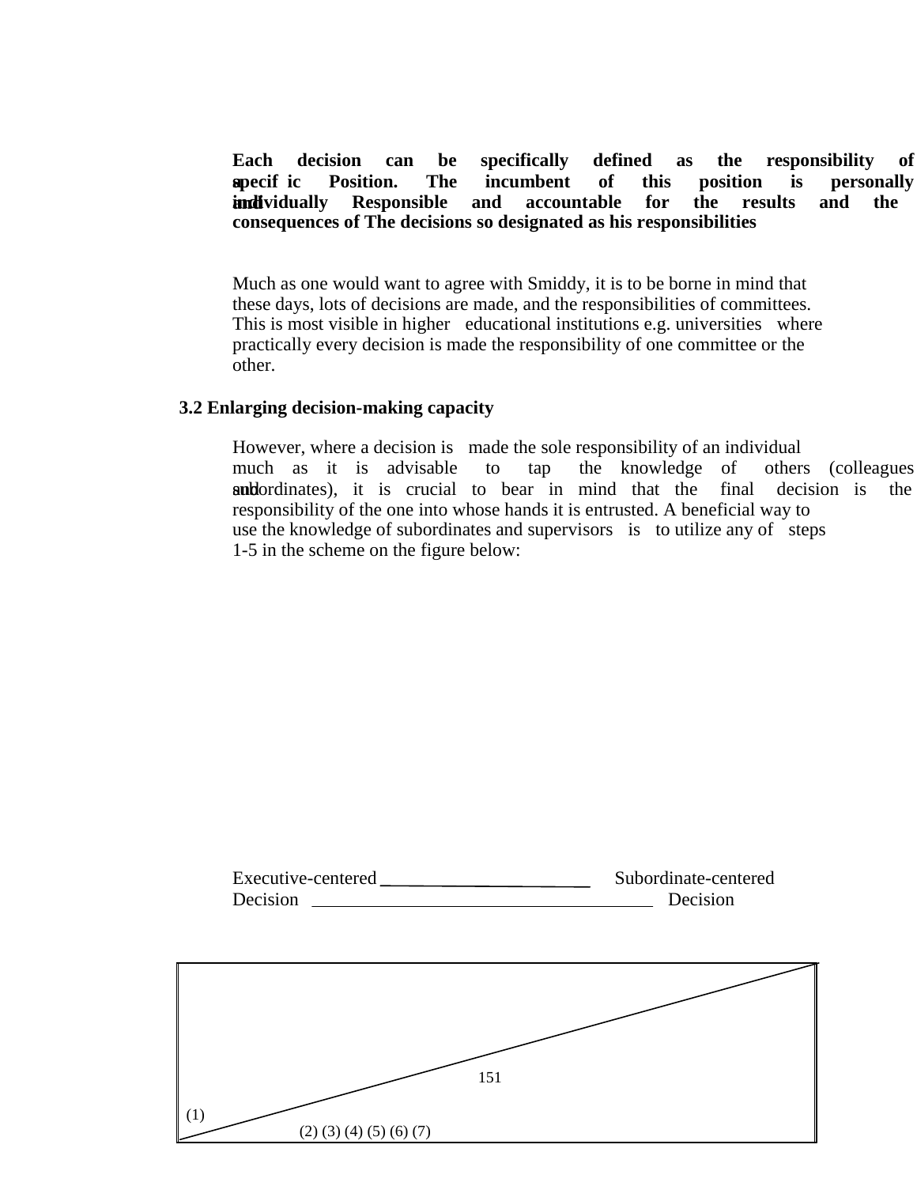**Each decision can be specifically defined as the responsibility of a specific Position. The incumbent of this position is personally and individually Responsible and accountable for the results and the consequences of The decisions so designated as his responsibilities**

Much as one would want to agree with Smiddy, it is to be borne in mind that these days, lots of decisions are made, and the responsibilities of committees. This is most visible in higher educational institutions e.g. universities where practically every decision is made the responsibility of one committee or the other.

### 3.2 Enlarging decision-making capacity

However, where a decision is made the sole responsibility of an individual much as it is advisable to tap the knowledge of others (colleagues and subordinates), it is crucial to bear in mind that the final decision is the responsibility of the one into whose hands it is entrusted. A beneficial way to use the knowledge of subordinates and supervisors is to utilize any of steps 1-5 in the scheme on the figure below:

Executive-centered Decision — Subordinate-centered Decision

(1)

(2) (3) (4) (5) (6) (7)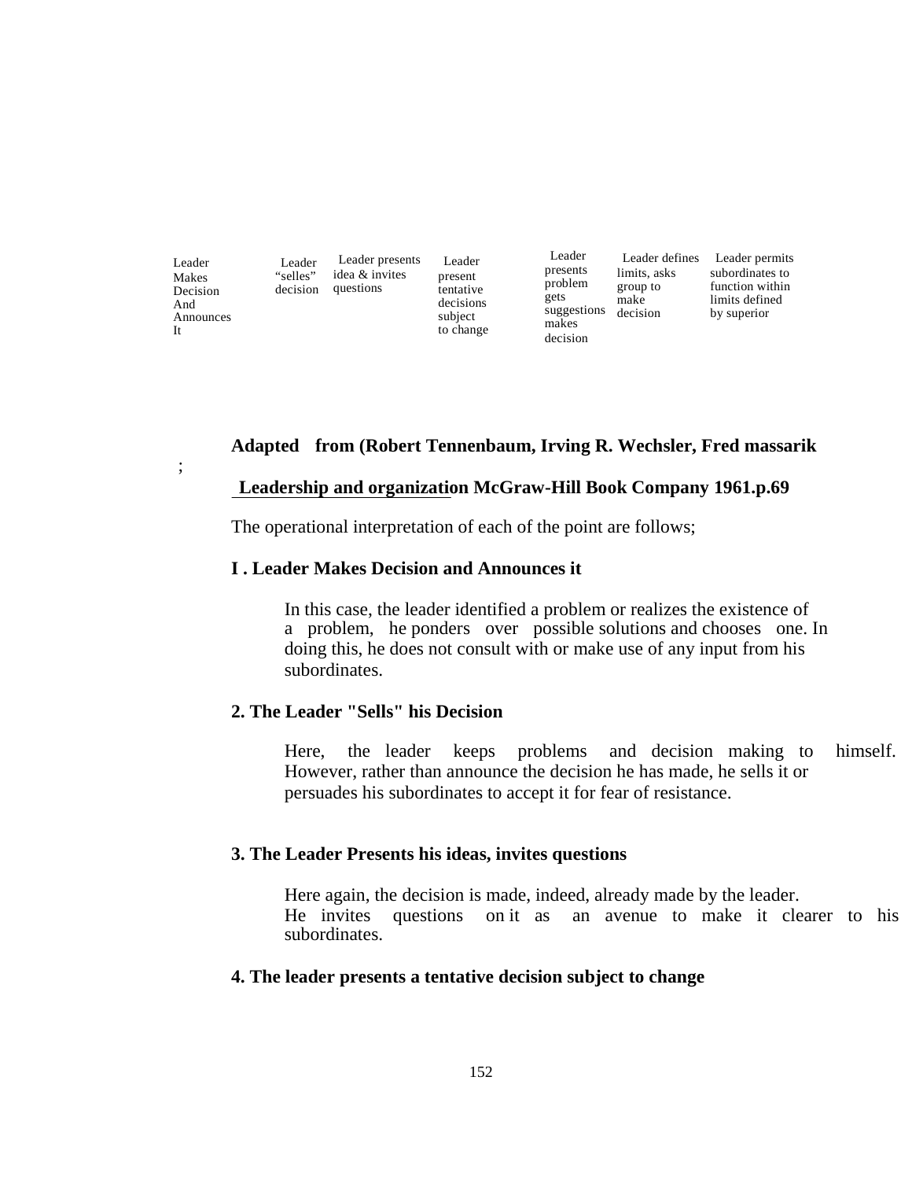| Leader Makes Decision And Announces It | Leader "selles" decision | Leader presents idea & invites questions | Leader present tentative decisions subject to change | Leader presents problem gets suggestions makes decision | Leader defines limits, asks group to make decision | Leader permits subordinates to function within limits defined by superior |
|---|---|---|---|---|---|---|

;

**Adapted from (Robert Tennenbaum, Irving R. Wechsler, Fred massarik**

**Leadership and organization McGraw-Hill Book Company 1961.p.69**

The operational interpretation of each of the point are follows;

**I . Leader Makes Decision and Announces it**

In this case, the leader identified a problem or realizes the existence of a problem, he ponders over possible solutions and chooses one. In doing this, he does not consult with or make use of any input from his subordinates.

**2. The Leader "Sells" his Decision**

Here, the leader keeps problems and decision making to himself. However, rather than announce the decision he has made, he sells it or persuades his subordinates to accept it for fear of resistance.

**3. The Leader Presents his ideas, invites questions**

Here again, the decision is made, indeed, already made by the leader. He invites questions on it as an avenue to make it clearer to his subordinates.

**4. The leader presents a tentative decision subject to change**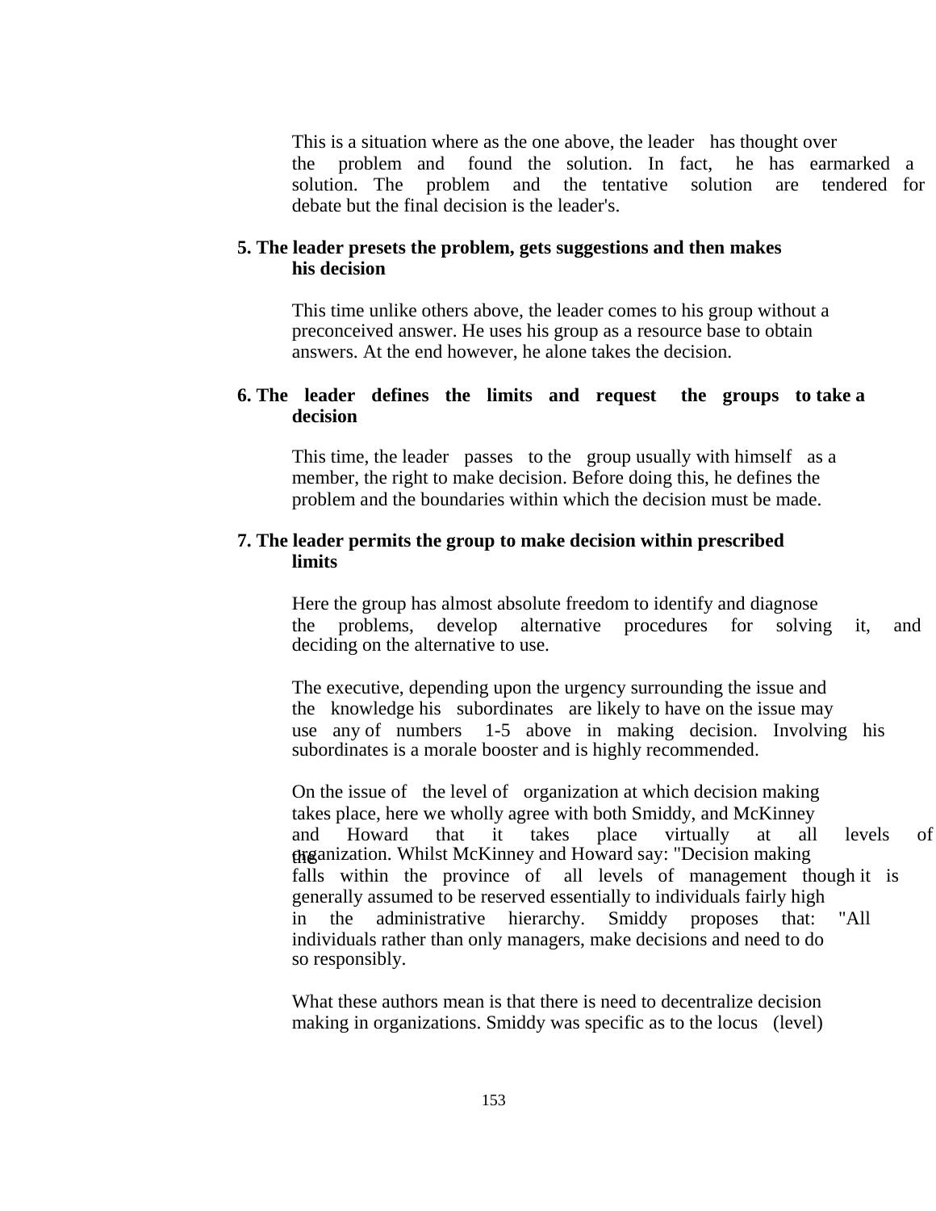This is a situation where as the one above, the leader has thought over the problem and found the solution. In fact, he has earmarked a solution. The problem and the tentative solution are tendered for debate but the final decision is the leader's.

**5. The leader presets the problem, gets suggestions and then makes his decision**

This time unlike others above, the leader comes to his group without a preconceived answer. He uses his group as a resource base to obtain answers. At the end however, he alone takes the decision.

**6. The leader defines the limits and request the groups to take a decision**

This time, the leader passes to the group usually with himself as a member, the right to make decision. Before doing this, he defines the problem and the boundaries within which the decision must be made.

**7. The leader permits the group to make decision within prescribed limits**

Here the group has almost absolute freedom to identify and diagnose the problems, develop alternative procedures for solving it, and deciding on the alternative to use.

The executive, depending upon the urgency surrounding the issue and the knowledge his subordinates are likely to have on the issue may use any of numbers 1-5 above in making decision. Involving his subordinates is a morale booster and is highly recommended.

On the issue of the level of organization at which decision making takes place, here we wholly agree with both Smiddy, and McKinney and Howard that it takes place virtually at all levels of the organization. Whilst McKinney and Howard say: "Decision making falls within the province of all levels of management though it is generally assumed to be reserved essentially to individuals fairly high in the administrative hierarchy. Smiddy proposes that: "All individuals rather than only managers, make decisions and need to do so responsibly.

What these authors mean is that there is need to decentralize decision making in organizations. Smiddy was specific as to the locus (level)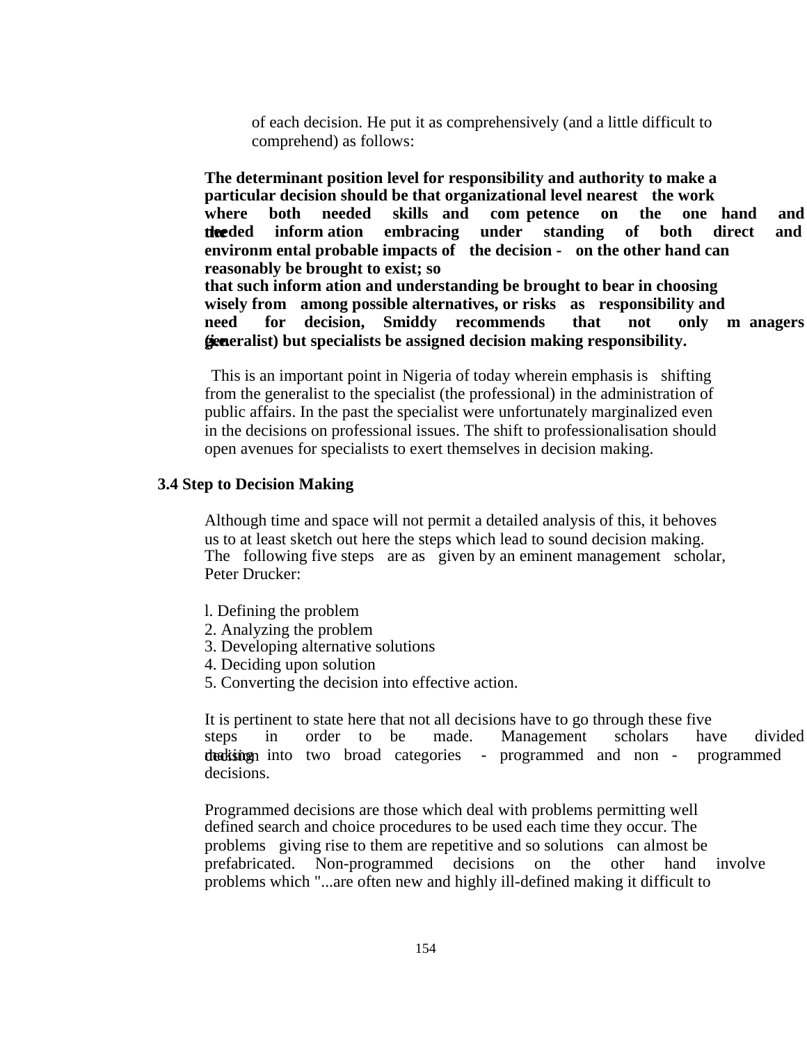of each decision. He put it as comprehensively (and a little difficult to comprehend) as follows:

**The determinant position level for responsibility and authority to make a particular decision should be that organizational level nearest the work where both needed skills and competence on the one hand and the needed information embracing understanding of both direct and environmental probable impacts of the decision - on the other hand can reasonably be brought to exist; so that such information and understanding be brought to bear in choosing wisely from among possible alternatives, or risks as responsibility and need for decision, Smiddy recommends that not only managers (i.e. generalist) but specialists be assigned decision making responsibility.**

This is an important point in Nigeria of today wherein emphasis is shifting from the generalist to the specialist (the professional) in the administration of public affairs. In the past the specialist were unfortunately marginalized even in the decisions on professional issues. The shift to professionalisation should open avenues for specialists to exert themselves in decision making.

### 3.4 Step to Decision Making

Although time and space will not permit a detailed analysis of this, it behoves us to at least sketch out here the steps which lead to sound decision making. The following five steps are as given by an eminent management scholar, Peter Drucker:

1. Defining the problem
2. Analyzing the problem
3. Developing alternative solutions
4. Deciding upon solution
5. Converting the decision into effective action.

It is pertinent to state here that not all decisions have to go through these five steps in order to be made. Management scholars have divided decision making into two broad categories - programmed and non - programmed decisions.

Programmed decisions are those which deal with problems permitting well defined search and choice procedures to be used each time they occur. The problems giving rise to them are repetitive and so solutions can almost be prefabricated. Non-programmed decisions on the other hand involve problems which "...are often new and highly ill-defined making it difficult to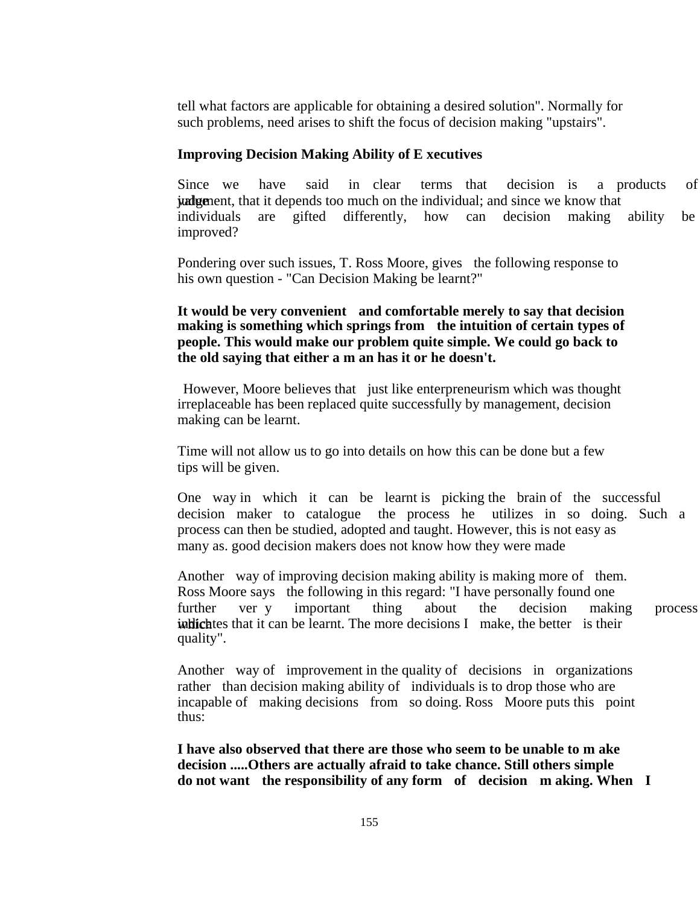tell what factors are applicable for obtaining a desired solution". Normally for such problems, need arises to shift the focus of decision making "upstairs".

**Improving Decision Making Ability of E xecutives**

Since we have said in clear terms that decision is a products of value judgement, that it depends too much on the individual; and since we know that individuals are gifted differently, how can decision making ability be improved?

Pondering over such issues, T. Ross Moore, gives the following response to his own question - "Can Decision Making be learnt?"

**It would be very convenient and comfortable merely to say that decision making is something which springs from the intuition of certain types of people. This would make our problem quite simple. We could go back to the old saying that either a m an has it or he doesn't.**

However, Moore believes that just like enterpreneurism which was thought irreplaceable has been replaced quite successfully by management, decision making can be learnt.

Time will not allow us to go into details on how this can be done but a few tips will be given.

One way in which it can be learnt is picking the brain of the successful decision maker to catalogue the process he utilizes in so doing. Such a process can then be studied, adopted and taught. However, this is not easy as many as. good decision makers does not know how they were made

Another way of improving decision making ability is making more of them. Ross Moore says the following in this regard: "I have personally found one further ver y important thing about the decision making process which indicates that it can be learnt. The more decisions I make, the better is their quality".

Another way of improvement in the quality of decisions in organizations rather than decision making ability of individuals is to drop those who are incapable of making decisions from so doing. Ross Moore puts this point thus:

**I have also observed that there are those who seem to be unable to m ake decision .....Others are actually afraid to take chance. Still others simple do not want the responsibility of any form of decision m aking. When I**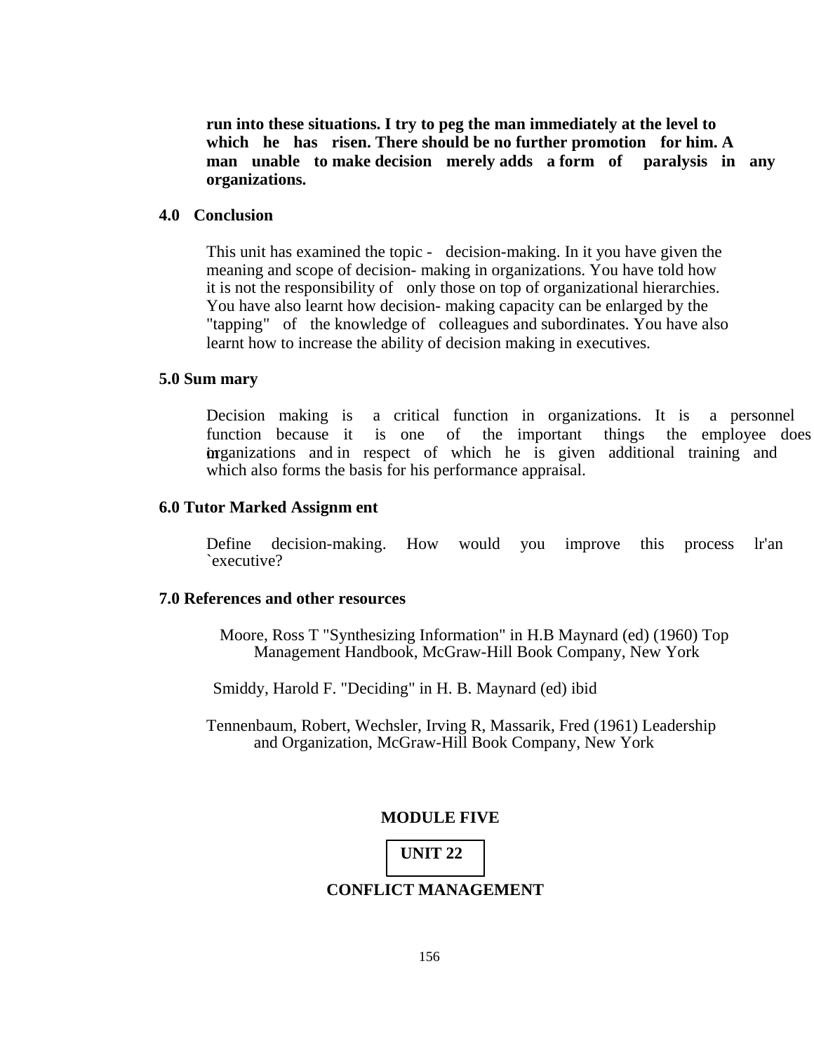**run into these situations. I try to peg the man immediately at the level to which he has risen. There should be no further promotion for him. A man unable to make decision merely adds a form of paralysis in any organizations.**

## 4.0 Conclusion

This unit has examined the topic - decision-making. In it you have given the meaning and scope of decision- making in organizations. You have told how it is not the responsibility of only those on top of organizational hierarchies. You have also learnt how decision- making capacity can be enlarged by the "tapping" of the knowledge of colleagues and subordinates. You have also learnt how to increase the ability of decision making in executives.

## 5.0 Sum mary

Decision making is a critical function in organizations. It is a personnel function because it is one of the important things the employee does in organizations and in respect of which he is given additional training and which also forms the basis for his performance appraisal.

## 6.0 Tutor Marked Assignm ent

Define decision-making. How would you improve this process lr'an `executive?

## 7.0 References and other resources

Moore, Ross T "Synthesizing Information" in H.B Maynard (ed) (1960) Top Management Handbook, McGraw-Hill Book Company, New York

Smiddy, Harold F. "Deciding" in H. B. Maynard (ed) ibid

Tennenbaum, Robert, Wechsler, Irving R, Massarik, Fred (1961) Leadership and Organization, McGraw-Hill Book Company, New York

# MODULE FIVE

## UNIT 22

## CONFLICT MANAGEMENT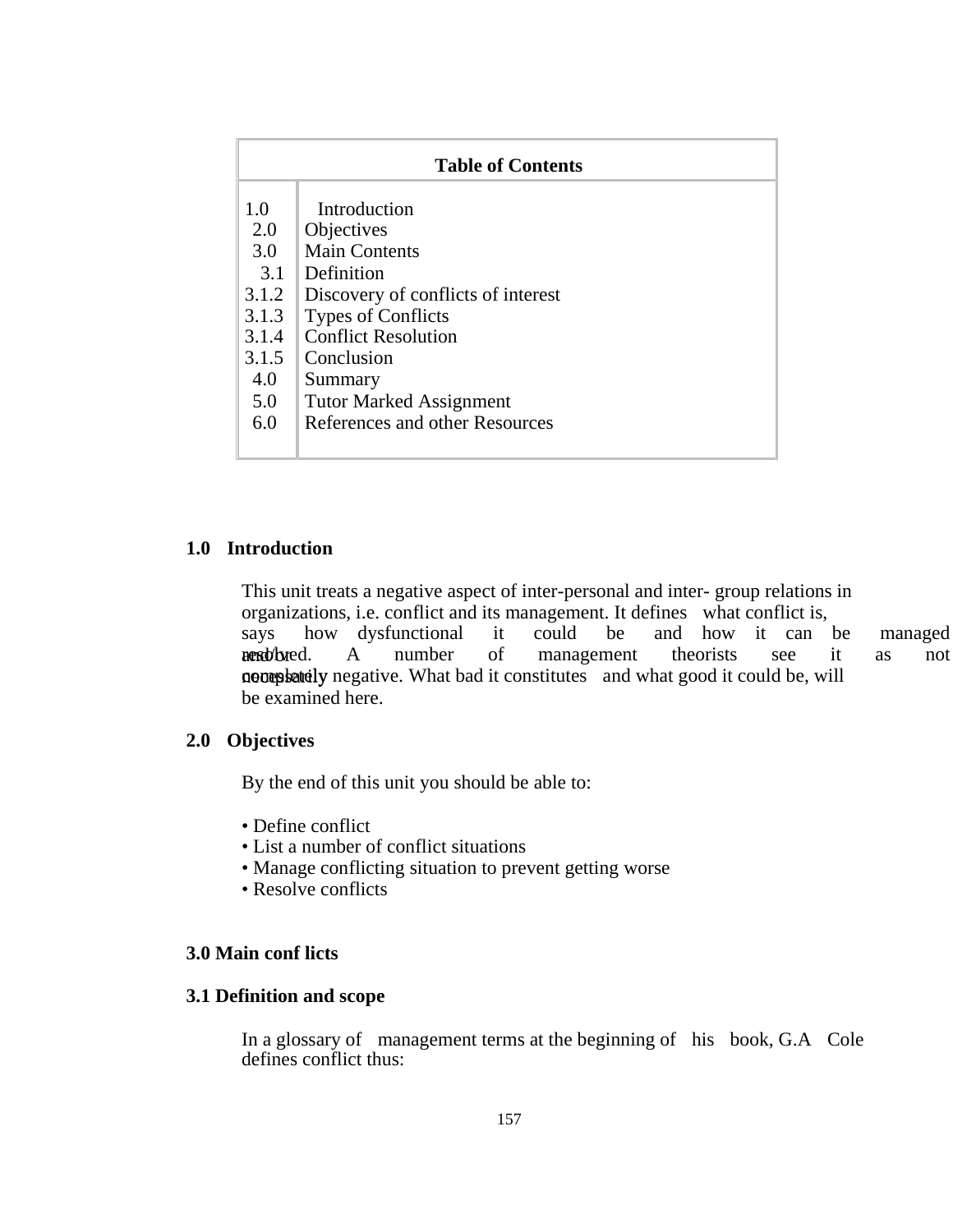| Table of Contents | |
|---|---|
| 1.0 | Introduction |
| 2.0 | Objectives |
| 3.0 | Main Contents |
| 3.1 | Definition |
| 3.1.2 | Discovery of conflicts of interest |
| 3.1.3 | Types of Conflicts |
| 3.1.4 | Conflict Resolution |
| 3.1.5 | Conclusion |
| 4.0 | Summary |
| 5.0 | Tutor Marked Assignment |
| 6.0 | References and other Resources |

## 1.0 Introduction

This unit treats a negative aspect of inter-personal and inter- group relations in organizations, i.e. conflict and its management. It defines what conflict is, says how dysfunctional it could be and how it can be managed and/or resolved. A number of management theorists see it as not necessarily completely negative. What bad it constitutes and what good it could be, will be examined here.

## 2.0 Objectives

By the end of this unit you should be able to:

- Define conflict
- List a number of conflict situations
- Manage conflicting situation to prevent getting worse
- Resolve conflicts

## 3.0 Main conf licts

### 3.1 Definition and scope

In a glossary of management terms at the beginning of his book, G.A Cole defines conflict thus: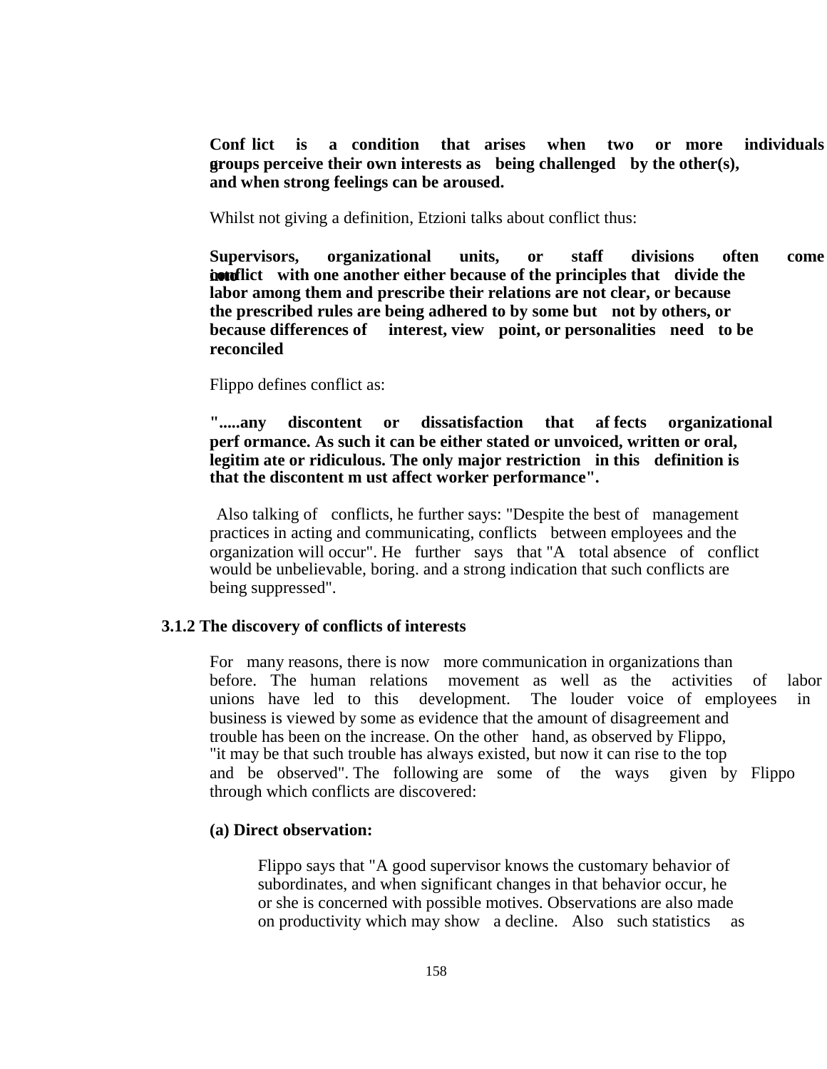**Conflict is a condition that arises when two or more individuals or groups perceive their own interests as being challenged by the other(s), and when strong feelings can be aroused.**

Whilst not giving a definition, Etzioni talks about conflict thus:

**Supervisors, organizational units, or staff divisions often come into conflict with one another either because of the principles that divide the labor among them and prescribe their relations are not clear, or because the prescribed rules are being adhered to by some but not by others, or because differences of interest, view point, or personalities need to be reconciled**

Flippo defines conflict as:

**".....any discontent or dissatisfaction that affects organizational performance. As such it can be either stated or unvoiced, written or oral, legitimate or ridiculous. The only major restriction in this definition is that the discontent must affect worker performance".**

Also talking of conflicts, he further says: "Despite the best of management practices in acting and communicating, conflicts between employees and the organization will occur". He further says that "A total absence of conflict would be unbelievable, boring. and a strong indication that such conflicts are being suppressed".

### 3.1.2 The discovery of conflicts of interests

For many reasons, there is now more communication in organizations than before. The human relations movement as well as the activities of labor unions have led to this development. The louder voice of employees in business is viewed by some as evidence that the amount of disagreement and trouble has been on the increase. On the other hand, as observed by Flippo, "it may be that such trouble has always existed, but now it can rise to the top and be observed". The following are some of the ways given by Flippo through which conflicts are discovered:

**(a) Direct observation:**

Flippo says that "A good supervisor knows the customary behavior of subordinates, and when significant changes in that behavior occur, he or she is concerned with possible motives. Observations are also made on productivity which may show a decline. Also such statistics as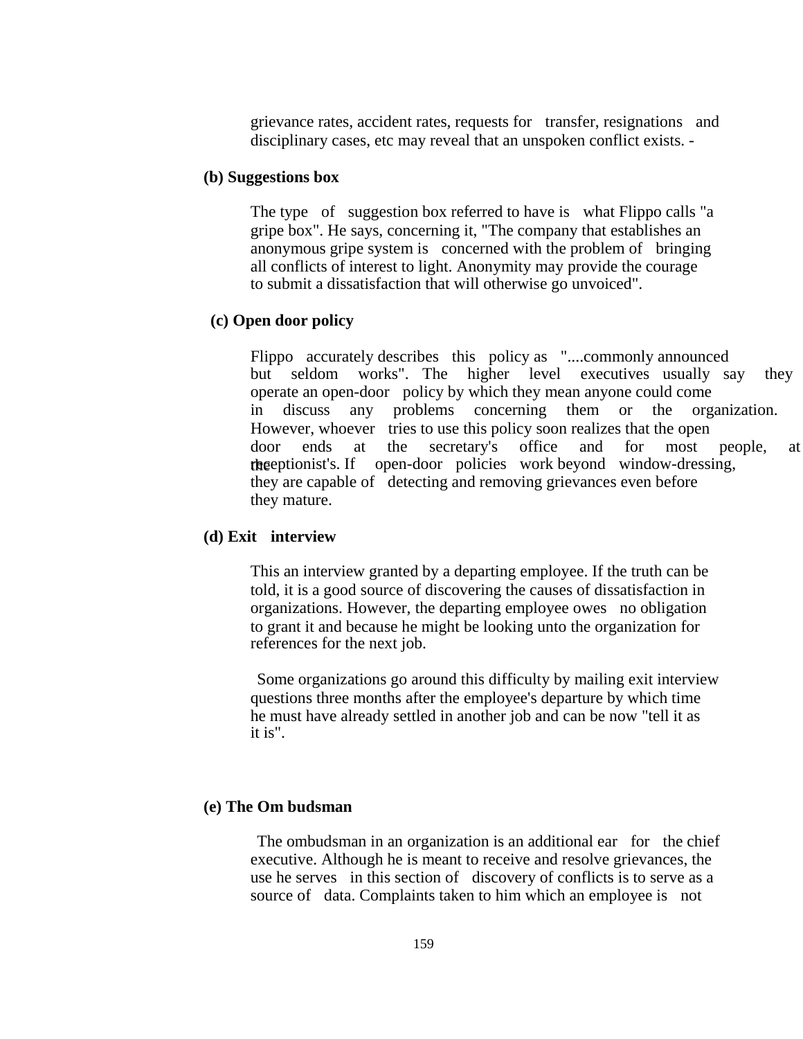grievance rates, accident rates, requests for transfer, resignations and disciplinary cases, etc may reveal that an unspoken conflict exists. -

**(b) Suggestions box**

The type of suggestion box referred to have is what Flippo calls "a gripe box". He says, concerning it, "The company that establishes an anonymous gripe system is concerned with the problem of bringing all conflicts of interest to light. Anonymity may provide the courage to submit a dissatisfaction that will otherwise go unvoiced".

**(c) Open door policy**

Flippo accurately describes this policy as "....commonly announced but seldom works". The higher level executives usually say they operate an open-door policy by which they mean anyone could come in discuss any problems concerning them or the organization. However, whoever tries to use this policy soon realizes that the open door ends at the secretary's office and for most people, at the receptionist's. If open-door policies work beyond window-dressing, they are capable of detecting and removing grievances even before they mature.

**(d) Exit interview**

This an interview granted by a departing employee. If the truth can be told, it is a good source of discovering the causes of dissatisfaction in organizations. However, the departing employee owes no obligation to grant it and because he might be looking unto the organization for references for the next job.

Some organizations go around this difficulty by mailing exit interview questions three months after the employee's departure by which time he must have already settled in another job and can be now "tell it as it is".

**(e) The Om budsman**

The ombudsman in an organization is an additional ear for the chief executive. Although he is meant to receive and resolve grievances, the use he serves in this section of discovery of conflicts is to serve as a source of data. Complaints taken to him which an employee is not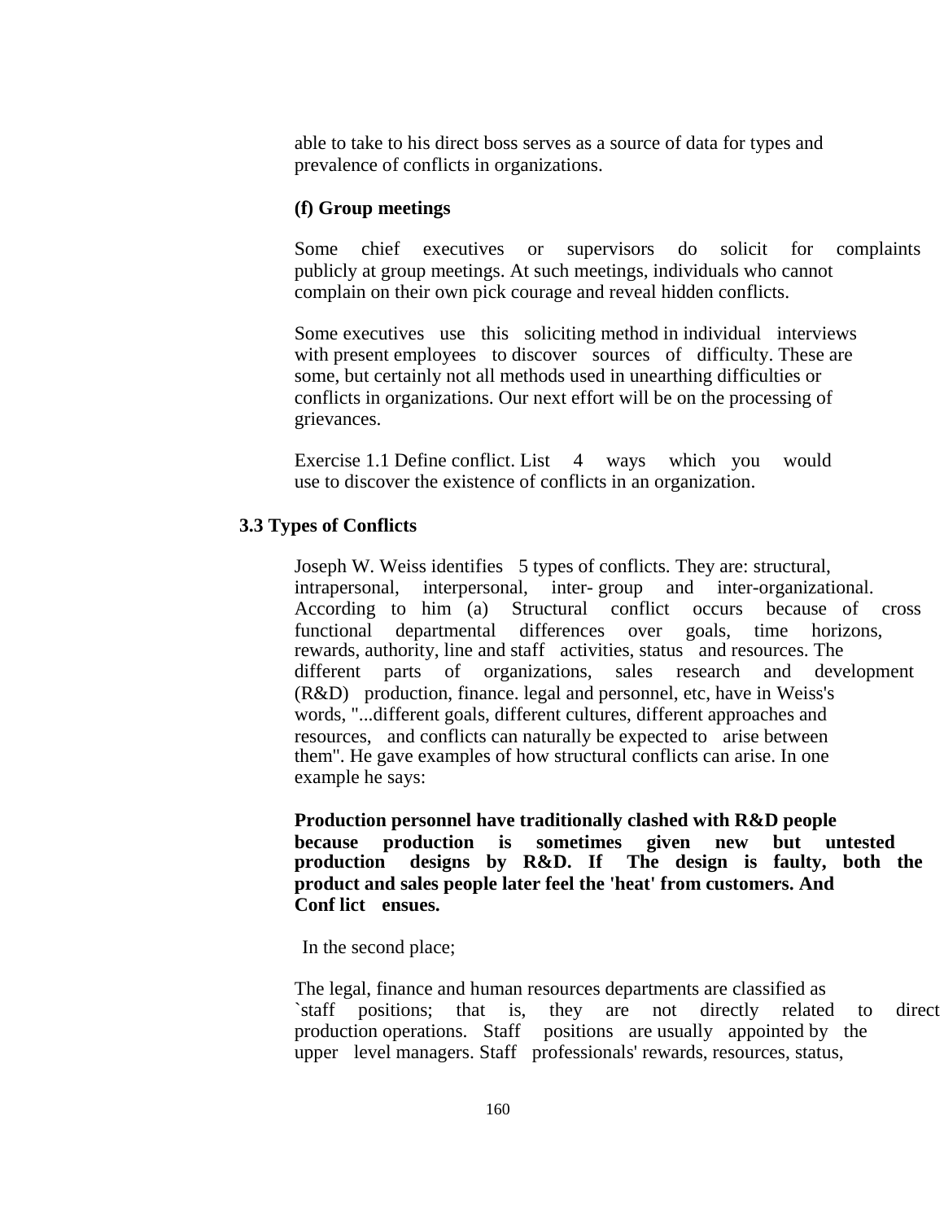able to take to his direct boss serves as a source of data for types and prevalence of conflicts in organizations.

**(f) Group meetings**

Some chief executives or supervisors do solicit for complaints publicly at group meetings. At such meetings, individuals who cannot complain on their own pick courage and reveal hidden conflicts.

Some executives use this soliciting method in individual interviews with present employees to discover sources of difficulty. These are some, but certainly not all methods used in unearthing difficulties or conflicts in organizations. Our next effort will be on the processing of grievances.

Exercise 1.1 Define conflict. List 4 ways which you would use to discover the existence of conflicts in an organization.

## 3.3 Types of Conflicts

Joseph W. Weiss identifies 5 types of conflicts. They are: structural, intrapersonal, interpersonal, inter- group and inter-organizational. According to him (a) Structural conflict occurs because of cross functional departmental differences over goals, time horizons, rewards, authority, line and staff activities, status and resources. The different parts of organizations, sales research and development (R&D) production, finance. legal and personnel, etc, have in Weiss's words, "...different goals, different cultures, different approaches and resources, and conflicts can naturally be expected to arise between them". He gave examples of how structural conflicts can arise. In one example he says:

**Production personnel have traditionally clashed with R&D people because production is sometimes given new but untested production designs by R&D. If The design is faulty, both the product and sales people later feel the 'heat' from customers. And Conf lict ensues.**

In the second place;

The legal, finance and human resources departments are classified as `staff positions; that is, they are not directly related to direct production operations. Staff positions are usually appointed by the upper level managers. Staff professionals' rewards, resources, status,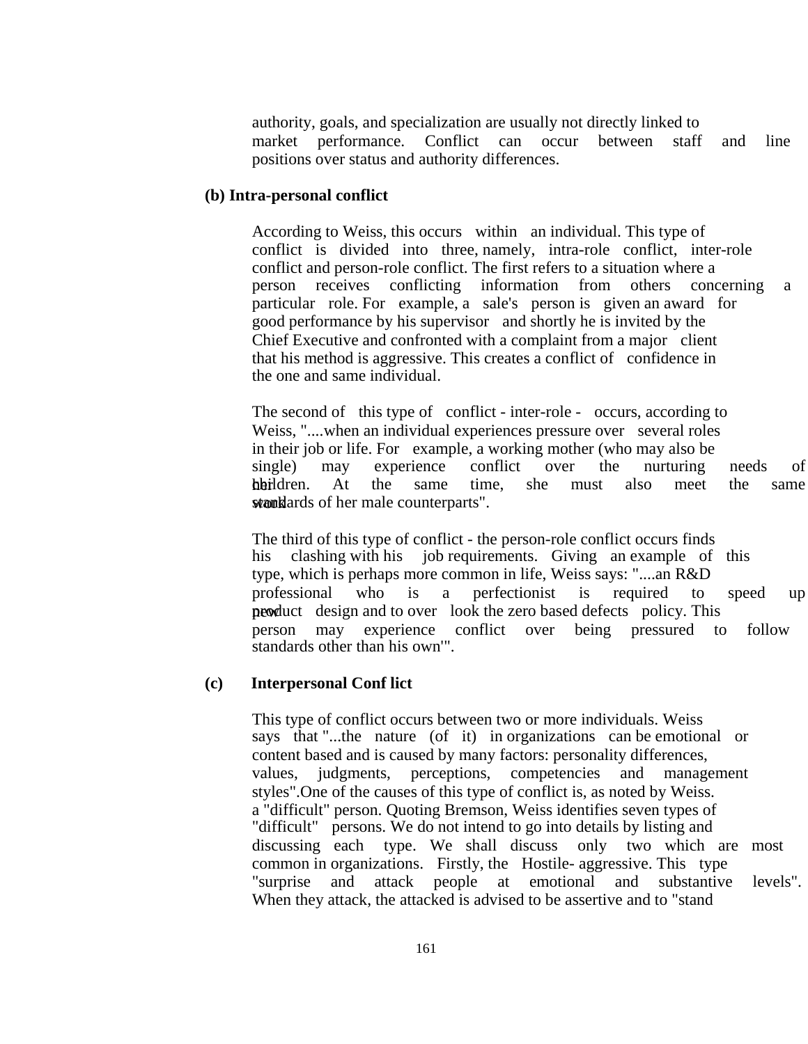authority, goals, and specialization are usually not directly linked to market performance. Conflict can occur between staff and line positions over status and authority differences.

**(b) Intra-personal conflict**

According to Weiss, this occurs within an individual. This type of conflict is divided into three, namely, intra-role conflict, inter-role conflict and person-role conflict. The first refers to a situation where a person receives conflicting information from others concerning a particular role. For example, a sale's person is given an award for good performance by his supervisor and shortly he is invited by the Chief Executive and confronted with a complaint from a major client that his method is aggressive. This creates a conflict of confidence in the one and same individual.

The second of this type of conflict - inter-role - occurs, according to Weiss, "....when an individual experiences pressure over several roles in their job or life. For example, a working mother (who may also be single) may experience conflict over the nurturing needs of her children. At the same time, she must also meet the same work standards of her male counterparts".

The third of this type of conflict - the person-role conflict occurs finds his clashing with his job requirements. Giving an example of this type, which is perhaps more common in life, Weiss says: "....an R&D professional who is a perfectionist is required to speed up new product design and to over look the zero based defects policy. This person may experience conflict over being pressured to follow standards other than his own'".

**(c) Interpersonal Conf lict**

This type of conflict occurs between two or more individuals. Weiss says that "...the nature (of it) in organizations can be emotional or content based and is caused by many factors: personality differences, values, judgments, perceptions, competencies and management styles".One of the causes of this type of conflict is, as noted by Weiss. a "difficult" person. Quoting Bremson, Weiss identifies seven types of "difficult" persons. We do not intend to go into details by listing and discussing each type. We shall discuss only two which are most common in organizations. Firstly, the Hostile- aggressive. This type "surprise and attack people at emotional and substantive levels". When they attack, the attacked is advised to be assertive and to "stand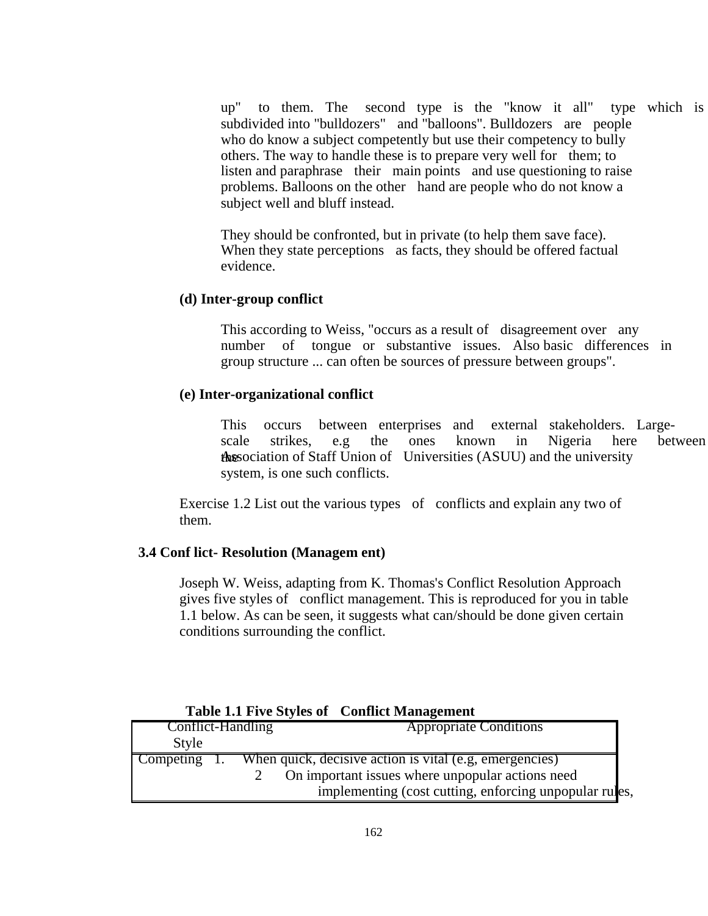up" to them. The second type is the "know it all" type which is subdivided into "bulldozers" and "balloons". Bulldozers are people who do know a subject competently but use their competency to bully others. The way to handle these is to prepare very well for them; to listen and paraphrase their main points and use questioning to raise problems. Balloons on the other hand are people who do not know a subject well and bluff instead.

They should be confronted, but in private (to help them save face). When they state perceptions as facts, they should be offered factual evidence.

**(d) Inter-group conflict**

This according to Weiss, "occurs as a result of disagreement over any number of tongue or substantive issues. Also basic differences in group structure ... can often be sources of pressure between groups".

**(e) Inter-organizational conflict**

This occurs between enterprises and external stakeholders. Large-scale strikes, e.g the ones known in Nigeria here between the Association of Staff Union of Universities (ASUU) and the university system, is one such conflicts.

Exercise 1.2 List out the various types of conflicts and explain any two of them.

### 3.4 Conflict- Resolution (Management)

Joseph W. Weiss, adapting from K. Thomas's Conflict Resolution Approach gives five styles of conflict management. This is reproduced for you in table 1.1 below. As can be seen, it suggests what can/should be done given certain conditions surrounding the conflict.

**Table 1.1 Five Styles of Conflict Management**

| Conflict-Handling Style | Appropriate Conditions |
|---|---|
| Competing | 1. When quick, decisive action is vital (e.g, emergencies)<br>2 On important issues where unpopular actions need implementing (cost cutting, enforcing unpopular rules, |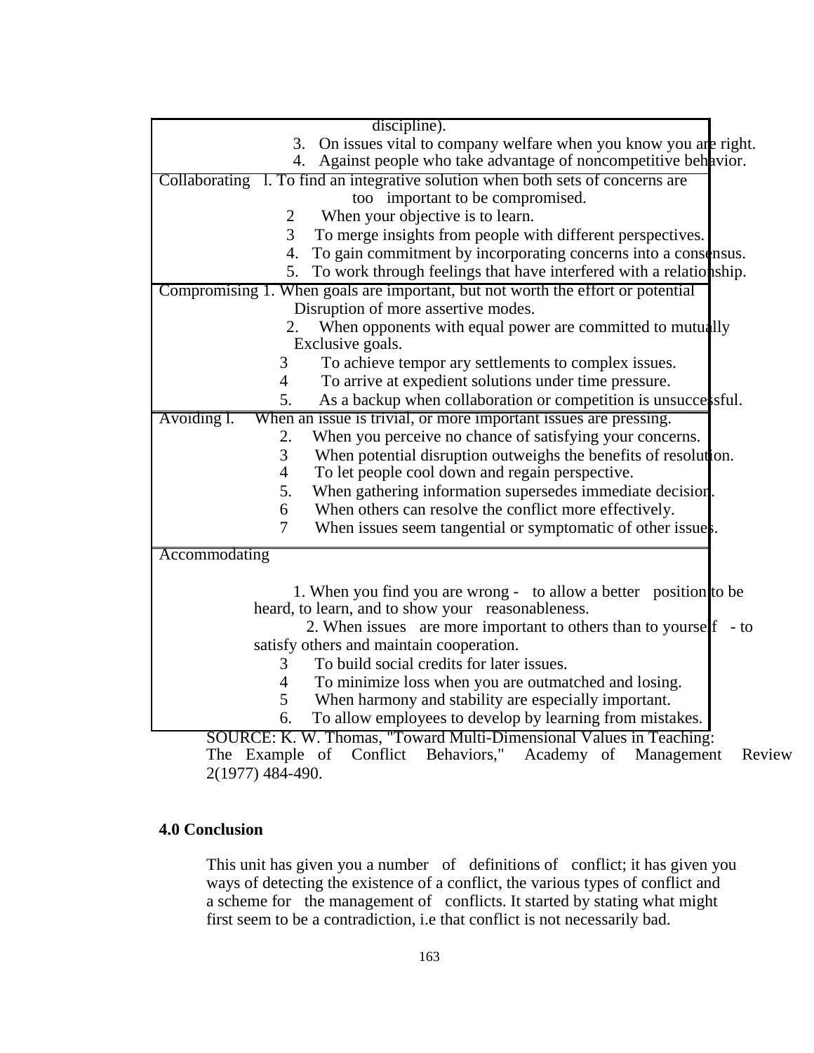| | |
|---|---|
| | discipline). 3. On issues vital to company welfare when you know you are right. 4. Against people who take advantage of noncompetitive behavior. |
| Collaborating | l. To find an integrative solution when both sets of concerns are too important to be compromised. 2 When your objective is to learn. 3 To merge insights from people with different perspectives. 4. To gain commitment by incorporating concerns into a consensus. 5. To work through feelings that have interfered with a relationship. |
| Compromising | 1. When goals are important, but not worth the effort or potential Disruption of more assertive modes. 2. When opponents with equal power are committed to mutually Exclusive goals. 3 To achieve tempor ary settlements to complex issues. 4 To arrive at expedient solutions under time pressure. 5. As a backup when collaboration or competition is unsuccessful. |
| Avoiding | l. When an issue is trivial, or more important issues are pressing. 2. When you perceive no chance of satisfying your concerns. 3 When potential disruption outweighs the benefits of resolution. 4 To let people cool down and regain perspective. 5. When gathering information supersedes immediate decision. 6 When others can resolve the conflict more effectively. 7 When issues seem tangential or symptomatic of other issues. |
| Accommodating | 1. When you find you are wrong - to allow a better position to be heard, to learn, and to show your reasonableness. 2. When issues are more important to others than to yourself - to satisfy others and maintain cooperation. 3 To build social credits for later issues. 4 To minimize loss when you are outmatched and losing. 5 When harmony and stability are especially important. 6. To allow employees to develop by learning from mistakes. |

SOURCE: K. W. Thomas, "Toward Multi-Dimensional Values in Teaching: The Example of Conflict Behaviors," Academy of Management Review 2(1977) 484-490.

## 4.0 Conclusion

This unit has given you a number of definitions of conflict; it has given you ways of detecting the existence of a conflict, the various types of conflict and a scheme for the management of conflicts. It started by stating what might first seem to be a contradiction, i.e that conflict is not necessarily bad.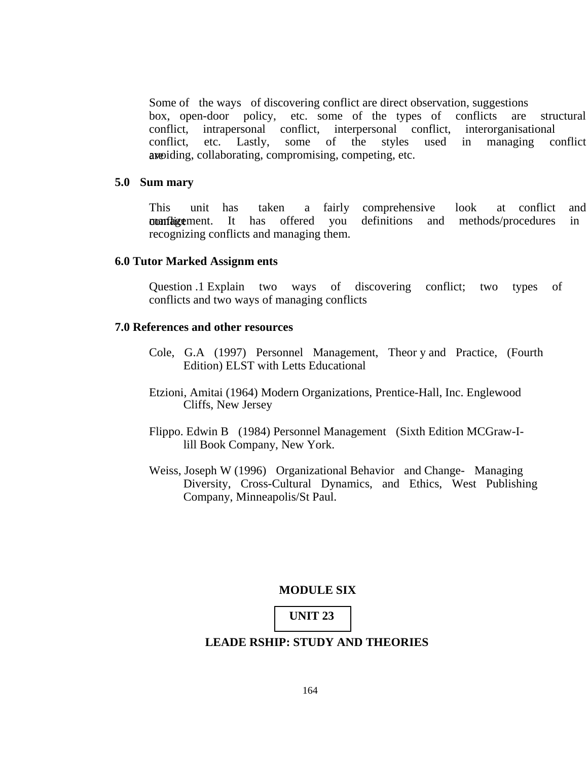Some of the ways of discovering conflict are direct observation, suggestions box, open-door policy, etc. some of the types of conflicts are structural conflict, intrapersonal conflict, interpersonal conflict, interorganisational conflict, etc. Lastly, some of the styles used in managing conflict are avoiding, collaborating, compromising, competing, etc.

## 5.0 Summary

This unit has taken a fairly comprehensive look at conflict and conflict management. It has offered you definitions and methods/procedures in recognizing conflicts and managing them.

## 6.0 Tutor Marked Assignments

Question .1 Explain two ways of discovering conflict; two types of conflicts and two ways of managing conflicts

## 7.0 References and other resources

Cole, G.A (1997) Personnel Management, Theory and Practice, (Fourth Edition) ELST with Letts Educational

Etzioni, Amitai (1964) Modern Organizations, Prentice-Hall, Inc. Englewood Cliffs, New Jersey

Flippo. Edwin B (1984) Personnel Management (Sixth Edition MCGraw-I-lill Book Company, New York.

Weiss, Joseph W (1996) Organizational Behavior and Change- Managing Diversity, Cross-Cultural Dynamics, and Ethics, West Publishing Company, Minneapolis/St Paul.

# MODULE SIX

## UNIT 23

## LEADERSHIP: STUDY AND THEORIES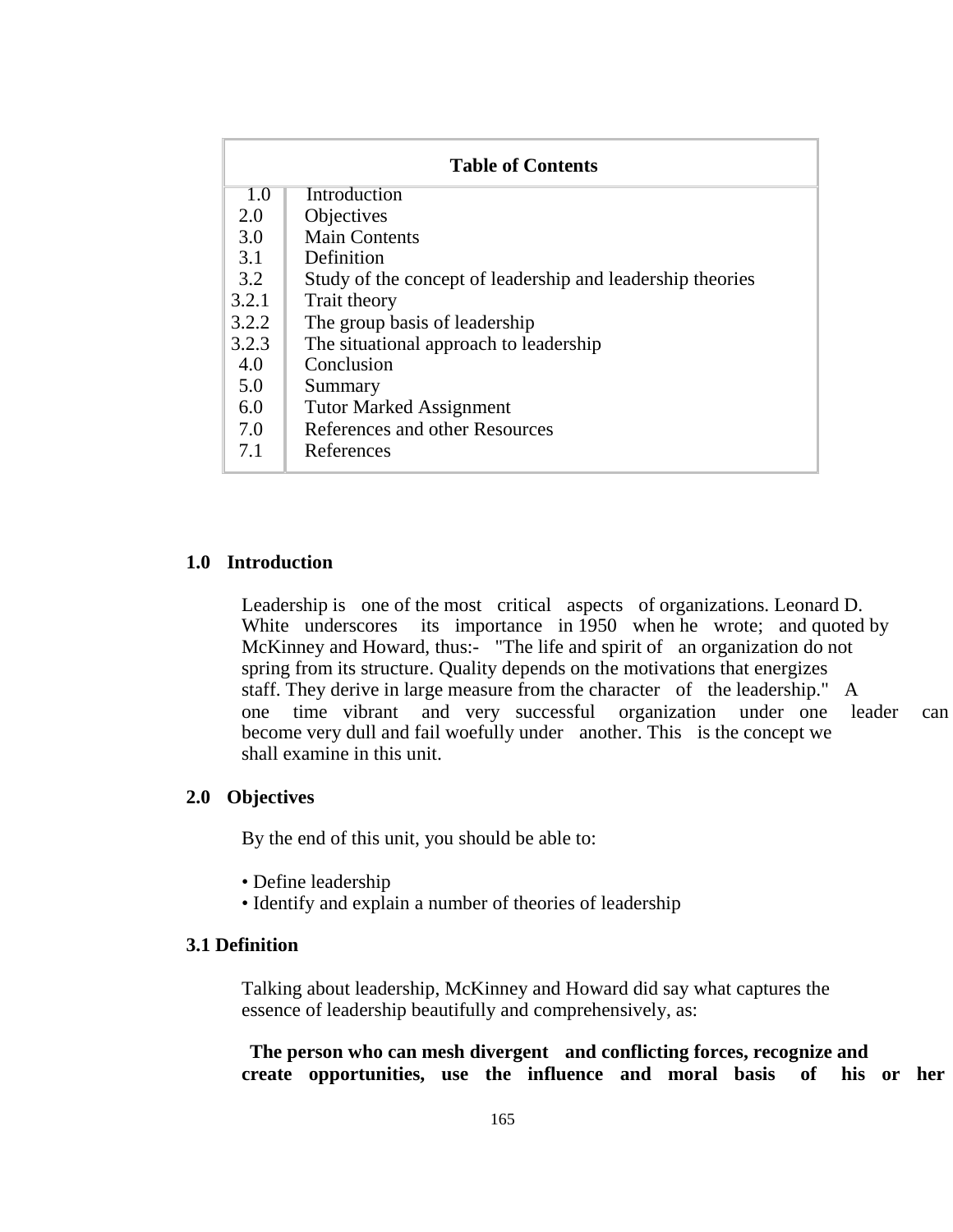| Table of Contents | |
|---|---|
| 1.0 | Introduction |
| 2.0 | Objectives |
| 3.0 | Main Contents |
| 3.1 | Definition |
| 3.2 | Study of the concept of leadership and leadership theories |
| 3.2.1 | Trait theory |
| 3.2.2 | The group basis of leadership |
| 3.2.3 | The situational approach to leadership |
| 4.0 | Conclusion |
| 5.0 | Summary |
| 6.0 | Tutor Marked Assignment |
| 7.0 | References and other Resources |
| 7.1 | References |

## 1.0 Introduction

Leadership is one of the most critical aspects of organizations. Leonard D. White underscores its importance in 1950 when he wrote; and quoted by McKinney and Howard, thus:- "The life and spirit of an organization do not spring from its structure. Quality depends on the motivations that energizes staff. They derive in large measure from the character of the leadership." A one time vibrant and very successful organization under one leader can become very dull and fail woefully under another. This is the concept we shall examine in this unit.

## 2.0 Objectives

By the end of this unit, you should be able to:

- Define leadership
- Identify and explain a number of theories of leadership

## 3.1 Definition

Talking about leadership, McKinney and Howard did say what captures the essence of leadership beautifully and comprehensively, as:

**The person who can mesh divergent and conflicting forces, recognize and create opportunities, use the influence and moral basis of his or her**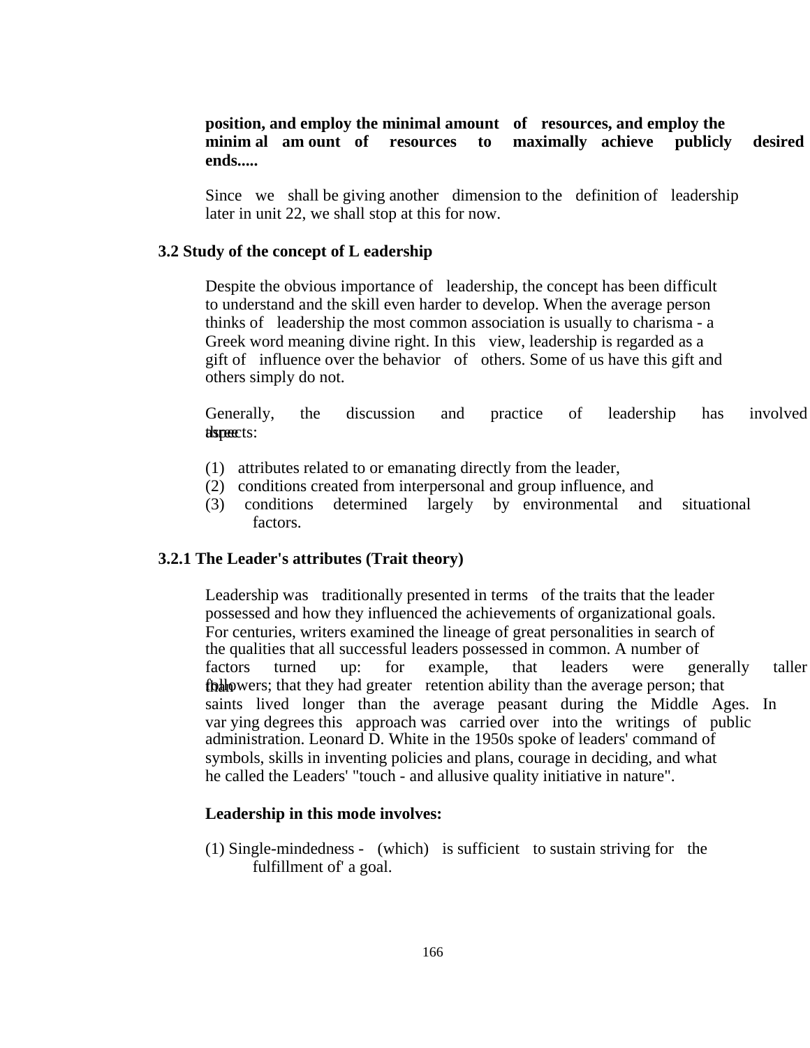**position, and employ the minimal amount of resources, and employ the minim al am ount of resources to maximally achieve publicly desired ends.....**

Since we shall be giving another dimension to the definition of leadership later in unit 22, we shall stop at this for now.

## 3.2 Study of the concept of L eadership

Despite the obvious importance of leadership, the concept has been difficult to understand and the skill even harder to develop. When the average person thinks of leadership the most common association is usually to charisma - a Greek word meaning divine right. In this view, leadership is regarded as a gift of influence over the behavior of others. Some of us have this gift and others simply do not.

Generally, the discussion and practice of leadership has involved three aspects:

(1) attributes related to or emanating directly from the leader,
(2) conditions created from interpersonal and group influence, and
(3) conditions determined largely by environmental and situational factors.

### 3.2.1 The Leader's attributes (Trait theory)

Leadership was traditionally presented in terms of the traits that the leader possessed and how they influenced the achievements of organizational goals. For centuries, writers examined the lineage of great personalities in search of the qualities that all successful leaders possessed in common. A number of factors turned up: for example, that leaders were generally taller than followers; that they had greater retention ability than the average person; that saints lived longer than the average peasant during the Middle Ages. In var ying degrees this approach was carried over into the writings of public administration. Leonard D. White in the 1950s spoke of leaders' command of symbols, skills in inventing policies and plans, courage in deciding, and what he called the Leaders' "touch - and allusive quality initiative in nature".

**Leadership in this mode involves:**

(1) Single-mindedness - (which) is sufficient to sustain striving for the fulfillment of' a goal.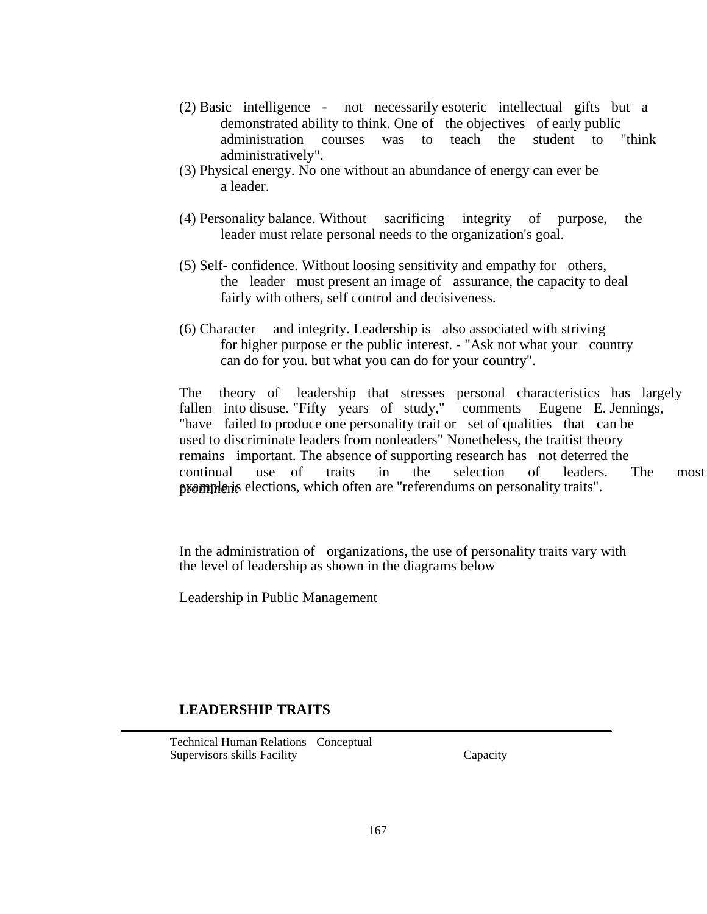(2) Basic intelligence - not necessarily esoteric intellectual gifts but a demonstrated ability to think. One of the objectives of early public administration courses was to teach the student to "think administratively".

(3) Physical energy. No one without an abundance of energy can ever be a leader.

(4) Personality balance. Without sacrificing integrity of purpose, the leader must relate personal needs to the organization's goal.

(5) Self- confidence. Without loosing sensitivity and empathy for others, the leader must present an image of assurance, the capacity to deal fairly with others, self control and decisiveness.

(6) Character and integrity. Leadership is also associated with striving for higher purpose er the public interest. - "Ask not what your country can do for you. but what you can do for your country".

The theory of leadership that stresses personal characteristics has largely fallen into disuse. "Fifty years of study," comments Eugene E. Jennings, "have failed to produce one personality trait or set of qualities that can be used to discriminate leaders from nonleaders" Nonetheless, the traitist theory remains important. The absence of supporting research has not deterred the continual use of traits in the selection of leaders. The most prominent example is elections, which often are "referendums on personality traits".

In the administration of organizations, the use of personality traits vary with the level of leadership as shown in the diagrams below

Leadership in Public Management

**LEADERSHIP TRAITS**

Technical Human Relations Conceptual
Supervisors skills Facility Capacity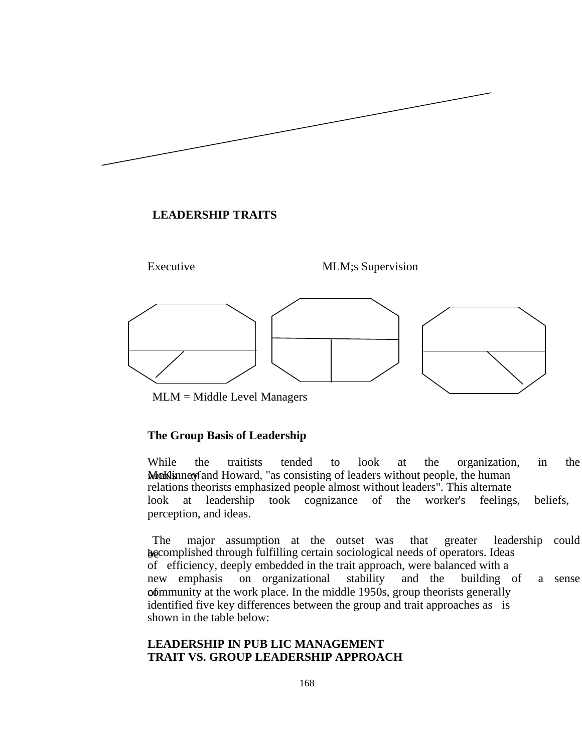**LEADERSHIP TRAITS**

Executive MLM;s Supervision

MLM = Middle Level Managers

**The Group Basis of Leadership**

While the traitists tended to look at the organization, in the words of McKinney and Howard, "as consisting of leaders without people, the human relations theorists emphasized people almost without leaders". This alternate look at leadership took cognizance of the worker's feelings, beliefs, perception, and ideas.

The major assumption at the outset was that greater leadership could be accomplished through fulfilling certain sociological needs of operators. Ideas of efficiency, deeply embedded in the trait approach, were balanced with a new emphasis on organizational stability and the building of a sense of community at the work place. In the middle 1950s, group theorists generally identified five key differences between the group and trait approaches as is shown in the table below:

**LEADERSHIP IN PUB LIC MANAGEMENT**
**TRAIT VS. GROUP LEADERSHIP APPROACH**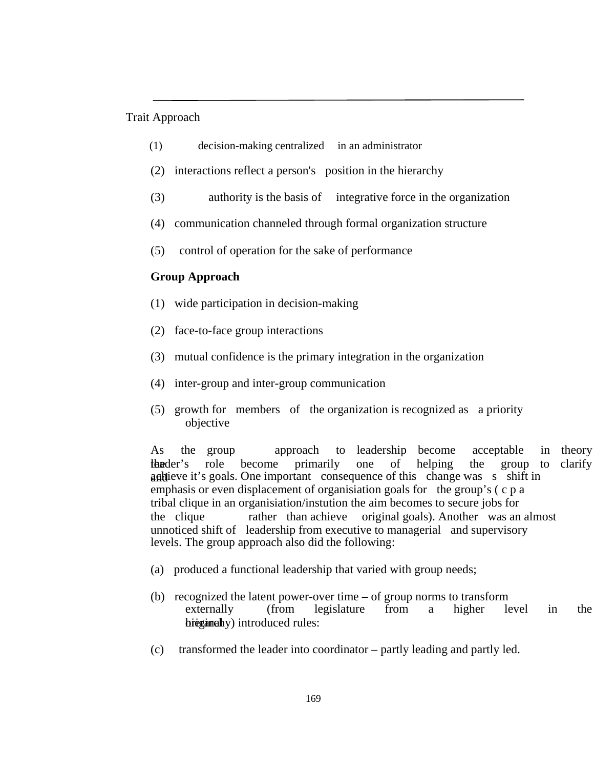Trait Approach

(1) decision-making centralized in an administrator

(2) interactions reflect a person's position in the hierarchy

(3) authority is the basis of integrative force in the organization

(4) communication channeled through formal organization structure

(5) control of operation for the sake of performance

**Group Approach**

(1) wide participation in decision-making

(2) face-to-face group interactions

(3) mutual confidence is the primary integration in the organization

(4) inter-group and inter-group communication

(5) growth for members of the organization is recognized as a priority objective

As the group approach to leadership become acceptable in theory the leader's role become primarily one of helping the group to clarify and achieve it's goals. One important consequence of this change was s shift in emphasis or even displacement of organisiation goals for the group's ( c p a tribal clique in an organisiation/instution the aim becomes to secure jobs for the clique rather than achieve original goals). Another was an almost unnoticed shift of leadership from executive to managerial and supervisory levels. The group approach also did the following:

(a) produced a functional leadership that varied with group needs;

(b) recognized the latent power-over time – of group norms to transform externally (from legislature from a higher level in the organal hierarchy) introduced rules:

(c) transformed the leader into coordinator – partly leading and partly led.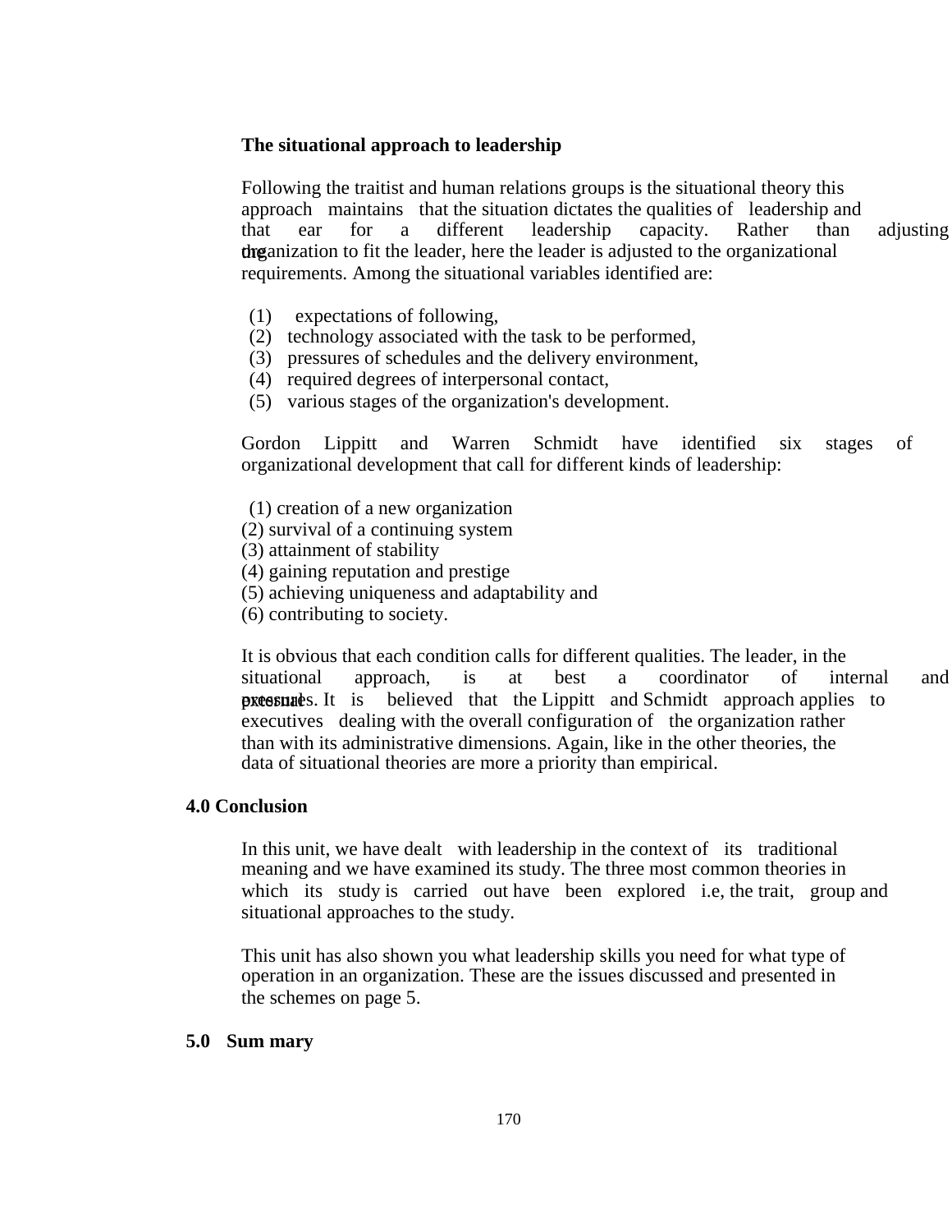**The situational approach to leadership**

Following the traitist and human relations groups is the situational theory this approach maintains that the situation dictates the qualities of leadership and that ear for a different leadership capacity. Rather than adjusting the organization to fit the leader, here the leader is adjusted to the organizational requirements. Among the situational variables identified are:

(1) expectations of following,
(2) technology associated with the task to be performed,
(3) pressures of schedules and the delivery environment,
(4) required degrees of interpersonal contact,
(5) various stages of the organization's development.

Gordon Lippitt and Warren Schmidt have identified six stages of organizational development that call for different kinds of leadership:

(1) creation of a new organization
(2) survival of a continuing system
(3) attainment of stability
(4) gaining reputation and prestige
(5) achieving uniqueness and adaptability and
(6) contributing to society.

It is obvious that each condition calls for different qualities. The leader, in the situational approach, is at best a coordinator of internal and external pressures. It is believed that the Lippitt and Schmidt approach applies to executives dealing with the overall configuration of the organization rather than with its administrative dimensions. Again, like in the other theories, the data of situational theories are more a priority than empirical.

## 4.0 Conclusion

In this unit, we have dealt with leadership in the context of its traditional meaning and we have examined its study. The three most common theories in which its study is carried out have been explored i.e, the trait, group and situational approaches to the study.

This unit has also shown you what leadership skills you need for what type of operation in an organization. These are the issues discussed and presented in the schemes on page 5.

## 5.0 Sum mary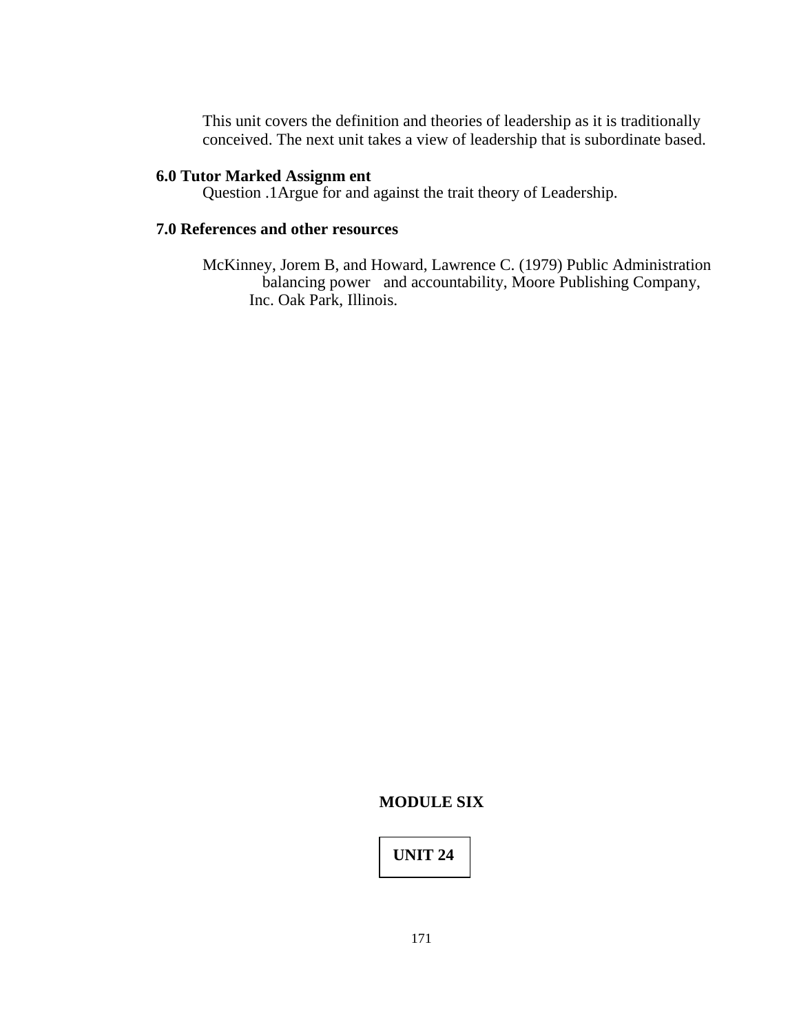This unit covers the definition and theories of leadership as it is traditionally conceived. The next unit takes a view of leadership that is subordinate based.

## 6.0 Tutor Marked Assignm ent

Question .1Argue for and against the trait theory of Leadership.

## 7.0 References and other resources

McKinney, Jorem B, and Howard, Lawrence C. (1979) Public Administration balancing power and accountability, Moore Publishing Company, Inc. Oak Park, Illinois.

# MODULE SIX

## UNIT 24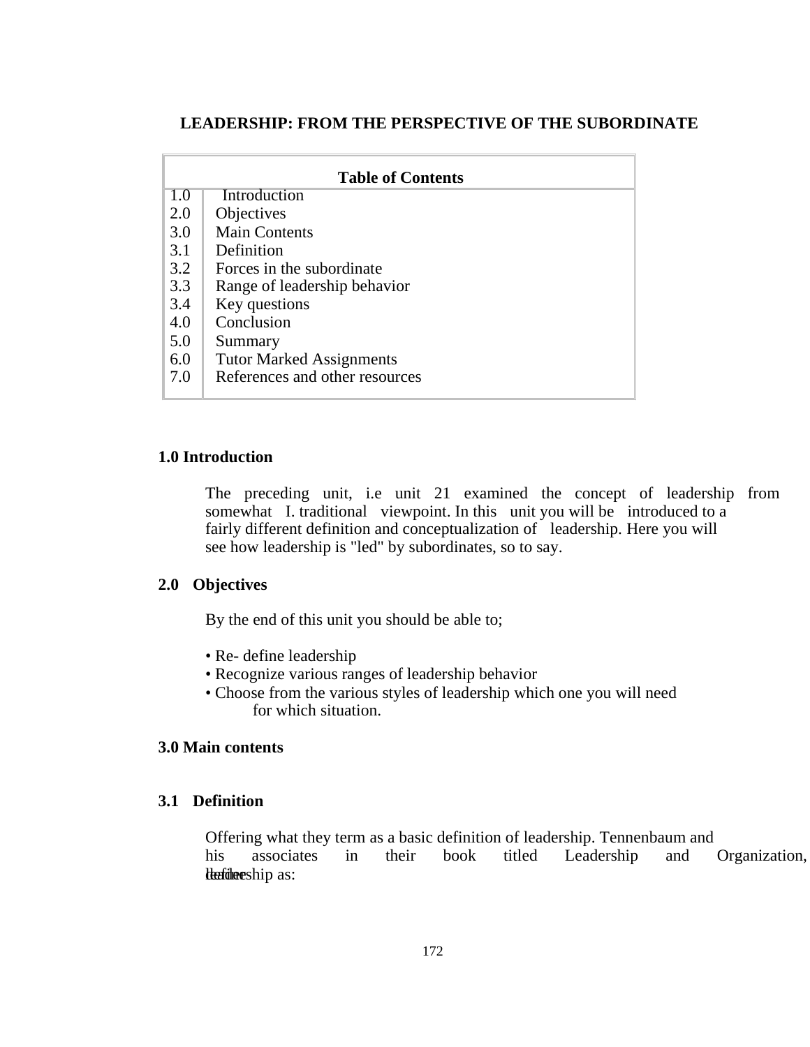# LEADERSHIP: FROM THE PERSPECTIVE OF THE SUBORDINATE

| Table of Contents | |
|---|---|
| 1.0 | Introduction |
| 2.0 | Objectives |
| 3.0 | Main Contents |
| 3.1 | Definition |
| 3.2 | Forces in the subordinate |
| 3.3 | Range of leadership behavior |
| 3.4 | Key questions |
| 4.0 | Conclusion |
| 5.0 | Summary |
| 6.0 | Tutor Marked Assignments |
| 7.0 | References and other resources |

## 1.0 Introduction

The preceding unit, i.e unit 21 examined the concept of leadership from somewhat I. traditional viewpoint. In this unit you will be introduced to a fairly different definition and conceptualization of leadership. Here you will see how leadership is "led" by subordinates, so to say.

## 2.0 Objectives

By the end of this unit you should be able to;

- Re- define leadership
- Recognize various ranges of leadership behavior
- Choose from the various styles of leadership which one you will need for which situation.

## 3.0 Main contents

### 3.1 Definition

Offering what they term as a basic definition of leadership. Tennenbaum and his associates in their book titled Leadership and Organization, define leadership as: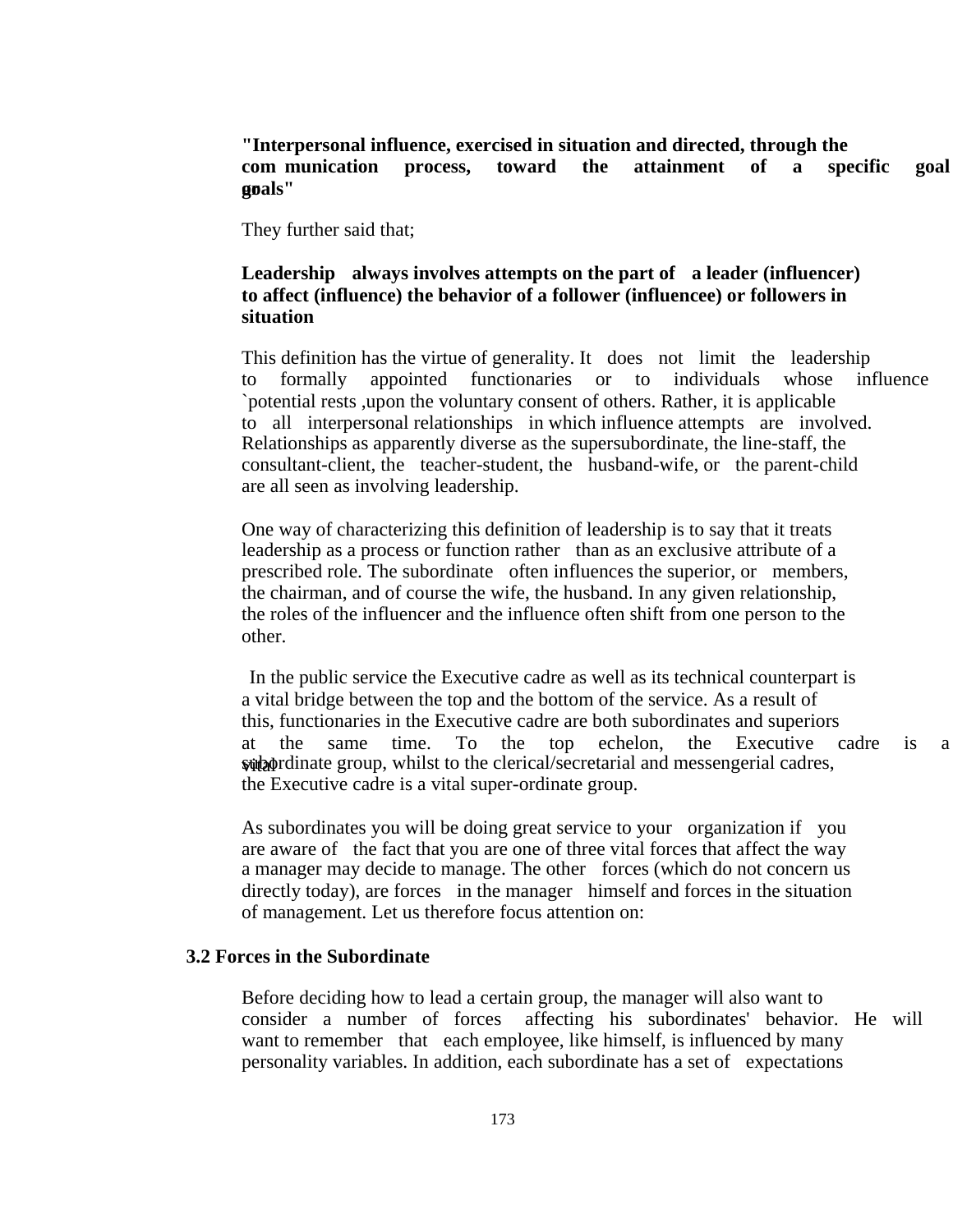**"Interpersonal influence, exercised in situation and directed, through the communication process, toward the attainment of a specific goal or goals"**

They further said that;

**Leadership always involves attempts on the part of a leader (influencer) to affect (influence) the behavior of a follower (influencee) or followers in situation**

This definition has the virtue of generality. It does not limit the leadership to formally appointed functionaries or to individuals whose influence `potential rests ,upon the voluntary consent of others. Rather, it is applicable to all interpersonal relationships in which influence attempts are involved. Relationships as apparently diverse as the supersubordinate, the line-staff, the consultant-client, the teacher-student, the husband-wife, or the parent-child are all seen as involving leadership.

One way of characterizing this definition of leadership is to say that it treats leadership as a process or function rather than as an exclusive attribute of a prescribed role. The subordinate often influences the superior, or members, the chairman, and of course the wife, the husband. In any given relationship, the roles of the influencer and the influence often shift from one person to the other.

In the public service the Executive cadre as well as its technical counterpart is a vital bridge between the top and the bottom of the service. As a result of this, functionaries in the Executive cadre are both subordinates and superiors at the same time. To the top echelon, the Executive cadre is a vital subordinate group, whilst to the clerical/secretarial and messengerial cadres, the Executive cadre is a vital super-ordinate group.

As subordinates you will be doing great service to your organization if you are aware of the fact that you are one of three vital forces that affect the way a manager may decide to manage. The other forces (which do not concern us directly today), are forces in the manager himself and forces in the situation of management. Let us therefore focus attention on:

## 3.2 Forces in the Subordinate

Before deciding how to lead a certain group, the manager will also want to consider a number of forces affecting his subordinates' behavior. He will want to remember that each employee, like himself, is influenced by many personality variables. In addition, each subordinate has a set of expectations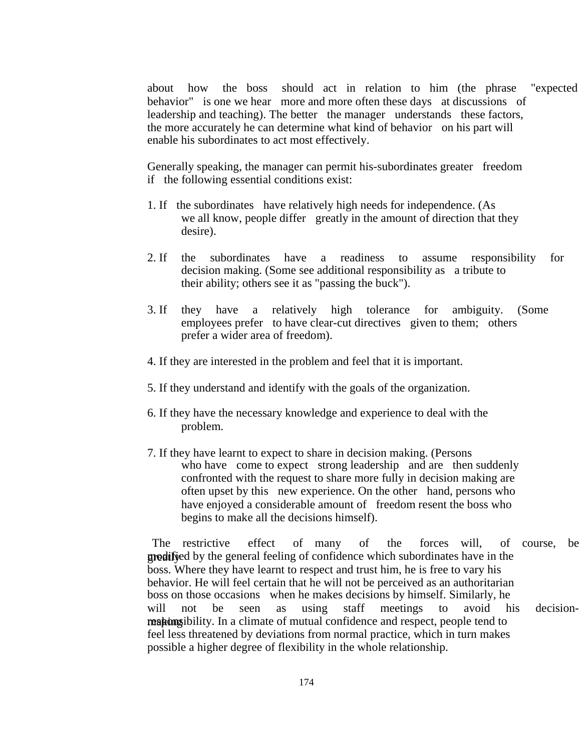about how the boss should act in relation to him (the phrase "expected behavior" is one we hear more and more often these days at discussions of leadership and teaching). The better the manager understands these factors, the more accurately he can determine what kind of behavior on his part will enable his subordinates to act most effectively.

Generally speaking, the manager can permit his-subordinates greater freedom if the following essential conditions exist:

1. If the subordinates have relatively high needs for independence. (As we all know, people differ greatly in the amount of direction that they desire).

2. If the subordinates have a readiness to assume responsibility for decision making. (Some see additional responsibility as a tribute to their ability; others see it as "passing the buck").

3. If they have a relatively high tolerance for ambiguity. (Some employees prefer to have clear-cut directives given to them; others prefer a wider area of freedom).

4. If they are interested in the problem and feel that it is important.

5. If they understand and identify with the goals of the organization.

6. If they have the necessary knowledge and experience to deal with the problem.

7. If they have learnt to expect to share in decision making. (Persons who have come to expect strong leadership and are then suddenly confronted with the request to share more fully in decision making are often upset by this new experience. On the other hand, persons who have enjoyed a considerable amount of freedom resent the boss who begins to make all the decisions himself).

The restrictive effect of many of the forces will, of course, be greatly modified by the general feeling of confidence which subordinates have in the boss. Where they have learnt to respect and trust him, he is free to vary his behavior. He will feel certain that he will not be perceived as an authoritarian boss on those occasions when he makes decisions by himself. Similarly, he will not be seen as using staff meetings to avoid his decision-making responsibility. In a climate of mutual confidence and respect, people tend to feel less threatened by deviations from normal practice, which in turn makes possible a higher degree of flexibility in the whole relationship.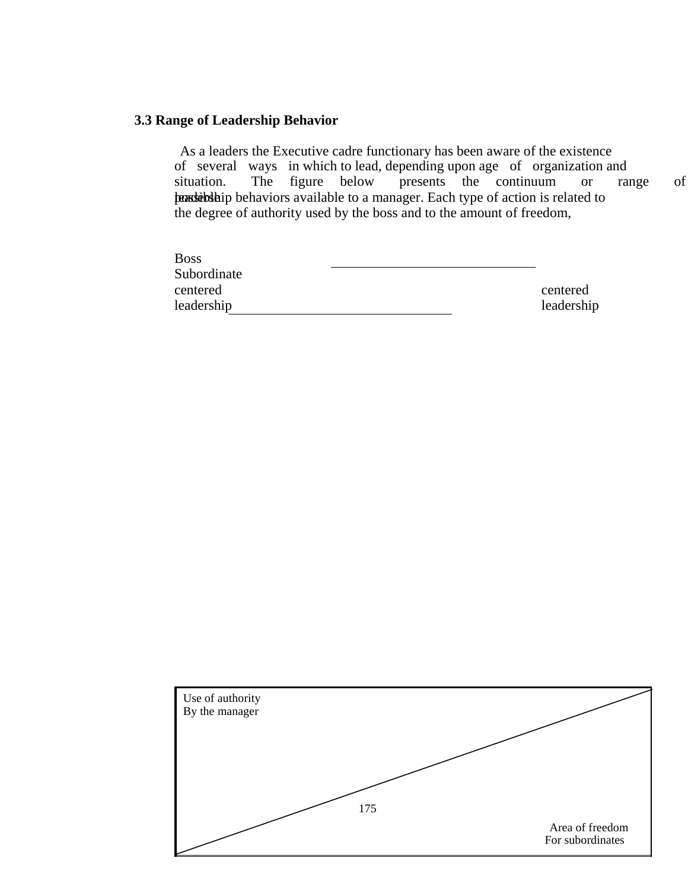### 3.3 Range of Leadership Behavior

As a leaders the Executive cadre functionary has been aware of the existence of several ways in which to lead, depending upon age of organization and situation. The figure below presents the continuum or range of possible leadership behaviors available to a manager. Each type of action is related to the degree of authority used by the boss and to the amount of freedom,

Boss centered leadership

Subordinate centered leadership

Use of authority By the manager

Area of freedom For subordinates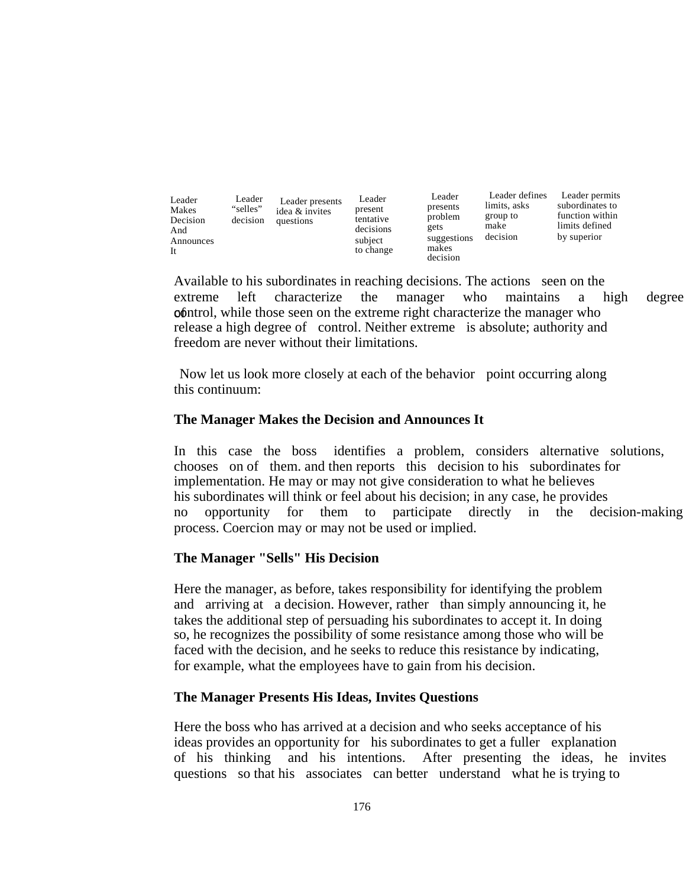| Leader Makes Decision And Announces It | Leader "selles" decision | Leader presents idea & invites questions | Leader present tentative decisions subject to change | Leader presents problem gets suggestions makes decision | Leader defines limits, asks group to make decision | Leader permits subordinates to function within limits defined by superior |
|---|---|---|---|---|---|---|

Available to his subordinates in reaching decisions. The actions seen on the extreme left characterize the manager who maintains a high degree of control, while those seen on the extreme right characterize the manager who release a high degree of control. Neither extreme is absolute; authority and freedom are never without their limitations.

Now let us look more closely at each of the behavior point occurring along this continuum:

**The Manager Makes the Decision and Announces It**

In this case the boss identifies a problem, considers alternative solutions, chooses on of them. and then reports this decision to his subordinates for implementation. He may or may not give consideration to what he believes his subordinates will think or feel about his decision; in any case, he provides no opportunity for them to participate directly in the decision-making process. Coercion may or may not be used or implied.

**The Manager "Sells" His Decision**

Here the manager, as before, takes responsibility for identifying the problem and arriving at a decision. However, rather than simply announcing it, he takes the additional step of persuading his subordinates to accept it. In doing so, he recognizes the possibility of some resistance among those who will be faced with the decision, and he seeks to reduce this resistance by indicating, for example, what the employees have to gain from his decision.

**The Manager Presents His Ideas, Invites Questions**

Here the boss who has arrived at a decision and who seeks acceptance of his ideas provides an opportunity for his subordinates to get a fuller explanation of his thinking and his intentions. After presenting the ideas, he invites questions so that his associates can better understand what he is trying to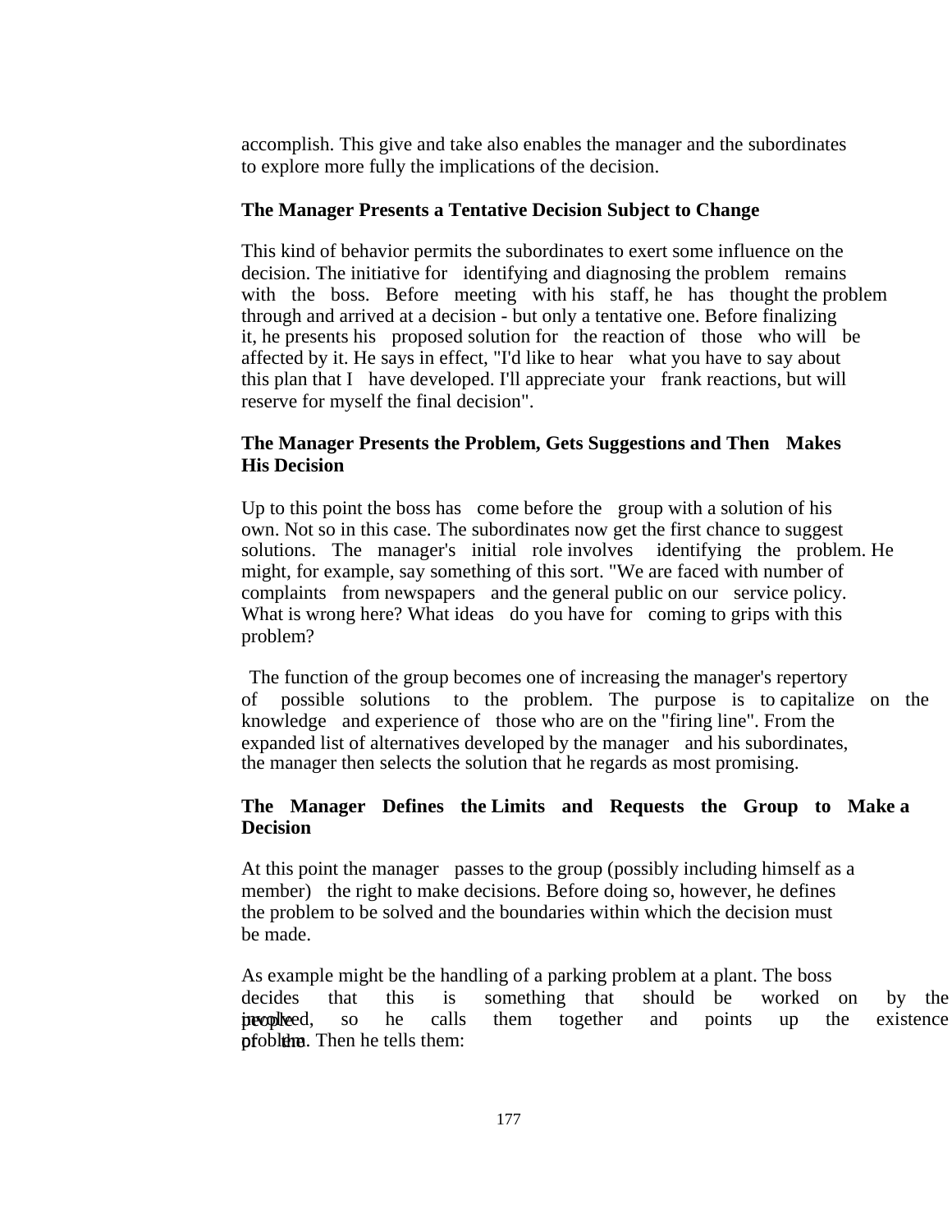accomplish. This give and take also enables the manager and the subordinates to explore more fully the implications of the decision.

**The Manager Presents a Tentative Decision Subject to Change**

This kind of behavior permits the subordinates to exert some influence on the decision. The initiative for identifying and diagnosing the problem remains with the boss. Before meeting with his staff, he has thought the problem through and arrived at a decision - but only a tentative one. Before finalizing it, he presents his proposed solution for the reaction of those who will be affected by it. He says in effect, "I'd like to hear what you have to say about this plan that I have developed. I'll appreciate your frank reactions, but will reserve for myself the final decision".

**The Manager Presents the Problem, Gets Suggestions and Then Makes His Decision**

Up to this point the boss has come before the group with a solution of his own. Not so in this case. The subordinates now get the first chance to suggest solutions. The manager's initial role involves identifying the problem. He might, for example, say something of this sort. "We are faced with number of complaints from newspapers and the general public on our service policy. What is wrong here? What ideas do you have for coming to grips with this problem?

The function of the group becomes one of increasing the manager's repertory of possible solutions to the problem. The purpose is to capitalize on the knowledge and experience of those who are on the "firing line". From the expanded list of alternatives developed by the manager and his subordinates, the manager then selects the solution that he regards as most promising.

**The Manager Defines the Limits and Requests the Group to Make a Decision**

At this point the manager passes to the group (possibly including himself as a member) the right to make decisions. Before doing so, however, he defines the problem to be solved and the boundaries within which the decision must be made.

As example might be the handling of a parking problem at a plant. The boss decides that this is something that should be worked on by the people involved, so he calls them together and points up the existence of the problem. Then he tells them: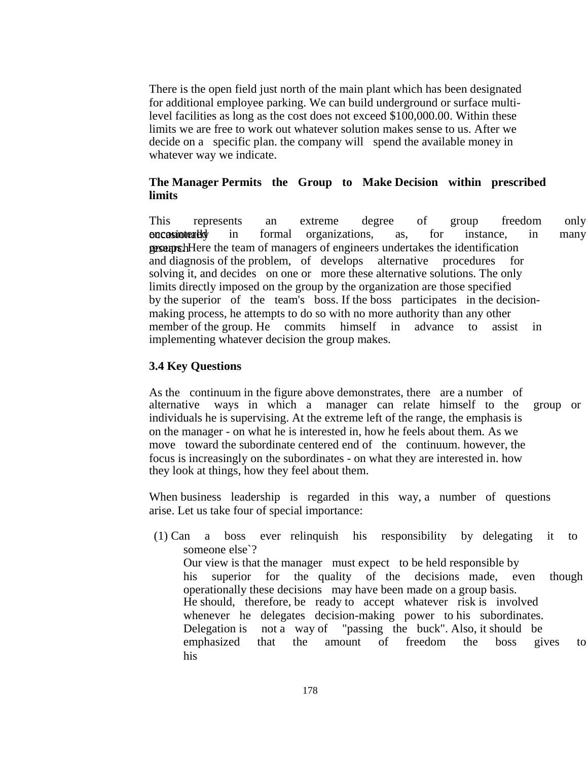There is the open field just north of the main plant which has been designated for additional employee parking. We can build underground or surface multi-level facilities as long as the cost does not exceed $100,000.00. Within these limits we are free to work out whatever solution makes sense to us. After we decide on a specific plan. the company will spend the available money in whatever way we indicate.

**The Manager Permits the Group to Make Decision within prescribed limits**

This represents an extreme degree of group freedom only occasionally encountered in formal organizations, as, for instance, in many research groups. Here the team of managers of engineers undertakes the identification and diagnosis of the problem, of develops alternative procedures for solving it, and decides on one or more these alternative solutions. The only limits directly imposed on the group by the organization are those specified by the superior of the team's boss. If the boss participates in the decision-making process, he attempts to do so with no more authority than any other member of the group. He commits himself in advance to assist in implementing whatever decision the group makes.

**3.4 Key Questions**

As the continuum in the figure above demonstrates, there are a number of alternative ways in which a manager can relate himself to the group or individuals he is supervising. At the extreme left of the range, the emphasis is on the manager - on what he is interested in, how he feels about them. As we move toward the subordinate centered end of the continuum. however, the focus is increasingly on the subordinates - on what they are interested in. how they look at things, how they feel about them.

When business leadership is regarded in this way, a number of questions arise. Let us take four of special importance:

(1) Can a boss ever relinquish his responsibility by delegating it to someone else`?

Our view is that the manager must expect to be held responsible by his superior for the quality of the decisions made, even though operationally these decisions may have been made on a group basis. He should, therefore, be ready to accept whatever risk is involved whenever he delegates decision-making power to his subordinates. Delegation is not a way of "passing the buck". Also, it should be emphasized that the amount of freedom the boss gives to his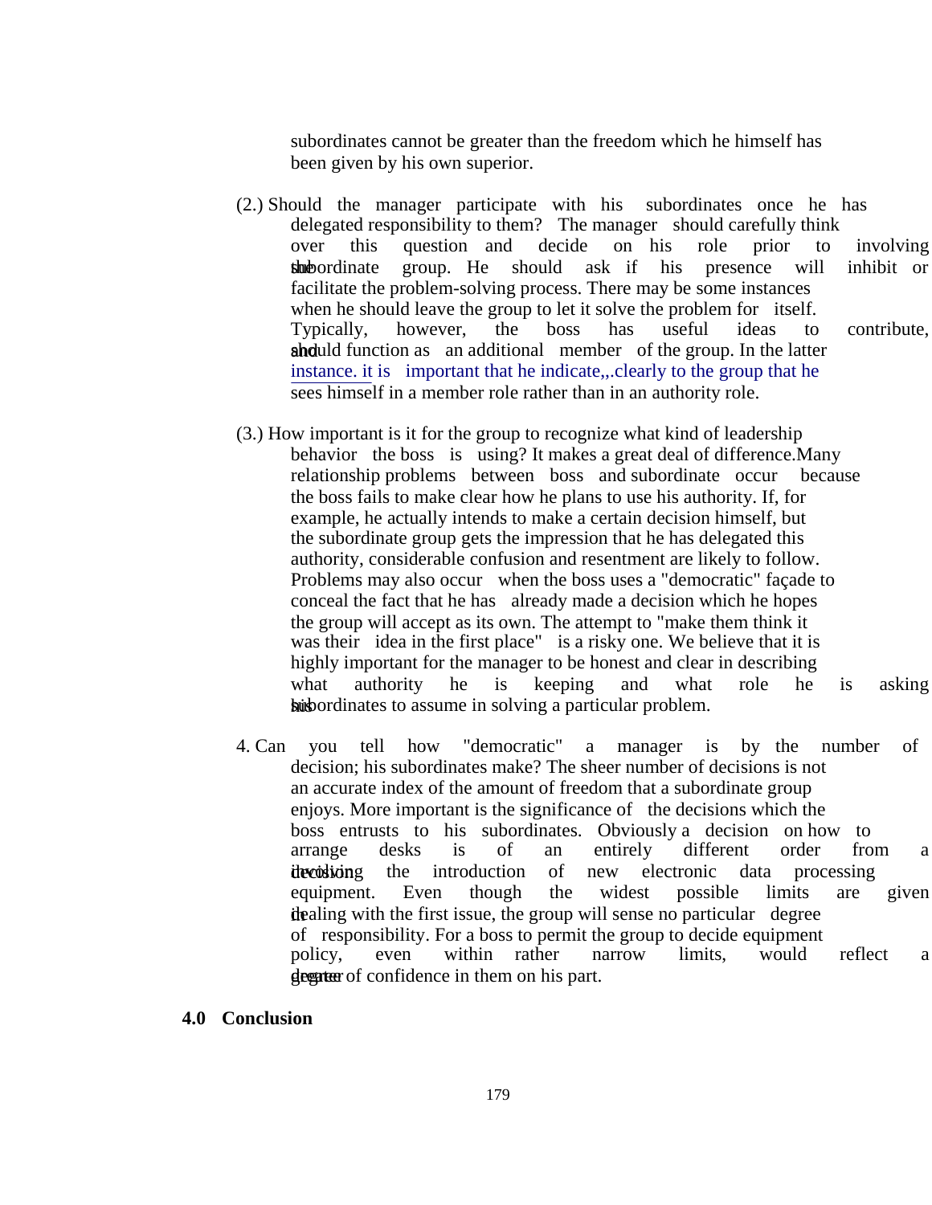subordinates cannot be greater than the freedom which he himself has been given by his own superior.

(2.) Should the manager participate with his subordinates once he has delegated responsibility to them? The manager should carefully think over this question and decide on his role prior to involving the subordinate group. He should ask if his presence will inhibit or facilitate the problem-solving process. There may be some instances when he should leave the group to let it solve the problem for itself. Typically, however, the boss has useful ideas to contribute, and should function as an additional member of the group. In the latter instance. it is important that he indicate,,.clearly to the group that he sees himself in a member role rather than in an authority role.

(3.) How important is it for the group to recognize what kind of leadership behavior the boss is using? It makes a great deal of difference.Many relationship problems between boss and subordinate occur because the boss fails to make clear how he plans to use his authority. If, for example, he actually intends to make a certain decision himself, but the subordinate group gets the impression that he has delegated this authority, considerable confusion and resentment are likely to follow. Problems may also occur when the boss uses a "democratic" façade to conceal the fact that he has already made a decision which he hopes the group will accept as its own. The attempt to "make them think it was their idea in the first place" is a risky one. We believe that it is highly important for the manager to be honest and clear in describing what authority he is keeping and what role he is asking his subordinates to assume in solving a particular problem.

4. Can you tell how "democratic" a manager is by the number of decision; his subordinates make? The sheer number of decisions is not an accurate index of the amount of freedom that a subordinate group enjoys. More important is the significance of the decisions which the boss entrusts to his subordinates. Obviously a decision on how to arrange desks is of an entirely different order from a decision involving the introduction of new electronic data processing equipment. Even though the widest possible limits are given in dealing with the first issue, the group will sense no particular degree of responsibility. For a boss to permit the group to decide equipment policy, even within rather narrow limits, would reflect a greater degree of confidence in them on his part.

## 4.0 Conclusion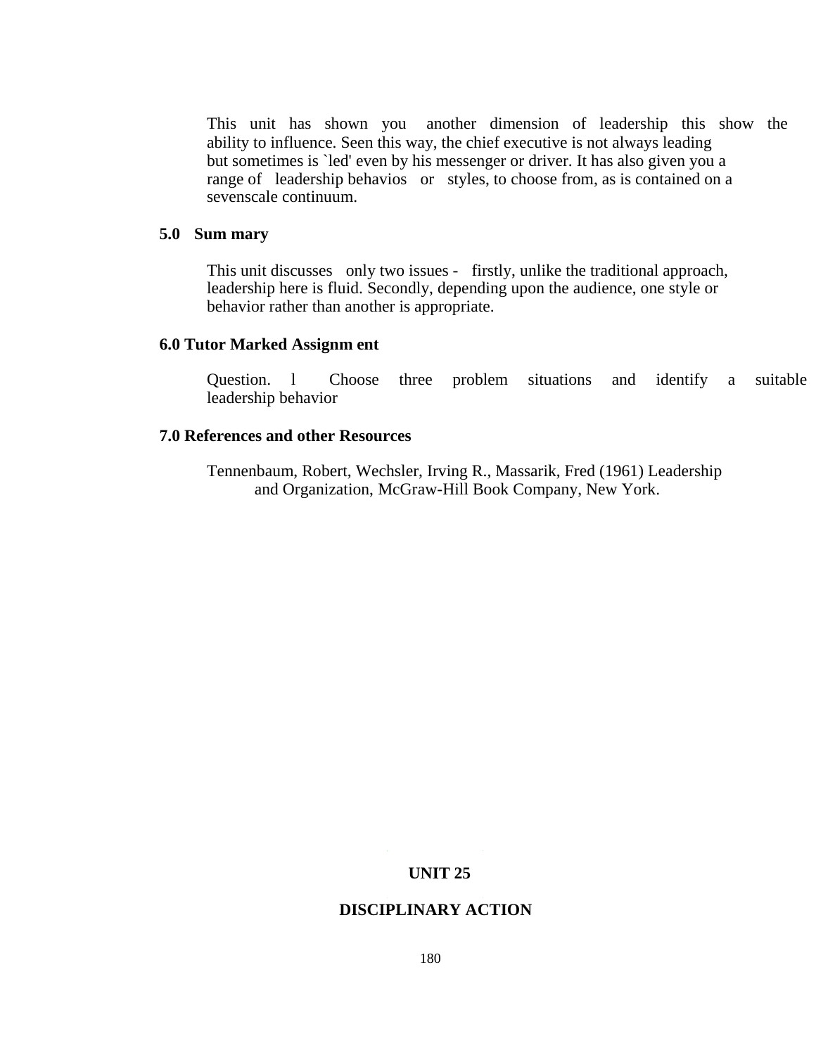This unit has shown you another dimension of leadership this show the ability to influence. Seen this way, the chief executive is not always leading but sometimes is `led' even by his messenger or driver. It has also given you a range of leadership behavios or styles, to choose from, as is contained on a sevenscale continuum.

## 5.0 Sum mary

This unit discusses only two issues - firstly, unlike the traditional approach, leadership here is fluid. Secondly, depending upon the audience, one style or behavior rather than another is appropriate.

## 6.0 Tutor Marked Assignm ent

Question. l Choose three problem situations and identify a suitable leadership behavior

## 7.0 References and other Resources

Tennenbaum, Robert, Wechsler, Irving R., Massarik, Fred (1961) Leadership and Organization, McGraw-Hill Book Company, New York.

# UNIT 25

# DISCIPLINARY ACTION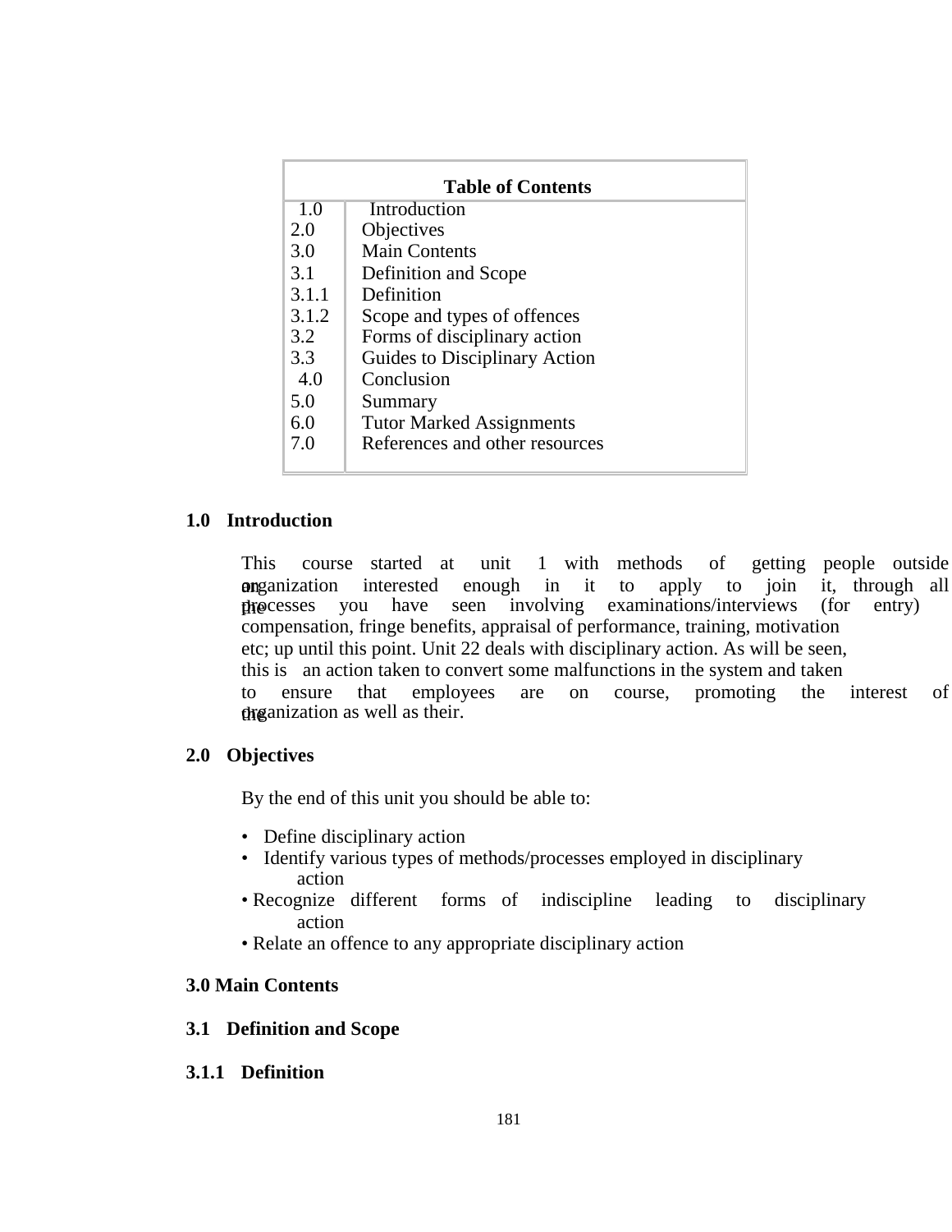| Table of Contents | |
|---|---|
| 1.0 | Introduction |
| 2.0 | Objectives |
| 3.0 | Main Contents |
| 3.1 | Definition and Scope |
| 3.1.1 | Definition |
| 3.1.2 | Scope and types of offences |
| 3.2 | Forms of disciplinary action |
| 3.3 | Guides to Disciplinary Action |
| 4.0 | Conclusion |
| 5.0 | Summary |
| 6.0 | Tutor Marked Assignments |
| 7.0 | References and other resources |

## 1.0 Introduction

This course started at unit 1 with methods of getting people outside an organization interested enough in it to apply to join it, through all the processes you have seen involving examinations/interviews (for entry) compensation, fringe benefits, appraisal of performance, training, motivation etc; up until this point. Unit 22 deals with disciplinary action. As will be seen, this is an action taken to convert some malfunctions in the system and taken to ensure that employees are on course, promoting the interest of the organization as well as their.

## 2.0 Objectives

By the end of this unit you should be able to:

- Define disciplinary action
- Identify various types of methods/processes employed in disciplinary action
- Recognize different forms of indiscipline leading to disciplinary action
- Relate an offence to any appropriate disciplinary action

## 3.0 Main Contents

### 3.1 Definition and Scope

#### 3.1.1 Definition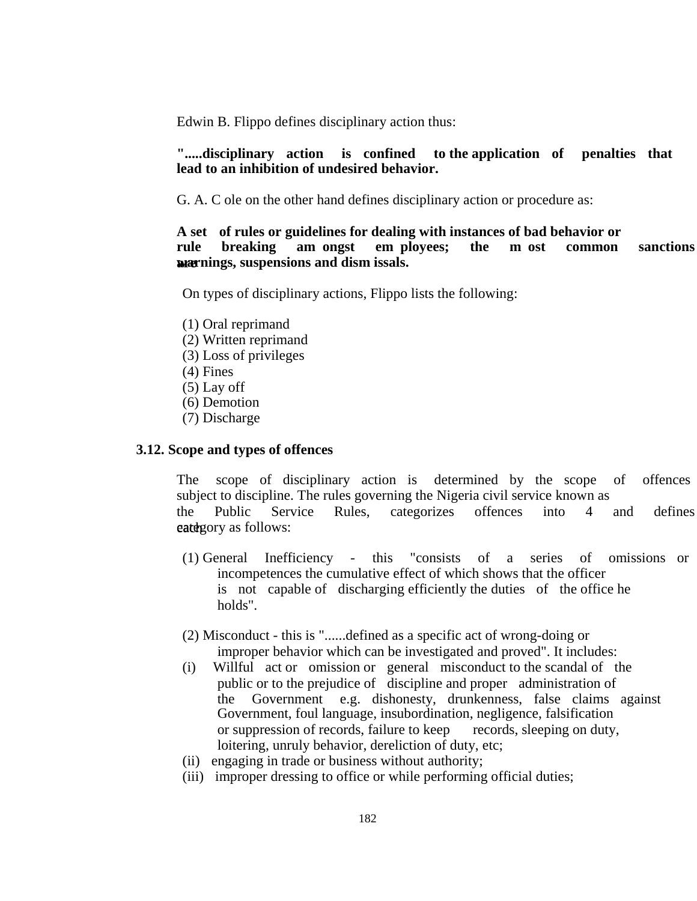Edwin B. Flippo defines disciplinary action thus:

**".....disciplinary action is confined to the application of penalties that lead to an inhibition of undesired behavior.**

G. A. Cole on the other hand defines disciplinary action or procedure as:

**A set of rules or guidelines for dealing with instances of bad behavior or rule breaking amongst employees; the most common sanctions are warnings, suspensions and dismissals.**

On types of disciplinary actions, Flippo lists the following:

(1) Oral reprimand
(2) Written reprimand
(3) Loss of privileges
(4) Fines
(5) Lay off
(6) Demotion
(7) Discharge

## 3.12. Scope and types of offences

The scope of disciplinary action is determined by the scope of offences subject to discipline. The rules governing the Nigeria civil service known as the Public Service Rules, categorizes offences into 4 and defines each category as follows:

(1) General Inefficiency - this "consists of a series of omissions or incompetences the cumulative effect of which shows that the officer is not capable of discharging efficiently the duties of the office he holds".

(2) Misconduct - this is "......defined as a specific act of wrong-doing or improper behavior which can be investigated and proved". It includes:

(i) Willful act or omission or general misconduct to the scandal of the public or to the prejudice of discipline and proper administration of the Government e.g. dishonesty, drunkenness, false claims against Government, foul language, insubordination, negligence, falsification or suppression of records, failure to keep records, sleeping on duty, loitering, unruly behavior, dereliction of duty, etc;
(ii) engaging in trade or business without authority;
(iii) improper dressing to office or while performing official duties;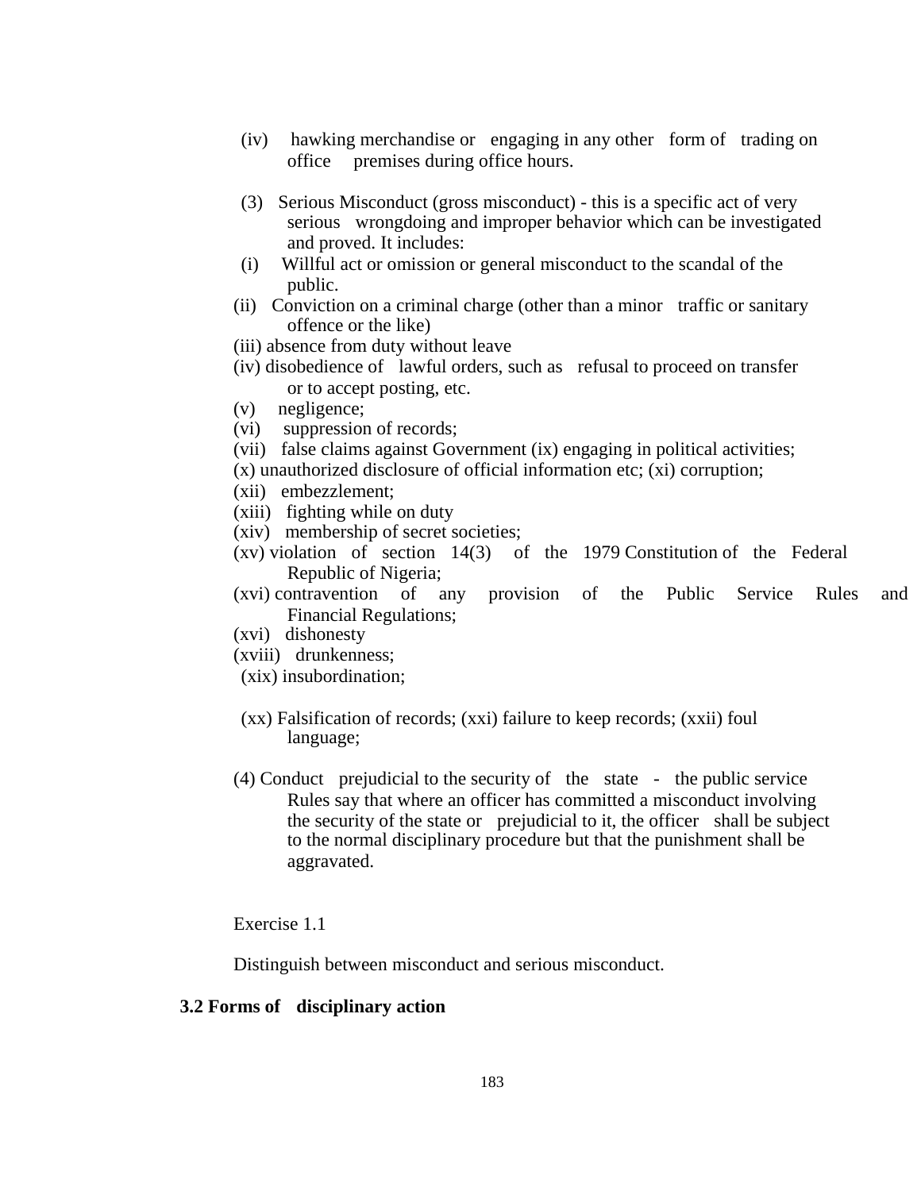(iv) hawking merchandise or engaging in any other form of trading on office premises during office hours.

(3) Serious Misconduct (gross misconduct) - this is a specific act of very serious wrongdoing and improper behavior which can be investigated and proved. It includes:

(i) Willful act or omission or general misconduct to the scandal of the public.

(ii) Conviction on a criminal charge (other than a minor traffic or sanitary offence or the like)

(iii) absence from duty without leave

(iv) disobedience of lawful orders, such as refusal to proceed on transfer or to accept posting, etc.

(v) negligence;

(vi) suppression of records;

(vii) false claims against Government (ix) engaging in political activities;

(x) unauthorized disclosure of official information etc; (xi) corruption;

(xii) embezzlement;

(xiii) fighting while on duty

(xiv) membership of secret societies;

(xv) violation of section 14(3) of the 1979 Constitution of the Federal Republic of Nigeria;

(xvi) contravention of any provision of the Public Service Rules and Financial Regulations;

(xvi) dishonesty

(xviii) drunkenness;

(xix) insubordination;

(xx) Falsification of records; (xxi) failure to keep records; (xxii) foul language;

(4) Conduct prejudicial to the security of the state - the public service Rules say that where an officer has committed a misconduct involving the security of the state or prejudicial to it, the officer shall be subject to the normal disciplinary procedure but that the punishment shall be aggravated.

Exercise 1.1

Distinguish between misconduct and serious misconduct.

**3.2 Forms of disciplinary action**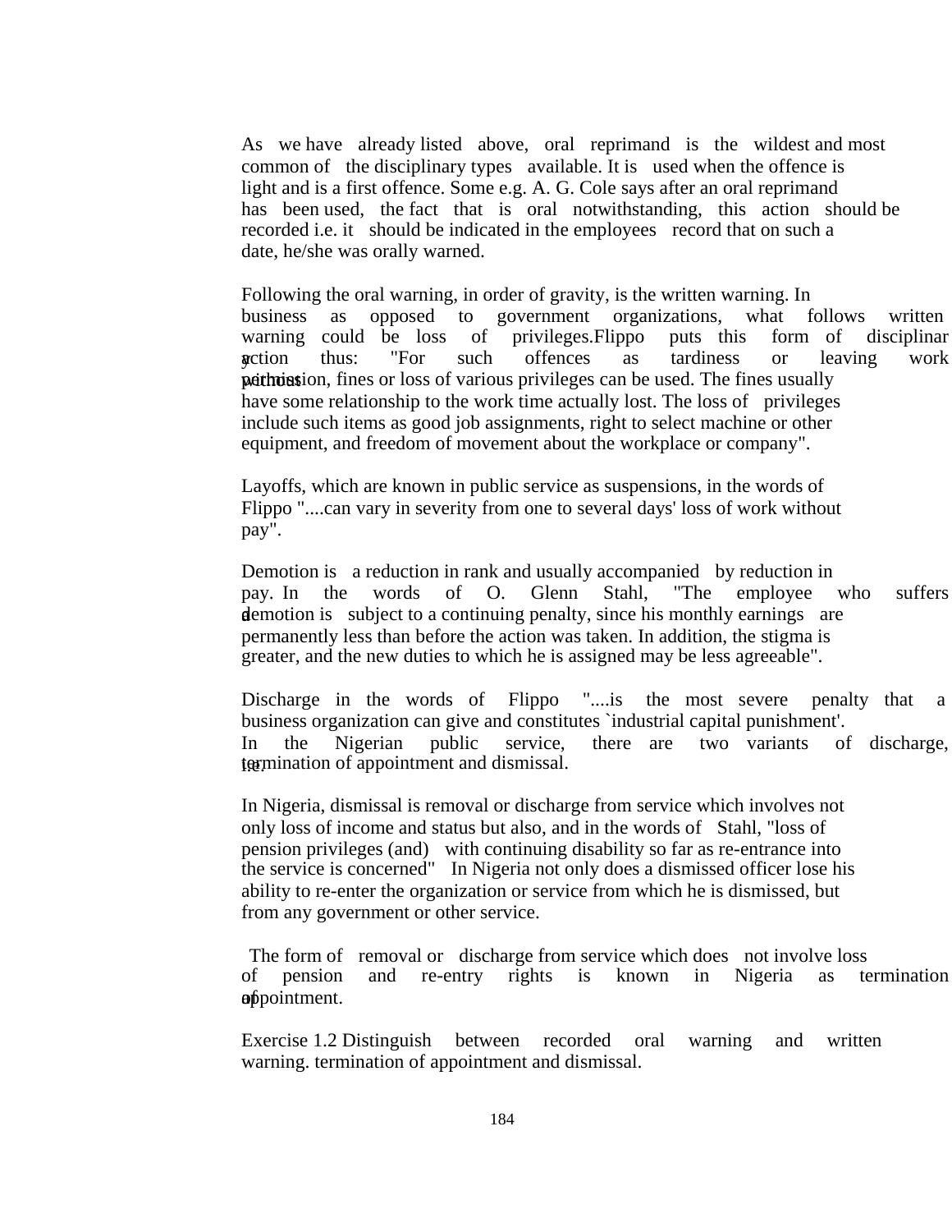As we have already listed above, oral reprimand is the wildest and most common of the disciplinary types available. It is used when the offence is light and is a first offence. Some e.g. A. G. Cole says after an oral reprimand has been used, the fact that is oral notwithstanding, this action should be recorded i.e. it should be indicated in the employees record that on such a date, he/she was orally warned.

Following the oral warning, in order of gravity, is the written warning. In business as opposed to government organizations, what follows written warning could be loss of privileges.Flippo puts this form of disciplinary action thus: "For such offences as tardiness or leaving work without permission, fines or loss of various privileges can be used. The fines usually have some relationship to the work time actually lost. The loss of privileges include such items as good job assignments, right to select machine or other equipment, and freedom of movement about the workplace or company".

Layoffs, which are known in public service as suspensions, in the words of Flippo "....can vary in severity from one to several days' loss of work without pay".

Demotion is a reduction in rank and usually accompanied by reduction in pay. In the words of O. Glenn Stahl, "The employee who suffers a demotion is subject to a continuing penalty, since his monthly earnings are permanently less than before the action was taken. In addition, the stigma is greater, and the new duties to which he is assigned may be less agreeable".

Discharge in the words of Flippo "....is the most severe penalty that a business organization can give and constitutes `industrial capital punishment'. In the Nigerian public service, there are two variants of discharge, i.e. termination of appointment and dismissal.

In Nigeria, dismissal is removal or discharge from service which involves not only loss of income and status but also, and in the words of Stahl, "loss of pension privileges (and) with continuing disability so far as re-entrance into the service is concerned" In Nigeria not only does a dismissed officer lose his ability to re-enter the organization or service from which he is dismissed, but from any government or other service.

The form of removal or discharge from service which does not involve loss of pension and re-entry rights is known in Nigeria as termination of appointment.

Exercise 1.2 Distinguish between recorded oral warning and written warning. termination of appointment and dismissal.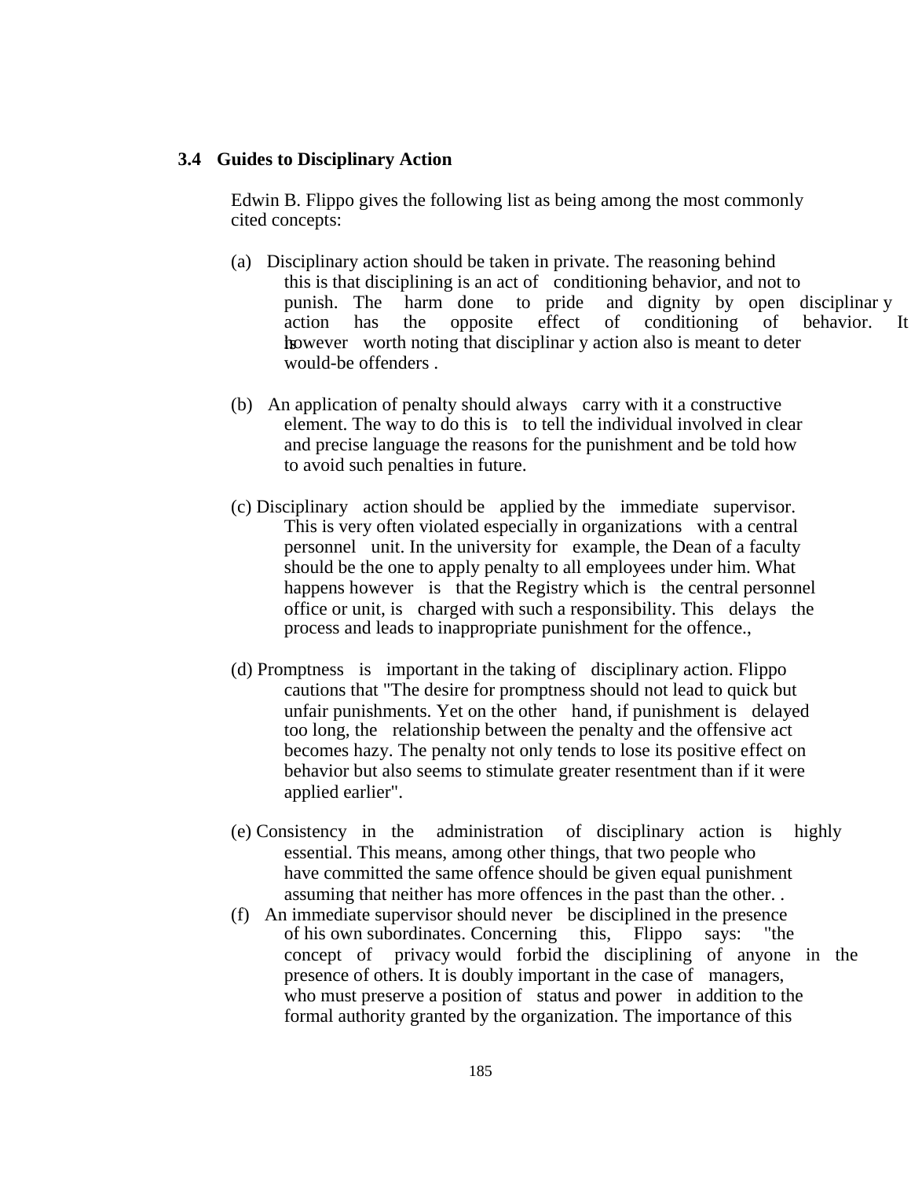### 3.4 Guides to Disciplinary Action

Edwin B. Flippo gives the following list as being among the most commonly cited concepts:

(a) Disciplinary action should be taken in private. The reasoning behind this is that disciplining is an act of conditioning behavior, and not to punish. The harm done to pride and dignity by open disciplinary action has the opposite effect of conditioning of behavior. It is however worth noting that disciplinary action also is meant to deter would-be offenders .

(b) An application of penalty should always carry with it a constructive element. The way to do this is to tell the individual involved in clear and precise language the reasons for the punishment and be told how to avoid such penalties in future.

(c) Disciplinary action should be applied by the immediate supervisor. This is very often violated especially in organizations with a central personnel unit. In the university for example, the Dean of a faculty should be the one to apply penalty to all employees under him. What happens however is that the Registry which is the central personnel office or unit, is charged with such a responsibility. This delays the process and leads to inappropriate punishment for the offence.,

(d) Promptness is important in the taking of disciplinary action. Flippo cautions that "The desire for promptness should not lead to quick but unfair punishments. Yet on the other hand, if punishment is delayed too long, the relationship between the penalty and the offensive act becomes hazy. The penalty not only tends to lose its positive effect on behavior but also seems to stimulate greater resentment than if it were applied earlier".

(e) Consistency in the administration of disciplinary action is highly essential. This means, among other things, that two people who have committed the same offence should be given equal punishment assuming that neither has more offences in the past than the other. .

(f) An immediate supervisor should never be disciplined in the presence of his own subordinates. Concerning this, Flippo says: "the concept of privacy would forbid the disciplining of anyone in the presence of others. It is doubly important in the case of managers, who must preserve a position of status and power in addition to the formal authority granted by the organization. The importance of this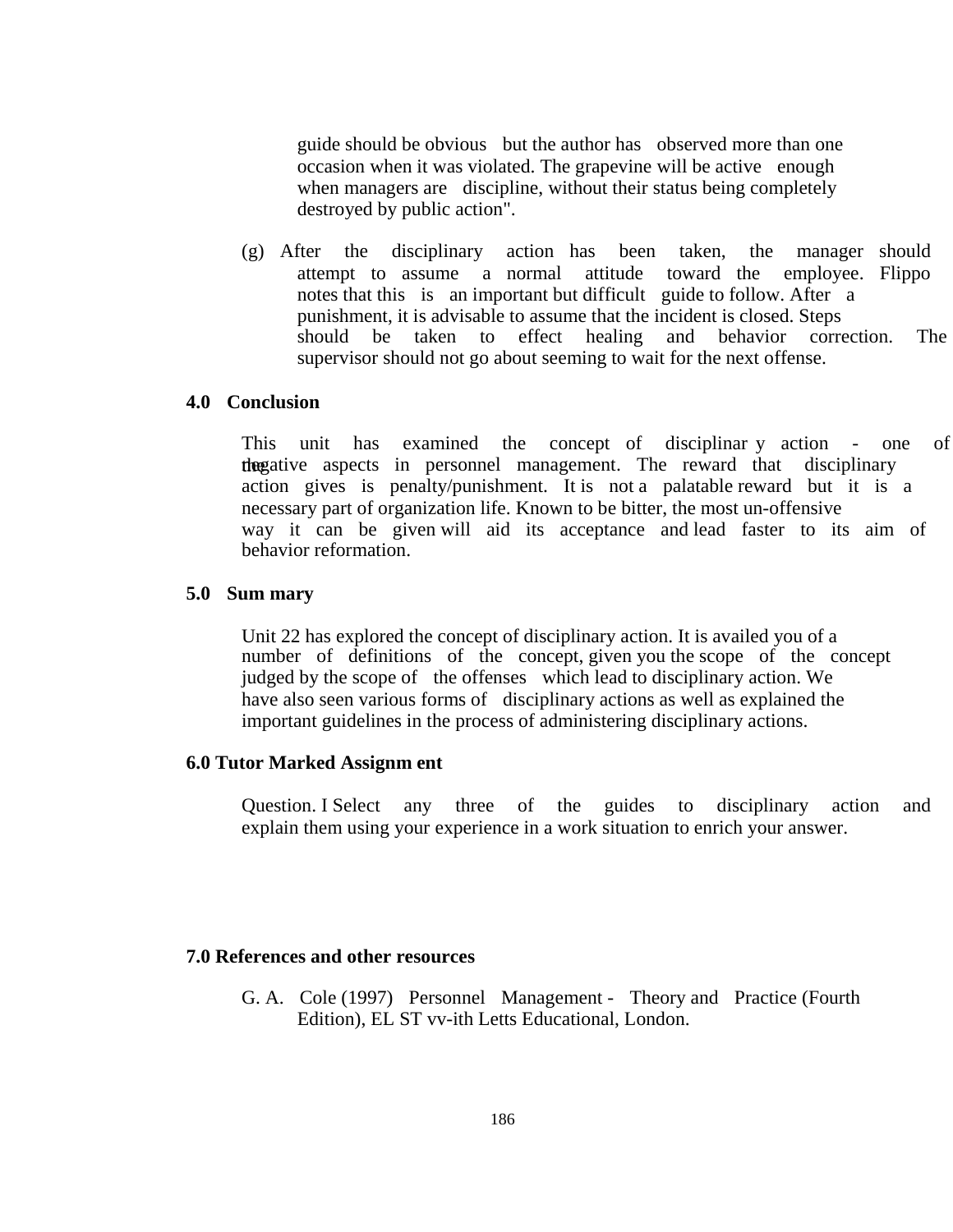guide should be obvious but the author has observed more than one occasion when it was violated. The grapevine will be active enough when managers are discipline, without their status being completely destroyed by public action".

(g) After the disciplinary action has been taken, the manager should attempt to assume a normal attitude toward the employee. Flippo notes that this is an important but difficult guide to follow. After a punishment, it is advisable to assume that the incident is closed. Steps should be taken to effect healing and behavior correction. The supervisor should not go about seeming to wait for the next offense.

## 4.0 Conclusion

This unit has examined the concept of disciplinar y action - one of the negative aspects in personnel management. The reward that disciplinary action gives is penalty/punishment. It is not a palatable reward but it is a necessary part of organization life. Known to be bitter, the most un-offensive way it can be given will aid its acceptance and lead faster to its aim of behavior reformation.

## 5.0 Sum mary

Unit 22 has explored the concept of disciplinary action. It is availed you of a number of definitions of the concept, given you the scope of the concept judged by the scope of the offenses which lead to disciplinary action. We have also seen various forms of disciplinary actions as well as explained the important guidelines in the process of administering disciplinary actions.

## 6.0 Tutor Marked Assignm ent

Question. I Select any three of the guides to disciplinary action and explain them using your experience in a work situation to enrich your answer.

## 7.0 References and other resources

G. A. Cole (1997) Personnel Management - Theory and Practice (Fourth Edition), EL ST vv-ith Letts Educational, London.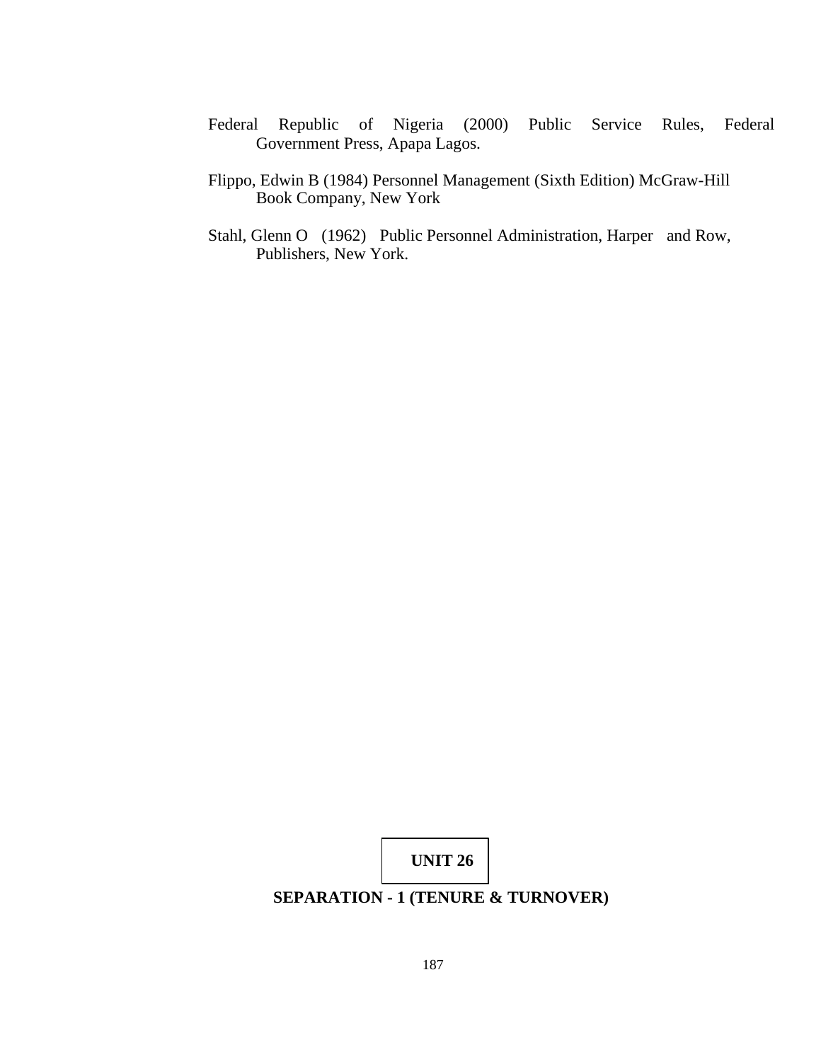Federal Republic of Nigeria (2000) Public Service Rules, Federal Government Press, Apapa Lagos.

Flippo, Edwin B (1984) Personnel Management (Sixth Edition) McGraw-Hill Book Company, New York

Stahl, Glenn O (1962) Public Personnel Administration, Harper and Row, Publishers, New York.

# UNIT 26

## SEPARATION - 1 (TENURE & TURNOVER)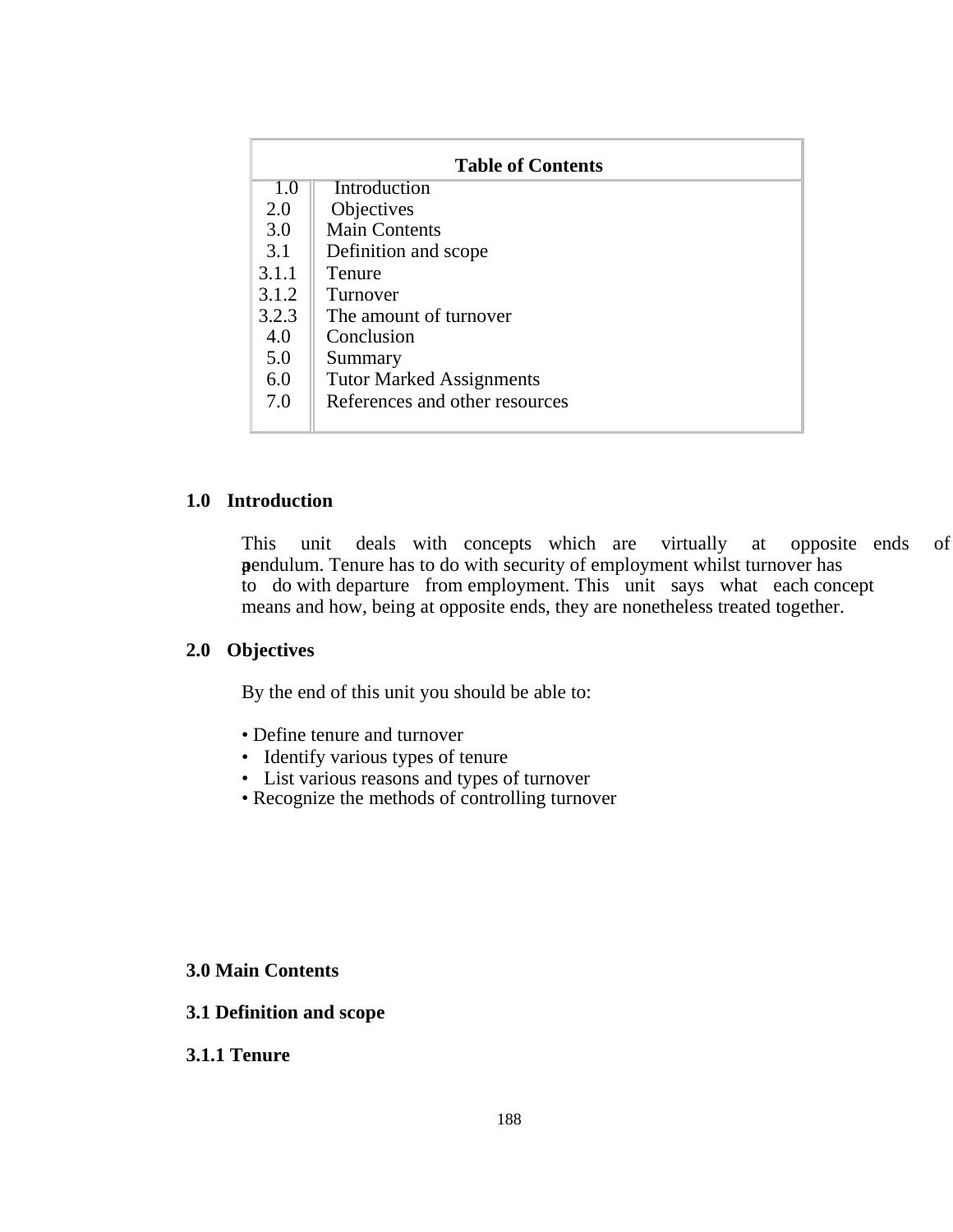| Table of Contents | |
|---|---|
| 1.0 | Introduction |
| 2.0 | Objectives |
| 3.0 | Main Contents |
| 3.1 | Definition and scope |
| 3.1.1 | Tenure |
| 3.1.2 | Turnover |
| 3.2.3 | The amount of turnover |
| 4.0 | Conclusion |
| 5.0 | Summary |
| 6.0 | Tutor Marked Assignments |
| 7.0 | References and other resources |

## 1.0 Introduction

This unit deals with concepts which are virtually at opposite ends of a pendulum. Tenure has to do with security of employment whilst turnover has to do with departure from employment. This unit says what each concept means and how, being at opposite ends, they are nonetheless treated together.

## 2.0 Objectives

By the end of this unit you should be able to:

- Define tenure and turnover
- Identify various types of tenure
- List various reasons and types of turnover
- Recognize the methods of controlling turnover

## 3.0 Main Contents

### 3.1 Definition and scope

#### 3.1.1 Tenure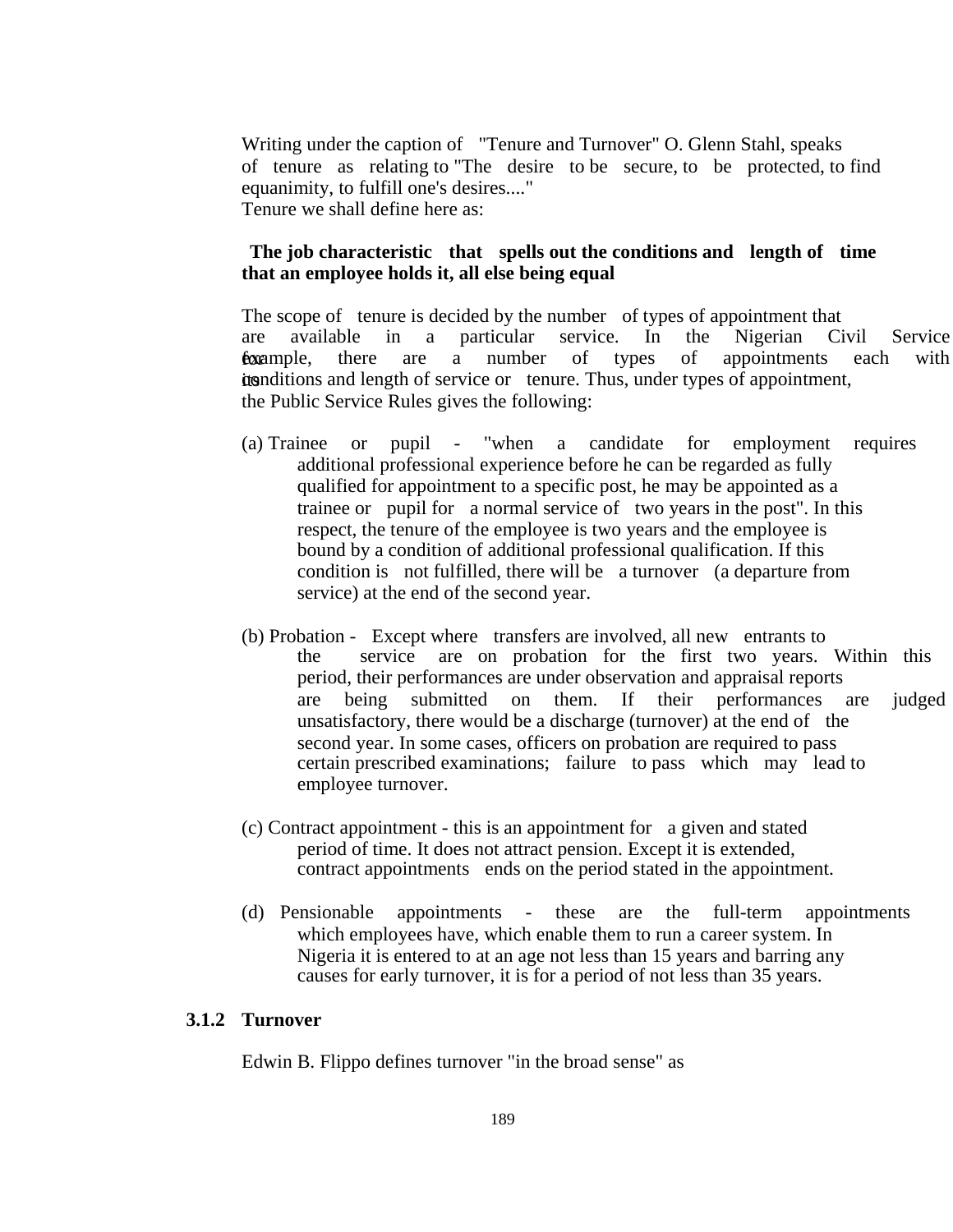Writing under the caption of "Tenure and Turnover" O. Glenn Stahl, speaks of tenure as relating to "The desire to be secure, to be protected, to find equanimity, to fulfill one's desires...."

Tenure we shall define here as:

**The job characteristic that spells out the conditions and length of time that an employee holds it, all else being equal**

The scope of tenure is decided by the number of types of appointment that are available in a particular service. In the Nigerian Civil Service for example, there are a number of types of appointments each with its conditions and length of service or tenure. Thus, under types of appointment, the Public Service Rules gives the following:

(a) Trainee or pupil - "when a candidate for employment requires additional professional experience before he can be regarded as fully qualified for appointment to a specific post, he may be appointed as a trainee or pupil for a normal service of two years in the post". In this respect, the tenure of the employee is two years and the employee is bound by a condition of additional professional qualification. If this condition is not fulfilled, there will be a turnover (a departure from service) at the end of the second year.

(b) Probation - Except where transfers are involved, all new entrants to the service are on probation for the first two years. Within this period, their performances are under observation and appraisal reports are being submitted on them. If their performances are judged unsatisfactory, there would be a discharge (turnover) at the end of the second year. In some cases, officers on probation are required to pass certain prescribed examinations; failure to pass which may lead to employee turnover.

(c) Contract appointment - this is an appointment for a given and stated period of time. It does not attract pension. Except it is extended, contract appointments ends on the period stated in the appointment.

(d) Pensionable appointments - these are the full-term appointments which employees have, which enable them to run a career system. In Nigeria it is entered to at an age not less than 15 years and barring any causes for early turnover, it is for a period of not less than 35 years.

### 3.1.2 Turnover

Edwin B. Flippo defines turnover "in the broad sense" as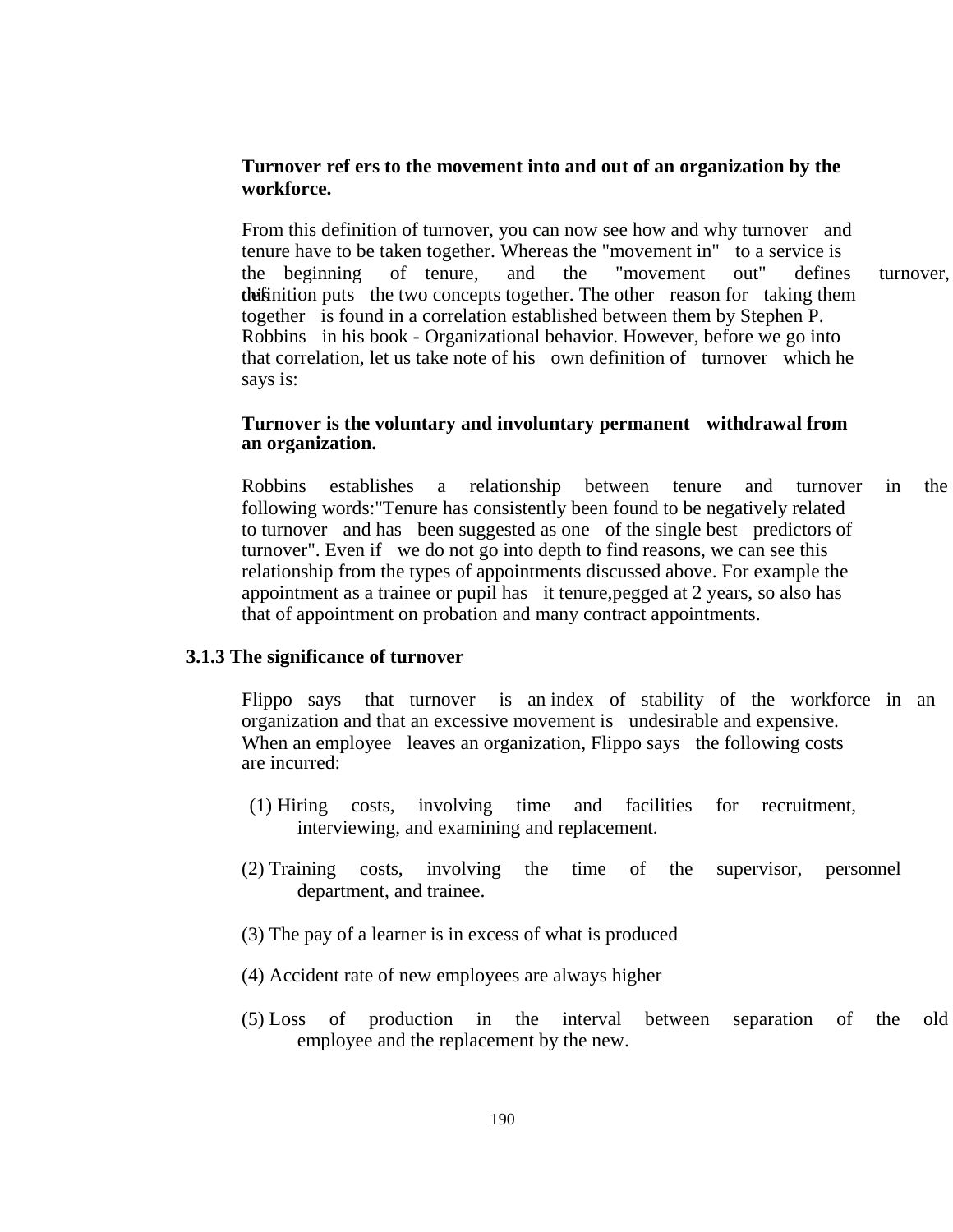**Turnover ref ers to the movement into and out of an organization by the workforce.**

From this definition of turnover, you can now see how and why turnover and tenure have to be taken together. Whereas the "movement in" to a service is the beginning of tenure, and the "movement out" defines turnover, this definition puts the two concepts together. The other reason for taking them together is found in a correlation established between them by Stephen P. Robbins in his book - Organizational behavior. However, before we go into that correlation, let us take note of his own definition of turnover which he says is:

**Turnover is the voluntary and involuntary permanent withdrawal from an organization.**

Robbins establishes a relationship between tenure and turnover in the following words:"Tenure has consistently been found to be negatively related to turnover and has been suggested as one of the single best predictors of turnover". Even if we do not go into depth to find reasons, we can see this relationship from the types of appointments discussed above. For example the appointment as a trainee or pupil has it tenure,pegged at 2 years, so also has that of appointment on probation and many contract appointments.

### 3.1.3 The significance of turnover

Flippo says that turnover is an index of stability of the workforce in an organization and that an excessive movement is undesirable and expensive. When an employee leaves an organization, Flippo says the following costs are incurred:

(1) Hiring costs, involving time and facilities for recruitment, interviewing, and examining and replacement.

(2) Training costs, involving the time of the supervisor, personnel department, and trainee.

(3) The pay of a learner is in excess of what is produced

(4) Accident rate of new employees are always higher

(5) Loss of production in the interval between separation of the old employee and the replacement by the new.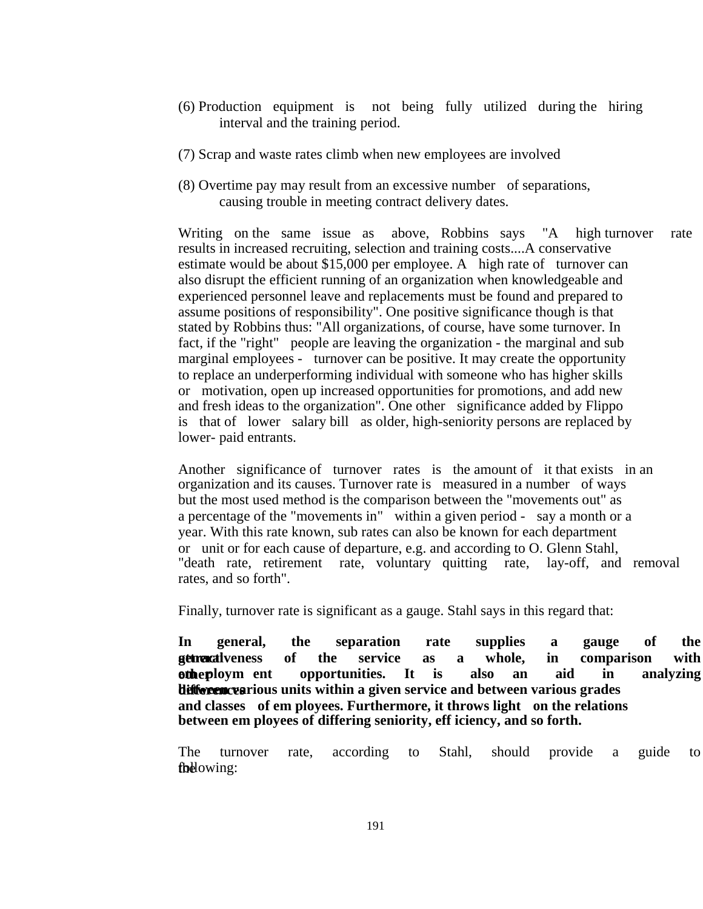(6) Production equipment is not being fully utilized during the hiring interval and the training period.

(7) Scrap and waste rates climb when new employees are involved

(8) Overtime pay may result from an excessive number of separations, causing trouble in meeting contract delivery dates.

Writing on the same issue as above, Robbins says "A high turnover rate results in increased recruiting, selection and training costs....A conservative estimate would be about $15,000 per employee. A high rate of turnover can also disrupt the efficient running of an organization when knowledgeable and experienced personnel leave and replacements must be found and prepared to assume positions of responsibility". One positive significance though is that stated by Robbins thus: "All organizations, of course, have some turnover. In fact, if the "right" people are leaving the organization - the marginal and sub marginal employees - turnover can be positive. It may create the opportunity to replace an underperforming individual with someone who has higher skills or motivation, open up increased opportunities for promotions, and add new and fresh ideas to the organization". One other significance added by Flippo is that of lower salary bill as older, high-seniority persons are replaced by lower- paid entrants.

Another significance of turnover rates is the amount of it that exists in an organization and its causes. Turnover rate is measured in a number of ways but the most used method is the comparison between the "movements out" as a percentage of the "movements in" within a given period - say a month or a year. With this rate known, sub rates can also be known for each department or unit or for each cause of departure, e.g. and according to O. Glenn Stahl, "death rate, retirement rate, voluntary quitting rate, lay-off, and removal rates, and so forth".

Finally, turnover rate is significant as a gauge. Stahl says in this regard that:

**In general, the separation rate supplies a gauge of the general attractiveness of the service as a whole, in comparison with other employment opportunities. It is also an aid in analyzing differences between various units within a given service and between various grades and classes of employees. Furthermore, it throws light on the relations between employees of differing seniority, efficiency, and so forth.**

The turnover rate, according to Stahl, should provide a guide to the following: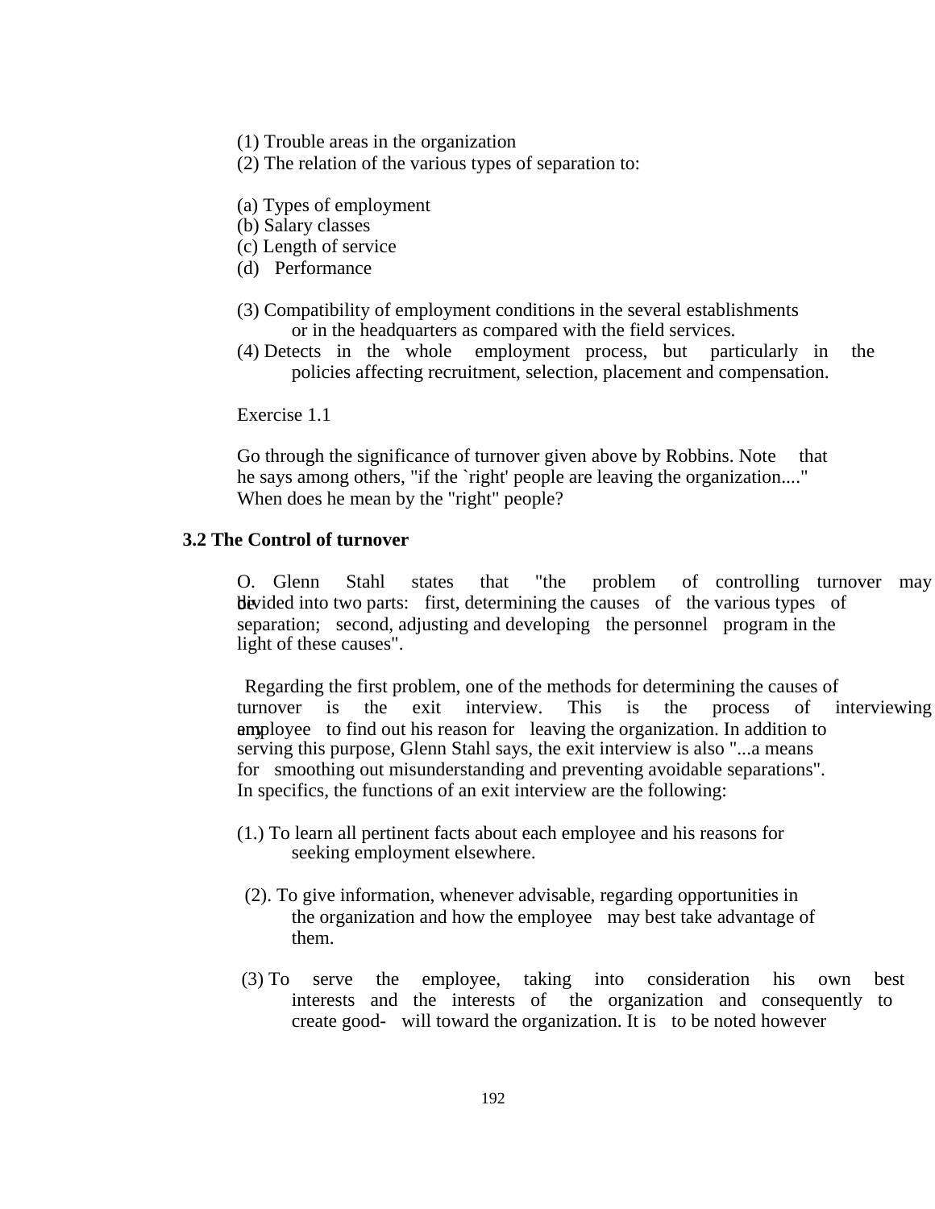(1) Trouble areas in the organization
(2) The relation of the various types of separation to:

(a) Types of employment
(b) Salary classes
(c) Length of service
(d) Performance

(3) Compatibility of employment conditions in the several establishments or in the headquarters as compared with the field services.
(4) Detects in the whole employment process, but particularly in the policies affecting recruitment, selection, placement and compensation.

Exercise 1.1

Go through the significance of turnover given above by Robbins. Note that he says among others, "if the `right' people are leaving the organization...." When does he mean by the "right" people?

## 3.2 The Control of turnover

O. Glenn Stahl states that "the problem of controlling turnover may be divided into two parts: first, determining the causes of the various types of separation; second, adjusting and developing the personnel program in the light of these causes".

Regarding the first problem, one of the methods for determining the causes of turnover is the exit interview. This is the process of interviewing any employee to find out his reason for leaving the organization. In addition to serving this purpose, Glenn Stahl says, the exit interview is also "...a means for smoothing out misunderstanding and preventing avoidable separations". In specifics, the functions of an exit interview are the following:

(1.) To learn all pertinent facts about each employee and his reasons for seeking employment elsewhere.

(2). To give information, whenever advisable, regarding opportunities in the organization and how the employee may best take advantage of them.

(3) To serve the employee, taking into consideration his own best interests and the interests of the organization and consequently to create good- will toward the organization. It is to be noted however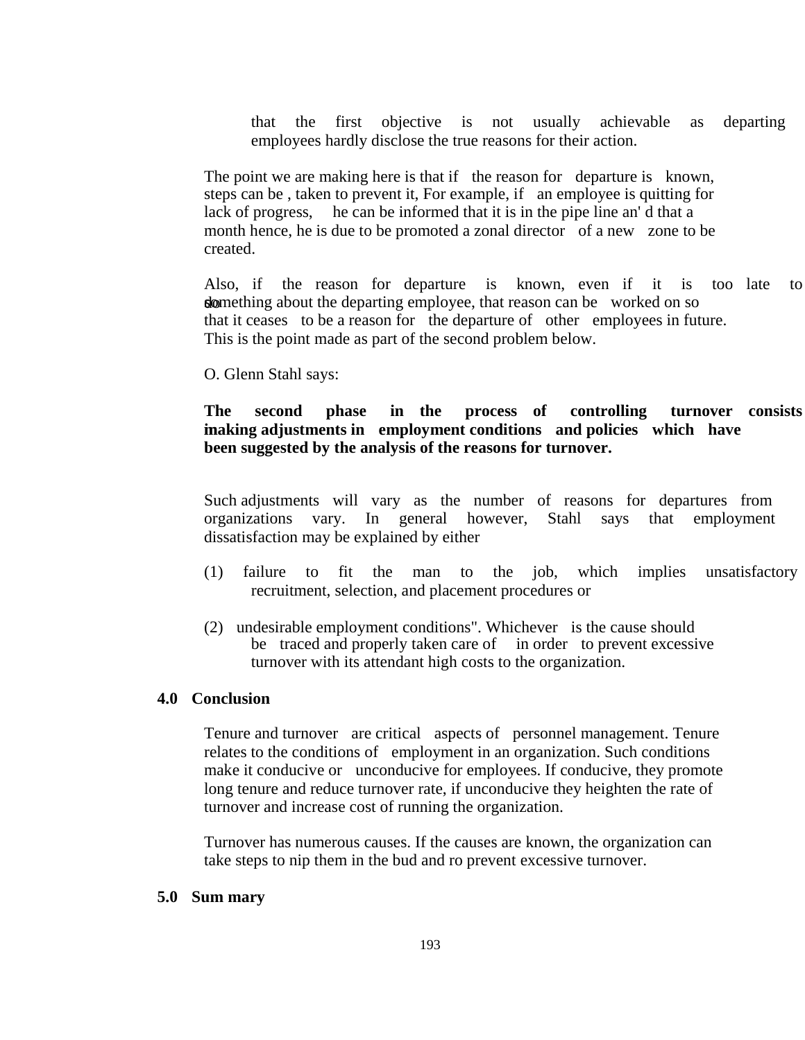that the first objective is not usually achievable as departing employees hardly disclose the true reasons for their action.

The point we are making here is that if the reason for departure is known, steps can be , taken to prevent it, For example, if an employee is quitting for lack of progress, he can be informed that it is in the pipe line an' d that a month hence, he is due to be promoted a zonal director of a new zone to be created.

Also, if the reason for departure is known, even if it is too late to do something about the departing employee, that reason can be worked on so that it ceases to be a reason for the departure of other employees in future. This is the point made as part of the second problem below.

O. Glenn Stahl says:

**The second phase in the process of controlling turnover consists in making adjustments in employment conditions and policies which have been suggested by the analysis of the reasons for turnover.**

Such adjustments will vary as the number of reasons for departures from organizations vary. In general however, Stahl says that employment dissatisfaction may be explained by either

(1) failure to fit the man to the job, which implies unsatisfactory recruitment, selection, and placement procedures or

(2) undesirable employment conditions". Whichever is the cause should be traced and properly taken care of in order to prevent excessive turnover with its attendant high costs to the organization.

## 4.0 Conclusion

Tenure and turnover are critical aspects of personnel management. Tenure relates to the conditions of employment in an organization. Such conditions make it conducive or unconducive for employees. If conducive, they promote long tenure and reduce turnover rate, if unconducive they heighten the rate of turnover and increase cost of running the organization.

Turnover has numerous causes. If the causes are known, the organization can take steps to nip them in the bud and ro prevent excessive turnover.

## 5.0 Sum mary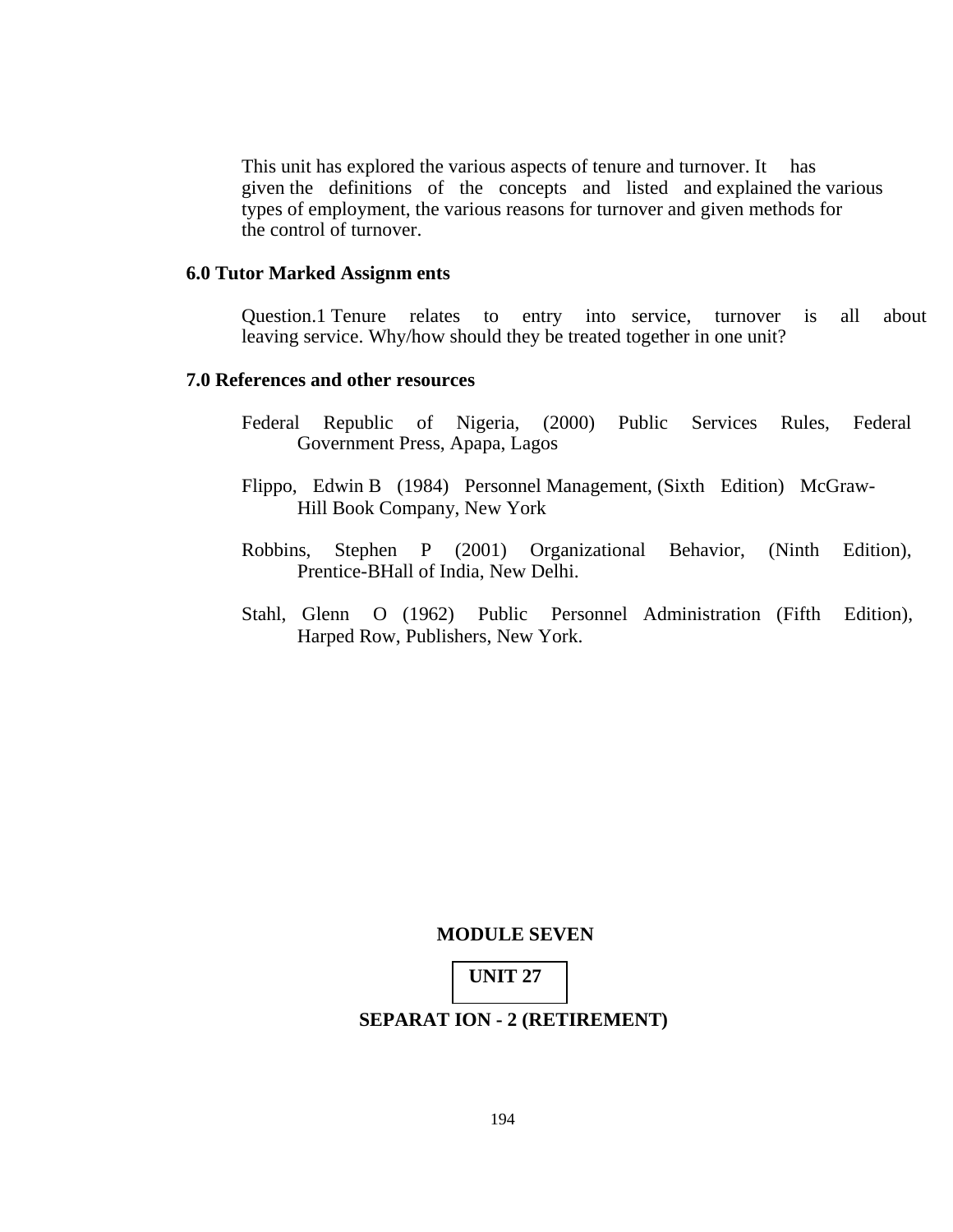This unit has explored the various aspects of tenure and turnover. It has given the definitions of the concepts and listed and explained the various types of employment, the various reasons for turnover and given methods for the control of turnover.

## 6.0 Tutor Marked Assignm ents

Question.1 Tenure relates to entry into service, turnover is all about leaving service. Why/how should they be treated together in one unit?

## 7.0 References and other resources

Federal Republic of Nigeria, (2000) Public Services Rules, Federal Government Press, Apapa, Lagos

Flippo, Edwin B (1984) Personnel Management, (Sixth Edition) McGraw-Hill Book Company, New York

Robbins, Stephen P (2001) Organizational Behavior, (Ninth Edition), Prentice-BHall of India, New Delhi.

Stahl, Glenn O (1962) Public Personnel Administration (Fifth Edition), Harped Row, Publishers, New York.

# MODULE SEVEN

## UNIT 27

## SEPARAT ION - 2 (RETIREMENT)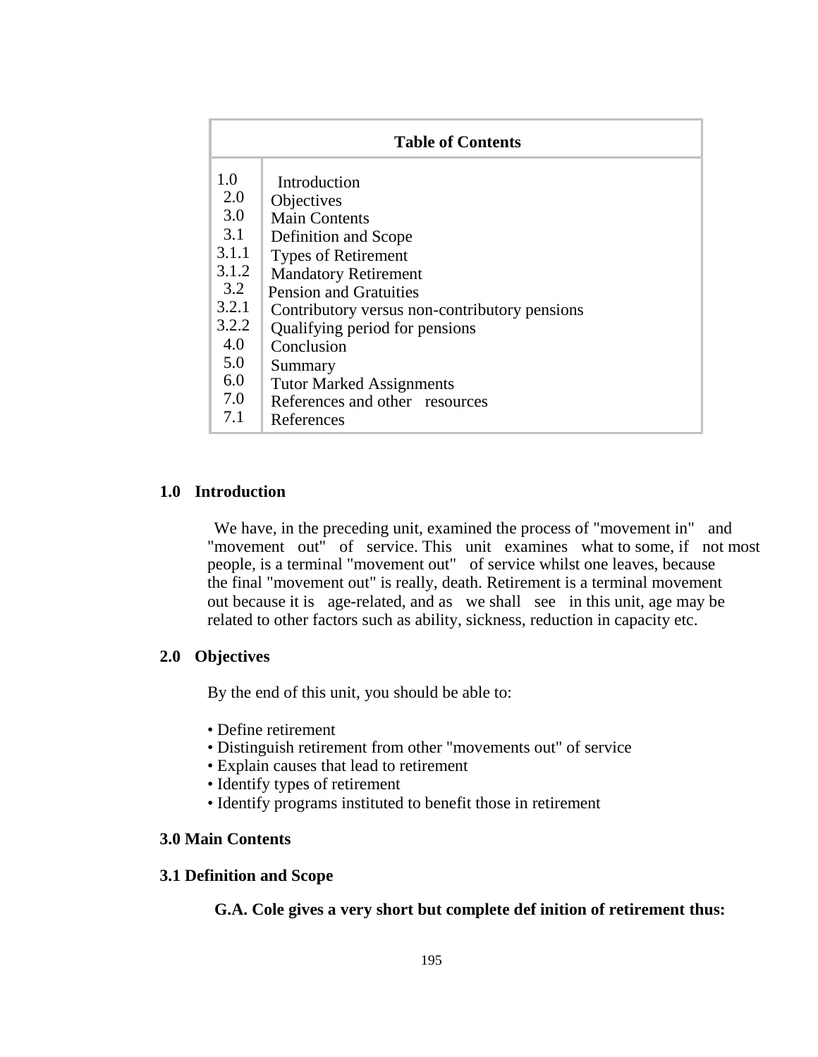| Table of Contents | |
|---|---|
| 1.0 | Introduction |
| 2.0 | Objectives |
| 3.0 | Main Contents |
| 3.1 | Definition and Scope |
| 3.1.1 | Types of Retirement |
| 3.1.2 | Mandatory Retirement |
| 3.2 | Pension and Gratuities |
| 3.2.1 | Contributory versus non-contributory pensions |
| 3.2.2 | Qualifying period for pensions |
| 4.0 | Conclusion |
| 5.0 | Summary |
| 6.0 | Tutor Marked Assignments |
| 7.0 | References and other resources |
| 7.1 | References |

## 1.0 Introduction

We have, in the preceding unit, examined the process of "movement in" and "movement out" of service. This unit examines what to some, if not most people, is a terminal "movement out" of service whilst one leaves, because the final "movement out" is really, death. Retirement is a terminal movement out because it is age-related, and as we shall see in this unit, age may be related to other factors such as ability, sickness, reduction in capacity etc.

## 2.0 Objectives

By the end of this unit, you should be able to:

- Define retirement
- Distinguish retirement from other "movements out" of service
- Explain causes that lead to retirement
- Identify types of retirement
- Identify programs instituted to benefit those in retirement

## 3.0 Main Contents

### 3.1 Definition and Scope

**G.A. Cole gives a very short but complete def inition of retirement thus:**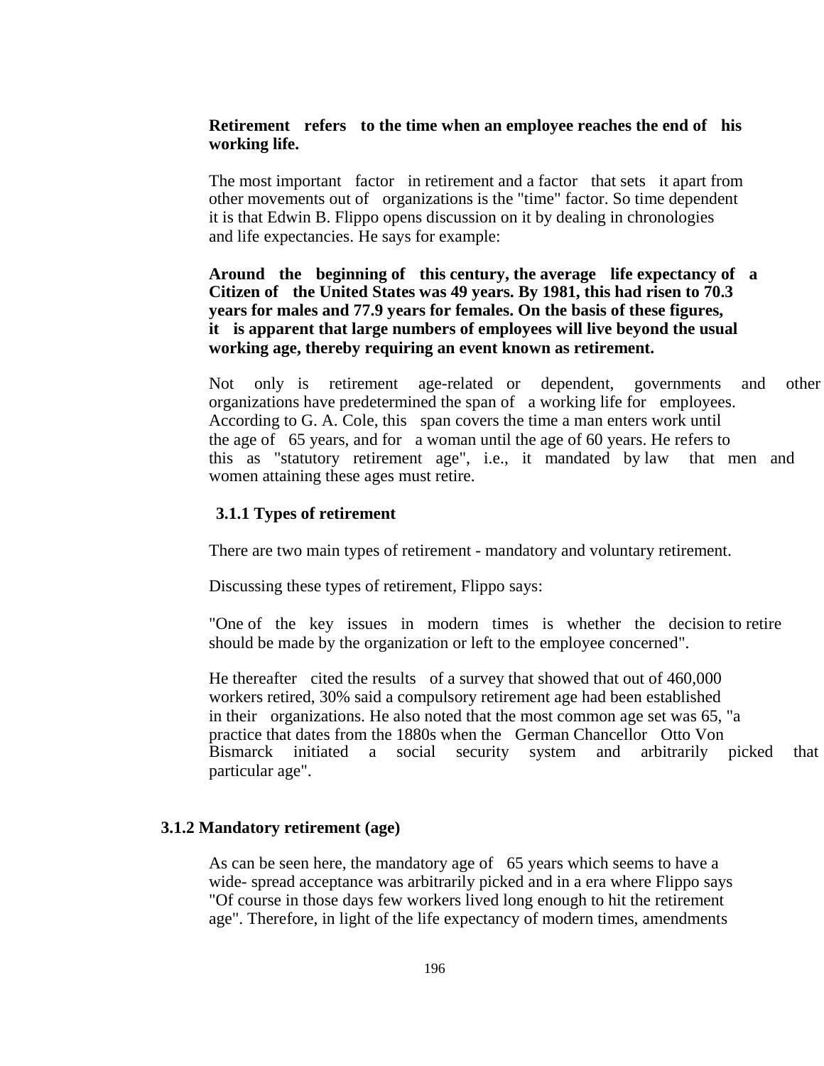**Retirement refers to the time when an employee reaches the end of his working life.**

The most important factor in retirement and a factor that sets it apart from other movements out of organizations is the "time" factor. So time dependent it is that Edwin B. Flippo opens discussion on it by dealing in chronologies and life expectancies. He says for example:

**Around the beginning of this century, the average life expectancy of a Citizen of the United States was 49 years. By 1981, this had risen to 70.3 years for males and 77.9 years for females. On the basis of these figures, it is apparent that large numbers of employees will live beyond the usual working age, thereby requiring an event known as retirement.**

Not only is retirement age-related or dependent, governments and other organizations have predetermined the span of a working life for employees. According to G. A. Cole, this span covers the time a man enters work until the age of 65 years, and for a woman until the age of 60 years. He refers to this as "statutory retirement age", i.e., it mandated by law that men and women attaining these ages must retire.

### 3.1.1 Types of retirement

There are two main types of retirement - mandatory and voluntary retirement.

Discussing these types of retirement, Flippo says:

"One of the key issues in modern times is whether the decision to retire should be made by the organization or left to the employee concerned".

He thereafter cited the results of a survey that showed that out of 460,000 workers retired, 30% said a compulsory retirement age had been established in their organizations. He also noted that the most common age set was 65, "a practice that dates from the 1880s when the German Chancellor Otto Von Bismarck initiated a social security system and arbitrarily picked that particular age".

### 3.1.2 Mandatory retirement (age)

As can be seen here, the mandatory age of 65 years which seems to have a wide- spread acceptance was arbitrarily picked and in a era where Flippo says "Of course in those days few workers lived long enough to hit the retirement age". Therefore, in light of the life expectancy of modern times, amendments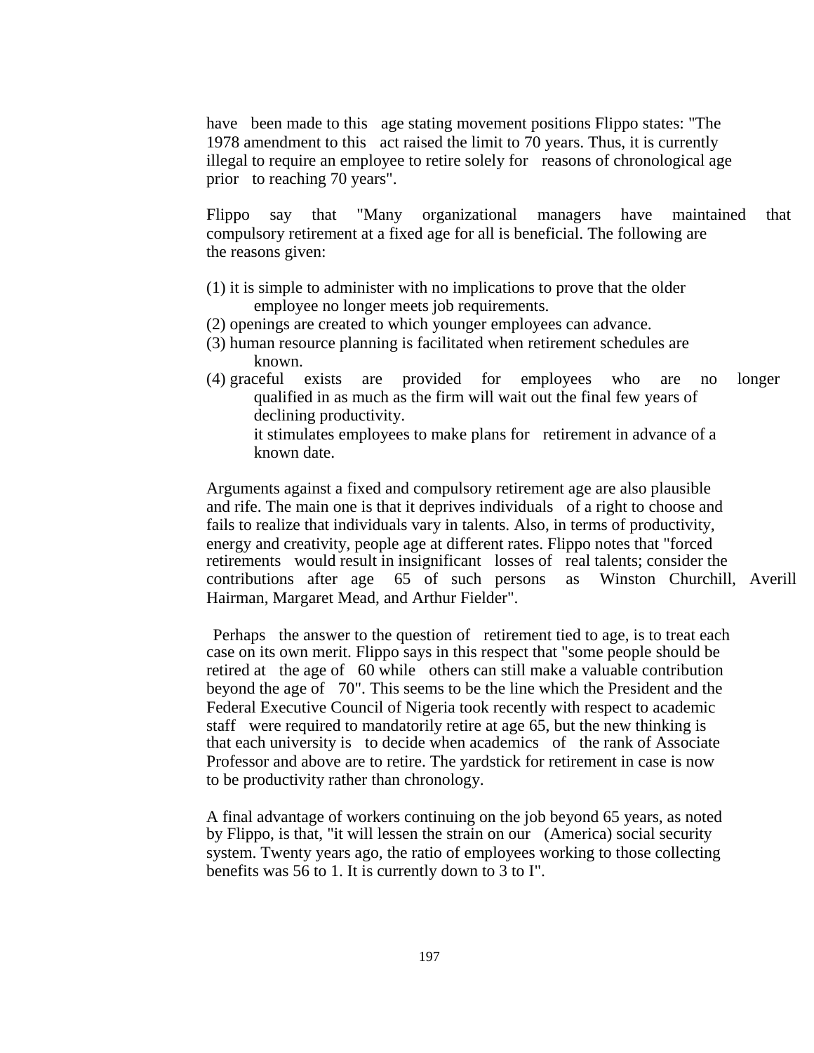have been made to this age stating movement positions Flippo states: "The 1978 amendment to this act raised the limit to 70 years. Thus, it is currently illegal to require an employee to retire solely for reasons of chronological age prior to reaching 70 years".

Flippo say that "Many organizational managers have maintained that compulsory retirement at a fixed age for all is beneficial. The following are the reasons given:

(1) it is simple to administer with no implications to prove that the older employee no longer meets job requirements.
(2) openings are created to which younger employees can advance.
(3) human resource planning is facilitated when retirement schedules are known.
(4) graceful exists are provided for employees who are no longer qualified in as much as the firm will wait out the final few years of declining productivity.
 it stimulates employees to make plans for retirement in advance of a known date.

Arguments against a fixed and compulsory retirement age are also plausible and rife. The main one is that it deprives individuals of a right to choose and fails to realize that individuals vary in talents. Also, in terms of productivity, energy and creativity, people age at different rates. Flippo notes that "forced retirements would result in insignificant losses of real talents; consider the contributions after age 65 of such persons as Winston Churchill, Averill Hairman, Margaret Mead, and Arthur Fielder".

Perhaps the answer to the question of retirement tied to age, is to treat each case on its own merit. Flippo says in this respect that "some people should be retired at the age of 60 while others can still make a valuable contribution beyond the age of 70". This seems to be the line which the President and the Federal Executive Council of Nigeria took recently with respect to academic staff were required to mandatorily retire at age 65, but the new thinking is that each university is to decide when academics of the rank of Associate Professor and above are to retire. The yardstick for retirement in case is now to be productivity rather than chronology.

A final advantage of workers continuing on the job beyond 65 years, as noted by Flippo, is that, "it will lessen the strain on our (America) social security system. Twenty years ago, the ratio of employees working to those collecting benefits was 56 to 1. It is currently down to 3 to I".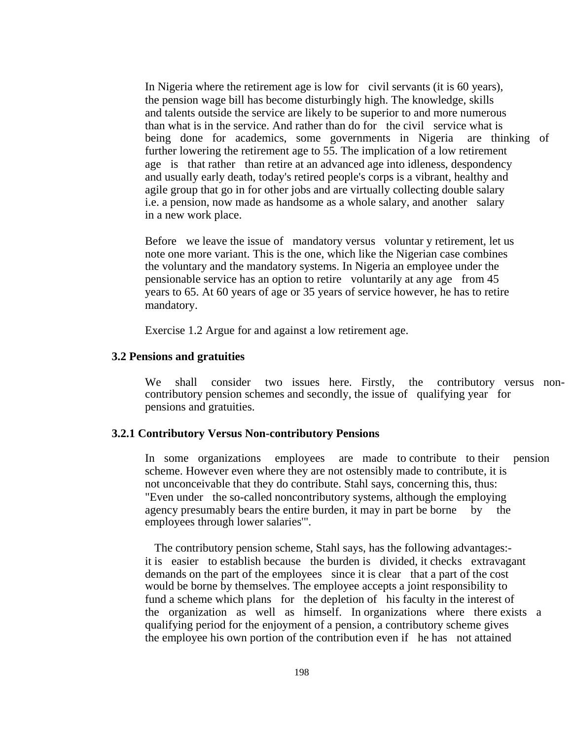In Nigeria where the retirement age is low for civil servants (it is 60 years), the pension wage bill has become disturbingly high. The knowledge, skills and talents outside the service are likely to be superior to and more numerous than what is in the service. And rather than do for the civil service what is being done for academics, some governments in Nigeria are thinking of further lowering the retirement age to 55. The implication of a low retirement age is that rather than retire at an advanced age into idleness, despondency and usually early death, today's retired people's corps is a vibrant, healthy and agile group that go in for other jobs and are virtually collecting double salary i.e. a pension, now made as handsome as a whole salary, and another salary in a new work place.

Before we leave the issue of mandatory versus voluntar y retirement, let us note one more variant. This is the one, which like the Nigerian case combines the voluntary and the mandatory systems. In Nigeria an employee under the pensionable service has an option to retire voluntarily at any age from 45 years to 65. At 60 years of age or 35 years of service however, he has to retire mandatory.

Exercise 1.2 Argue for and against a low retirement age.

### 3.2 Pensions and gratuities

We shall consider two issues here. Firstly, the contributory versus non-contributory pension schemes and secondly, the issue of qualifying year for pensions and gratuities.

#### 3.2.1 Contributory Versus Non-contributory Pensions

In some organizations employees are made to contribute to their pension scheme. However even where they are not ostensibly made to contribute, it is not unconceivable that they do contribute. Stahl says, concerning this, thus: "Even under the so-called noncontributory systems, although the employing agency presumably bears the entire burden, it may in part be borne by the employees through lower salaries'".

The contributory pension scheme, Stahl says, has the following advantages:- it is easier to establish because the burden is divided, it checks extravagant demands on the part of the employees since it is clear that a part of the cost would be borne by themselves. The employee accepts a joint responsibility to fund a scheme which plans for the depletion of his faculty in the interest of the organization as well as himself. In organizations where there exists a qualifying period for the enjoyment of a pension, a contributory scheme gives the employee his own portion of the contribution even if he has not attained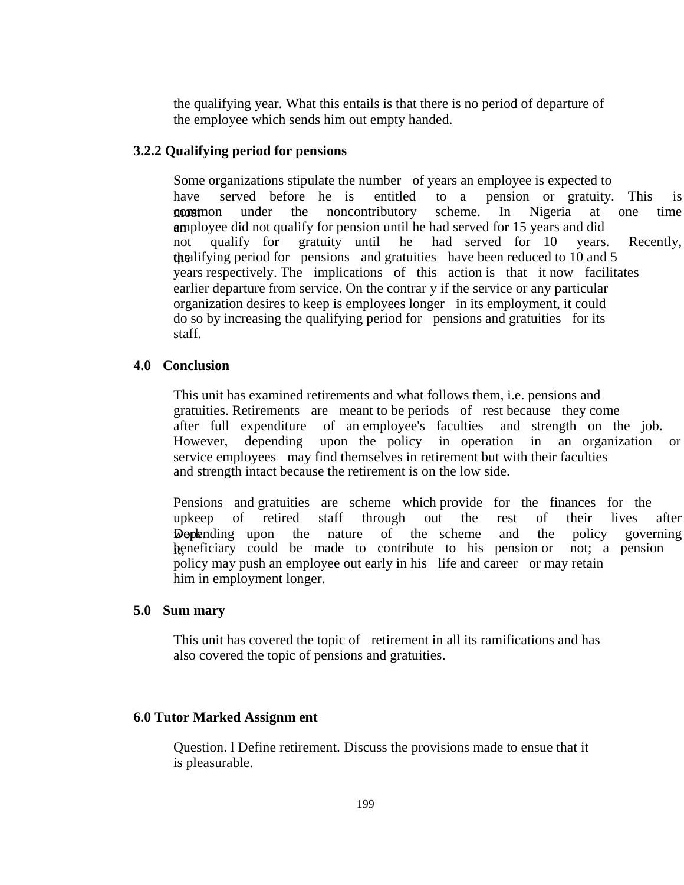the qualifying year. What this entails is that there is no period of departure of the employee which sends him out empty handed.

### 3.2.2 Qualifying period for pensions

Some organizations stipulate the number of years an employee is expected to have served before he is entitled to a pension or gratuity. This is most common under the noncontributory scheme. In Nigeria at one time an employee did not qualify for pension until he had served for 15 years and did not qualify for gratuity until he had served for 10 years. Recently, the qualifying period for pensions and gratuities have been reduced to 10 and 5 years respectively. The implications of this action is that it now facilitates earlier departure from service. On the contrar y if the service or any particular organization desires to keep is employees longer in its employment, it could do so by increasing the qualifying period for pensions and gratuities for its staff.

## 4.0 Conclusion

This unit has examined retirements and what follows them, i.e. pensions and gratuities. Retirements are meant to be periods of rest because they come after full expenditure of an employee's faculties and strength on the job. However, depending upon the policy in operation in an organization or service employees may find themselves in retirement but with their faculties and strength intact because the retirement is on the low side.

Pensions and gratuities are scheme which provide for the finances for the upkeep of retired staff through out the rest of their lives after work. Depending upon the nature of the scheme and the policy governing it, beneficiary could be made to contribute to his pension or not; a pension policy may push an employee out early in his life and career or may retain him in employment longer.

## 5.0 Sum mary

This unit has covered the topic of retirement in all its ramifications and has also covered the topic of pensions and gratuities.

## 6.0 Tutor Marked Assignm ent

Question. l Define retirement. Discuss the provisions made to ensue that it is pleasurable.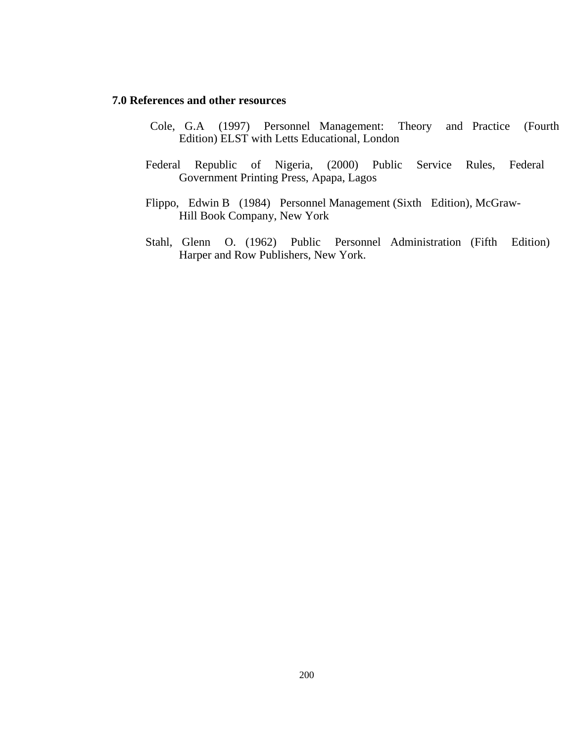## 7.0 References and other resources

Cole, G.A (1997) Personnel Management: Theory and Practice (Fourth Edition) ELST with Letts Educational, London

Federal Republic of Nigeria, (2000) Public Service Rules, Federal Government Printing Press, Apapa, Lagos

Flippo, Edwin B (1984) Personnel Management (Sixth Edition), McGraw-Hill Book Company, New York

Stahl, Glenn O. (1962) Public Personnel Administration (Fifth Edition) Harper and Row Publishers, New York.